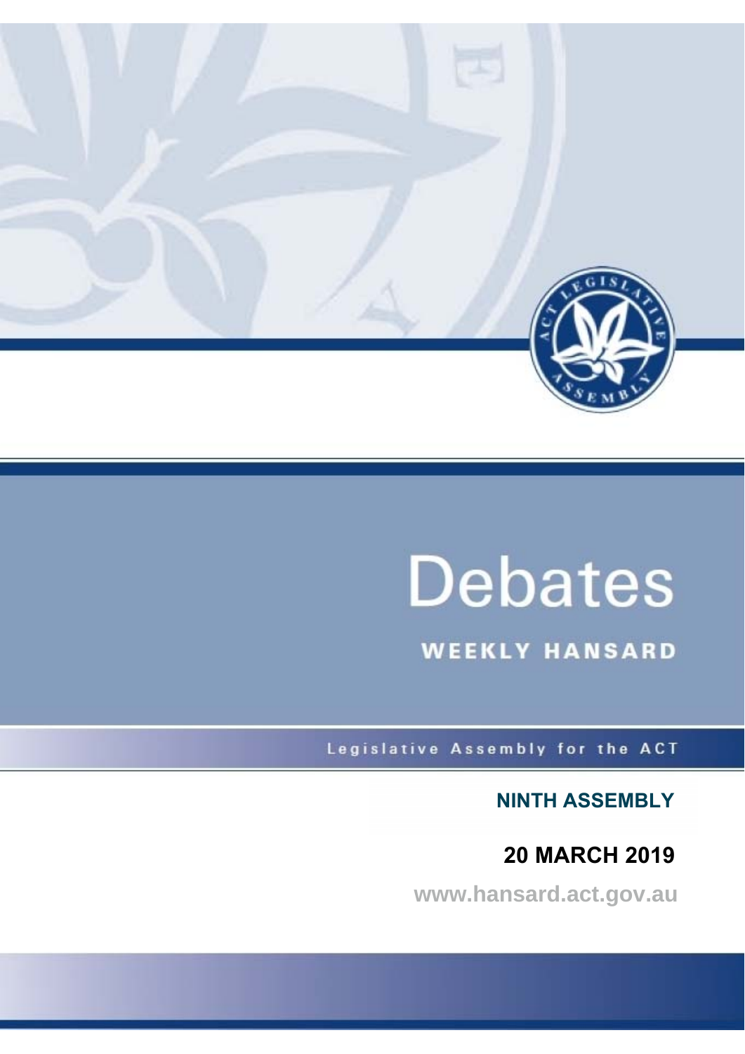# Debates

## WEEKLY HANSARD

Legislative Assembly for the ACT

**NINTH ASSEMBLY**

**20 MARCH 2019**

www.hansard.act.gov.au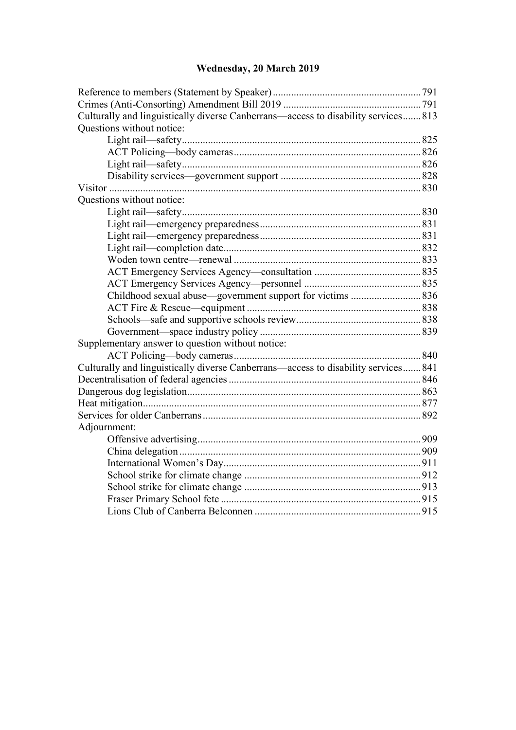# Wednesday, 20 March 2019

Reference to members (Statement by Speaker) ........ 791
Crimes (Anti-Consorting) Amendment Bill 2019 ........ 791
Culturally and linguistically diverse Canberrans—access to disability services ........ 813
Questions without notice:
- Light rail—safety ........ 825
- ACT Policing—body cameras ........ 826
- Light rail—safety ........ 826
- Disability services—government support ........ 828

Visitor ........ 830
Questions without notice:
- Light rail—safety ........ 830
- Light rail—emergency preparedness ........ 831
- Light rail—emergency preparedness ........ 831
- Light rail—completion date ........ 832
- Woden town centre—renewal ........ 833
- ACT Emergency Services Agency—consultation ........ 835
- ACT Emergency Services Agency—personnel ........ 835
- Childhood sexual abuse—government support for victims ........ 836
- ACT Fire & Rescue—equipment ........ 838
- Schools—safe and supportive schools review ........ 838
- Government—space industry policy ........ 839

Supplementary answer to question without notice:
- ACT Policing—body cameras ........ 840

Culturally and linguistically diverse Canberrans—access to disability services ........ 841
Decentralisation of federal agencies ........ 846
Dangerous dog legislation ........ 863
Heat mitigation ........ 877
Services for older Canberrans ........ 892
Adjournment:
- Offensive advertising ........ 909
- China delegation ........ 909
- International Women's Day ........ 911
- School strike for climate change ........ 912
- School strike for climate change ........ 913
- Fraser Primary School fete ........ 915
- Lions Club of Canberra Belconnen ........ 915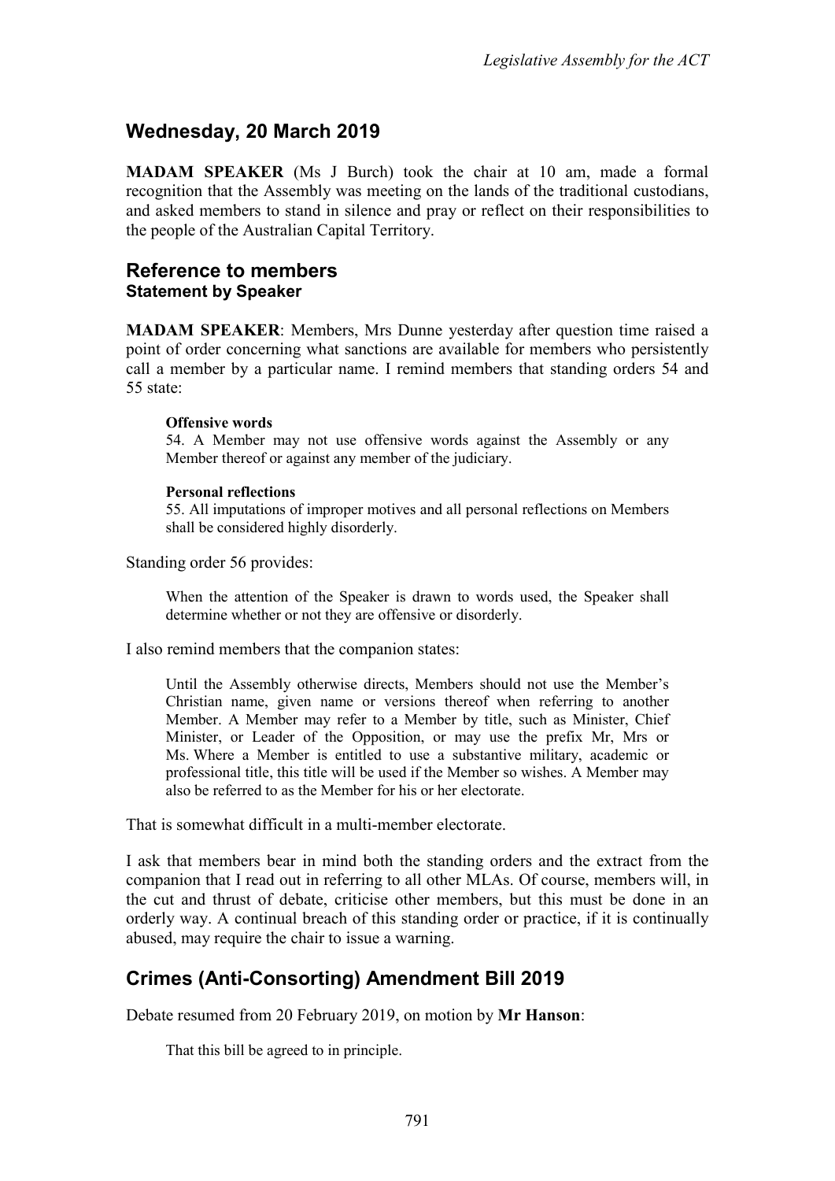## Wednesday, 20 March 2019

**MADAM SPEAKER** (Ms J Burch) took the chair at 10 am, made a formal recognition that the Assembly was meeting on the lands of the traditional custodians, and asked members to stand in silence and pray or reflect on their responsibilities to the people of the Australian Capital Territory.

## Reference to members
### Statement by Speaker

**MADAM SPEAKER**: Members, Mrs Dunne yesterday after question time raised a point of order concerning what sanctions are available for members who persistently call a member by a particular name. I remind members that standing orders 54 and 55 state:

> **Offensive words**
> 54. A Member may not use offensive words against the Assembly or any Member thereof or against any member of the judiciary.
>
> **Personal reflections**
> 55. All imputations of improper motives and all personal reflections on Members shall be considered highly disorderly.

Standing order 56 provides:

> When the attention of the Speaker is drawn to words used, the Speaker shall determine whether or not they are offensive or disorderly.

I also remind members that the companion states:

> Until the Assembly otherwise directs, Members should not use the Member's Christian name, given name or versions thereof when referring to another Member. A Member may refer to a Member by title, such as Minister, Chief Minister, or Leader of the Opposition, or may use the prefix Mr, Mrs or Ms. Where a Member is entitled to use a substantive military, academic or professional title, this title will be used if the Member so wishes. A Member may also be referred to as the Member for his or her electorate.

That is somewhat difficult in a multi-member electorate.

I ask that members bear in mind both the standing orders and the extract from the companion that I read out in referring to all other MLAs. Of course, members will, in the cut and thrust of debate, criticise other members, but this must be done in an orderly way. A continual breach of this standing order or practice, if it is continually abused, may require the chair to issue a warning.

## Crimes (Anti-Consorting) Amendment Bill 2019

Debate resumed from 20 February 2019, on motion by **Mr Hanson**:

> That this bill be agreed to in principle.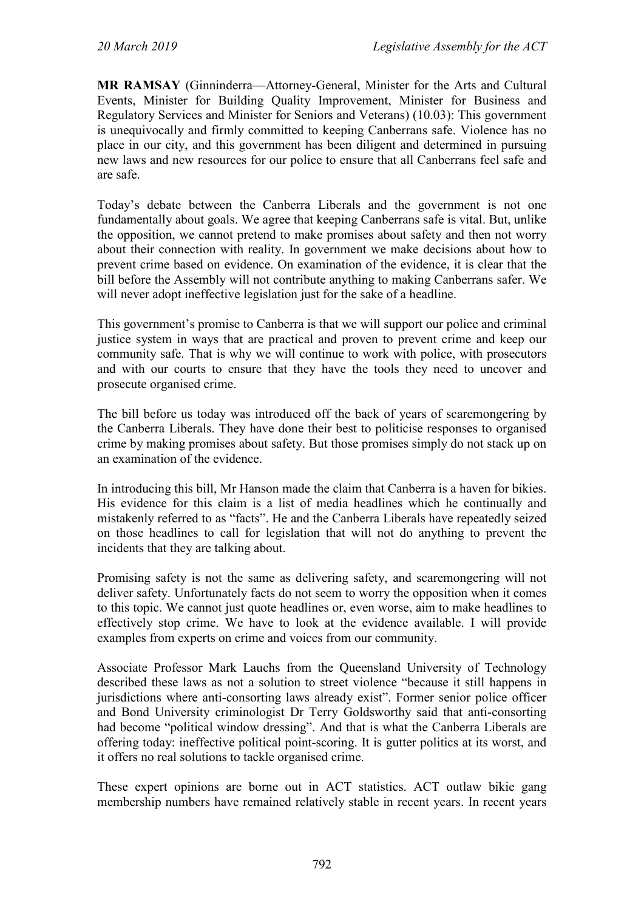**MR RAMSAY** (Ginninderra—Attorney-General, Minister for the Arts and Cultural Events, Minister for Building Quality Improvement, Minister for Business and Regulatory Services and Minister for Seniors and Veterans) (10.03): This government is unequivocally and firmly committed to keeping Canberrans safe. Violence has no place in our city, and this government has been diligent and determined in pursuing new laws and new resources for our police to ensure that all Canberrans feel safe and are safe.

Today's debate between the Canberra Liberals and the government is not one fundamentally about goals. We agree that keeping Canberrans safe is vital. But, unlike the opposition, we cannot pretend to make promises about safety and then not worry about their connection with reality. In government we make decisions about how to prevent crime based on evidence. On examination of the evidence, it is clear that the bill before the Assembly will not contribute anything to making Canberrans safer. We will never adopt ineffective legislation just for the sake of a headline.

This government's promise to Canberra is that we will support our police and criminal justice system in ways that are practical and proven to prevent crime and keep our community safe. That is why we will continue to work with police, with prosecutors and with our courts to ensure that they have the tools they need to uncover and prosecute organised crime.

The bill before us today was introduced off the back of years of scaremongering by the Canberra Liberals. They have done their best to politicise responses to organised crime by making promises about safety. But those promises simply do not stack up on an examination of the evidence.

In introducing this bill, Mr Hanson made the claim that Canberra is a haven for bikies. His evidence for this claim is a list of media headlines which he continually and mistakenly referred to as "facts". He and the Canberra Liberals have repeatedly seized on those headlines to call for legislation that will not do anything to prevent the incidents that they are talking about.

Promising safety is not the same as delivering safety, and scaremongering will not deliver safety. Unfortunately facts do not seem to worry the opposition when it comes to this topic. We cannot just quote headlines or, even worse, aim to make headlines to effectively stop crime. We have to look at the evidence available. I will provide examples from experts on crime and voices from our community.

Associate Professor Mark Lauchs from the Queensland University of Technology described these laws as not a solution to street violence "because it still happens in jurisdictions where anti-consorting laws already exist". Former senior police officer and Bond University criminologist Dr Terry Goldsworthy said that anti-consorting had become "political window dressing". And that is what the Canberra Liberals are offering today: ineffective political point-scoring. It is gutter politics at its worst, and it offers no real solutions to tackle organised crime.

These expert opinions are borne out in ACT statistics. ACT outlaw bikie gang membership numbers have remained relatively stable in recent years. In recent years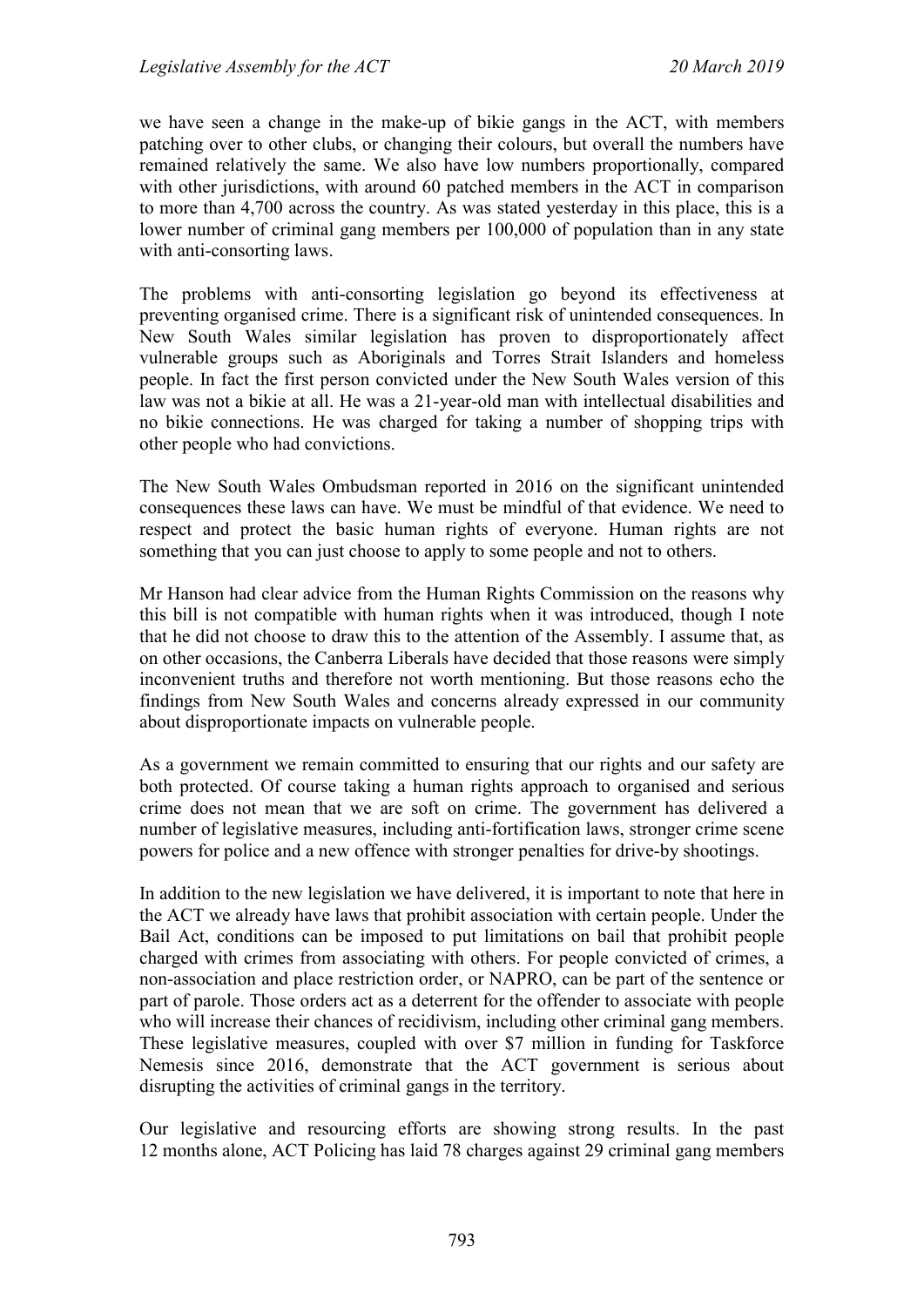we have seen a change in the make-up of bikie gangs in the ACT, with members patching over to other clubs, or changing their colours, but overall the numbers have remained relatively the same. We also have low numbers proportionally, compared with other jurisdictions, with around 60 patched members in the ACT in comparison to more than 4,700 across the country. As was stated yesterday in this place, this is a lower number of criminal gang members per 100,000 of population than in any state with anti-consorting laws.

The problems with anti-consorting legislation go beyond its effectiveness at preventing organised crime. There is a significant risk of unintended consequences. In New South Wales similar legislation has proven to disproportionately affect vulnerable groups such as Aboriginals and Torres Strait Islanders and homeless people. In fact the first person convicted under the New South Wales version of this law was not a bikie at all. He was a 21-year-old man with intellectual disabilities and no bikie connections. He was charged for taking a number of shopping trips with other people who had convictions.

The New South Wales Ombudsman reported in 2016 on the significant unintended consequences these laws can have. We must be mindful of that evidence. We need to respect and protect the basic human rights of everyone. Human rights are not something that you can just choose to apply to some people and not to others.

Mr Hanson had clear advice from the Human Rights Commission on the reasons why this bill is not compatible with human rights when it was introduced, though I note that he did not choose to draw this to the attention of the Assembly. I assume that, as on other occasions, the Canberra Liberals have decided that those reasons were simply inconvenient truths and therefore not worth mentioning. But those reasons echo the findings from New South Wales and concerns already expressed in our community about disproportionate impacts on vulnerable people.

As a government we remain committed to ensuring that our rights and our safety are both protected. Of course taking a human rights approach to organised and serious crime does not mean that we are soft on crime. The government has delivered a number of legislative measures, including anti-fortification laws, stronger crime scene powers for police and a new offence with stronger penalties for drive-by shootings.

In addition to the new legislation we have delivered, it is important to note that here in the ACT we already have laws that prohibit association with certain people. Under the Bail Act, conditions can be imposed to put limitations on bail that prohibit people charged with crimes from associating with others. For people convicted of crimes, a non-association and place restriction order, or NAPRO, can be part of the sentence or part of parole. Those orders act as a deterrent for the offender to associate with people who will increase their chances of recidivism, including other criminal gang members. These legislative measures, coupled with over $7 million in funding for Taskforce Nemesis since 2016, demonstrate that the ACT government is serious about disrupting the activities of criminal gangs in the territory.

Our legislative and resourcing efforts are showing strong results. In the past 12 months alone, ACT Policing has laid 78 charges against 29 criminal gang members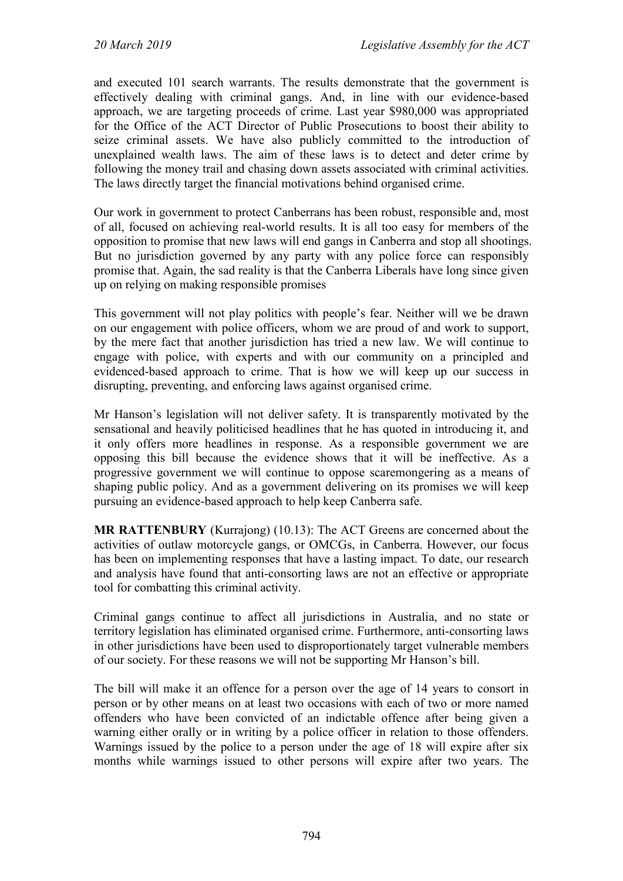and executed 101 search warrants. The results demonstrate that the government is effectively dealing with criminal gangs. And, in line with our evidence-based approach, we are targeting proceeds of crime. Last year $980,000 was appropriated for the Office of the ACT Director of Public Prosecutions to boost their ability to seize criminal assets. We have also publicly committed to the introduction of unexplained wealth laws. The aim of these laws is to detect and deter crime by following the money trail and chasing down assets associated with criminal activities. The laws directly target the financial motivations behind organised crime.

Our work in government to protect Canberrans has been robust, responsible and, most of all, focused on achieving real-world results. It is all too easy for members of the opposition to promise that new laws will end gangs in Canberra and stop all shootings. But no jurisdiction governed by any party with any police force can responsibly promise that. Again, the sad reality is that the Canberra Liberals have long since given up on relying on making responsible promises

This government will not play politics with people's fear. Neither will we be drawn on our engagement with police officers, whom we are proud of and work to support, by the mere fact that another jurisdiction has tried a new law. We will continue to engage with police, with experts and with our community on a principled and evidenced-based approach to crime. That is how we will keep up our success in disrupting, preventing, and enforcing laws against organised crime.

Mr Hanson's legislation will not deliver safety. It is transparently motivated by the sensational and heavily politicised headlines that he has quoted in introducing it, and it only offers more headlines in response. As a responsible government we are opposing this bill because the evidence shows that it will be ineffective. As a progressive government we will continue to oppose scaremongering as a means of shaping public policy. And as a government delivering on its promises we will keep pursuing an evidence-based approach to help keep Canberra safe.

**MR RATTENBURY** (Kurrajong) (10.13): The ACT Greens are concerned about the activities of outlaw motorcycle gangs, or OMCGs, in Canberra. However, our focus has been on implementing responses that have a lasting impact. To date, our research and analysis have found that anti-consorting laws are not an effective or appropriate tool for combatting this criminal activity.

Criminal gangs continue to affect all jurisdictions in Australia, and no state or territory legislation has eliminated organised crime. Furthermore, anti-consorting laws in other jurisdictions have been used to disproportionately target vulnerable members of our society. For these reasons we will not be supporting Mr Hanson's bill.

The bill will make it an offence for a person over the age of 14 years to consort in person or by other means on at least two occasions with each of two or more named offenders who have been convicted of an indictable offence after being given a warning either orally or in writing by a police officer in relation to those offenders. Warnings issued by the police to a person under the age of 18 will expire after six months while warnings issued to other persons will expire after two years. The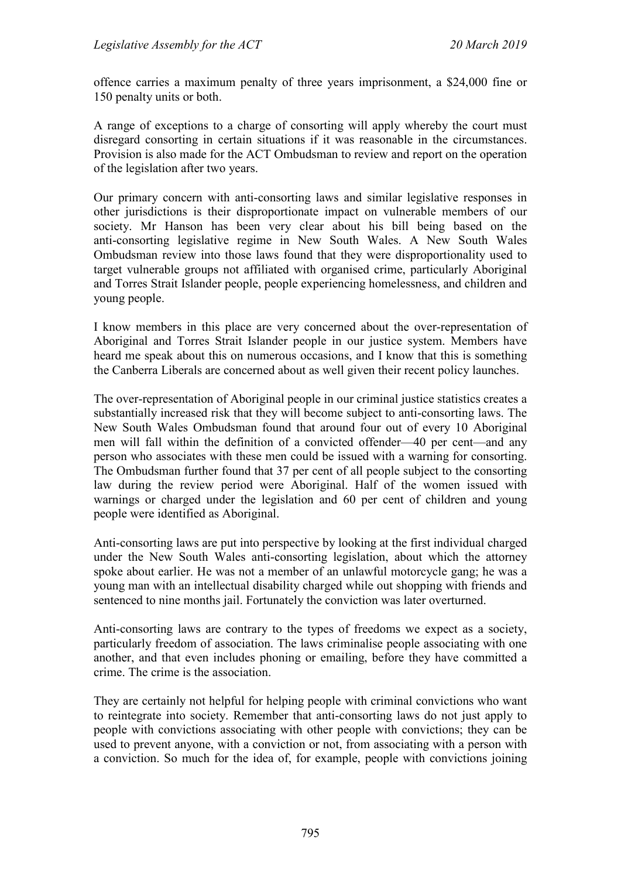offence carries a maximum penalty of three years imprisonment, a $24,000 fine or 150 penalty units or both.

A range of exceptions to a charge of consorting will apply whereby the court must disregard consorting in certain situations if it was reasonable in the circumstances. Provision is also made for the ACT Ombudsman to review and report on the operation of the legislation after two years.

Our primary concern with anti-consorting laws and similar legislative responses in other jurisdictions is their disproportionate impact on vulnerable members of our society. Mr Hanson has been very clear about his bill being based on the anti-consorting legislative regime in New South Wales. A New South Wales Ombudsman review into those laws found that they were disproportionality used to target vulnerable groups not affiliated with organised crime, particularly Aboriginal and Torres Strait Islander people, people experiencing homelessness, and children and young people.

I know members in this place are very concerned about the over-representation of Aboriginal and Torres Strait Islander people in our justice system. Members have heard me speak about this on numerous occasions, and I know that this is something the Canberra Liberals are concerned about as well given their recent policy launches.

The over-representation of Aboriginal people in our criminal justice statistics creates a substantially increased risk that they will become subject to anti-consorting laws. The New South Wales Ombudsman found that around four out of every 10 Aboriginal men will fall within the definition of a convicted offender—40 per cent—and any person who associates with these men could be issued with a warning for consorting. The Ombudsman further found that 37 per cent of all people subject to the consorting law during the review period were Aboriginal. Half of the women issued with warnings or charged under the legislation and 60 per cent of children and young people were identified as Aboriginal.

Anti-consorting laws are put into perspective by looking at the first individual charged under the New South Wales anti-consorting legislation, about which the attorney spoke about earlier. He was not a member of an unlawful motorcycle gang; he was a young man with an intellectual disability charged while out shopping with friends and sentenced to nine months jail. Fortunately the conviction was later overturned.

Anti-consorting laws are contrary to the types of freedoms we expect as a society, particularly freedom of association. The laws criminalise people associating with one another, and that even includes phoning or emailing, before they have committed a crime. The crime is the association.

They are certainly not helpful for helping people with criminal convictions who want to reintegrate into society. Remember that anti-consorting laws do not just apply to people with convictions associating with other people with convictions; they can be used to prevent anyone, with a conviction or not, from associating with a person with a conviction. So much for the idea of, for example, people with convictions joining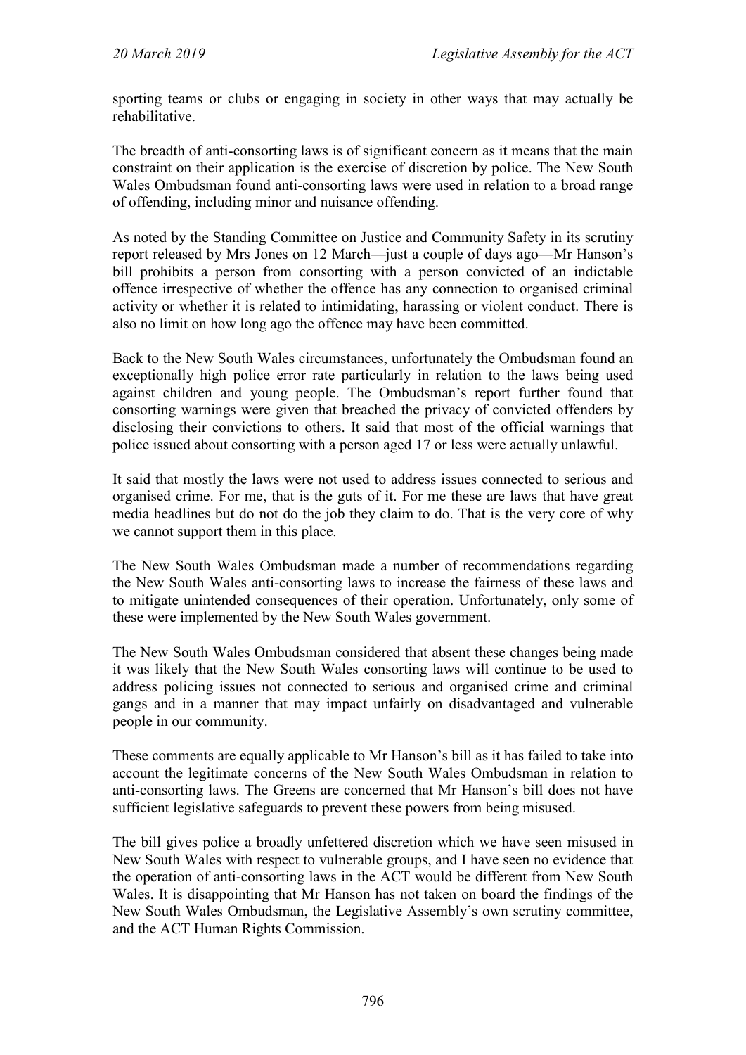sporting teams or clubs or engaging in society in other ways that may actually be rehabilitative.

The breadth of anti-consorting laws is of significant concern as it means that the main constraint on their application is the exercise of discretion by police. The New South Wales Ombudsman found anti-consorting laws were used in relation to a broad range of offending, including minor and nuisance offending.

As noted by the Standing Committee on Justice and Community Safety in its scrutiny report released by Mrs Jones on 12 March—just a couple of days ago—Mr Hanson's bill prohibits a person from consorting with a person convicted of an indictable offence irrespective of whether the offence has any connection to organised criminal activity or whether it is related to intimidating, harassing or violent conduct. There is also no limit on how long ago the offence may have been committed.

Back to the New South Wales circumstances, unfortunately the Ombudsman found an exceptionally high police error rate particularly in relation to the laws being used against children and young people. The Ombudsman's report further found that consorting warnings were given that breached the privacy of convicted offenders by disclosing their convictions to others. It said that most of the official warnings that police issued about consorting with a person aged 17 or less were actually unlawful.

It said that mostly the laws were not used to address issues connected to serious and organised crime. For me, that is the guts of it. For me these are laws that have great media headlines but do not do the job they claim to do. That is the very core of why we cannot support them in this place.

The New South Wales Ombudsman made a number of recommendations regarding the New South Wales anti-consorting laws to increase the fairness of these laws and to mitigate unintended consequences of their operation. Unfortunately, only some of these were implemented by the New South Wales government.

The New South Wales Ombudsman considered that absent these changes being made it was likely that the New South Wales consorting laws will continue to be used to address policing issues not connected to serious and organised crime and criminal gangs and in a manner that may impact unfairly on disadvantaged and vulnerable people in our community.

These comments are equally applicable to Mr Hanson's bill as it has failed to take into account the legitimate concerns of the New South Wales Ombudsman in relation to anti-consorting laws. The Greens are concerned that Mr Hanson's bill does not have sufficient legislative safeguards to prevent these powers from being misused.

The bill gives police a broadly unfettered discretion which we have seen misused in New South Wales with respect to vulnerable groups, and I have seen no evidence that the operation of anti-consorting laws in the ACT would be different from New South Wales. It is disappointing that Mr Hanson has not taken on board the findings of the New South Wales Ombudsman, the Legislative Assembly's own scrutiny committee, and the ACT Human Rights Commission.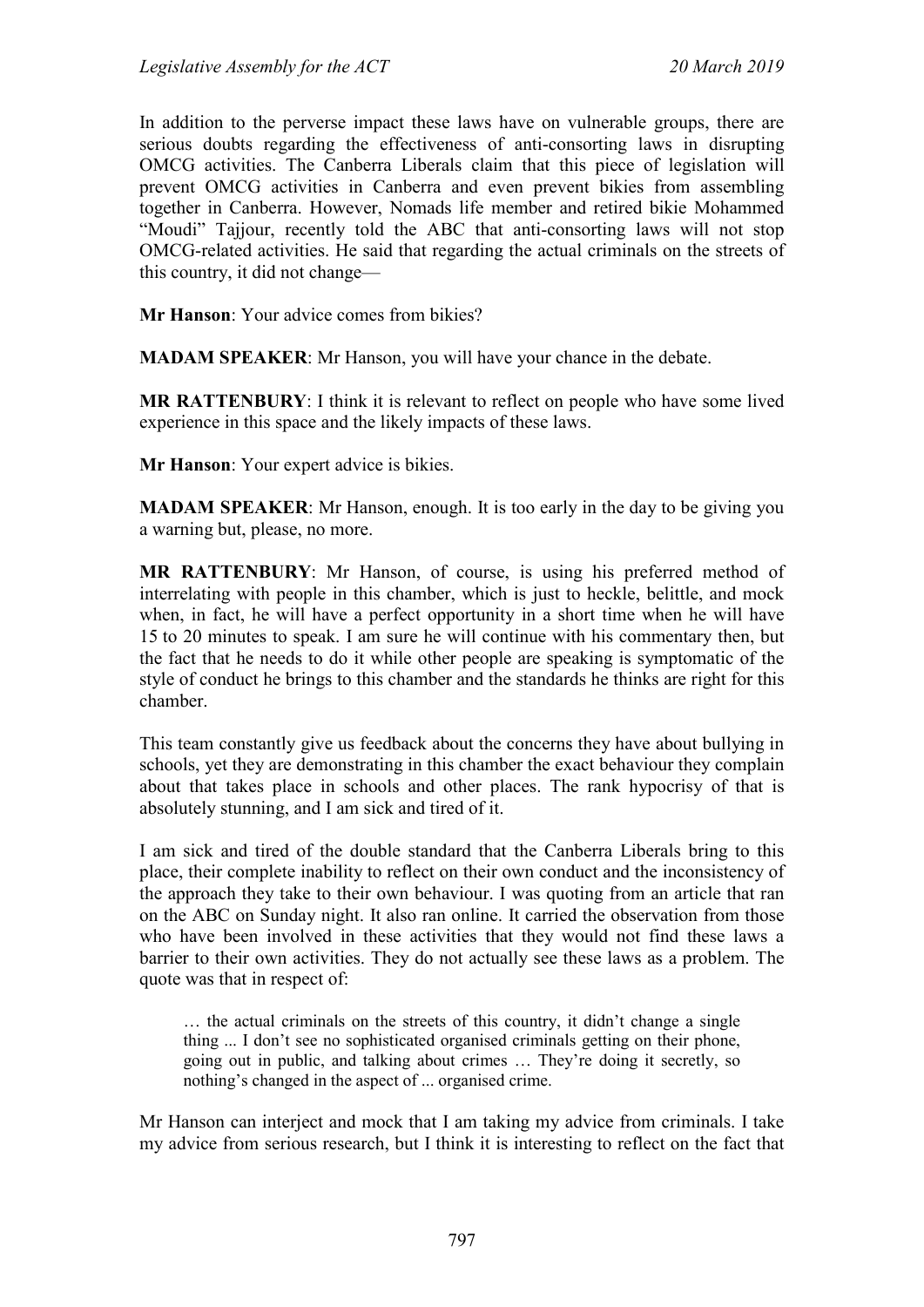In addition to the perverse impact these laws have on vulnerable groups, there are serious doubts regarding the effectiveness of anti-consorting laws in disrupting OMCG activities. The Canberra Liberals claim that this piece of legislation will prevent OMCG activities in Canberra and even prevent bikies from assembling together in Canberra. However, Nomads life member and retired bikie Mohammed "Moudi" Tajjour, recently told the ABC that anti-consorting laws will not stop OMCG-related activities. He said that regarding the actual criminals on the streets of this country, it did not change—

**Mr Hanson**: Your advice comes from bikies?

**MADAM SPEAKER**: Mr Hanson, you will have your chance in the debate.

**MR RATTENBURY**: I think it is relevant to reflect on people who have some lived experience in this space and the likely impacts of these laws.

**Mr Hanson**: Your expert advice is bikies.

**MADAM SPEAKER**: Mr Hanson, enough. It is too early in the day to be giving you a warning but, please, no more.

**MR RATTENBURY**: Mr Hanson, of course, is using his preferred method of interrelating with people in this chamber, which is just to heckle, belittle, and mock when, in fact, he will have a perfect opportunity in a short time when he will have 15 to 20 minutes to speak. I am sure he will continue with his commentary then, but the fact that he needs to do it while other people are speaking is symptomatic of the style of conduct he brings to this chamber and the standards he thinks are right for this chamber.

This team constantly give us feedback about the concerns they have about bullying in schools, yet they are demonstrating in this chamber the exact behaviour they complain about that takes place in schools and other places. The rank hypocrisy of that is absolutely stunning, and I am sick and tired of it.

I am sick and tired of the double standard that the Canberra Liberals bring to this place, their complete inability to reflect on their own conduct and the inconsistency of the approach they take to their own behaviour. I was quoting from an article that ran on the ABC on Sunday night. It also ran online. It carried the observation from those who have been involved in these activities that they would not find these laws a barrier to their own activities. They do not actually see these laws as a problem. The quote was that in respect of:

> … the actual criminals on the streets of this country, it didn't change a single thing ... I don't see no sophisticated organised criminals getting on their phone, going out in public, and talking about crimes … They're doing it secretly, so nothing's changed in the aspect of ... organised crime.

Mr Hanson can interject and mock that I am taking my advice from criminals. I take my advice from serious research, but I think it is interesting to reflect on the fact that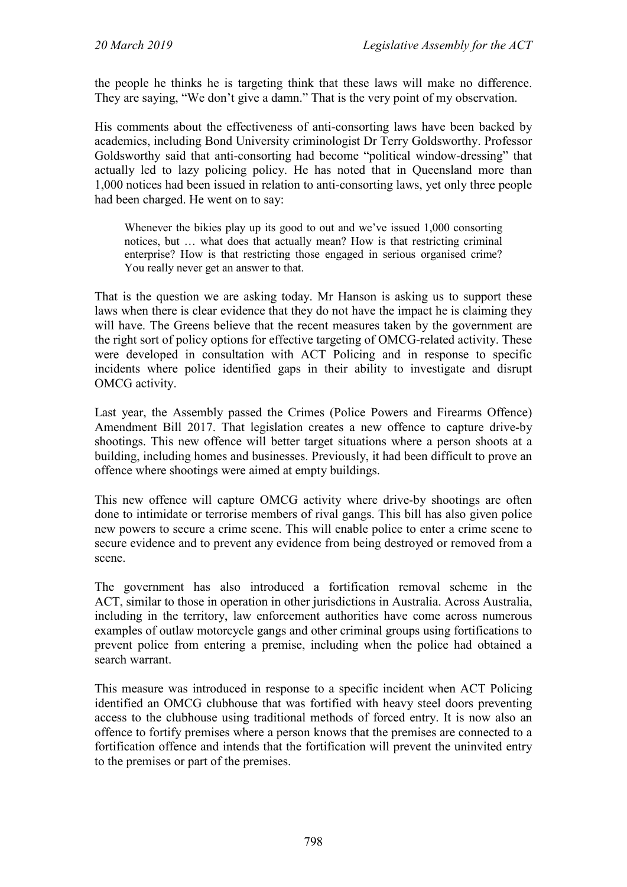the people he thinks he is targeting think that these laws will make no difference. They are saying, "We don't give a damn." That is the very point of my observation.

His comments about the effectiveness of anti-consorting laws have been backed by academics, including Bond University criminologist Dr Terry Goldsworthy. Professor Goldsworthy said that anti-consorting had become "political window-dressing" that actually led to lazy policing policy. He has noted that in Queensland more than 1,000 notices had been issued in relation to anti-consorting laws, yet only three people had been charged. He went on to say:

> Whenever the bikies play up its good to out and we've issued 1,000 consorting notices, but … what does that actually mean? How is that restricting criminal enterprise? How is that restricting those engaged in serious organised crime? You really never get an answer to that.

That is the question we are asking today. Mr Hanson is asking us to support these laws when there is clear evidence that they do not have the impact he is claiming they will have. The Greens believe that the recent measures taken by the government are the right sort of policy options for effective targeting of OMCG-related activity. These were developed in consultation with ACT Policing and in response to specific incidents where police identified gaps in their ability to investigate and disrupt OMCG activity.

Last year, the Assembly passed the Crimes (Police Powers and Firearms Offence) Amendment Bill 2017. That legislation creates a new offence to capture drive-by shootings. This new offence will better target situations where a person shoots at a building, including homes and businesses. Previously, it had been difficult to prove an offence where shootings were aimed at empty buildings.

This new offence will capture OMCG activity where drive-by shootings are often done to intimidate or terrorise members of rival gangs. This bill has also given police new powers to secure a crime scene. This will enable police to enter a crime scene to secure evidence and to prevent any evidence from being destroyed or removed from a scene.

The government has also introduced a fortification removal scheme in the ACT, similar to those in operation in other jurisdictions in Australia. Across Australia, including in the territory, law enforcement authorities have come across numerous examples of outlaw motorcycle gangs and other criminal groups using fortifications to prevent police from entering a premise, including when the police had obtained a search warrant.

This measure was introduced in response to a specific incident when ACT Policing identified an OMCG clubhouse that was fortified with heavy steel doors preventing access to the clubhouse using traditional methods of forced entry. It is now also an offence to fortify premises where a person knows that the premises are connected to a fortification offence and intends that the fortification will prevent the uninvited entry to the premises or part of the premises.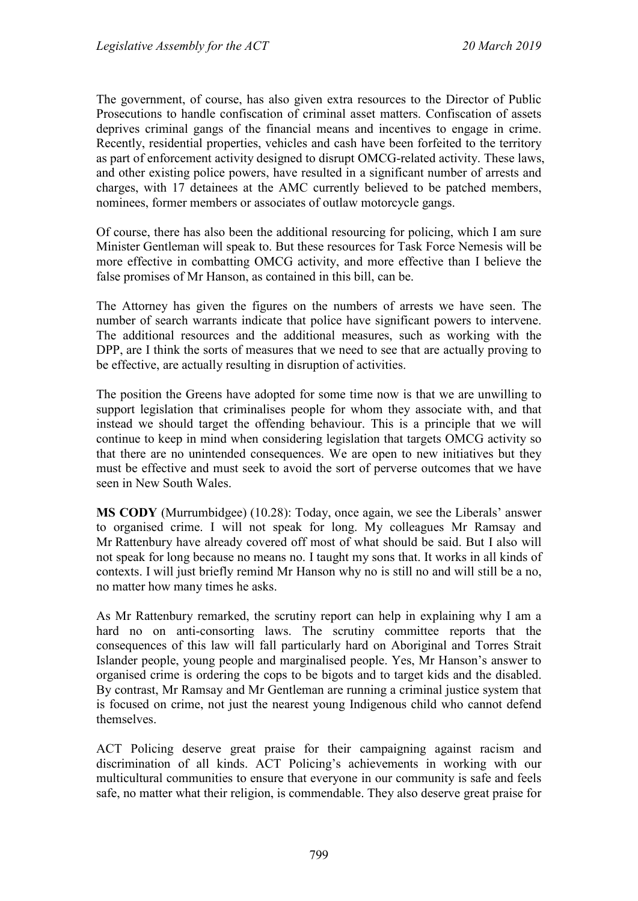The government, of course, has also given extra resources to the Director of Public Prosecutions to handle confiscation of criminal asset matters. Confiscation of assets deprives criminal gangs of the financial means and incentives to engage in crime. Recently, residential properties, vehicles and cash have been forfeited to the territory as part of enforcement activity designed to disrupt OMCG-related activity. These laws, and other existing police powers, have resulted in a significant number of arrests and charges, with 17 detainees at the AMC currently believed to be patched members, nominees, former members or associates of outlaw motorcycle gangs.

Of course, there has also been the additional resourcing for policing, which I am sure Minister Gentleman will speak to. But these resources for Task Force Nemesis will be more effective in combatting OMCG activity, and more effective than I believe the false promises of Mr Hanson, as contained in this bill, can be.

The Attorney has given the figures on the numbers of arrests we have seen. The number of search warrants indicate that police have significant powers to intervene. The additional resources and the additional measures, such as working with the DPP, are I think the sorts of measures that we need to see that are actually proving to be effective, are actually resulting in disruption of activities.

The position the Greens have adopted for some time now is that we are unwilling to support legislation that criminalises people for whom they associate with, and that instead we should target the offending behaviour. This is a principle that we will continue to keep in mind when considering legislation that targets OMCG activity so that there are no unintended consequences. We are open to new initiatives but they must be effective and must seek to avoid the sort of perverse outcomes that we have seen in New South Wales.

**MS CODY** (Murrumbidgee) (10.28): Today, once again, we see the Liberals' answer to organised crime. I will not speak for long. My colleagues Mr Ramsay and Mr Rattenbury have already covered off most of what should be said. But I also will not speak for long because no means no. I taught my sons that. It works in all kinds of contexts. I will just briefly remind Mr Hanson why no is still no and will still be a no, no matter how many times he asks.

As Mr Rattenbury remarked, the scrutiny report can help in explaining why I am a hard no on anti-consorting laws. The scrutiny committee reports that the consequences of this law will fall particularly hard on Aboriginal and Torres Strait Islander people, young people and marginalised people. Yes, Mr Hanson's answer to organised crime is ordering the cops to be bigots and to target kids and the disabled. By contrast, Mr Ramsay and Mr Gentleman are running a criminal justice system that is focused on crime, not just the nearest young Indigenous child who cannot defend themselves.

ACT Policing deserve great praise for their campaigning against racism and discrimination of all kinds. ACT Policing's achievements in working with our multicultural communities to ensure that everyone in our community is safe and feels safe, no matter what their religion, is commendable. They also deserve great praise for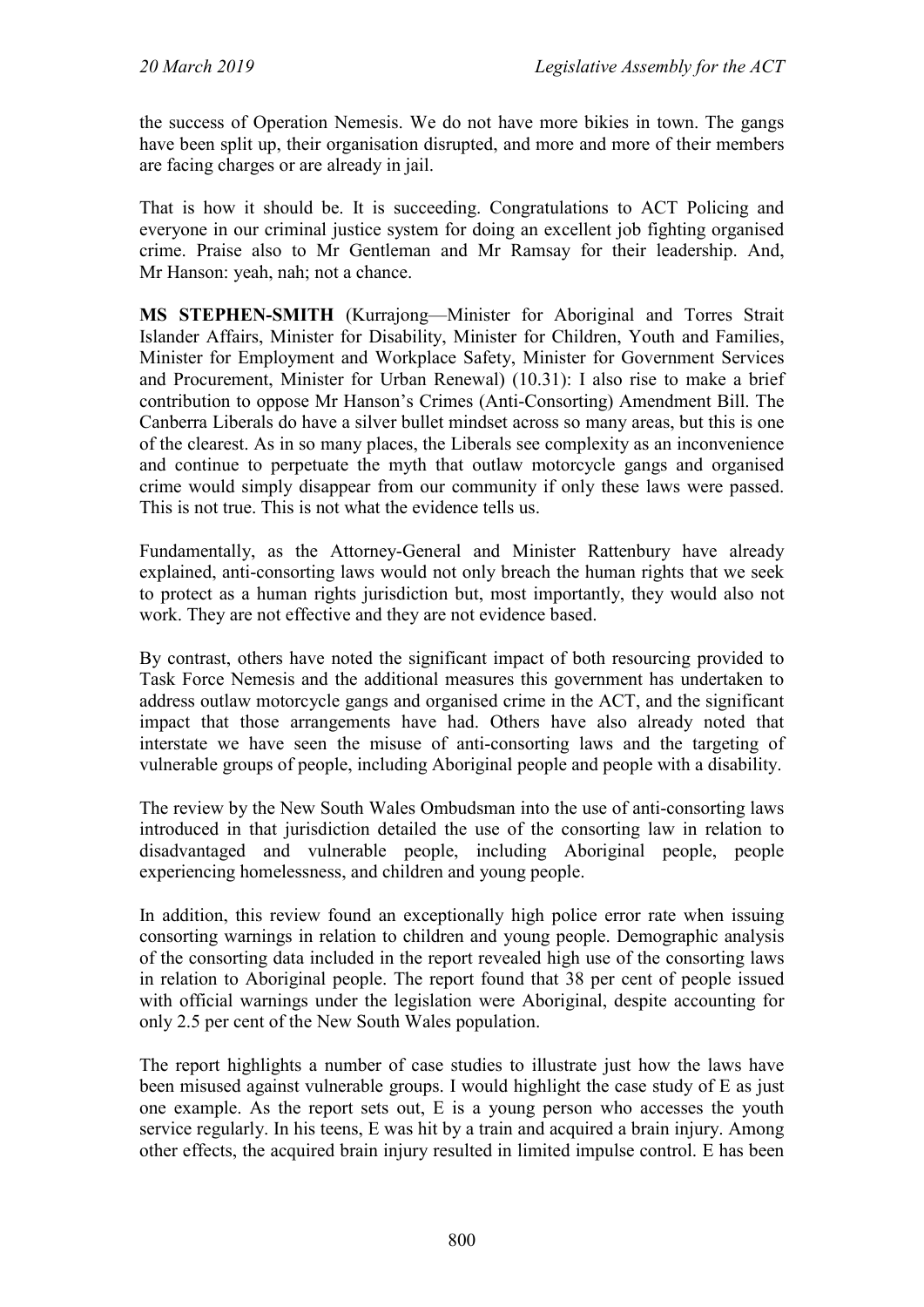the success of Operation Nemesis. We do not have more bikies in town. The gangs have been split up, their organisation disrupted, and more and more of their members are facing charges or are already in jail.

That is how it should be. It is succeeding. Congratulations to ACT Policing and everyone in our criminal justice system for doing an excellent job fighting organised crime. Praise also to Mr Gentleman and Mr Ramsay for their leadership. And, Mr Hanson: yeah, nah; not a chance.

**MS STEPHEN-SMITH** (Kurrajong—Minister for Aboriginal and Torres Strait Islander Affairs, Minister for Disability, Minister for Children, Youth and Families, Minister for Employment and Workplace Safety, Minister for Government Services and Procurement, Minister for Urban Renewal) (10.31): I also rise to make a brief contribution to oppose Mr Hanson's Crimes (Anti-Consorting) Amendment Bill. The Canberra Liberals do have a silver bullet mindset across so many areas, but this is one of the clearest. As in so many places, the Liberals see complexity as an inconvenience and continue to perpetuate the myth that outlaw motorcycle gangs and organised crime would simply disappear from our community if only these laws were passed. This is not true. This is not what the evidence tells us.

Fundamentally, as the Attorney-General and Minister Rattenbury have already explained, anti-consorting laws would not only breach the human rights that we seek to protect as a human rights jurisdiction but, most importantly, they would also not work. They are not effective and they are not evidence based.

By contrast, others have noted the significant impact of both resourcing provided to Task Force Nemesis and the additional measures this government has undertaken to address outlaw motorcycle gangs and organised crime in the ACT, and the significant impact that those arrangements have had. Others have also already noted that interstate we have seen the misuse of anti-consorting laws and the targeting of vulnerable groups of people, including Aboriginal people and people with a disability.

The review by the New South Wales Ombudsman into the use of anti-consorting laws introduced in that jurisdiction detailed the use of the consorting law in relation to disadvantaged and vulnerable people, including Aboriginal people, people experiencing homelessness, and children and young people.

In addition, this review found an exceptionally high police error rate when issuing consorting warnings in relation to children and young people. Demographic analysis of the consorting data included in the report revealed high use of the consorting laws in relation to Aboriginal people. The report found that 38 per cent of people issued with official warnings under the legislation were Aboriginal, despite accounting for only 2.5 per cent of the New South Wales population.

The report highlights a number of case studies to illustrate just how the laws have been misused against vulnerable groups. I would highlight the case study of E as just one example. As the report sets out, E is a young person who accesses the youth service regularly. In his teens, E was hit by a train and acquired a brain injury. Among other effects, the acquired brain injury resulted in limited impulse control. E has been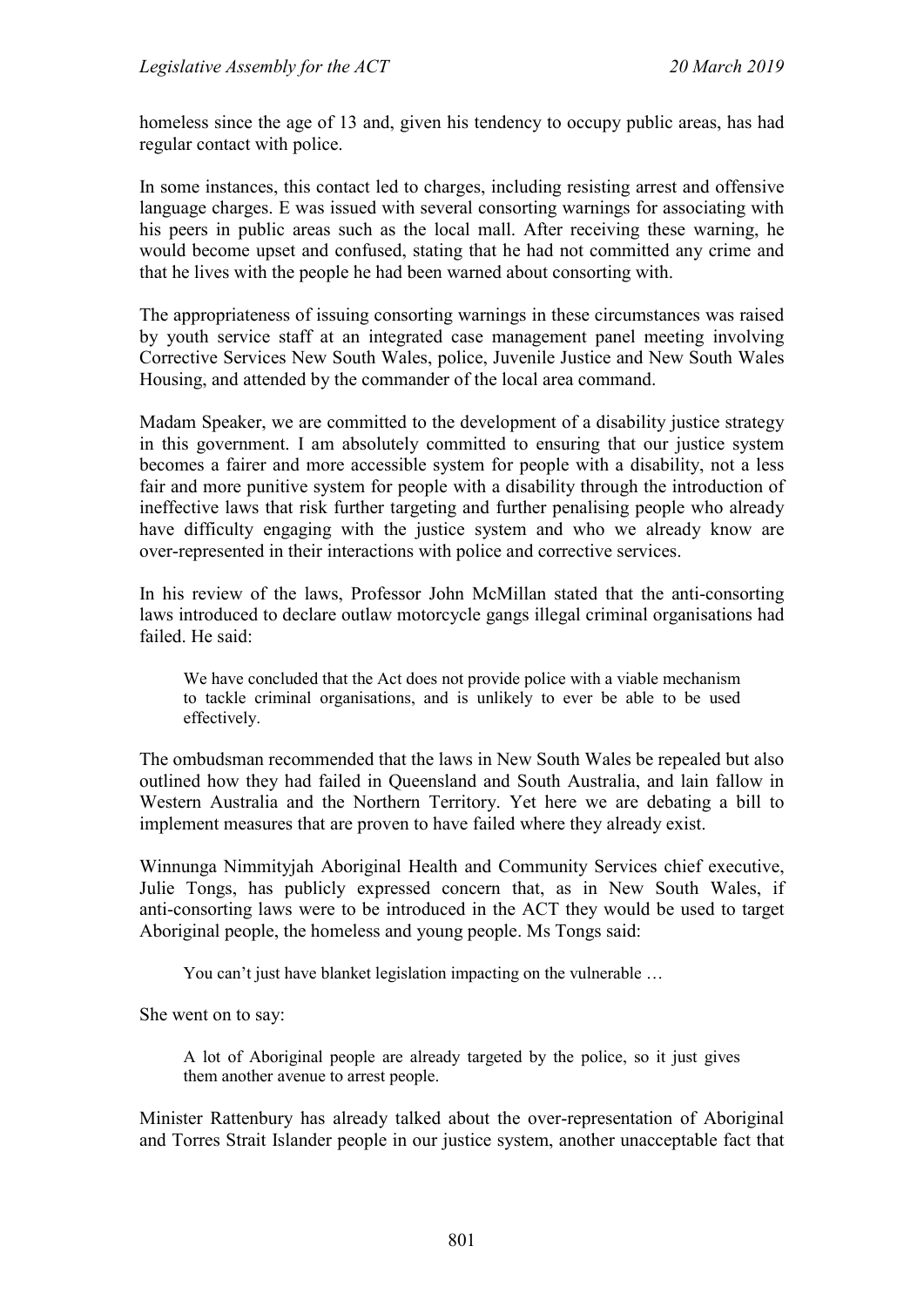homeless since the age of 13 and, given his tendency to occupy public areas, has had regular contact with police.

In some instances, this contact led to charges, including resisting arrest and offensive language charges. E was issued with several consorting warnings for associating with his peers in public areas such as the local mall. After receiving these warning, he would become upset and confused, stating that he had not committed any crime and that he lives with the people he had been warned about consorting with.

The appropriateness of issuing consorting warnings in these circumstances was raised by youth service staff at an integrated case management panel meeting involving Corrective Services New South Wales, police, Juvenile Justice and New South Wales Housing, and attended by the commander of the local area command.

Madam Speaker, we are committed to the development of a disability justice strategy in this government. I am absolutely committed to ensuring that our justice system becomes a fairer and more accessible system for people with a disability, not a less fair and more punitive system for people with a disability through the introduction of ineffective laws that risk further targeting and further penalising people who already have difficulty engaging with the justice system and who we already know are over-represented in their interactions with police and corrective services.

In his review of the laws, Professor John McMillan stated that the anti-consorting laws introduced to declare outlaw motorcycle gangs illegal criminal organisations had failed. He said:

> We have concluded that the Act does not provide police with a viable mechanism to tackle criminal organisations, and is unlikely to ever be able to be used effectively.

The ombudsman recommended that the laws in New South Wales be repealed but also outlined how they had failed in Queensland and South Australia, and lain fallow in Western Australia and the Northern Territory. Yet here we are debating a bill to implement measures that are proven to have failed where they already exist.

Winnunga Nimmityjah Aboriginal Health and Community Services chief executive, Julie Tongs, has publicly expressed concern that, as in New South Wales, if anti-consorting laws were to be introduced in the ACT they would be used to target Aboriginal people, the homeless and young people. Ms Tongs said:

> You can't just have blanket legislation impacting on the vulnerable …

She went on to say:

> A lot of Aboriginal people are already targeted by the police, so it just gives them another avenue to arrest people.

Minister Rattenbury has already talked about the over-representation of Aboriginal and Torres Strait Islander people in our justice system, another unacceptable fact that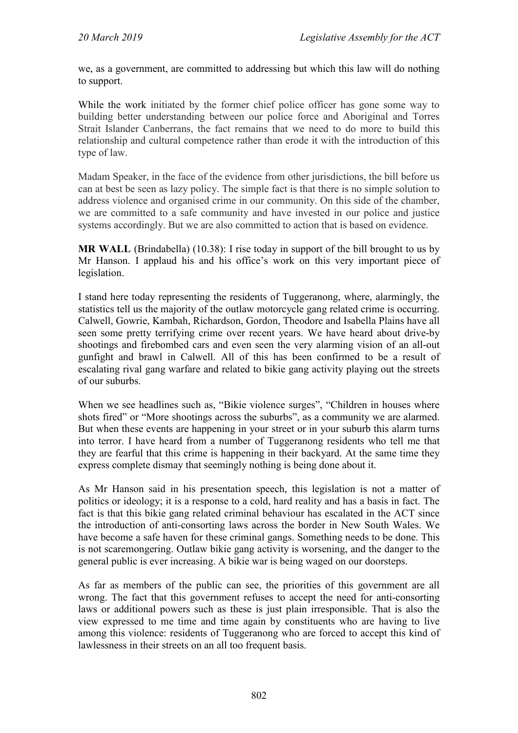we, as a government, are committed to addressing but which this law will do nothing to support.

While the work initiated by the former chief police officer has gone some way to building better understanding between our police force and Aboriginal and Torres Strait Islander Canberrans, the fact remains that we need to do more to build this relationship and cultural competence rather than erode it with the introduction of this type of law.

Madam Speaker, in the face of the evidence from other jurisdictions, the bill before us can at best be seen as lazy policy. The simple fact is that there is no simple solution to address violence and organised crime in our community. On this side of the chamber, we are committed to a safe community and have invested in our police and justice systems accordingly. But we are also committed to action that is based on evidence.

**MR WALL** (Brindabella) (10.38): I rise today in support of the bill brought to us by Mr Hanson. I applaud his and his office's work on this very important piece of legislation.

I stand here today representing the residents of Tuggeranong, where, alarmingly, the statistics tell us the majority of the outlaw motorcycle gang related crime is occurring. Calwell, Gowrie, Kambah, Richardson, Gordon, Theodore and Isabella Plains have all seen some pretty terrifying crime over recent years. We have heard about drive-by shootings and firebombed cars and even seen the very alarming vision of an all-out gunfight and brawl in Calwell. All of this has been confirmed to be a result of escalating rival gang warfare and related to bikie gang activity playing out the streets of our suburbs.

When we see headlines such as, "Bikie violence surges", "Children in houses where shots fired" or "More shootings across the suburbs", as a community we are alarmed. But when these events are happening in your street or in your suburb this alarm turns into terror. I have heard from a number of Tuggeranong residents who tell me that they are fearful that this crime is happening in their backyard. At the same time they express complete dismay that seemingly nothing is being done about it.

As Mr Hanson said in his presentation speech, this legislation is not a matter of politics or ideology; it is a response to a cold, hard reality and has a basis in fact. The fact is that this bikie gang related criminal behaviour has escalated in the ACT since the introduction of anti-consorting laws across the border in New South Wales. We have become a safe haven for these criminal gangs. Something needs to be done. This is not scaremongering. Outlaw bikie gang activity is worsening, and the danger to the general public is ever increasing. A bikie war is being waged on our doorsteps.

As far as members of the public can see, the priorities of this government are all wrong. The fact that this government refuses to accept the need for anti-consorting laws or additional powers such as these is just plain irresponsible. That is also the view expressed to me time and time again by constituents who are having to live among this violence: residents of Tuggeranong who are forced to accept this kind of lawlessness in their streets on an all too frequent basis.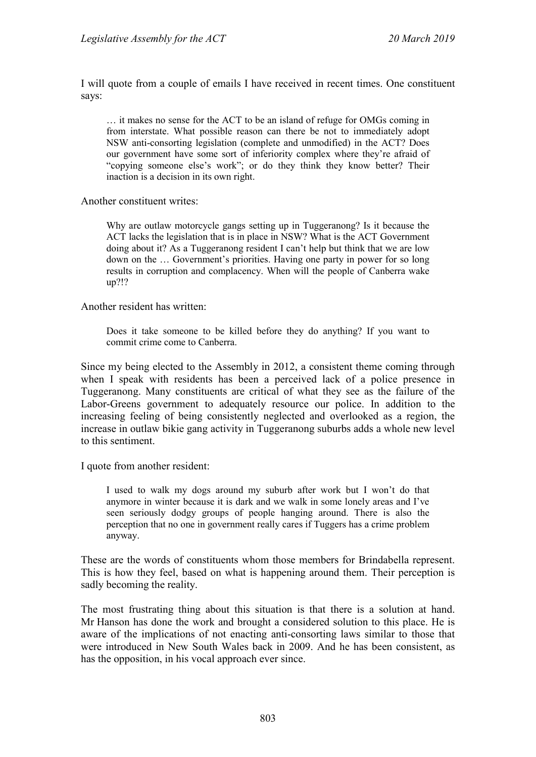I will quote from a couple of emails I have received in recent times. One constituent says:

> … it makes no sense for the ACT to be an island of refuge for OMGs coming in from interstate. What possible reason can there be not to immediately adopt NSW anti-consorting legislation (complete and unmodified) in the ACT? Does our government have some sort of inferiority complex where they're afraid of "copying someone else's work"; or do they think they know better? Their inaction is a decision in its own right.

Another constituent writes:

> Why are outlaw motorcycle gangs setting up in Tuggeranong? Is it because the ACT lacks the legislation that is in place in NSW? What is the ACT Government doing about it? As a Tuggeranong resident I can't help but think that we are low down on the … Government's priorities. Having one party in power for so long results in corruption and complacency. When will the people of Canberra wake up?!?

Another resident has written:

> Does it take someone to be killed before they do anything? If you want to commit crime come to Canberra.

Since my being elected to the Assembly in 2012, a consistent theme coming through when I speak with residents has been a perceived lack of a police presence in Tuggeranong. Many constituents are critical of what they see as the failure of the Labor-Greens government to adequately resource our police. In addition to the increasing feeling of being consistently neglected and overlooked as a region, the increase in outlaw bikie gang activity in Tuggeranong suburbs adds a whole new level to this sentiment.

I quote from another resident:

> I used to walk my dogs around my suburb after work but I won't do that anymore in winter because it is dark and we walk in some lonely areas and I've seen seriously dodgy groups of people hanging around. There is also the perception that no one in government really cares if Tuggers has a crime problem anyway.

These are the words of constituents whom those members for Brindabella represent. This is how they feel, based on what is happening around them. Their perception is sadly becoming the reality.

The most frustrating thing about this situation is that there is a solution at hand. Mr Hanson has done the work and brought a considered solution to this place. He is aware of the implications of not enacting anti-consorting laws similar to those that were introduced in New South Wales back in 2009. And he has been consistent, as has the opposition, in his vocal approach ever since.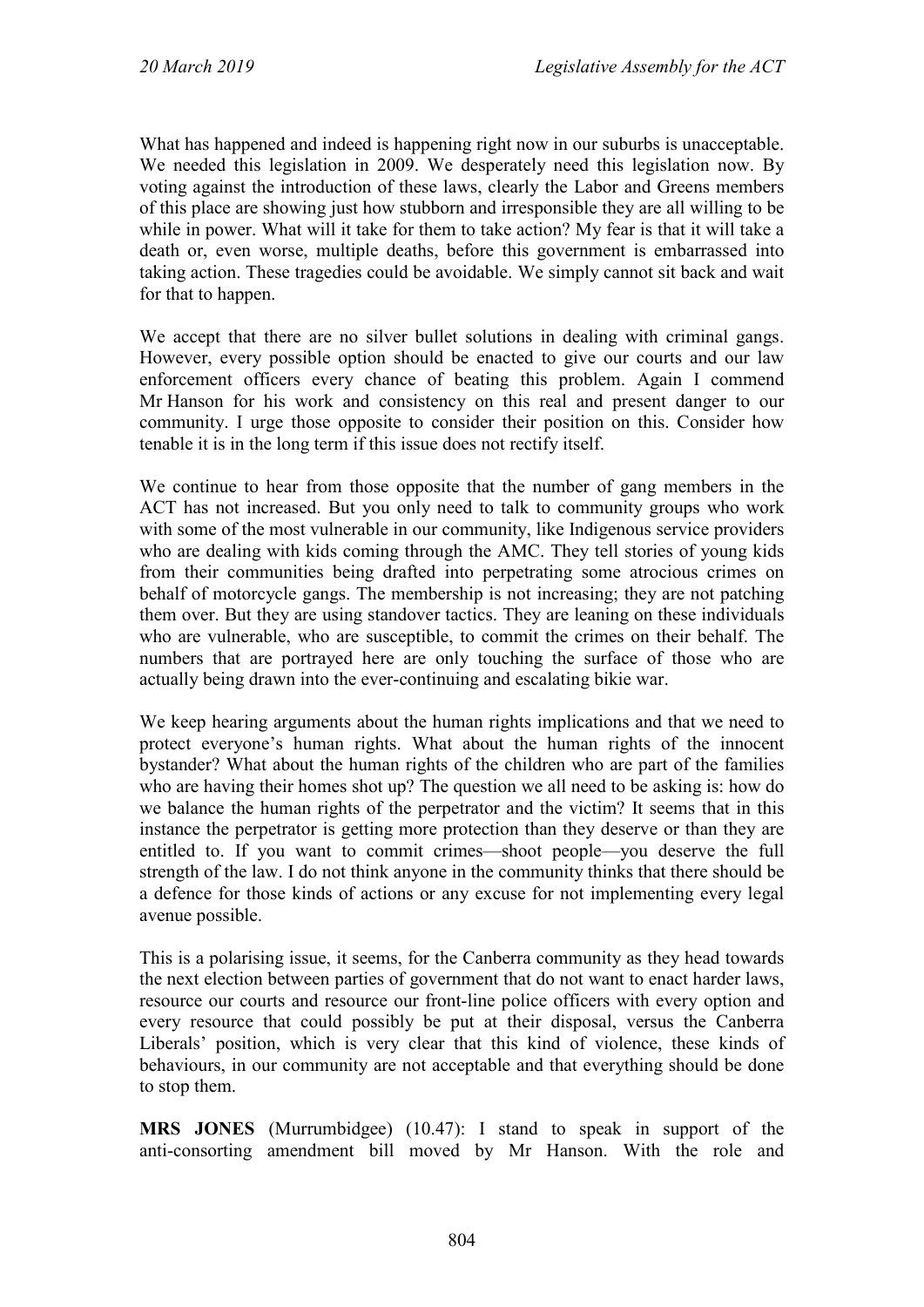What has happened and indeed is happening right now in our suburbs is unacceptable. We needed this legislation in 2009. We desperately need this legislation now. By voting against the introduction of these laws, clearly the Labor and Greens members of this place are showing just how stubborn and irresponsible they are all willing to be while in power. What will it take for them to take action? My fear is that it will take a death or, even worse, multiple deaths, before this government is embarrassed into taking action. These tragedies could be avoidable. We simply cannot sit back and wait for that to happen.

We accept that there are no silver bullet solutions in dealing with criminal gangs. However, every possible option should be enacted to give our courts and our law enforcement officers every chance of beating this problem. Again I commend Mr Hanson for his work and consistency on this real and present danger to our community. I urge those opposite to consider their position on this. Consider how tenable it is in the long term if this issue does not rectify itself.

We continue to hear from those opposite that the number of gang members in the ACT has not increased. But you only need to talk to community groups who work with some of the most vulnerable in our community, like Indigenous service providers who are dealing with kids coming through the AMC. They tell stories of young kids from their communities being drafted into perpetrating some atrocious crimes on behalf of motorcycle gangs. The membership is not increasing; they are not patching them over. But they are using standover tactics. They are leaning on these individuals who are vulnerable, who are susceptible, to commit the crimes on their behalf. The numbers that are portrayed here are only touching the surface of those who are actually being drawn into the ever-continuing and escalating bikie war.

We keep hearing arguments about the human rights implications and that we need to protect everyone's human rights. What about the human rights of the innocent bystander? What about the human rights of the children who are part of the families who are having their homes shot up? The question we all need to be asking is: how do we balance the human rights of the perpetrator and the victim? It seems that in this instance the perpetrator is getting more protection than they deserve or than they are entitled to. If you want to commit crimes—shoot people—you deserve the full strength of the law. I do not think anyone in the community thinks that there should be a defence for those kinds of actions or any excuse for not implementing every legal avenue possible.

This is a polarising issue, it seems, for the Canberra community as they head towards the next election between parties of government that do not want to enact harder laws, resource our courts and resource our front-line police officers with every option and every resource that could possibly be put at their disposal, versus the Canberra Liberals' position, which is very clear that this kind of violence, these kinds of behaviours, in our community are not acceptable and that everything should be done to stop them.

**MRS JONES** (Murrumbidgee) (10.47): I stand to speak in support of the anti-consorting amendment bill moved by Mr Hanson. With the role and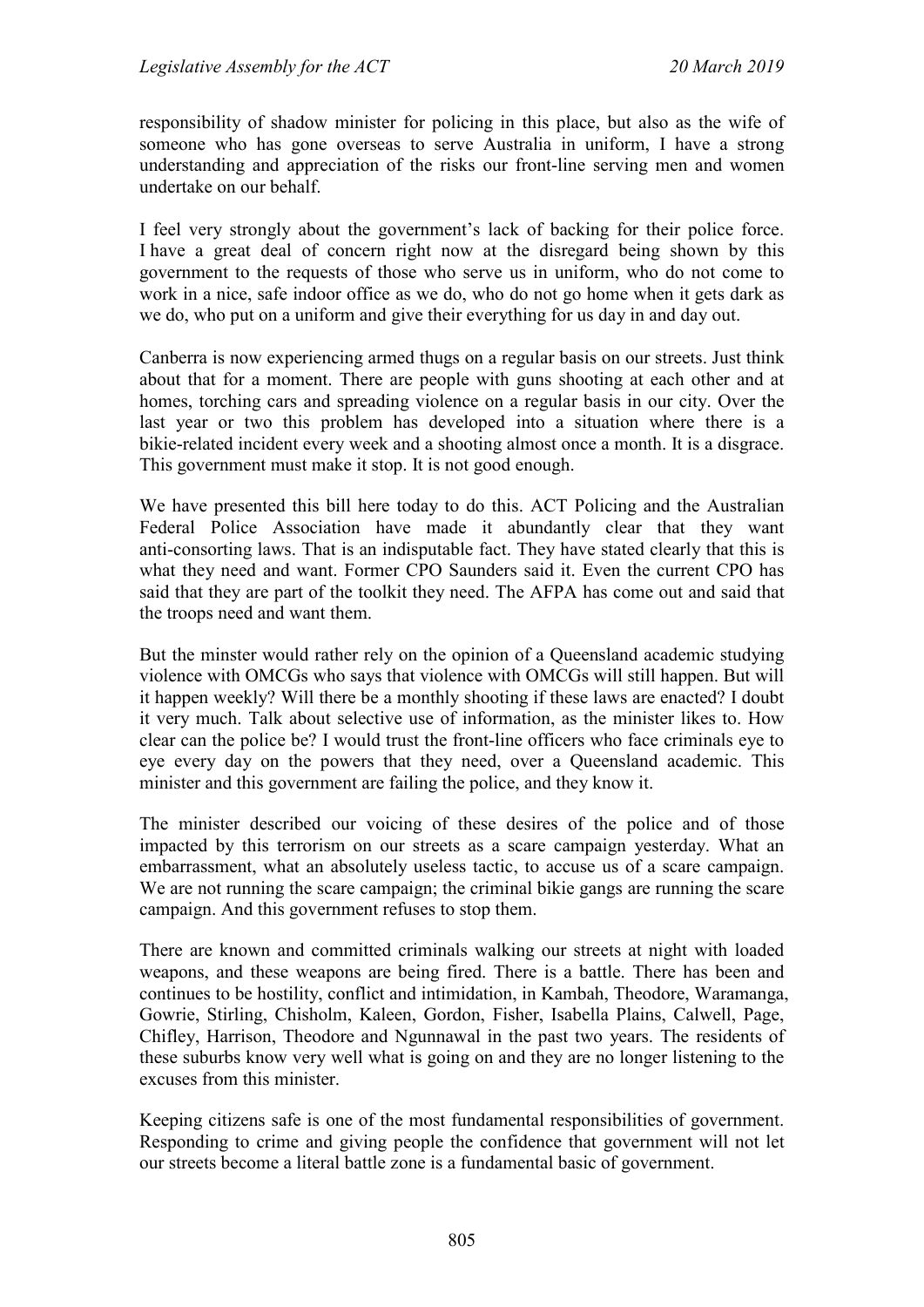responsibility of shadow minister for policing in this place, but also as the wife of someone who has gone overseas to serve Australia in uniform, I have a strong understanding and appreciation of the risks our front-line serving men and women undertake on our behalf.

I feel very strongly about the government's lack of backing for their police force. I have a great deal of concern right now at the disregard being shown by this government to the requests of those who serve us in uniform, who do not come to work in a nice, safe indoor office as we do, who do not go home when it gets dark as we do, who put on a uniform and give their everything for us day in and day out.

Canberra is now experiencing armed thugs on a regular basis on our streets. Just think about that for a moment. There are people with guns shooting at each other and at homes, torching cars and spreading violence on a regular basis in our city. Over the last year or two this problem has developed into a situation where there is a bikie-related incident every week and a shooting almost once a month. It is a disgrace. This government must make it stop. It is not good enough.

We have presented this bill here today to do this. ACT Policing and the Australian Federal Police Association have made it abundantly clear that they want anti-consorting laws. That is an indisputable fact. They have stated clearly that this is what they need and want. Former CPO Saunders said it. Even the current CPO has said that they are part of the toolkit they need. The AFPA has come out and said that the troops need and want them.

But the minster would rather rely on the opinion of a Queensland academic studying violence with OMCGs who says that violence with OMCGs will still happen. But will it happen weekly? Will there be a monthly shooting if these laws are enacted? I doubt it very much. Talk about selective use of information, as the minister likes to. How clear can the police be? I would trust the front-line officers who face criminals eye to eye every day on the powers that they need, over a Queensland academic. This minister and this government are failing the police, and they know it.

The minister described our voicing of these desires of the police and of those impacted by this terrorism on our streets as a scare campaign yesterday. What an embarrassment, what an absolutely useless tactic, to accuse us of a scare campaign. We are not running the scare campaign; the criminal bikie gangs are running the scare campaign. And this government refuses to stop them.

There are known and committed criminals walking our streets at night with loaded weapons, and these weapons are being fired. There is a battle. There has been and continues to be hostility, conflict and intimidation, in Kambah, Theodore, Waramanga, Gowrie, Stirling, Chisholm, Kaleen, Gordon, Fisher, Isabella Plains, Calwell, Page, Chifley, Harrison, Theodore and Ngunnawal in the past two years. The residents of these suburbs know very well what is going on and they are no longer listening to the excuses from this minister.

Keeping citizens safe is one of the most fundamental responsibilities of government. Responding to crime and giving people the confidence that government will not let our streets become a literal battle zone is a fundamental basic of government.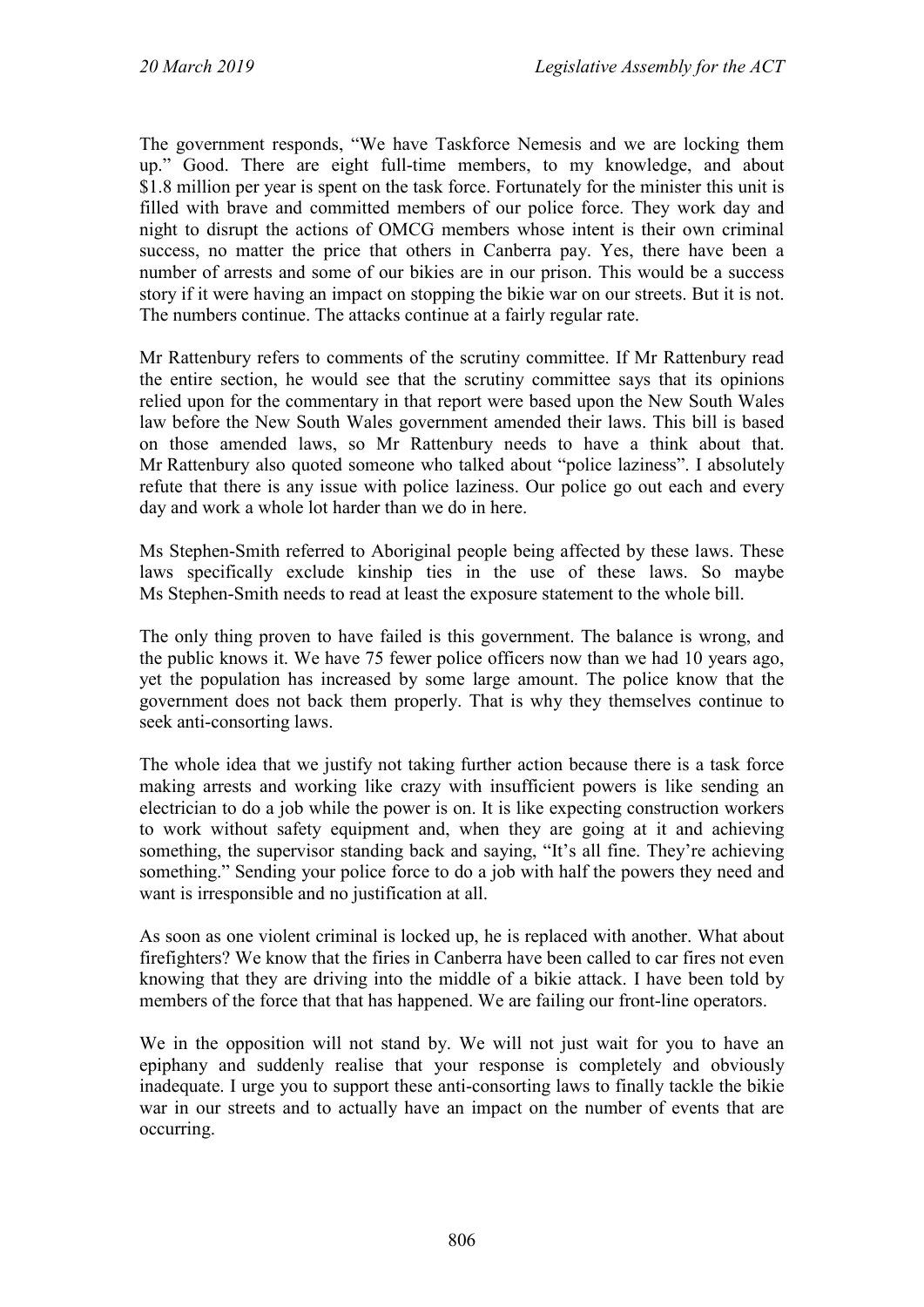The government responds, "We have Taskforce Nemesis and we are locking them up." Good. There are eight full-time members, to my knowledge, and about $1.8 million per year is spent on the task force. Fortunately for the minister this unit is filled with brave and committed members of our police force. They work day and night to disrupt the actions of OMCG members whose intent is their own criminal success, no matter the price that others in Canberra pay. Yes, there have been a number of arrests and some of our bikies are in our prison. This would be a success story if it were having an impact on stopping the bikie war on our streets. But it is not. The numbers continue. The attacks continue at a fairly regular rate.

Mr Rattenbury refers to comments of the scrutiny committee. If Mr Rattenbury read the entire section, he would see that the scrutiny committee says that its opinions relied upon for the commentary in that report were based upon the New South Wales law before the New South Wales government amended their laws. This bill is based on those amended laws, so Mr Rattenbury needs to have a think about that. Mr Rattenbury also quoted someone who talked about "police laziness". I absolutely refute that there is any issue with police laziness. Our police go out each and every day and work a whole lot harder than we do in here.

Ms Stephen-Smith referred to Aboriginal people being affected by these laws. These laws specifically exclude kinship ties in the use of these laws. So maybe Ms Stephen-Smith needs to read at least the exposure statement to the whole bill.

The only thing proven to have failed is this government. The balance is wrong, and the public knows it. We have 75 fewer police officers now than we had 10 years ago, yet the population has increased by some large amount. The police know that the government does not back them properly. That is why they themselves continue to seek anti-consorting laws.

The whole idea that we justify not taking further action because there is a task force making arrests and working like crazy with insufficient powers is like sending an electrician to do a job while the power is on. It is like expecting construction workers to work without safety equipment and, when they are going at it and achieving something, the supervisor standing back and saying, "It's all fine. They're achieving something." Sending your police force to do a job with half the powers they need and want is irresponsible and no justification at all.

As soon as one violent criminal is locked up, he is replaced with another. What about firefighters? We know that the firies in Canberra have been called to car fires not even knowing that they are driving into the middle of a bikie attack. I have been told by members of the force that that has happened. We are failing our front-line operators.

We in the opposition will not stand by. We will not just wait for you to have an epiphany and suddenly realise that your response is completely and obviously inadequate. I urge you to support these anti-consorting laws to finally tackle the bikie war in our streets and to actually have an impact on the number of events that are occurring.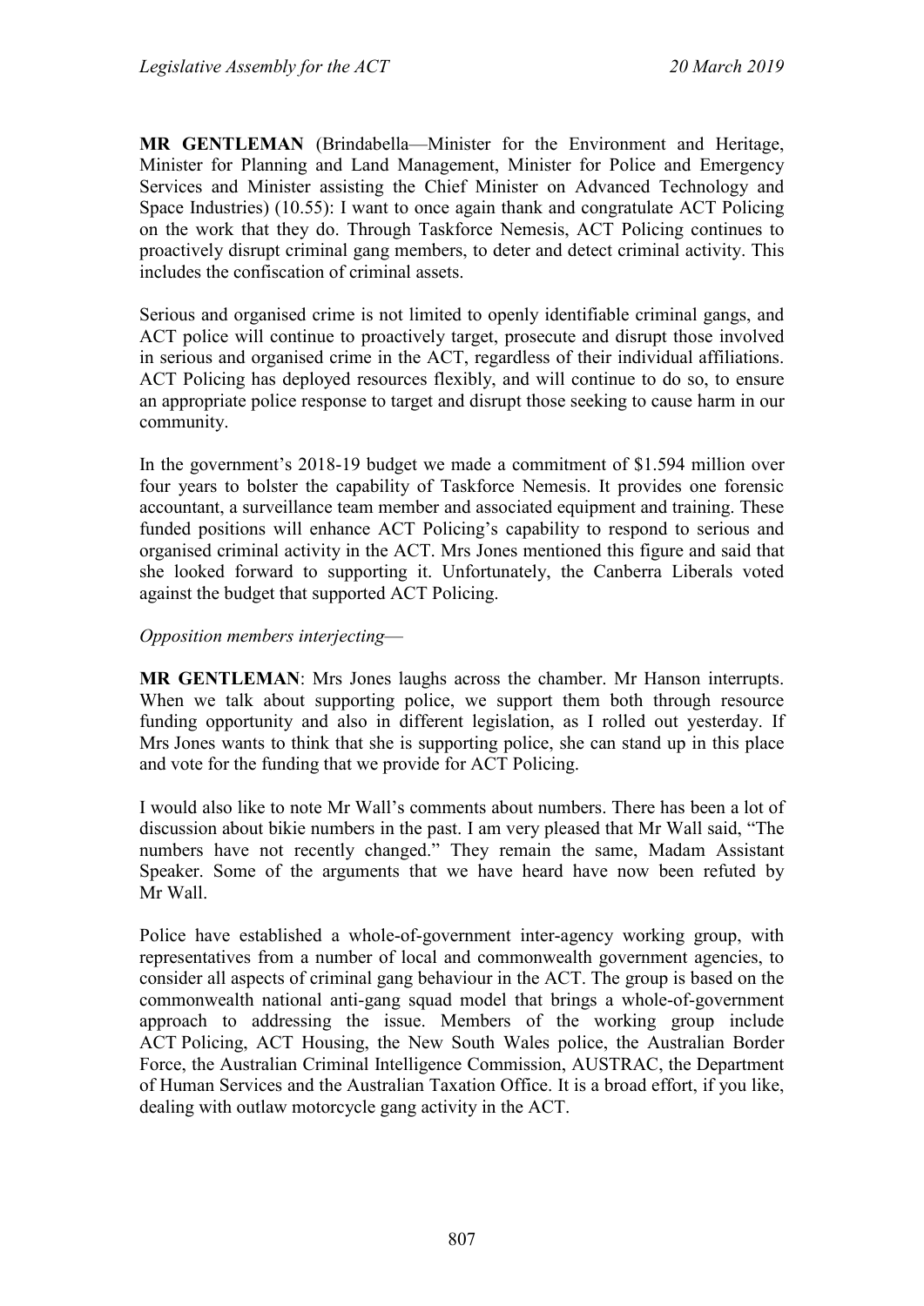**MR GENTLEMAN** (Brindabella—Minister for the Environment and Heritage, Minister for Planning and Land Management, Minister for Police and Emergency Services and Minister assisting the Chief Minister on Advanced Technology and Space Industries) (10.55): I want to once again thank and congratulate ACT Policing on the work that they do. Through Taskforce Nemesis, ACT Policing continues to proactively disrupt criminal gang members, to deter and detect criminal activity. This includes the confiscation of criminal assets.

Serious and organised crime is not limited to openly identifiable criminal gangs, and ACT police will continue to proactively target, prosecute and disrupt those involved in serious and organised crime in the ACT, regardless of their individual affiliations. ACT Policing has deployed resources flexibly, and will continue to do so, to ensure an appropriate police response to target and disrupt those seeking to cause harm in our community.

In the government's 2018-19 budget we made a commitment of $1.594 million over four years to bolster the capability of Taskforce Nemesis. It provides one forensic accountant, a surveillance team member and associated equipment and training. These funded positions will enhance ACT Policing's capability to respond to serious and organised criminal activity in the ACT. Mrs Jones mentioned this figure and said that she looked forward to supporting it. Unfortunately, the Canberra Liberals voted against the budget that supported ACT Policing.

*Opposition members interjecting*—

**MR GENTLEMAN**: Mrs Jones laughs across the chamber. Mr Hanson interrupts. When we talk about supporting police, we support them both through resource funding opportunity and also in different legislation, as I rolled out yesterday. If Mrs Jones wants to think that she is supporting police, she can stand up in this place and vote for the funding that we provide for ACT Policing.

I would also like to note Mr Wall's comments about numbers. There has been a lot of discussion about bikie numbers in the past. I am very pleased that Mr Wall said, "The numbers have not recently changed." They remain the same, Madam Assistant Speaker. Some of the arguments that we have heard have now been refuted by Mr Wall.

Police have established a whole-of-government inter-agency working group, with representatives from a number of local and commonwealth government agencies, to consider all aspects of criminal gang behaviour in the ACT. The group is based on the commonwealth national anti-gang squad model that brings a whole-of-government approach to addressing the issue. Members of the working group include ACT Policing, ACT Housing, the New South Wales police, the Australian Border Force, the Australian Criminal Intelligence Commission, AUSTRAC, the Department of Human Services and the Australian Taxation Office. It is a broad effort, if you like, dealing with outlaw motorcycle gang activity in the ACT.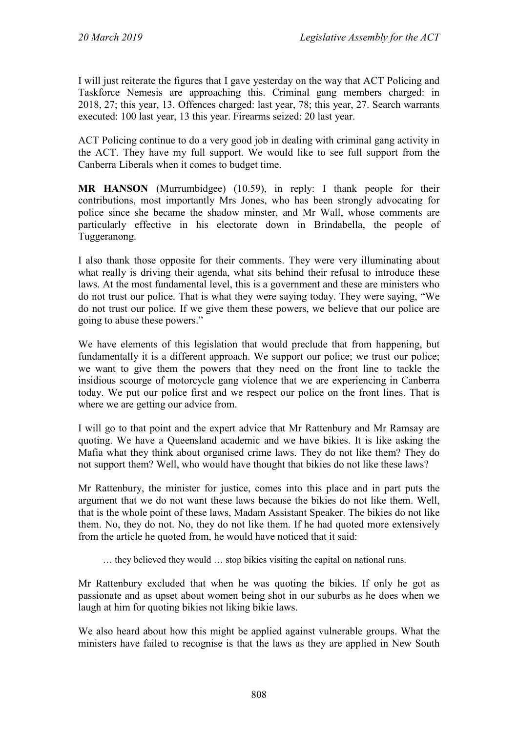I will just reiterate the figures that I gave yesterday on the way that ACT Policing and Taskforce Nemesis are approaching this. Criminal gang members charged: in 2018, 27; this year, 13. Offences charged: last year, 78; this year, 27. Search warrants executed: 100 last year, 13 this year. Firearms seized: 20 last year.

ACT Policing continue to do a very good job in dealing with criminal gang activity in the ACT. They have my full support. We would like to see full support from the Canberra Liberals when it comes to budget time.

**MR HANSON** (Murrumbidgee) (10.59), in reply: I thank people for their contributions, most importantly Mrs Jones, who has been strongly advocating for police since she became the shadow minster, and Mr Wall, whose comments are particularly effective in his electorate down in Brindabella, the people of Tuggeranong.

I also thank those opposite for their comments. They were very illuminating about what really is driving their agenda, what sits behind their refusal to introduce these laws. At the most fundamental level, this is a government and these are ministers who do not trust our police. That is what they were saying today. They were saying, "We do not trust our police. If we give them these powers, we believe that our police are going to abuse these powers."

We have elements of this legislation that would preclude that from happening, but fundamentally it is a different approach. We support our police; we trust our police; we want to give them the powers that they need on the front line to tackle the insidious scourge of motorcycle gang violence that we are experiencing in Canberra today. We put our police first and we respect our police on the front lines. That is where we are getting our advice from.

I will go to that point and the expert advice that Mr Rattenbury and Mr Ramsay are quoting. We have a Queensland academic and we have bikies. It is like asking the Mafia what they think about organised crime laws. They do not like them? They do not support them? Well, who would have thought that bikies do not like these laws?

Mr Rattenbury, the minister for justice, comes into this place and in part puts the argument that we do not want these laws because the bikies do not like them. Well, that is the whole point of these laws, Madam Assistant Speaker. The bikies do not like them. No, they do not. No, they do not like them. If he had quoted more extensively from the article he quoted from, he would have noticed that it said:

> … they believed they would … stop bikies visiting the capital on national runs.

Mr Rattenbury excluded that when he was quoting the bikies. If only he got as passionate and as upset about women being shot in our suburbs as he does when we laugh at him for quoting bikies not liking bikie laws.

We also heard about how this might be applied against vulnerable groups. What the ministers have failed to recognise is that the laws as they are applied in New South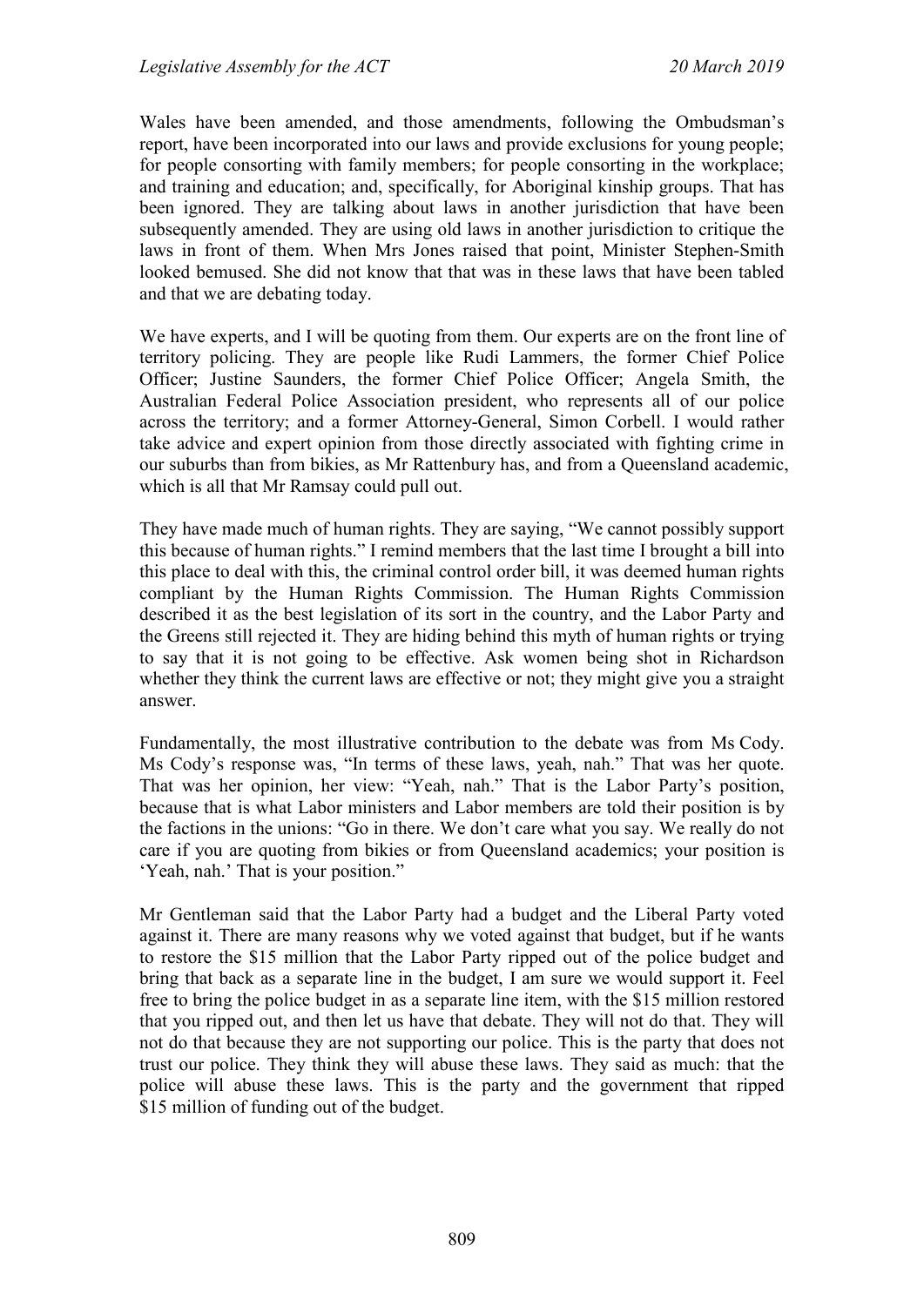Wales have been amended, and those amendments, following the Ombudsman's report, have been incorporated into our laws and provide exclusions for young people; for people consorting with family members; for people consorting in the workplace; and training and education; and, specifically, for Aboriginal kinship groups. That has been ignored. They are talking about laws in another jurisdiction that have been subsequently amended. They are using old laws in another jurisdiction to critique the laws in front of them. When Mrs Jones raised that point, Minister Stephen-Smith looked bemused. She did not know that that was in these laws that have been tabled and that we are debating today.

We have experts, and I will be quoting from them. Our experts are on the front line of territory policing. They are people like Rudi Lammers, the former Chief Police Officer; Justine Saunders, the former Chief Police Officer; Angela Smith, the Australian Federal Police Association president, who represents all of our police across the territory; and a former Attorney-General, Simon Corbell. I would rather take advice and expert opinion from those directly associated with fighting crime in our suburbs than from bikies, as Mr Rattenbury has, and from a Queensland academic, which is all that Mr Ramsay could pull out.

They have made much of human rights. They are saying, "We cannot possibly support this because of human rights." I remind members that the last time I brought a bill into this place to deal with this, the criminal control order bill, it was deemed human rights compliant by the Human Rights Commission. The Human Rights Commission described it as the best legislation of its sort in the country, and the Labor Party and the Greens still rejected it. They are hiding behind this myth of human rights or trying to say that it is not going to be effective. Ask women being shot in Richardson whether they think the current laws are effective or not; they might give you a straight answer.

Fundamentally, the most illustrative contribution to the debate was from Ms Cody. Ms Cody's response was, "In terms of these laws, yeah, nah." That was her quote. That was her opinion, her view: "Yeah, nah." That is the Labor Party's position, because that is what Labor ministers and Labor members are told their position is by the factions in the unions: "Go in there. We don't care what you say. We really do not care if you are quoting from bikies or from Queensland academics; your position is 'Yeah, nah.' That is your position."

Mr Gentleman said that the Labor Party had a budget and the Liberal Party voted against it. There are many reasons why we voted against that budget, but if he wants to restore the $15 million that the Labor Party ripped out of the police budget and bring that back as a separate line in the budget, I am sure we would support it. Feel free to bring the police budget in as a separate line item, with the $15 million restored that you ripped out, and then let us have that debate. They will not do that. They will not do that because they are not supporting our police. This is the party that does not trust our police. They think they will abuse these laws. They said as much: that the police will abuse these laws. This is the party and the government that ripped $15 million of funding out of the budget.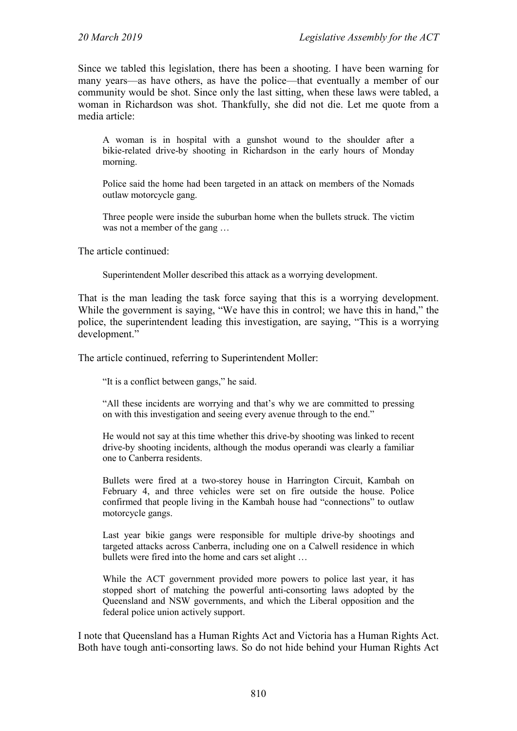Since we tabled this legislation, there has been a shooting. I have been warning for many years—as have others, as have the police—that eventually a member of our community would be shot. Since only the last sitting, when these laws were tabled, a woman in Richardson was shot. Thankfully, she did not die. Let me quote from a media article:

> A woman is in hospital with a gunshot wound to the shoulder after a bikie-related drive-by shooting in Richardson in the early hours of Monday morning.
>
> Police said the home had been targeted in an attack on members of the Nomads outlaw motorcycle gang.
>
> Three people were inside the suburban home when the bullets struck. The victim was not a member of the gang …

The article continued:

> Superintendent Moller described this attack as a worrying development.

That is the man leading the task force saying that this is a worrying development. While the government is saying, "We have this in control; we have this in hand," the police, the superintendent leading this investigation, are saying, "This is a worrying development."

The article continued, referring to Superintendent Moller:

> "It is a conflict between gangs," he said.
>
> "All these incidents are worrying and that's why we are committed to pressing on with this investigation and seeing every avenue through to the end."
>
> He would not say at this time whether this drive-by shooting was linked to recent drive-by shooting incidents, although the modus operandi was clearly a familiar one to Canberra residents.
>
> Bullets were fired at a two-storey house in Harrington Circuit, Kambah on February 4, and three vehicles were set on fire outside the house. Police confirmed that people living in the Kambah house had "connections" to outlaw motorcycle gangs.
>
> Last year bikie gangs were responsible for multiple drive-by shootings and targeted attacks across Canberra, including one on a Calwell residence in which bullets were fired into the home and cars set alight …
>
> While the ACT government provided more powers to police last year, it has stopped short of matching the powerful anti-consorting laws adopted by the Queensland and NSW governments, and which the Liberal opposition and the federal police union actively support.

I note that Queensland has a Human Rights Act and Victoria has a Human Rights Act. Both have tough anti-consorting laws. So do not hide behind your Human Rights Act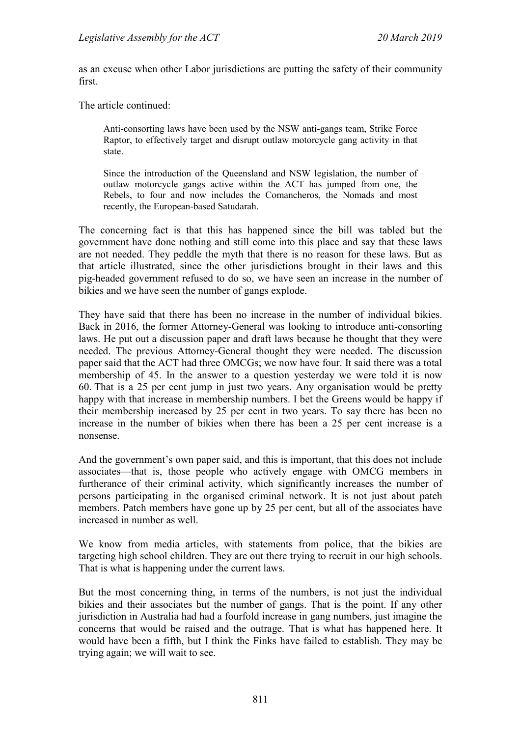as an excuse when other Labor jurisdictions are putting the safety of their community first.

The article continued:

> Anti-consorting laws have been used by the NSW anti-gangs team, Strike Force Raptor, to effectively target and disrupt outlaw motorcycle gang activity in that state.
>
> Since the introduction of the Queensland and NSW legislation, the number of outlaw motorcycle gangs active within the ACT has jumped from one, the Rebels, to four and now includes the Comancheros, the Nomads and most recently, the European-based Satudarah.

The concerning fact is that this has happened since the bill was tabled but the government have done nothing and still come into this place and say that these laws are not needed. They peddle the myth that there is no reason for these laws. But as that article illustrated, since the other jurisdictions brought in their laws and this pig-headed government refused to do so, we have seen an increase in the number of bikies and we have seen the number of gangs explode.

They have said that there has been no increase in the number of individual bikies. Back in 2016, the former Attorney-General was looking to introduce anti-consorting laws. He put out a discussion paper and draft laws because he thought that they were needed. The previous Attorney-General thought they were needed. The discussion paper said that the ACT had three OMCGs; we now have four. It said there was a total membership of 45. In the answer to a question yesterday we were told it is now 60. That is a 25 per cent jump in just two years. Any organisation would be pretty happy with that increase in membership numbers. I bet the Greens would be happy if their membership increased by 25 per cent in two years. To say there has been no increase in the number of bikies when there has been a 25 per cent increase is a nonsense.

And the government's own paper said, and this is important, that this does not include associates—that is, those people who actively engage with OMCG members in furtherance of their criminal activity, which significantly increases the number of persons participating in the organised criminal network. It is not just about patch members. Patch members have gone up by 25 per cent, but all of the associates have increased in number as well.

We know from media articles, with statements from police, that the bikies are targeting high school children. They are out there trying to recruit in our high schools. That is what is happening under the current laws.

But the most concerning thing, in terms of the numbers, is not just the individual bikies and their associates but the number of gangs. That is the point. If any other jurisdiction in Australia had had a fourfold increase in gang numbers, just imagine the concerns that would be raised and the outrage. That is what has happened here. It would have been a fifth, but I think the Finks have failed to establish. They may be trying again; we will wait to see.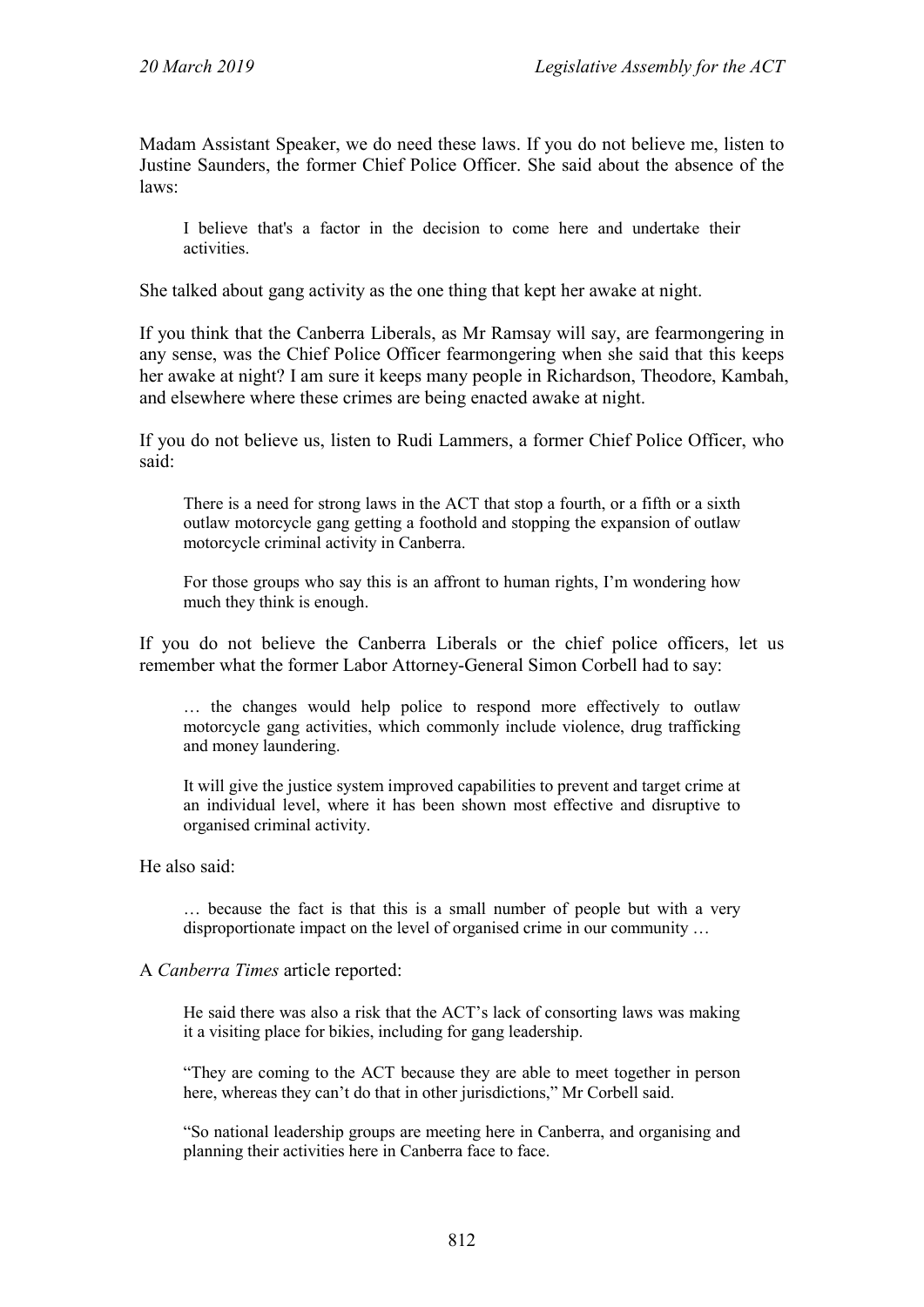Madam Assistant Speaker, we do need these laws. If you do not believe me, listen to Justine Saunders, the former Chief Police Officer. She said about the absence of the laws:

> I believe that's a factor in the decision to come here and undertake their activities.

She talked about gang activity as the one thing that kept her awake at night.

If you think that the Canberra Liberals, as Mr Ramsay will say, are fearmongering in any sense, was the Chief Police Officer fearmongering when she said that this keeps her awake at night? I am sure it keeps many people in Richardson, Theodore, Kambah, and elsewhere where these crimes are being enacted awake at night.

If you do not believe us, listen to Rudi Lammers, a former Chief Police Officer, who said:

> There is a need for strong laws in the ACT that stop a fourth, or a fifth or a sixth outlaw motorcycle gang getting a foothold and stopping the expansion of outlaw motorcycle criminal activity in Canberra.
>
> For those groups who say this is an affront to human rights, I'm wondering how much they think is enough.

If you do not believe the Canberra Liberals or the chief police officers, let us remember what the former Labor Attorney-General Simon Corbell had to say:

> … the changes would help police to respond more effectively to outlaw motorcycle gang activities, which commonly include violence, drug trafficking and money laundering.
>
> It will give the justice system improved capabilities to prevent and target crime at an individual level, where it has been shown most effective and disruptive to organised criminal activity.

He also said:

> … because the fact is that this is a small number of people but with a very disproportionate impact on the level of organised crime in our community …

A *Canberra Times* article reported:

> He said there was also a risk that the ACT's lack of consorting laws was making it a visiting place for bikies, including for gang leadership.
>
> "They are coming to the ACT because they are able to meet together in person here, whereas they can't do that in other jurisdictions," Mr Corbell said.
>
> "So national leadership groups are meeting here in Canberra, and organising and planning their activities here in Canberra face to face.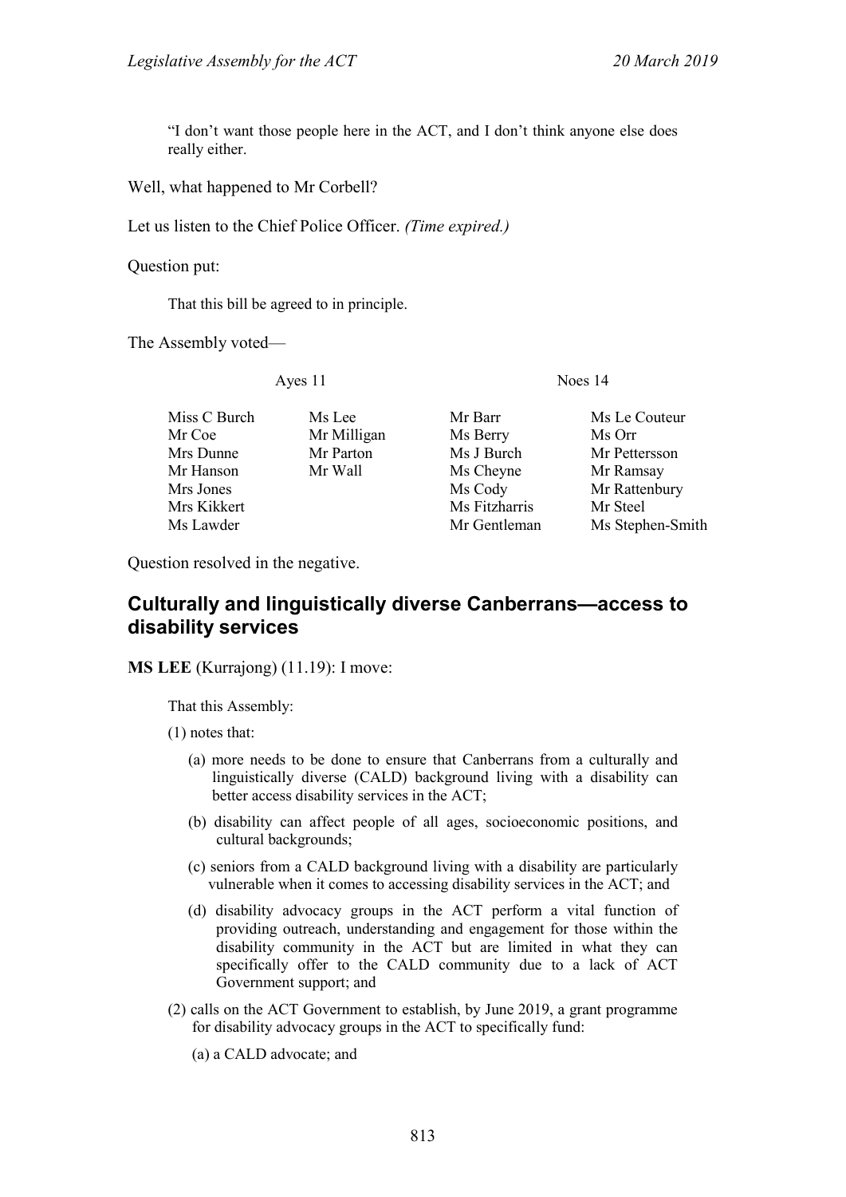> "I don't want those people here in the ACT, and I don't think anyone else does really either.

Well, what happened to Mr Corbell?

Let us listen to the Chief Police Officer. *(Time expired.)*

Question put:

> That this bill be agreed to in principle.

The Assembly voted—

| Ayes 11 | | Noes 14 | |
|---|---|---|---|
| Miss C Burch | Ms Lee | Mr Barr | Ms Le Couteur |
| Mr Coe | Mr Milligan | Ms Berry | Ms Orr |
| Mrs Dunne | Mr Parton | Ms J Burch | Mr Pettersson |
| Mr Hanson | Mr Wall | Ms Cheyne | Mr Ramsay |
| Mrs Jones | | Ms Cody | Mr Rattenbury |
| Mrs Kikkert | | Ms Fitzharris | Mr Steel |
| Ms Lawder | | Mr Gentleman | Ms Stephen-Smith |

Question resolved in the negative.

## Culturally and linguistically diverse Canberrans—access to disability services

**MS LEE** (Kurrajong) (11.19): I move:

> That this Assembly:
>
> (1) notes that:
>
> (a) more needs to be done to ensure that Canberrans from a culturally and linguistically diverse (CALD) background living with a disability can better access disability services in the ACT;
>
> (b) disability can affect people of all ages, socioeconomic positions, and cultural backgrounds;
>
> (c) seniors from a CALD background living with a disability are particularly vulnerable when it comes to accessing disability services in the ACT; and
>
> (d) disability advocacy groups in the ACT perform a vital function of providing outreach, understanding and engagement for those within the disability community in the ACT but are limited in what they can specifically offer to the CALD community due to a lack of ACT Government support; and
>
> (2) calls on the ACT Government to establish, by June 2019, a grant programme for disability advocacy groups in the ACT to specifically fund:
>
> (a) a CALD advocate; and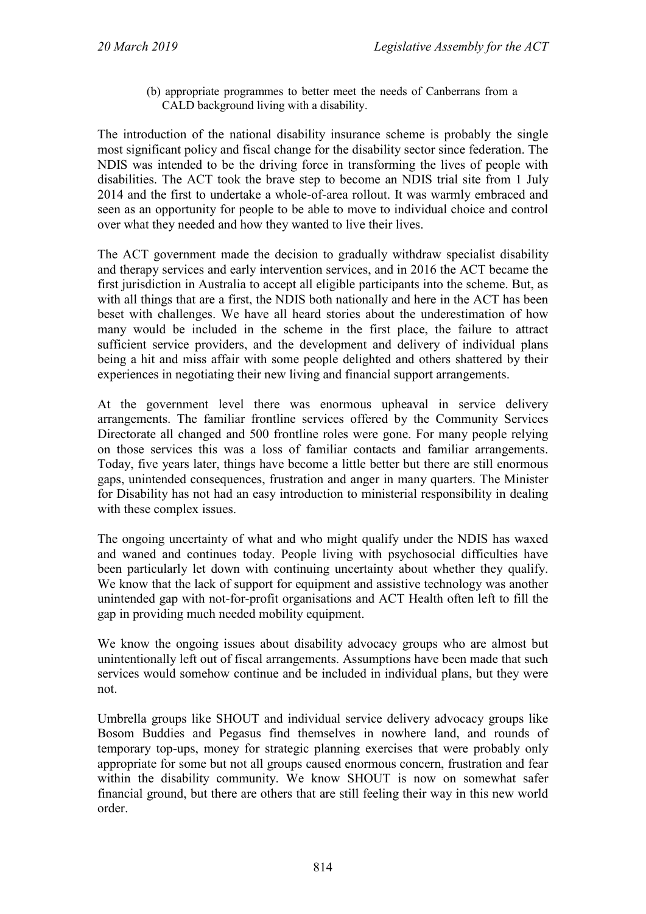(b) appropriate programmes to better meet the needs of Canberrans from a CALD background living with a disability.

The introduction of the national disability insurance scheme is probably the single most significant policy and fiscal change for the disability sector since federation. The NDIS was intended to be the driving force in transforming the lives of people with disabilities. The ACT took the brave step to become an NDIS trial site from 1 July 2014 and the first to undertake a whole-of-area rollout. It was warmly embraced and seen as an opportunity for people to be able to move to individual choice and control over what they needed and how they wanted to live their lives.

The ACT government made the decision to gradually withdraw specialist disability and therapy services and early intervention services, and in 2016 the ACT became the first jurisdiction in Australia to accept all eligible participants into the scheme. But, as with all things that are a first, the NDIS both nationally and here in the ACT has been beset with challenges. We have all heard stories about the underestimation of how many would be included in the scheme in the first place, the failure to attract sufficient service providers, and the development and delivery of individual plans being a hit and miss affair with some people delighted and others shattered by their experiences in negotiating their new living and financial support arrangements.

At the government level there was enormous upheaval in service delivery arrangements. The familiar frontline services offered by the Community Services Directorate all changed and 500 frontline roles were gone. For many people relying on those services this was a loss of familiar contacts and familiar arrangements. Today, five years later, things have become a little better but there are still enormous gaps, unintended consequences, frustration and anger in many quarters. The Minister for Disability has not had an easy introduction to ministerial responsibility in dealing with these complex issues.

The ongoing uncertainty of what and who might qualify under the NDIS has waxed and waned and continues today. People living with psychosocial difficulties have been particularly let down with continuing uncertainty about whether they qualify. We know that the lack of support for equipment and assistive technology was another unintended gap with not-for-profit organisations and ACT Health often left to fill the gap in providing much needed mobility equipment.

We know the ongoing issues about disability advocacy groups who are almost but unintentionally left out of fiscal arrangements. Assumptions have been made that such services would somehow continue and be included in individual plans, but they were not.

Umbrella groups like SHOUT and individual service delivery advocacy groups like Bosom Buddies and Pegasus find themselves in nowhere land, and rounds of temporary top-ups, money for strategic planning exercises that were probably only appropriate for some but not all groups caused enormous concern, frustration and fear within the disability community. We know SHOUT is now on somewhat safer financial ground, but there are others that are still feeling their way in this new world order.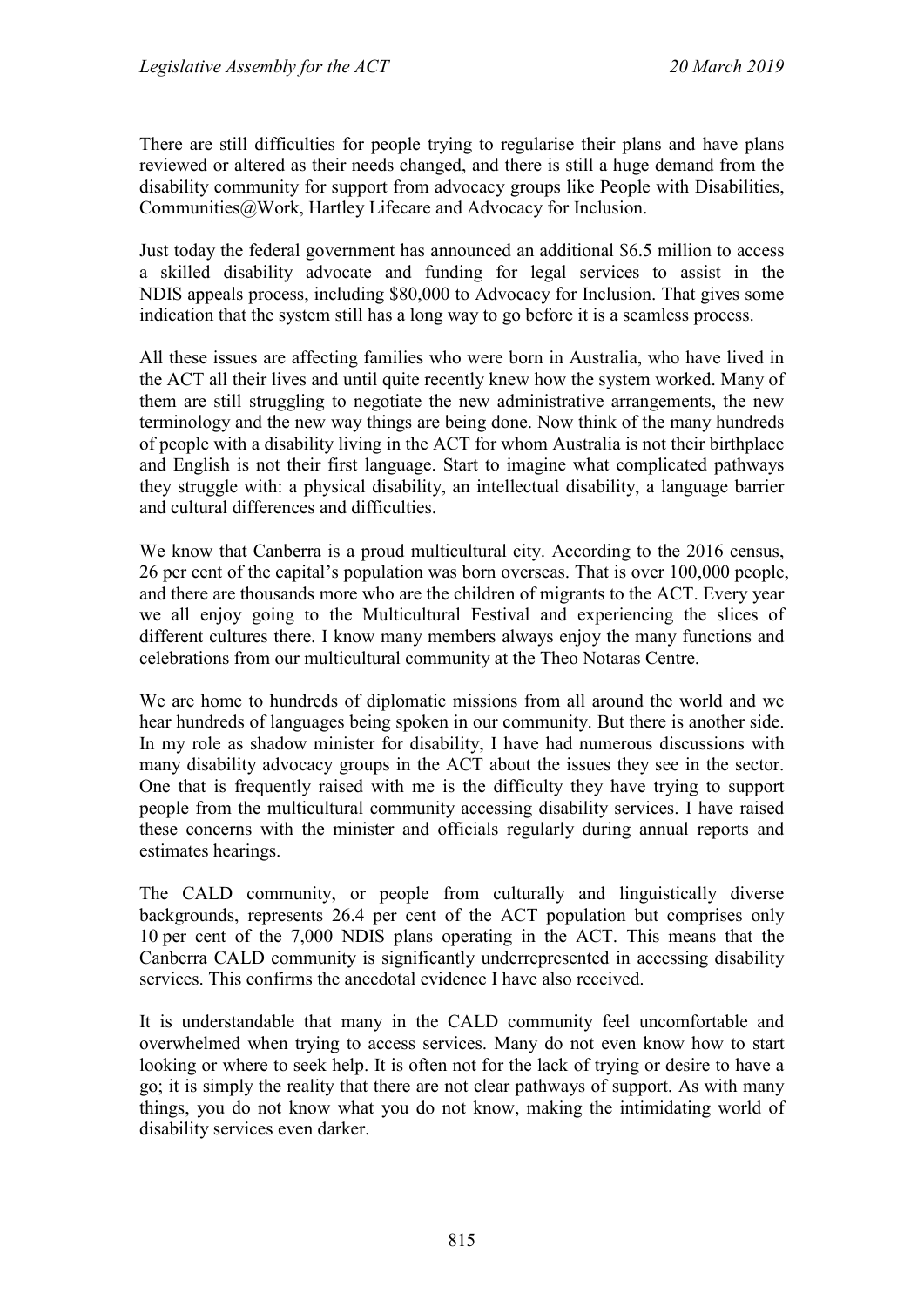There are still difficulties for people trying to regularise their plans and have plans reviewed or altered as their needs changed, and there is still a huge demand from the disability community for support from advocacy groups like People with Disabilities, Communities@Work, Hartley Lifecare and Advocacy for Inclusion.

Just today the federal government has announced an additional $6.5 million to access a skilled disability advocate and funding for legal services to assist in the NDIS appeals process, including $80,000 to Advocacy for Inclusion. That gives some indication that the system still has a long way to go before it is a seamless process.

All these issues are affecting families who were born in Australia, who have lived in the ACT all their lives and until quite recently knew how the system worked. Many of them are still struggling to negotiate the new administrative arrangements, the new terminology and the new way things are being done. Now think of the many hundreds of people with a disability living in the ACT for whom Australia is not their birthplace and English is not their first language. Start to imagine what complicated pathways they struggle with: a physical disability, an intellectual disability, a language barrier and cultural differences and difficulties.

We know that Canberra is a proud multicultural city. According to the 2016 census, 26 per cent of the capital's population was born overseas. That is over 100,000 people, and there are thousands more who are the children of migrants to the ACT. Every year we all enjoy going to the Multicultural Festival and experiencing the slices of different cultures there. I know many members always enjoy the many functions and celebrations from our multicultural community at the Theo Notaras Centre.

We are home to hundreds of diplomatic missions from all around the world and we hear hundreds of languages being spoken in our community. But there is another side. In my role as shadow minister for disability, I have had numerous discussions with many disability advocacy groups in the ACT about the issues they see in the sector. One that is frequently raised with me is the difficulty they have trying to support people from the multicultural community accessing disability services. I have raised these concerns with the minister and officials regularly during annual reports and estimates hearings.

The CALD community, or people from culturally and linguistically diverse backgrounds, represents 26.4 per cent of the ACT population but comprises only 10 per cent of the 7,000 NDIS plans operating in the ACT. This means that the Canberra CALD community is significantly underrepresented in accessing disability services. This confirms the anecdotal evidence I have also received.

It is understandable that many in the CALD community feel uncomfortable and overwhelmed when trying to access services. Many do not even know how to start looking or where to seek help. It is often not for the lack of trying or desire to have a go; it is simply the reality that there are not clear pathways of support. As with many things, you do not know what you do not know, making the intimidating world of disability services even darker.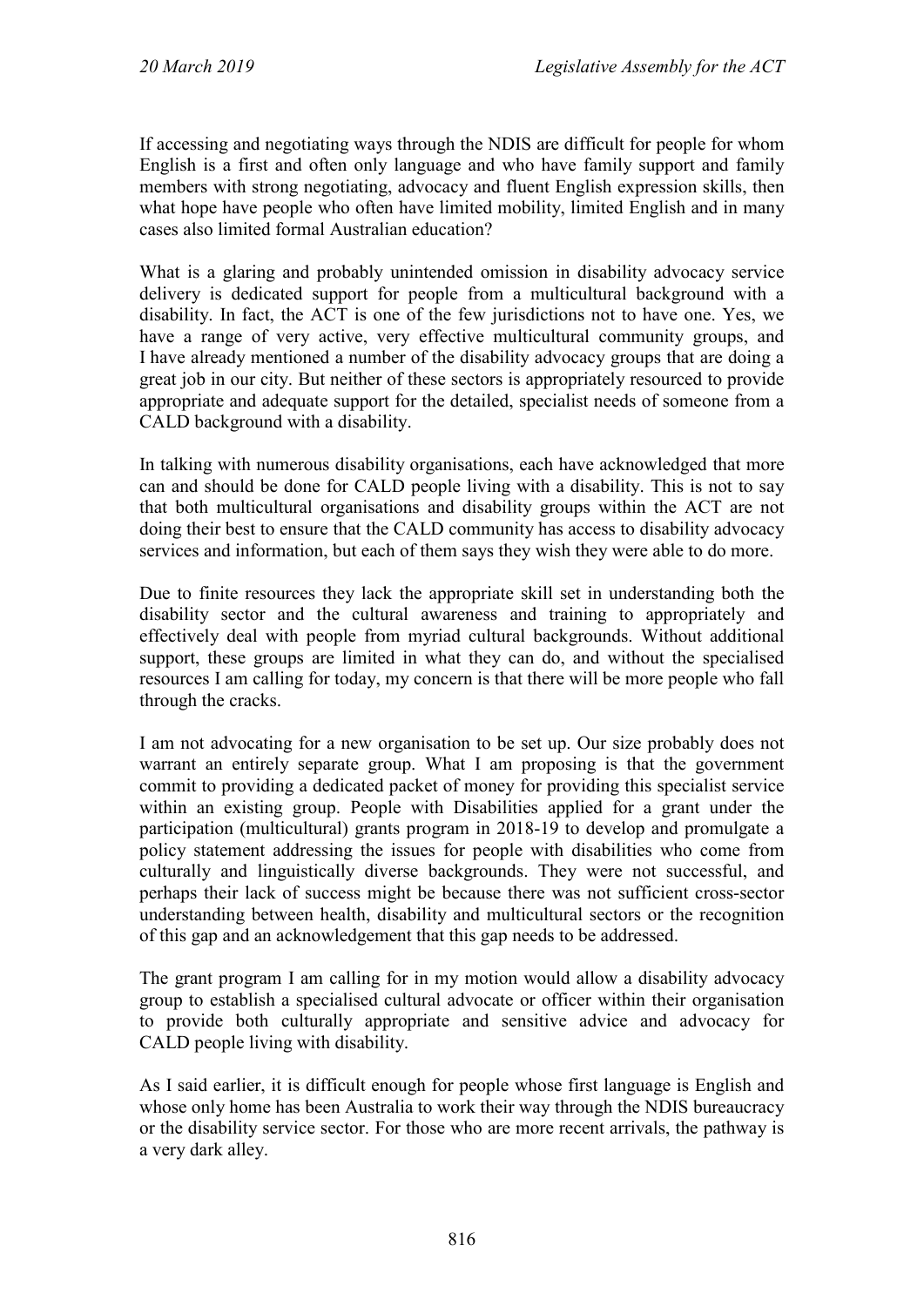If accessing and negotiating ways through the NDIS are difficult for people for whom English is a first and often only language and who have family support and family members with strong negotiating, advocacy and fluent English expression skills, then what hope have people who often have limited mobility, limited English and in many cases also limited formal Australian education?

What is a glaring and probably unintended omission in disability advocacy service delivery is dedicated support for people from a multicultural background with a disability. In fact, the ACT is one of the few jurisdictions not to have one. Yes, we have a range of very active, very effective multicultural community groups, and I have already mentioned a number of the disability advocacy groups that are doing a great job in our city. But neither of these sectors is appropriately resourced to provide appropriate and adequate support for the detailed, specialist needs of someone from a CALD background with a disability.

In talking with numerous disability organisations, each have acknowledged that more can and should be done for CALD people living with a disability. This is not to say that both multicultural organisations and disability groups within the ACT are not doing their best to ensure that the CALD community has access to disability advocacy services and information, but each of them says they wish they were able to do more.

Due to finite resources they lack the appropriate skill set in understanding both the disability sector and the cultural awareness and training to appropriately and effectively deal with people from myriad cultural backgrounds. Without additional support, these groups are limited in what they can do, and without the specialised resources I am calling for today, my concern is that there will be more people who fall through the cracks.

I am not advocating for a new organisation to be set up. Our size probably does not warrant an entirely separate group. What I am proposing is that the government commit to providing a dedicated packet of money for providing this specialist service within an existing group. People with Disabilities applied for a grant under the participation (multicultural) grants program in 2018-19 to develop and promulgate a policy statement addressing the issues for people with disabilities who come from culturally and linguistically diverse backgrounds. They were not successful, and perhaps their lack of success might be because there was not sufficient cross-sector understanding between health, disability and multicultural sectors or the recognition of this gap and an acknowledgement that this gap needs to be addressed.

The grant program I am calling for in my motion would allow a disability advocacy group to establish a specialised cultural advocate or officer within their organisation to provide both culturally appropriate and sensitive advice and advocacy for CALD people living with disability.

As I said earlier, it is difficult enough for people whose first language is English and whose only home has been Australia to work their way through the NDIS bureaucracy or the disability service sector. For those who are more recent arrivals, the pathway is a very dark alley.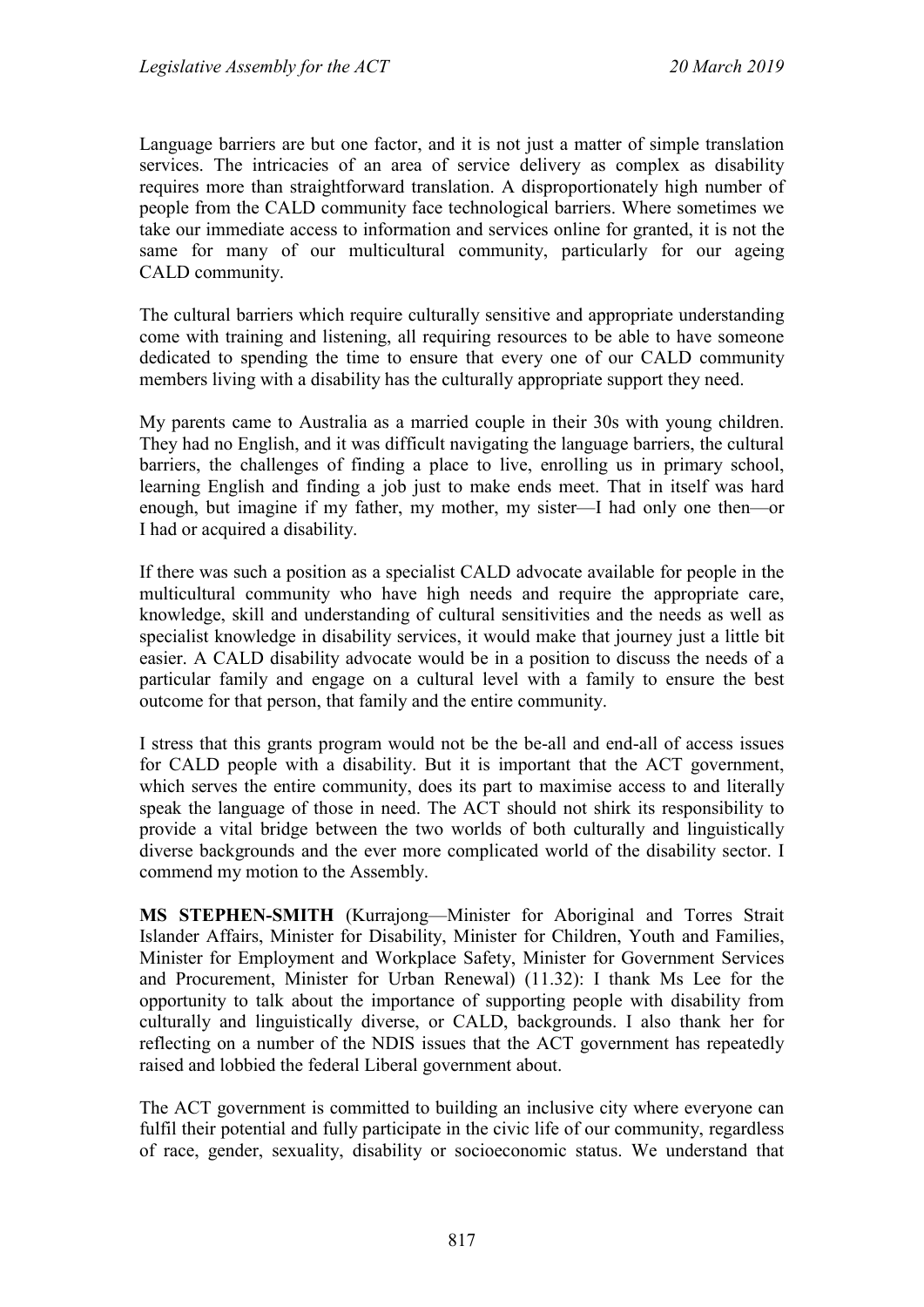Language barriers are but one factor, and it is not just a matter of simple translation services. The intricacies of an area of service delivery as complex as disability requires more than straightforward translation. A disproportionately high number of people from the CALD community face technological barriers. Where sometimes we take our immediate access to information and services online for granted, it is not the same for many of our multicultural community, particularly for our ageing CALD community.

The cultural barriers which require culturally sensitive and appropriate understanding come with training and listening, all requiring resources to be able to have someone dedicated to spending the time to ensure that every one of our CALD community members living with a disability has the culturally appropriate support they need.

My parents came to Australia as a married couple in their 30s with young children. They had no English, and it was difficult navigating the language barriers, the cultural barriers, the challenges of finding a place to live, enrolling us in primary school, learning English and finding a job just to make ends meet. That in itself was hard enough, but imagine if my father, my mother, my sister—I had only one then—or I had or acquired a disability.

If there was such a position as a specialist CALD advocate available for people in the multicultural community who have high needs and require the appropriate care, knowledge, skill and understanding of cultural sensitivities and the needs as well as specialist knowledge in disability services, it would make that journey just a little bit easier. A CALD disability advocate would be in a position to discuss the needs of a particular family and engage on a cultural level with a family to ensure the best outcome for that person, that family and the entire community.

I stress that this grants program would not be the be-all and end-all of access issues for CALD people with a disability. But it is important that the ACT government, which serves the entire community, does its part to maximise access to and literally speak the language of those in need. The ACT should not shirk its responsibility to provide a vital bridge between the two worlds of both culturally and linguistically diverse backgrounds and the ever more complicated world of the disability sector. I commend my motion to the Assembly.

**MS STEPHEN-SMITH** (Kurrajong—Minister for Aboriginal and Torres Strait Islander Affairs, Minister for Disability, Minister for Children, Youth and Families, Minister for Employment and Workplace Safety, Minister for Government Services and Procurement, Minister for Urban Renewal) (11.32): I thank Ms Lee for the opportunity to talk about the importance of supporting people with disability from culturally and linguistically diverse, or CALD, backgrounds. I also thank her for reflecting on a number of the NDIS issues that the ACT government has repeatedly raised and lobbied the federal Liberal government about.

The ACT government is committed to building an inclusive city where everyone can fulfil their potential and fully participate in the civic life of our community, regardless of race, gender, sexuality, disability or socioeconomic status. We understand that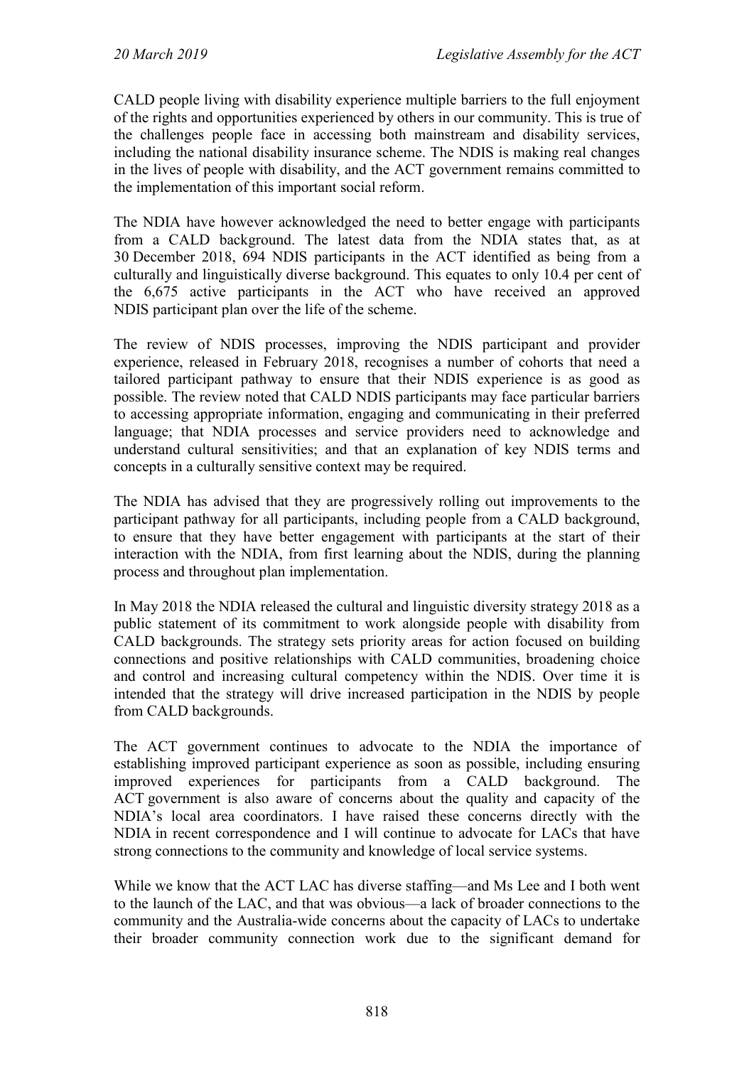CALD people living with disability experience multiple barriers to the full enjoyment of the rights and opportunities experienced by others in our community. This is true of the challenges people face in accessing both mainstream and disability services, including the national disability insurance scheme. The NDIS is making real changes in the lives of people with disability, and the ACT government remains committed to the implementation of this important social reform.

The NDIA have however acknowledged the need to better engage with participants from a CALD background. The latest data from the NDIA states that, as at 30 December 2018, 694 NDIS participants in the ACT identified as being from a culturally and linguistically diverse background. This equates to only 10.4 per cent of the 6,675 active participants in the ACT who have received an approved NDIS participant plan over the life of the scheme.

The review of NDIS processes, improving the NDIS participant and provider experience, released in February 2018, recognises a number of cohorts that need a tailored participant pathway to ensure that their NDIS experience is as good as possible. The review noted that CALD NDIS participants may face particular barriers to accessing appropriate information, engaging and communicating in their preferred language; that NDIA processes and service providers need to acknowledge and understand cultural sensitivities; and that an explanation of key NDIS terms and concepts in a culturally sensitive context may be required.

The NDIA has advised that they are progressively rolling out improvements to the participant pathway for all participants, including people from a CALD background, to ensure that they have better engagement with participants at the start of their interaction with the NDIA, from first learning about the NDIS, during the planning process and throughout plan implementation.

In May 2018 the NDIA released the cultural and linguistic diversity strategy 2018 as a public statement of its commitment to work alongside people with disability from CALD backgrounds. The strategy sets priority areas for action focused on building connections and positive relationships with CALD communities, broadening choice and control and increasing cultural competency within the NDIS. Over time it is intended that the strategy will drive increased participation in the NDIS by people from CALD backgrounds.

The ACT government continues to advocate to the NDIA the importance of establishing improved participant experience as soon as possible, including ensuring improved experiences for participants from a CALD background. The ACT government is also aware of concerns about the quality and capacity of the NDIA's local area coordinators. I have raised these concerns directly with the NDIA in recent correspondence and I will continue to advocate for LACs that have strong connections to the community and knowledge of local service systems.

While we know that the ACT LAC has diverse staffing—and Ms Lee and I both went to the launch of the LAC, and that was obvious—a lack of broader connections to the community and the Australia-wide concerns about the capacity of LACs to undertake their broader community connection work due to the significant demand for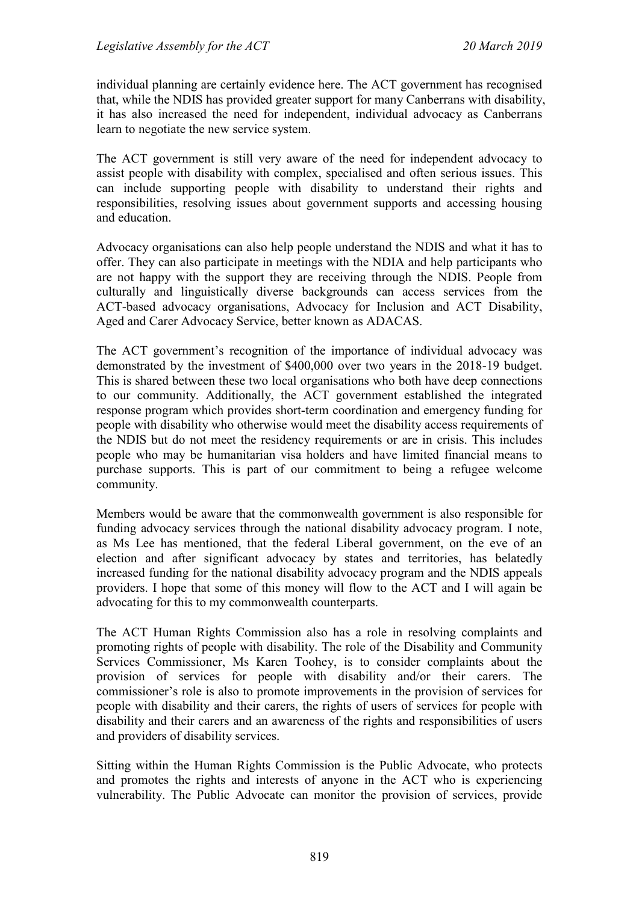individual planning are certainly evidence here. The ACT government has recognised that, while the NDIS has provided greater support for many Canberrans with disability, it has also increased the need for independent, individual advocacy as Canberrans learn to negotiate the new service system.

The ACT government is still very aware of the need for independent advocacy to assist people with disability with complex, specialised and often serious issues. This can include supporting people with disability to understand their rights and responsibilities, resolving issues about government supports and accessing housing and education.

Advocacy organisations can also help people understand the NDIS and what it has to offer. They can also participate in meetings with the NDIA and help participants who are not happy with the support they are receiving through the NDIS. People from culturally and linguistically diverse backgrounds can access services from the ACT-based advocacy organisations, Advocacy for Inclusion and ACT Disability, Aged and Carer Advocacy Service, better known as ADACAS.

The ACT government's recognition of the importance of individual advocacy was demonstrated by the investment of $400,000 over two years in the 2018-19 budget. This is shared between these two local organisations who both have deep connections to our community. Additionally, the ACT government established the integrated response program which provides short-term coordination and emergency funding for people with disability who otherwise would meet the disability access requirements of the NDIS but do not meet the residency requirements or are in crisis. This includes people who may be humanitarian visa holders and have limited financial means to purchase supports. This is part of our commitment to being a refugee welcome community.

Members would be aware that the commonwealth government is also responsible for funding advocacy services through the national disability advocacy program. I note, as Ms Lee has mentioned, that the federal Liberal government, on the eve of an election and after significant advocacy by states and territories, has belatedly increased funding for the national disability advocacy program and the NDIS appeals providers. I hope that some of this money will flow to the ACT and I will again be advocating for this to my commonwealth counterparts.

The ACT Human Rights Commission also has a role in resolving complaints and promoting rights of people with disability. The role of the Disability and Community Services Commissioner, Ms Karen Toohey, is to consider complaints about the provision of services for people with disability and/or their carers. The commissioner's role is also to promote improvements in the provision of services for people with disability and their carers, the rights of users of services for people with disability and their carers and an awareness of the rights and responsibilities of users and providers of disability services.

Sitting within the Human Rights Commission is the Public Advocate, who protects and promotes the rights and interests of anyone in the ACT who is experiencing vulnerability. The Public Advocate can monitor the provision of services, provide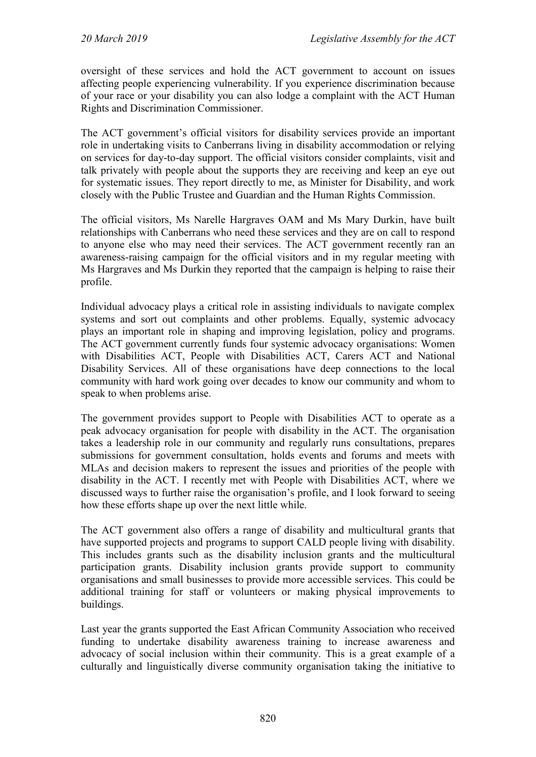oversight of these services and hold the ACT government to account on issues affecting people experiencing vulnerability. If you experience discrimination because of your race or your disability you can also lodge a complaint with the ACT Human Rights and Discrimination Commissioner.

The ACT government's official visitors for disability services provide an important role in undertaking visits to Canberrans living in disability accommodation or relying on services for day-to-day support. The official visitors consider complaints, visit and talk privately with people about the supports they are receiving and keep an eye out for systematic issues. They report directly to me, as Minister for Disability, and work closely with the Public Trustee and Guardian and the Human Rights Commission.

The official visitors, Ms Narelle Hargraves OAM and Ms Mary Durkin, have built relationships with Canberrans who need these services and they are on call to respond to anyone else who may need their services. The ACT government recently ran an awareness-raising campaign for the official visitors and in my regular meeting with Ms Hargraves and Ms Durkin they reported that the campaign is helping to raise their profile.

Individual advocacy plays a critical role in assisting individuals to navigate complex systems and sort out complaints and other problems. Equally, systemic advocacy plays an important role in shaping and improving legislation, policy and programs. The ACT government currently funds four systemic advocacy organisations: Women with Disabilities ACT, People with Disabilities ACT, Carers ACT and National Disability Services. All of these organisations have deep connections to the local community with hard work going over decades to know our community and whom to speak to when problems arise.

The government provides support to People with Disabilities ACT to operate as a peak advocacy organisation for people with disability in the ACT. The organisation takes a leadership role in our community and regularly runs consultations, prepares submissions for government consultation, holds events and forums and meets with MLAs and decision makers to represent the issues and priorities of the people with disability in the ACT. I recently met with People with Disabilities ACT, where we discussed ways to further raise the organisation's profile, and I look forward to seeing how these efforts shape up over the next little while.

The ACT government also offers a range of disability and multicultural grants that have supported projects and programs to support CALD people living with disability. This includes grants such as the disability inclusion grants and the multicultural participation grants. Disability inclusion grants provide support to community organisations and small businesses to provide more accessible services. This could be additional training for staff or volunteers or making physical improvements to buildings.

Last year the grants supported the East African Community Association who received funding to undertake disability awareness training to increase awareness and advocacy of social inclusion within their community. This is a great example of a culturally and linguistically diverse community organisation taking the initiative to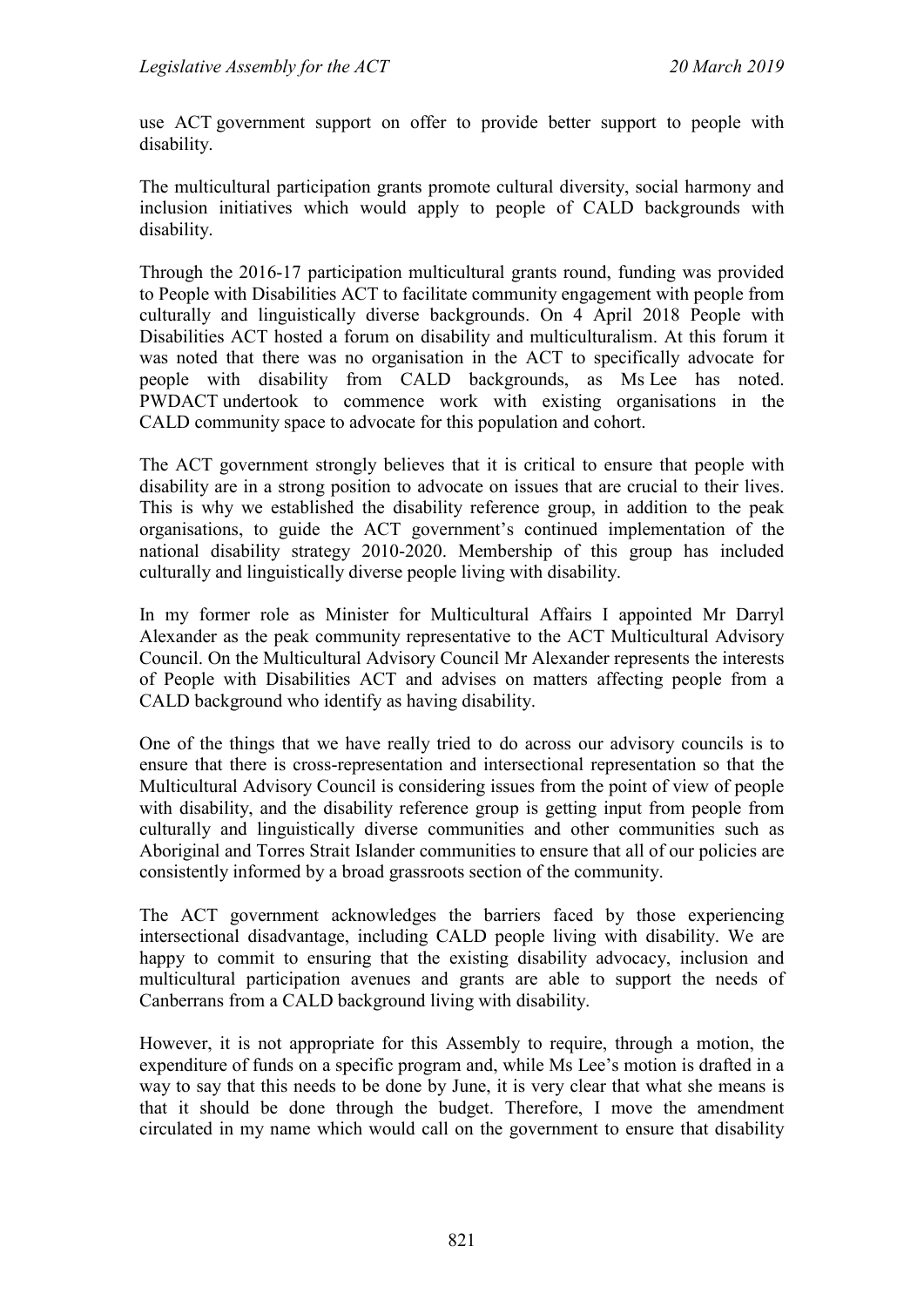use ACT government support on offer to provide better support to people with disability.

The multicultural participation grants promote cultural diversity, social harmony and inclusion initiatives which would apply to people of CALD backgrounds with disability.

Through the 2016-17 participation multicultural grants round, funding was provided to People with Disabilities ACT to facilitate community engagement with people from culturally and linguistically diverse backgrounds. On 4 April 2018 People with Disabilities ACT hosted a forum on disability and multiculturalism. At this forum it was noted that there was no organisation in the ACT to specifically advocate for people with disability from CALD backgrounds, as Ms Lee has noted. PWDACT undertook to commence work with existing organisations in the CALD community space to advocate for this population and cohort.

The ACT government strongly believes that it is critical to ensure that people with disability are in a strong position to advocate on issues that are crucial to their lives. This is why we established the disability reference group, in addition to the peak organisations, to guide the ACT government's continued implementation of the national disability strategy 2010-2020. Membership of this group has included culturally and linguistically diverse people living with disability.

In my former role as Minister for Multicultural Affairs I appointed Mr Darryl Alexander as the peak community representative to the ACT Multicultural Advisory Council. On the Multicultural Advisory Council Mr Alexander represents the interests of People with Disabilities ACT and advises on matters affecting people from a CALD background who identify as having disability.

One of the things that we have really tried to do across our advisory councils is to ensure that there is cross-representation and intersectional representation so that the Multicultural Advisory Council is considering issues from the point of view of people with disability, and the disability reference group is getting input from people from culturally and linguistically diverse communities and other communities such as Aboriginal and Torres Strait Islander communities to ensure that all of our policies are consistently informed by a broad grassroots section of the community.

The ACT government acknowledges the barriers faced by those experiencing intersectional disadvantage, including CALD people living with disability. We are happy to commit to ensuring that the existing disability advocacy, inclusion and multicultural participation avenues and grants are able to support the needs of Canberrans from a CALD background living with disability.

However, it is not appropriate for this Assembly to require, through a motion, the expenditure of funds on a specific program and, while Ms Lee's motion is drafted in a way to say that this needs to be done by June, it is very clear that what she means is that it should be done through the budget. Therefore, I move the amendment circulated in my name which would call on the government to ensure that disability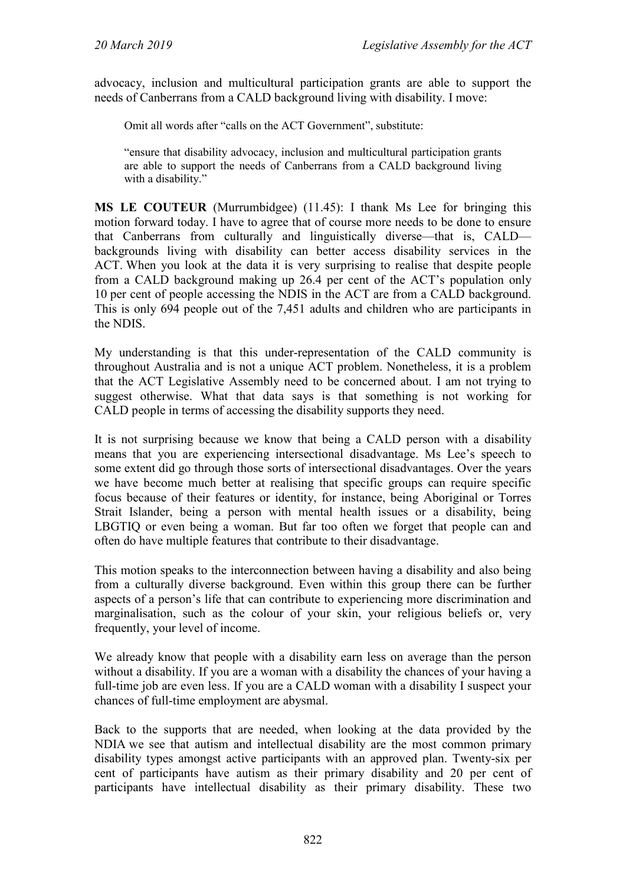advocacy, inclusion and multicultural participation grants are able to support the needs of Canberrans from a CALD background living with disability. I move:

> Omit all words after "calls on the ACT Government", substitute:
>
> "ensure that disability advocacy, inclusion and multicultural participation grants are able to support the needs of Canberrans from a CALD background living with a disability."

**MS LE COUTEUR** (Murrumbidgee) (11.45): I thank Ms Lee for bringing this motion forward today. I have to agree that of course more needs to be done to ensure that Canberrans from culturally and linguistically diverse—that is, CALD—backgrounds living with disability can better access disability services in the ACT. When you look at the data it is very surprising to realise that despite people from a CALD background making up 26.4 per cent of the ACT's population only 10 per cent of people accessing the NDIS in the ACT are from a CALD background. This is only 694 people out of the 7,451 adults and children who are participants in the NDIS.

My understanding is that this under-representation of the CALD community is throughout Australia and is not a unique ACT problem. Nonetheless, it is a problem that the ACT Legislative Assembly need to be concerned about. I am not trying to suggest otherwise. What that data says is that something is not working for CALD people in terms of accessing the disability supports they need.

It is not surprising because we know that being a CALD person with a disability means that you are experiencing intersectional disadvantage. Ms Lee's speech to some extent did go through those sorts of intersectional disadvantages. Over the years we have become much better at realising that specific groups can require specific focus because of their features or identity, for instance, being Aboriginal or Torres Strait Islander, being a person with mental health issues or a disability, being LBGTIQ or even being a woman. But far too often we forget that people can and often do have multiple features that contribute to their disadvantage.

This motion speaks to the interconnection between having a disability and also being from a culturally diverse background. Even within this group there can be further aspects of a person's life that can contribute to experiencing more discrimination and marginalisation, such as the colour of your skin, your religious beliefs or, very frequently, your level of income.

We already know that people with a disability earn less on average than the person without a disability. If you are a woman with a disability the chances of your having a full-time job are even less. If you are a CALD woman with a disability I suspect your chances of full-time employment are abysmal.

Back to the supports that are needed, when looking at the data provided by the NDIA we see that autism and intellectual disability are the most common primary disability types amongst active participants with an approved plan. Twenty-six per cent of participants have autism as their primary disability and 20 per cent of participants have intellectual disability as their primary disability. These two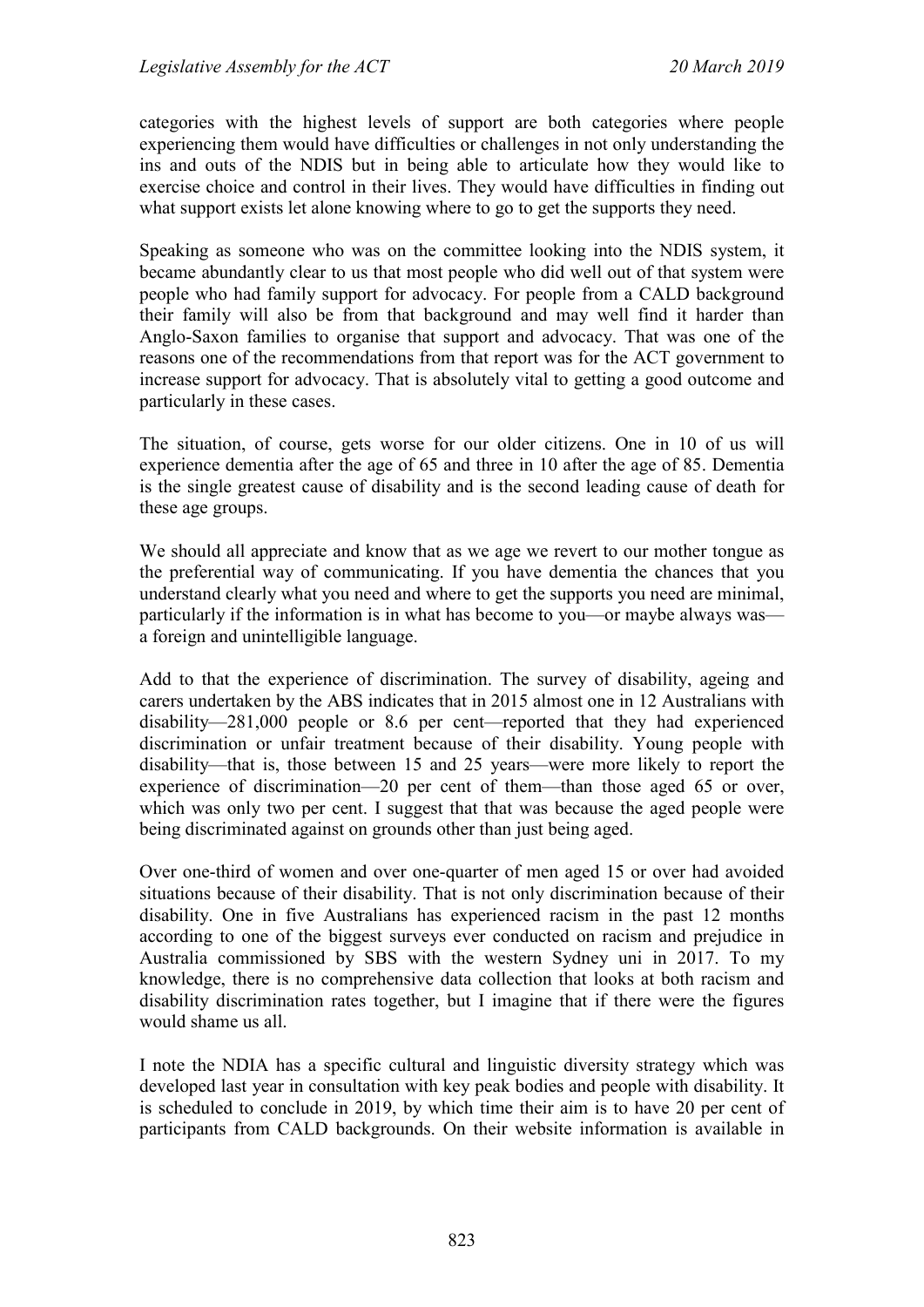categories with the highest levels of support are both categories where people experiencing them would have difficulties or challenges in not only understanding the ins and outs of the NDIS but in being able to articulate how they would like to exercise choice and control in their lives. They would have difficulties in finding out what support exists let alone knowing where to go to get the supports they need.

Speaking as someone who was on the committee looking into the NDIS system, it became abundantly clear to us that most people who did well out of that system were people who had family support for advocacy. For people from a CALD background their family will also be from that background and may well find it harder than Anglo-Saxon families to organise that support and advocacy. That was one of the reasons one of the recommendations from that report was for the ACT government to increase support for advocacy. That is absolutely vital to getting a good outcome and particularly in these cases.

The situation, of course, gets worse for our older citizens. One in 10 of us will experience dementia after the age of 65 and three in 10 after the age of 85. Dementia is the single greatest cause of disability and is the second leading cause of death for these age groups.

We should all appreciate and know that as we age we revert to our mother tongue as the preferential way of communicating. If you have dementia the chances that you understand clearly what you need and where to get the supports you need are minimal, particularly if the information is in what has become to you—or maybe always was—a foreign and unintelligible language.

Add to that the experience of discrimination. The survey of disability, ageing and carers undertaken by the ABS indicates that in 2015 almost one in 12 Australians with disability—281,000 people or 8.6 per cent—reported that they had experienced discrimination or unfair treatment because of their disability. Young people with disability—that is, those between 15 and 25 years—were more likely to report the experience of discrimination—20 per cent of them—than those aged 65 or over, which was only two per cent. I suggest that that was because the aged people were being discriminated against on grounds other than just being aged.

Over one-third of women and over one-quarter of men aged 15 or over had avoided situations because of their disability. That is not only discrimination because of their disability. One in five Australians has experienced racism in the past 12 months according to one of the biggest surveys ever conducted on racism and prejudice in Australia commissioned by SBS with the western Sydney uni in 2017. To my knowledge, there is no comprehensive data collection that looks at both racism and disability discrimination rates together, but I imagine that if there were the figures would shame us all.

I note the NDIA has a specific cultural and linguistic diversity strategy which was developed last year in consultation with key peak bodies and people with disability. It is scheduled to conclude in 2019, by which time their aim is to have 20 per cent of participants from CALD backgrounds. On their website information is available in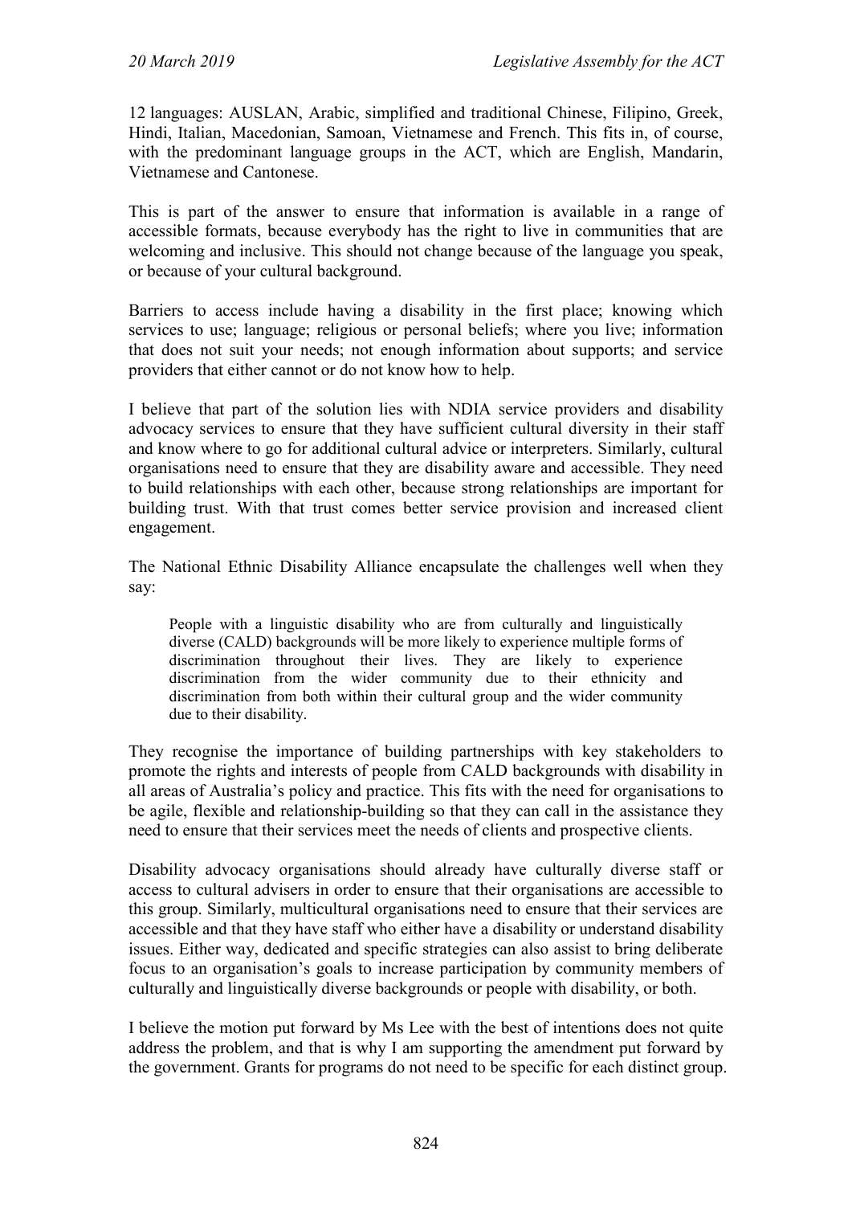12 languages: AUSLAN, Arabic, simplified and traditional Chinese, Filipino, Greek, Hindi, Italian, Macedonian, Samoan, Vietnamese and French. This fits in, of course, with the predominant language groups in the ACT, which are English, Mandarin, Vietnamese and Cantonese.

This is part of the answer to ensure that information is available in a range of accessible formats, because everybody has the right to live in communities that are welcoming and inclusive. This should not change because of the language you speak, or because of your cultural background.

Barriers to access include having a disability in the first place; knowing which services to use; language; religious or personal beliefs; where you live; information that does not suit your needs; not enough information about supports; and service providers that either cannot or do not know how to help.

I believe that part of the solution lies with NDIA service providers and disability advocacy services to ensure that they have sufficient cultural diversity in their staff and know where to go for additional cultural advice or interpreters. Similarly, cultural organisations need to ensure that they are disability aware and accessible. They need to build relationships with each other, because strong relationships are important for building trust. With that trust comes better service provision and increased client engagement.

The National Ethnic Disability Alliance encapsulate the challenges well when they say:

> People with a linguistic disability who are from culturally and linguistically diverse (CALD) backgrounds will be more likely to experience multiple forms of discrimination throughout their lives. They are likely to experience discrimination from the wider community due to their ethnicity and discrimination from both within their cultural group and the wider community due to their disability.

They recognise the importance of building partnerships with key stakeholders to promote the rights and interests of people from CALD backgrounds with disability in all areas of Australia's policy and practice. This fits with the need for organisations to be agile, flexible and relationship-building so that they can call in the assistance they need to ensure that their services meet the needs of clients and prospective clients.

Disability advocacy organisations should already have culturally diverse staff or access to cultural advisers in order to ensure that their organisations are accessible to this group. Similarly, multicultural organisations need to ensure that their services are accessible and that they have staff who either have a disability or understand disability issues. Either way, dedicated and specific strategies can also assist to bring deliberate focus to an organisation's goals to increase participation by community members of culturally and linguistically diverse backgrounds or people with disability, or both.

I believe the motion put forward by Ms Lee with the best of intentions does not quite address the problem, and that is why I am supporting the amendment put forward by the government. Grants for programs do not need to be specific for each distinct group.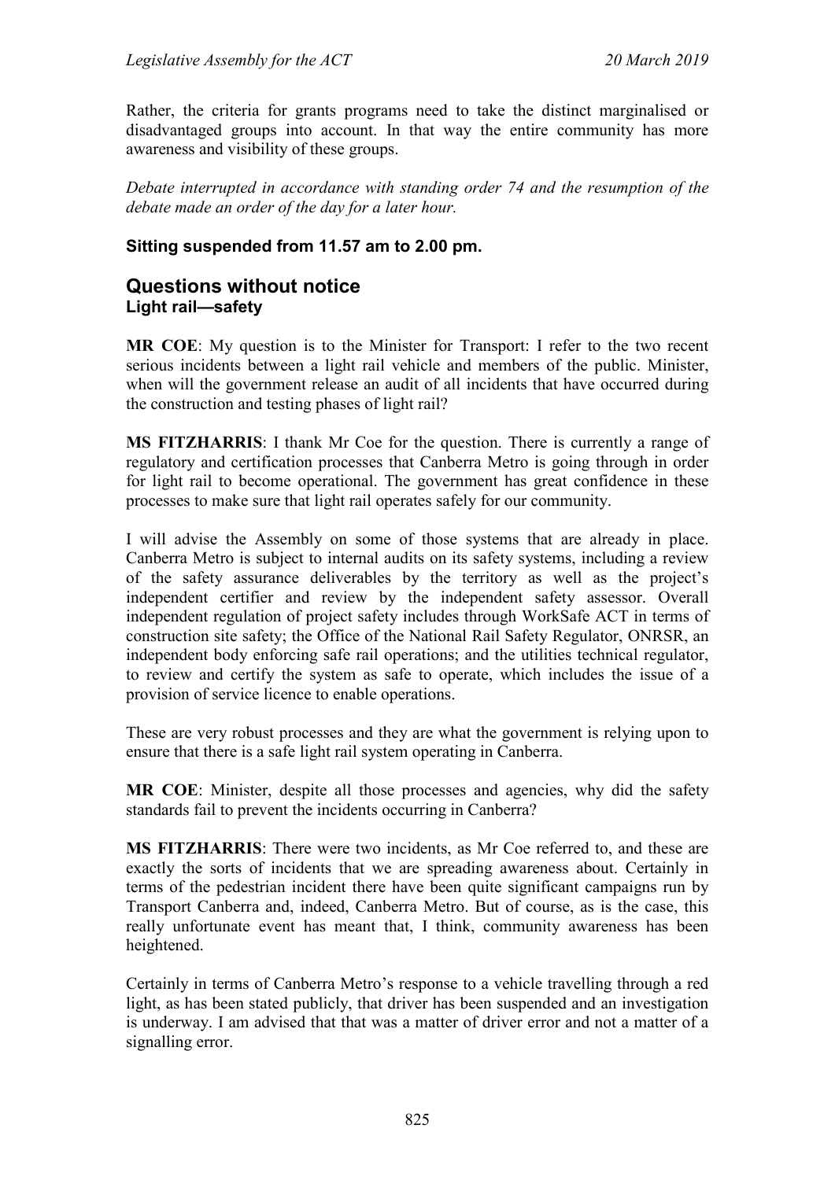Rather, the criteria for grants programs need to take the distinct marginalised or disadvantaged groups into account. In that way the entire community has more awareness and visibility of these groups.

*Debate interrupted in accordance with standing order 74 and the resumption of the debate made an order of the day for a later hour.*

**Sitting suspended from 11.57 am to 2.00 pm.**

## Questions without notice

### Light rail—safety

**MR COE**: My question is to the Minister for Transport: I refer to the two recent serious incidents between a light rail vehicle and members of the public. Minister, when will the government release an audit of all incidents that have occurred during the construction and testing phases of light rail?

**MS FITZHARRIS**: I thank Mr Coe for the question. There is currently a range of regulatory and certification processes that Canberra Metro is going through in order for light rail to become operational. The government has great confidence in these processes to make sure that light rail operates safely for our community.

I will advise the Assembly on some of those systems that are already in place. Canberra Metro is subject to internal audits on its safety systems, including a review of the safety assurance deliverables by the territory as well as the project's independent certifier and review by the independent safety assessor. Overall independent regulation of project safety includes through WorkSafe ACT in terms of construction site safety; the Office of the National Rail Safety Regulator, ONRSR, an independent body enforcing safe rail operations; and the utilities technical regulator, to review and certify the system as safe to operate, which includes the issue of a provision of service licence to enable operations.

These are very robust processes and they are what the government is relying upon to ensure that there is a safe light rail system operating in Canberra.

**MR COE**: Minister, despite all those processes and agencies, why did the safety standards fail to prevent the incidents occurring in Canberra?

**MS FITZHARRIS**: There were two incidents, as Mr Coe referred to, and these are exactly the sorts of incidents that we are spreading awareness about. Certainly in terms of the pedestrian incident there have been quite significant campaigns run by Transport Canberra and, indeed, Canberra Metro. But of course, as is the case, this really unfortunate event has meant that, I think, community awareness has been heightened.

Certainly in terms of Canberra Metro's response to a vehicle travelling through a red light, as has been stated publicly, that driver has been suspended and an investigation is underway. I am advised that that was a matter of driver error and not a matter of a signalling error.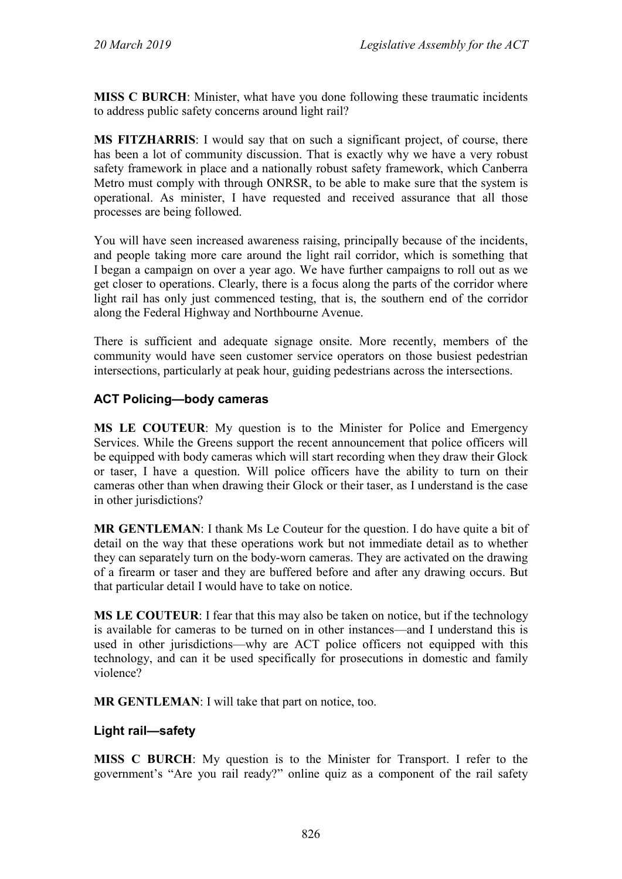**MISS C BURCH**: Minister, what have you done following these traumatic incidents to address public safety concerns around light rail?

**MS FITZHARRIS**: I would say that on such a significant project, of course, there has been a lot of community discussion. That is exactly why we have a very robust safety framework in place and a nationally robust safety framework, which Canberra Metro must comply with through ONRSR, to be able to make sure that the system is operational. As minister, I have requested and received assurance that all those processes are being followed.

You will have seen increased awareness raising, principally because of the incidents, and people taking more care around the light rail corridor, which is something that I began a campaign on over a year ago. We have further campaigns to roll out as we get closer to operations. Clearly, there is a focus along the parts of the corridor where light rail has only just commenced testing, that is, the southern end of the corridor along the Federal Highway and Northbourne Avenue.

There is sufficient and adequate signage onsite. More recently, members of the community would have seen customer service operators on those busiest pedestrian intersections, particularly at peak hour, guiding pedestrians across the intersections.

### ACT Policing—body cameras

**MS LE COUTEUR**: My question is to the Minister for Police and Emergency Services. While the Greens support the recent announcement that police officers will be equipped with body cameras which will start recording when they draw their Glock or taser, I have a question. Will police officers have the ability to turn on their cameras other than when drawing their Glock or their taser, as I understand is the case in other jurisdictions?

**MR GENTLEMAN**: I thank Ms Le Couteur for the question. I do have quite a bit of detail on the way that these operations work but not immediate detail as to whether they can separately turn on the body-worn cameras. They are activated on the drawing of a firearm or taser and they are buffered before and after any drawing occurs. But that particular detail I would have to take on notice.

**MS LE COUTEUR**: I fear that this may also be taken on notice, but if the technology is available for cameras to be turned on in other instances—and I understand this is used in other jurisdictions—why are ACT police officers not equipped with this technology, and can it be used specifically for prosecutions in domestic and family violence?

**MR GENTLEMAN**: I will take that part on notice, too.

### Light rail—safety

**MISS C BURCH**: My question is to the Minister for Transport. I refer to the government's "Are you rail ready?" online quiz as a component of the rail safety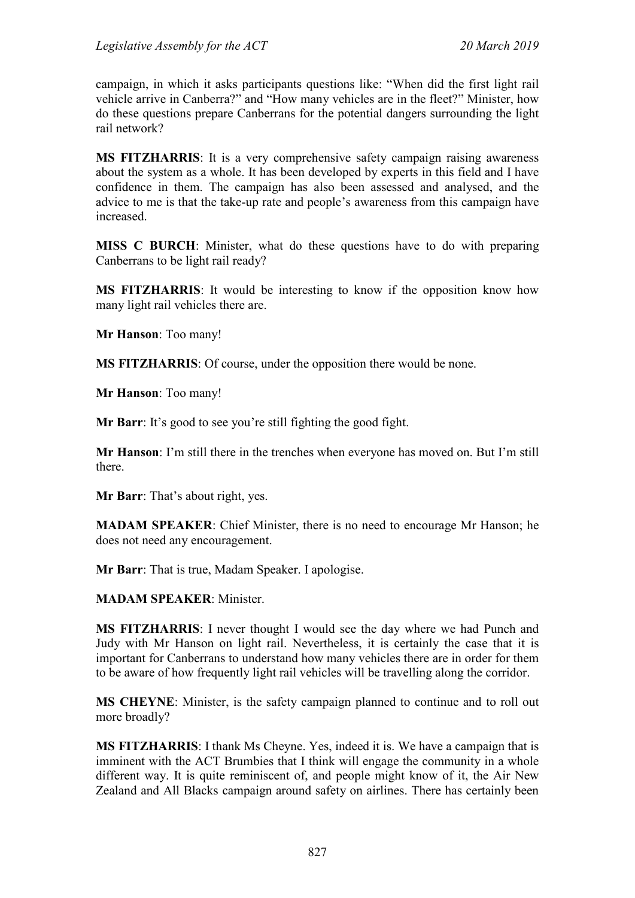campaign, in which it asks participants questions like: "When did the first light rail vehicle arrive in Canberra?" and "How many vehicles are in the fleet?" Minister, how do these questions prepare Canberrans for the potential dangers surrounding the light rail network?

**MS FITZHARRIS**: It is a very comprehensive safety campaign raising awareness about the system as a whole. It has been developed by experts in this field and I have confidence in them. The campaign has also been assessed and analysed, and the advice to me is that the take-up rate and people's awareness from this campaign have increased.

**MISS C BURCH**: Minister, what do these questions have to do with preparing Canberrans to be light rail ready?

**MS FITZHARRIS**: It would be interesting to know if the opposition know how many light rail vehicles there are.

**Mr Hanson**: Too many!

**MS FITZHARRIS**: Of course, under the opposition there would be none.

**Mr Hanson**: Too many!

**Mr Barr**: It's good to see you're still fighting the good fight.

**Mr Hanson**: I'm still there in the trenches when everyone has moved on. But I'm still there.

**Mr Barr**: That's about right, yes.

**MADAM SPEAKER**: Chief Minister, there is no need to encourage Mr Hanson; he does not need any encouragement.

**Mr Barr**: That is true, Madam Speaker. I apologise.

**MADAM SPEAKER**: Minister.

**MS FITZHARRIS**: I never thought I would see the day where we had Punch and Judy with Mr Hanson on light rail. Nevertheless, it is certainly the case that it is important for Canberrans to understand how many vehicles there are in order for them to be aware of how frequently light rail vehicles will be travelling along the corridor.

**MS CHEYNE**: Minister, is the safety campaign planned to continue and to roll out more broadly?

**MS FITZHARRIS**: I thank Ms Cheyne. Yes, indeed it is. We have a campaign that is imminent with the ACT Brumbies that I think will engage the community in a whole different way. It is quite reminiscent of, and people might know of it, the Air New Zealand and All Blacks campaign around safety on airlines. There has certainly been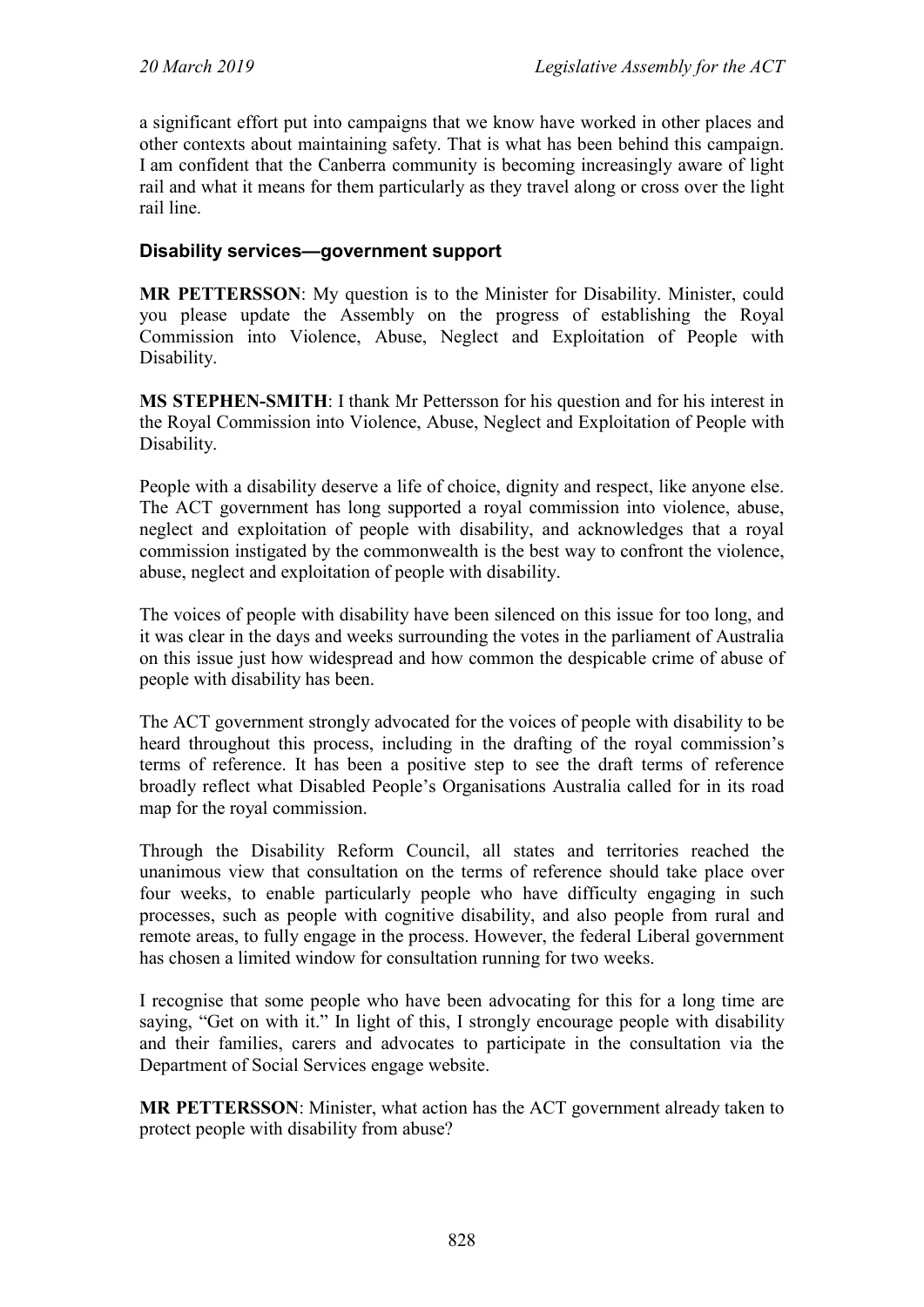a significant effort put into campaigns that we know have worked in other places and other contexts about maintaining safety. That is what has been behind this campaign. I am confident that the Canberra community is becoming increasingly aware of light rail and what it means for them particularly as they travel along or cross over the light rail line.

### Disability services—government support

**MR PETTERSSON**: My question is to the Minister for Disability. Minister, could you please update the Assembly on the progress of establishing the Royal Commission into Violence, Abuse, Neglect and Exploitation of People with Disability.

**MS STEPHEN-SMITH**: I thank Mr Pettersson for his question and for his interest in the Royal Commission into Violence, Abuse, Neglect and Exploitation of People with Disability.

People with a disability deserve a life of choice, dignity and respect, like anyone else. The ACT government has long supported a royal commission into violence, abuse, neglect and exploitation of people with disability, and acknowledges that a royal commission instigated by the commonwealth is the best way to confront the violence, abuse, neglect and exploitation of people with disability.

The voices of people with disability have been silenced on this issue for too long, and it was clear in the days and weeks surrounding the votes in the parliament of Australia on this issue just how widespread and how common the despicable crime of abuse of people with disability has been.

The ACT government strongly advocated for the voices of people with disability to be heard throughout this process, including in the drafting of the royal commission's terms of reference. It has been a positive step to see the draft terms of reference broadly reflect what Disabled People's Organisations Australia called for in its road map for the royal commission.

Through the Disability Reform Council, all states and territories reached the unanimous view that consultation on the terms of reference should take place over four weeks, to enable particularly people who have difficulty engaging in such processes, such as people with cognitive disability, and also people from rural and remote areas, to fully engage in the process. However, the federal Liberal government has chosen a limited window for consultation running for two weeks.

I recognise that some people who have been advocating for this for a long time are saying, "Get on with it." In light of this, I strongly encourage people with disability and their families, carers and advocates to participate in the consultation via the Department of Social Services engage website.

**MR PETTERSSON**: Minister, what action has the ACT government already taken to protect people with disability from abuse?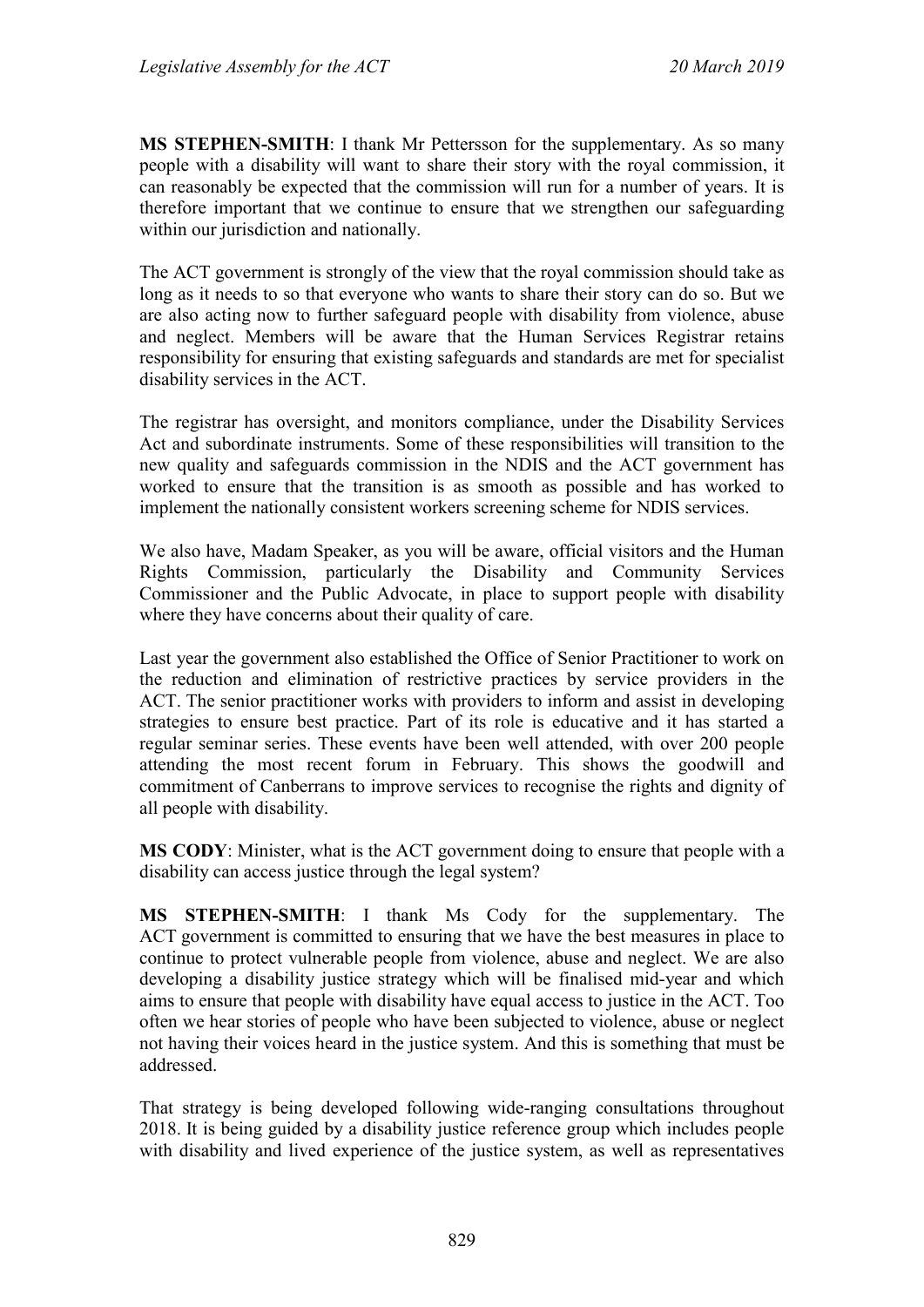**MS STEPHEN-SMITH**: I thank Mr Pettersson for the supplementary. As so many people with a disability will want to share their story with the royal commission, it can reasonably be expected that the commission will run for a number of years. It is therefore important that we continue to ensure that we strengthen our safeguarding within our jurisdiction and nationally.

The ACT government is strongly of the view that the royal commission should take as long as it needs to so that everyone who wants to share their story can do so. But we are also acting now to further safeguard people with disability from violence, abuse and neglect. Members will be aware that the Human Services Registrar retains responsibility for ensuring that existing safeguards and standards are met for specialist disability services in the ACT.

The registrar has oversight, and monitors compliance, under the Disability Services Act and subordinate instruments. Some of these responsibilities will transition to the new quality and safeguards commission in the NDIS and the ACT government has worked to ensure that the transition is as smooth as possible and has worked to implement the nationally consistent workers screening scheme for NDIS services.

We also have, Madam Speaker, as you will be aware, official visitors and the Human Rights Commission, particularly the Disability and Community Services Commissioner and the Public Advocate, in place to support people with disability where they have concerns about their quality of care.

Last year the government also established the Office of Senior Practitioner to work on the reduction and elimination of restrictive practices by service providers in the ACT. The senior practitioner works with providers to inform and assist in developing strategies to ensure best practice. Part of its role is educative and it has started a regular seminar series. These events have been well attended, with over 200 people attending the most recent forum in February. This shows the goodwill and commitment of Canberrans to improve services to recognise the rights and dignity of all people with disability.

**MS CODY**: Minister, what is the ACT government doing to ensure that people with a disability can access justice through the legal system?

**MS STEPHEN-SMITH**: I thank Ms Cody for the supplementary. The ACT government is committed to ensuring that we have the best measures in place to continue to protect vulnerable people from violence, abuse and neglect. We are also developing a disability justice strategy which will be finalised mid-year and which aims to ensure that people with disability have equal access to justice in the ACT. Too often we hear stories of people who have been subjected to violence, abuse or neglect not having their voices heard in the justice system. And this is something that must be addressed.

That strategy is being developed following wide-ranging consultations throughout 2018. It is being guided by a disability justice reference group which includes people with disability and lived experience of the justice system, as well as representatives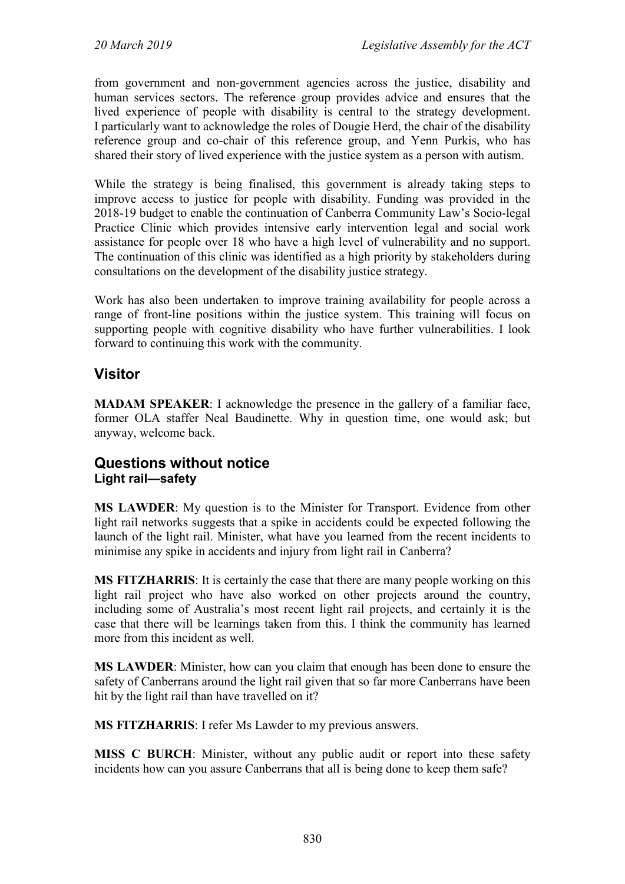from government and non-government agencies across the justice, disability and human services sectors. The reference group provides advice and ensures that the lived experience of people with disability is central to the strategy development. I particularly want to acknowledge the roles of Dougie Herd, the chair of the disability reference group and co-chair of this reference group, and Yenn Purkis, who has shared their story of lived experience with the justice system as a person with autism.

While the strategy is being finalised, this government is already taking steps to improve access to justice for people with disability. Funding was provided in the 2018-19 budget to enable the continuation of Canberra Community Law's Socio-legal Practice Clinic which provides intensive early intervention legal and social work assistance for people over 18 who have a high level of vulnerability and no support. The continuation of this clinic was identified as a high priority by stakeholders during consultations on the development of the disability justice strategy.

Work has also been undertaken to improve training availability for people across a range of front-line positions within the justice system. This training will focus on supporting people with cognitive disability who have further vulnerabilities. I look forward to continuing this work with the community.

## Visitor

**MADAM SPEAKER**: I acknowledge the presence in the gallery of a familiar face, former OLA staffer Neal Baudinette. Why in question time, one would ask; but anyway, welcome back.

## Questions without notice
### Light rail—safety

**MS LAWDER**: My question is to the Minister for Transport. Evidence from other light rail networks suggests that a spike in accidents could be expected following the launch of the light rail. Minister, what have you learned from the recent incidents to minimise any spike in accidents and injury from light rail in Canberra?

**MS FITZHARRIS**: It is certainly the case that there are many people working on this light rail project who have also worked on other projects around the country, including some of Australia's most recent light rail projects, and certainly it is the case that there will be learnings taken from this. I think the community has learned more from this incident as well.

**MS LAWDER**: Minister, how can you claim that enough has been done to ensure the safety of Canberrans around the light rail given that so far more Canberrans have been hit by the light rail than have travelled on it?

**MS FITZHARRIS**: I refer Ms Lawder to my previous answers.

**MISS C BURCH**: Minister, without any public audit or report into these safety incidents how can you assure Canberrans that all is being done to keep them safe?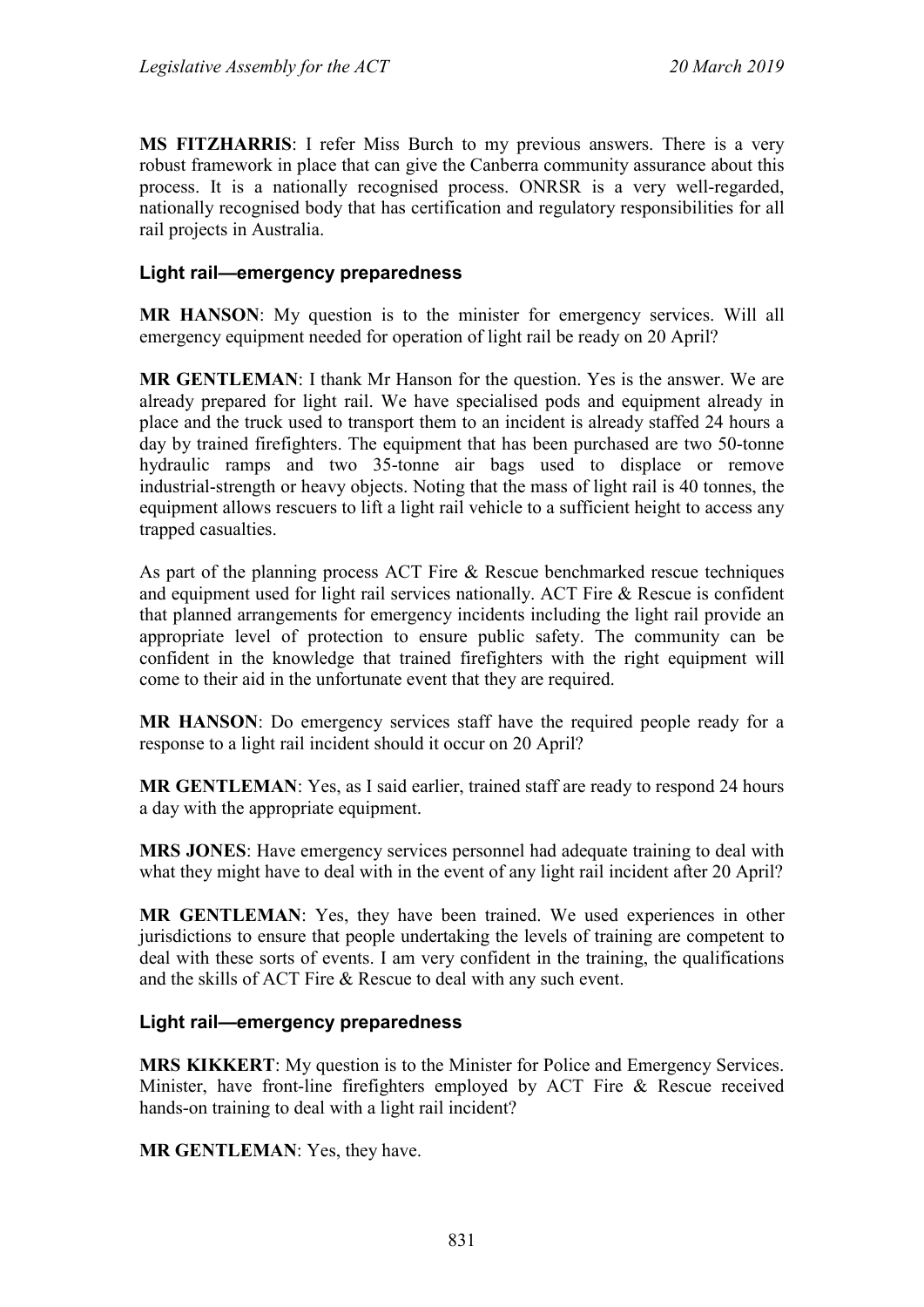**MS FITZHARRIS**: I refer Miss Burch to my previous answers. There is a very robust framework in place that can give the Canberra community assurance about this process. It is a nationally recognised process. ONRSR is a very well-regarded, nationally recognised body that has certification and regulatory responsibilities for all rail projects in Australia.

### Light rail—emergency preparedness

**MR HANSON**: My question is to the minister for emergency services. Will all emergency equipment needed for operation of light rail be ready on 20 April?

**MR GENTLEMAN**: I thank Mr Hanson for the question. Yes is the answer. We are already prepared for light rail. We have specialised pods and equipment already in place and the truck used to transport them to an incident is already staffed 24 hours a day by trained firefighters. The equipment that has been purchased are two 50-tonne hydraulic ramps and two 35-tonne air bags used to displace or remove industrial-strength or heavy objects. Noting that the mass of light rail is 40 tonnes, the equipment allows rescuers to lift a light rail vehicle to a sufficient height to access any trapped casualties.

As part of the planning process ACT Fire & Rescue benchmarked rescue techniques and equipment used for light rail services nationally. ACT Fire & Rescue is confident that planned arrangements for emergency incidents including the light rail provide an appropriate level of protection to ensure public safety. The community can be confident in the knowledge that trained firefighters with the right equipment will come to their aid in the unfortunate event that they are required.

**MR HANSON**: Do emergency services staff have the required people ready for a response to a light rail incident should it occur on 20 April?

**MR GENTLEMAN**: Yes, as I said earlier, trained staff are ready to respond 24 hours a day with the appropriate equipment.

**MRS JONES**: Have emergency services personnel had adequate training to deal with what they might have to deal with in the event of any light rail incident after 20 April?

**MR GENTLEMAN**: Yes, they have been trained. We used experiences in other jurisdictions to ensure that people undertaking the levels of training are competent to deal with these sorts of events. I am very confident in the training, the qualifications and the skills of ACT Fire & Rescue to deal with any such event.

### Light rail—emergency preparedness

**MRS KIKKERT**: My question is to the Minister for Police and Emergency Services. Minister, have front-line firefighters employed by ACT Fire & Rescue received hands-on training to deal with a light rail incident?

**MR GENTLEMAN**: Yes, they have.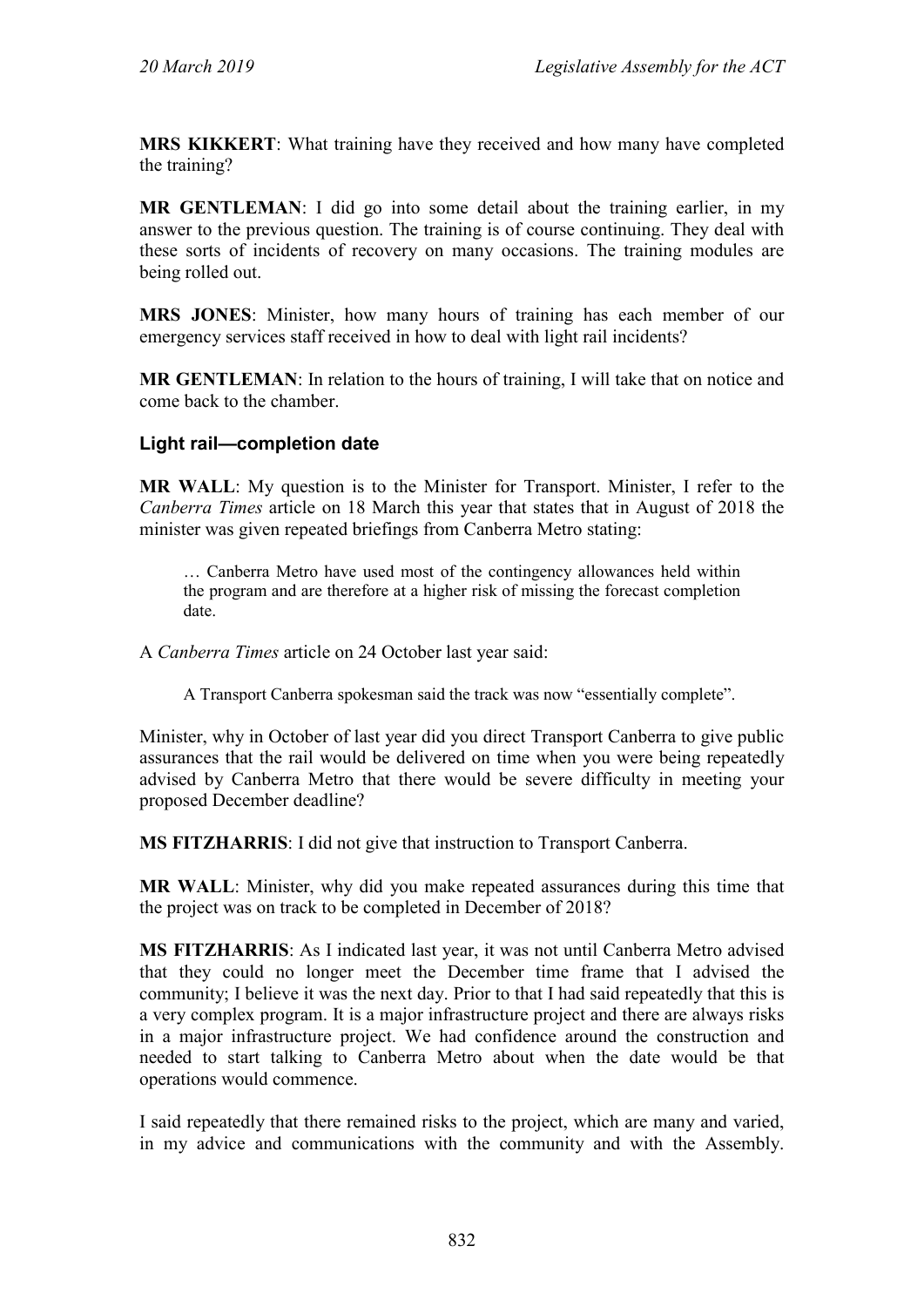**MRS KIKKERT**: What training have they received and how many have completed the training?

**MR GENTLEMAN**: I did go into some detail about the training earlier, in my answer to the previous question. The training is of course continuing. They deal with these sorts of incidents of recovery on many occasions. The training modules are being rolled out.

**MRS JONES**: Minister, how many hours of training has each member of our emergency services staff received in how to deal with light rail incidents?

**MR GENTLEMAN**: In relation to the hours of training, I will take that on notice and come back to the chamber.

### Light rail—completion date

**MR WALL**: My question is to the Minister for Transport. Minister, I refer to the *Canberra Times* article on 18 March this year that states that in August of 2018 the minister was given repeated briefings from Canberra Metro stating:

> … Canberra Metro have used most of the contingency allowances held within the program and are therefore at a higher risk of missing the forecast completion date.

A *Canberra Times* article on 24 October last year said:

> A Transport Canberra spokesman said the track was now "essentially complete".

Minister, why in October of last year did you direct Transport Canberra to give public assurances that the rail would be delivered on time when you were being repeatedly advised by Canberra Metro that there would be severe difficulty in meeting your proposed December deadline?

**MS FITZHARRIS**: I did not give that instruction to Transport Canberra.

**MR WALL**: Minister, why did you make repeated assurances during this time that the project was on track to be completed in December of 2018?

**MS FITZHARRIS**: As I indicated last year, it was not until Canberra Metro advised that they could no longer meet the December time frame that I advised the community; I believe it was the next day. Prior to that I had said repeatedly that this is a very complex program. It is a major infrastructure project and there are always risks in a major infrastructure project. We had confidence around the construction and needed to start talking to Canberra Metro about when the date would be that operations would commence.

I said repeatedly that there remained risks to the project, which are many and varied, in my advice and communications with the community and with the Assembly.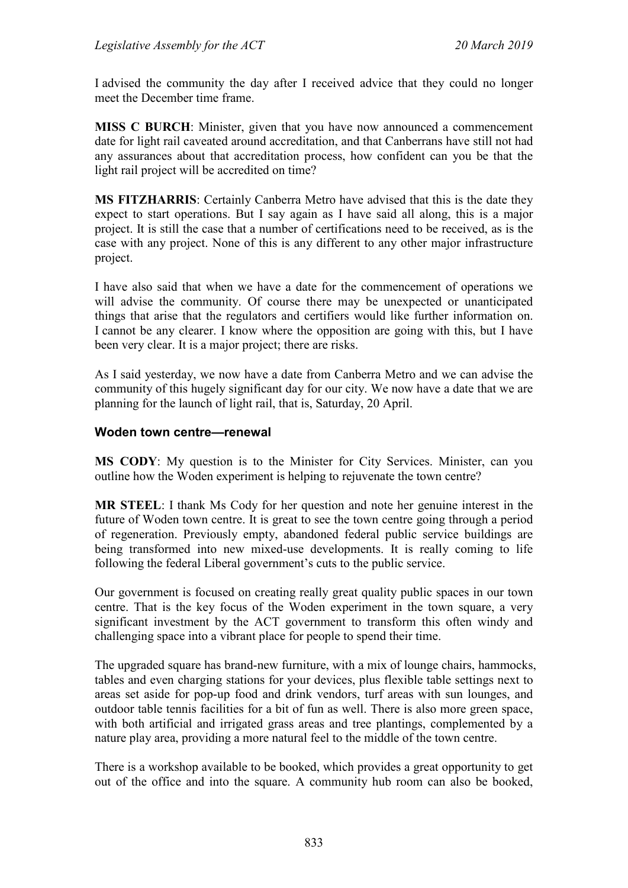I advised the community the day after I received advice that they could no longer meet the December time frame.

**MISS C BURCH**: Minister, given that you have now announced a commencement date for light rail caveated around accreditation, and that Canberrans have still not had any assurances about that accreditation process, how confident can you be that the light rail project will be accredited on time?

**MS FITZHARRIS**: Certainly Canberra Metro have advised that this is the date they expect to start operations. But I say again as I have said all along, this is a major project. It is still the case that a number of certifications need to be received, as is the case with any project. None of this is any different to any other major infrastructure project.

I have also said that when we have a date for the commencement of operations we will advise the community. Of course there may be unexpected or unanticipated things that arise that the regulators and certifiers would like further information on. I cannot be any clearer. I know where the opposition are going with this, but I have been very clear. It is a major project; there are risks.

As I said yesterday, we now have a date from Canberra Metro and we can advise the community of this hugely significant day for our city. We now have a date that we are planning for the launch of light rail, that is, Saturday, 20 April.

### Woden town centre—renewal

**MS CODY**: My question is to the Minister for City Services. Minister, can you outline how the Woden experiment is helping to rejuvenate the town centre?

**MR STEEL**: I thank Ms Cody for her question and note her genuine interest in the future of Woden town centre. It is great to see the town centre going through a period of regeneration. Previously empty, abandoned federal public service buildings are being transformed into new mixed-use developments. It is really coming to life following the federal Liberal government's cuts to the public service.

Our government is focused on creating really great quality public spaces in our town centre. That is the key focus of the Woden experiment in the town square, a very significant investment by the ACT government to transform this often windy and challenging space into a vibrant place for people to spend their time.

The upgraded square has brand-new furniture, with a mix of lounge chairs, hammocks, tables and even charging stations for your devices, plus flexible table settings next to areas set aside for pop-up food and drink vendors, turf areas with sun lounges, and outdoor table tennis facilities for a bit of fun as well. There is also more green space, with both artificial and irrigated grass areas and tree plantings, complemented by a nature play area, providing a more natural feel to the middle of the town centre.

There is a workshop available to be booked, which provides a great opportunity to get out of the office and into the square. A community hub room can also be booked,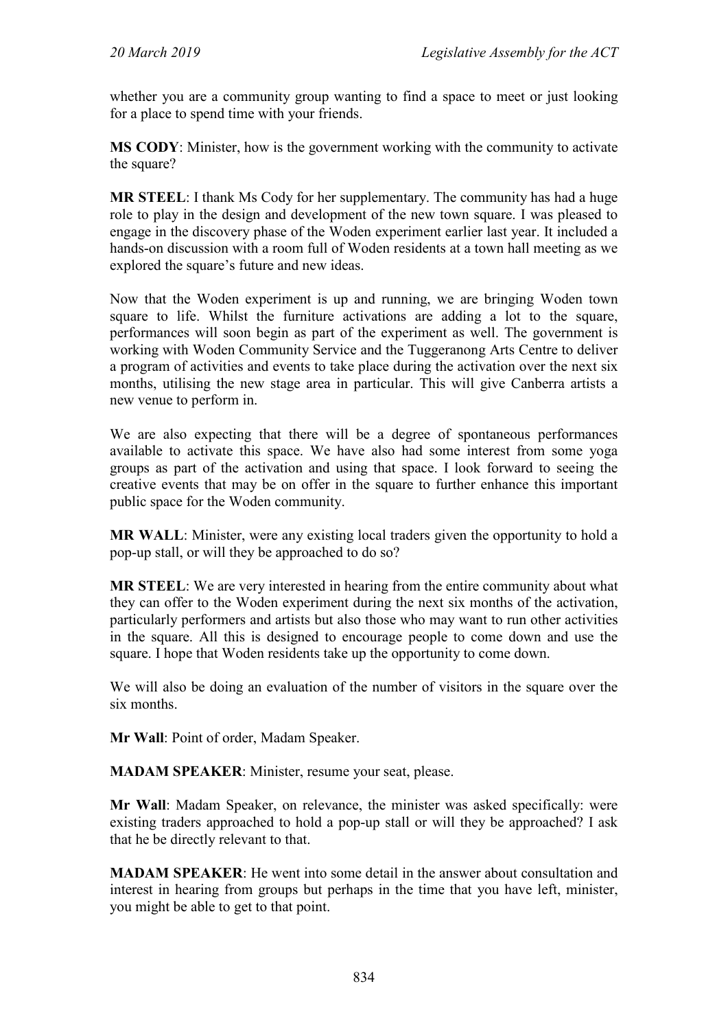whether you are a community group wanting to find a space to meet or just looking for a place to spend time with your friends.

**MS CODY**: Minister, how is the government working with the community to activate the square?

**MR STEEL**: I thank Ms Cody for her supplementary. The community has had a huge role to play in the design and development of the new town square. I was pleased to engage in the discovery phase of the Woden experiment earlier last year. It included a hands-on discussion with a room full of Woden residents at a town hall meeting as we explored the square's future and new ideas.

Now that the Woden experiment is up and running, we are bringing Woden town square to life. Whilst the furniture activations are adding a lot to the square, performances will soon begin as part of the experiment as well. The government is working with Woden Community Service and the Tuggeranong Arts Centre to deliver a program of activities and events to take place during the activation over the next six months, utilising the new stage area in particular. This will give Canberra artists a new venue to perform in.

We are also expecting that there will be a degree of spontaneous performances available to activate this space. We have also had some interest from some yoga groups as part of the activation and using that space. I look forward to seeing the creative events that may be on offer in the square to further enhance this important public space for the Woden community.

**MR WALL**: Minister, were any existing local traders given the opportunity to hold a pop-up stall, or will they be approached to do so?

**MR STEEL**: We are very interested in hearing from the entire community about what they can offer to the Woden experiment during the next six months of the activation, particularly performers and artists but also those who may want to run other activities in the square. All this is designed to encourage people to come down and use the square. I hope that Woden residents take up the opportunity to come down.

We will also be doing an evaluation of the number of visitors in the square over the six months.

**Mr Wall**: Point of order, Madam Speaker.

**MADAM SPEAKER**: Minister, resume your seat, please.

**Mr Wall**: Madam Speaker, on relevance, the minister was asked specifically: were existing traders approached to hold a pop-up stall or will they be approached? I ask that he be directly relevant to that.

**MADAM SPEAKER**: He went into some detail in the answer about consultation and interest in hearing from groups but perhaps in the time that you have left, minister, you might be able to get to that point.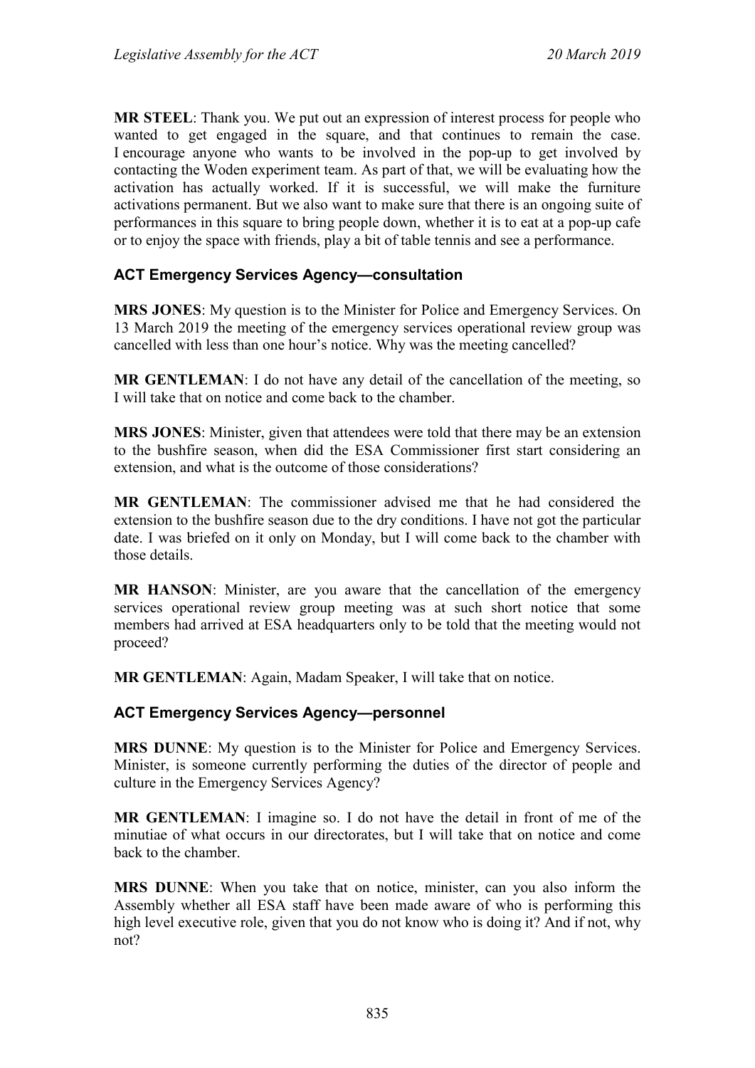**MR STEEL**: Thank you. We put out an expression of interest process for people who wanted to get engaged in the square, and that continues to remain the case. I encourage anyone who wants to be involved in the pop-up to get involved by contacting the Woden experiment team. As part of that, we will be evaluating how the activation has actually worked. If it is successful, we will make the furniture activations permanent. But we also want to make sure that there is an ongoing suite of performances in this square to bring people down, whether it is to eat at a pop-up cafe or to enjoy the space with friends, play a bit of table tennis and see a performance.

### ACT Emergency Services Agency—consultation

**MRS JONES**: My question is to the Minister for Police and Emergency Services. On 13 March 2019 the meeting of the emergency services operational review group was cancelled with less than one hour's notice. Why was the meeting cancelled?

**MR GENTLEMAN**: I do not have any detail of the cancellation of the meeting, so I will take that on notice and come back to the chamber.

**MRS JONES**: Minister, given that attendees were told that there may be an extension to the bushfire season, when did the ESA Commissioner first start considering an extension, and what is the outcome of those considerations?

**MR GENTLEMAN**: The commissioner advised me that he had considered the extension to the bushfire season due to the dry conditions. I have not got the particular date. I was briefed on it only on Monday, but I will come back to the chamber with those details.

**MR HANSON**: Minister, are you aware that the cancellation of the emergency services operational review group meeting was at such short notice that some members had arrived at ESA headquarters only to be told that the meeting would not proceed?

**MR GENTLEMAN**: Again, Madam Speaker, I will take that on notice.

### ACT Emergency Services Agency—personnel

**MRS DUNNE**: My question is to the Minister for Police and Emergency Services. Minister, is someone currently performing the duties of the director of people and culture in the Emergency Services Agency?

**MR GENTLEMAN**: I imagine so. I do not have the detail in front of me of the minutiae of what occurs in our directorates, but I will take that on notice and come back to the chamber.

**MRS DUNNE**: When you take that on notice, minister, can you also inform the Assembly whether all ESA staff have been made aware of who is performing this high level executive role, given that you do not know who is doing it? And if not, why not?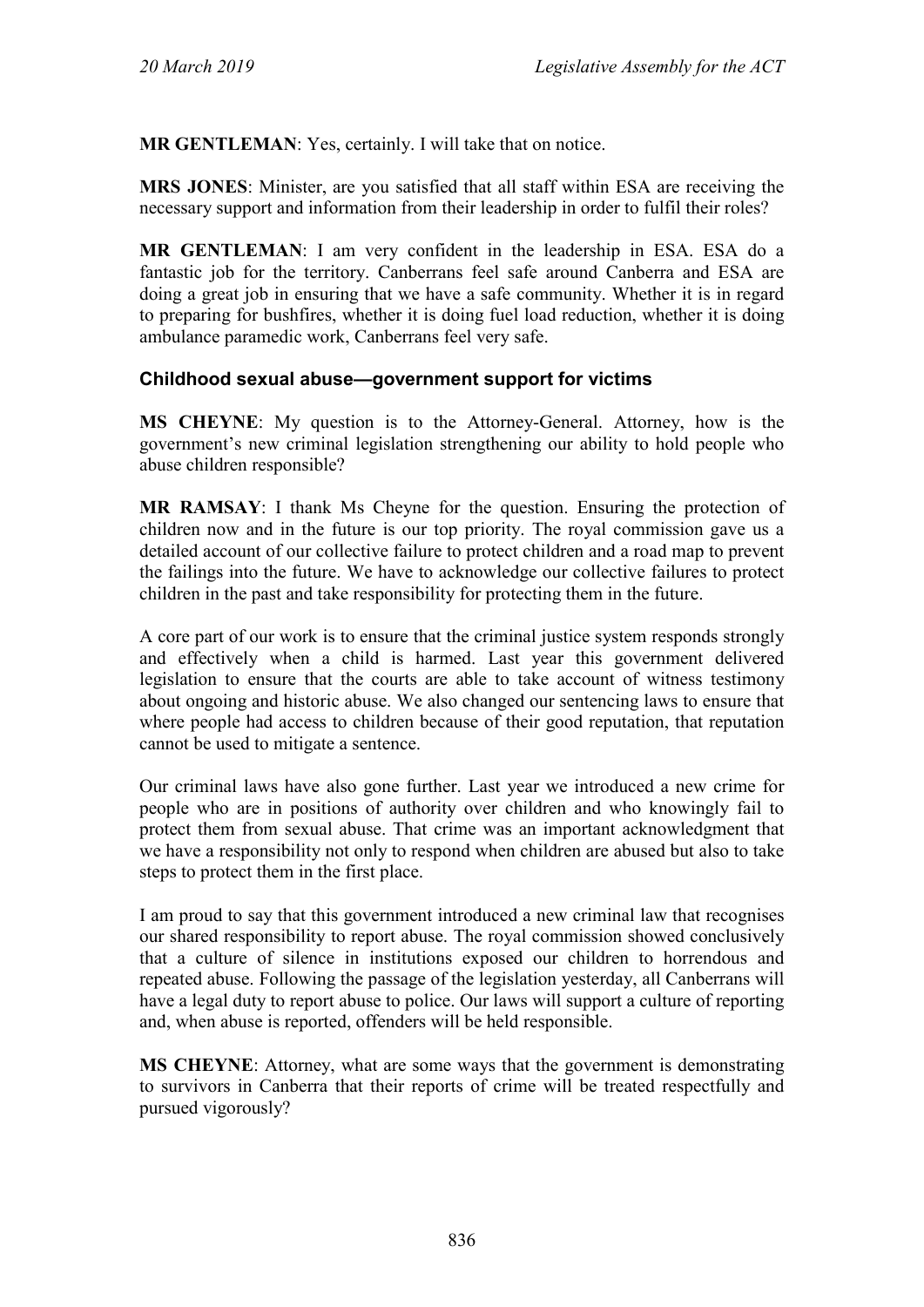**MR GENTLEMAN**: Yes, certainly. I will take that on notice.

**MRS JONES**: Minister, are you satisfied that all staff within ESA are receiving the necessary support and information from their leadership in order to fulfil their roles?

**MR GENTLEMAN**: I am very confident in the leadership in ESA. ESA do a fantastic job for the territory. Canberrans feel safe around Canberra and ESA are doing a great job in ensuring that we have a safe community. Whether it is in regard to preparing for bushfires, whether it is doing fuel load reduction, whether it is doing ambulance paramedic work, Canberrans feel very safe.

### Childhood sexual abuse—government support for victims

**MS CHEYNE**: My question is to the Attorney-General. Attorney, how is the government's new criminal legislation strengthening our ability to hold people who abuse children responsible?

**MR RAMSAY**: I thank Ms Cheyne for the question. Ensuring the protection of children now and in the future is our top priority. The royal commission gave us a detailed account of our collective failure to protect children and a road map to prevent the failings into the future. We have to acknowledge our collective failures to protect children in the past and take responsibility for protecting them in the future.

A core part of our work is to ensure that the criminal justice system responds strongly and effectively when a child is harmed. Last year this government delivered legislation to ensure that the courts are able to take account of witness testimony about ongoing and historic abuse. We also changed our sentencing laws to ensure that where people had access to children because of their good reputation, that reputation cannot be used to mitigate a sentence.

Our criminal laws have also gone further. Last year we introduced a new crime for people who are in positions of authority over children and who knowingly fail to protect them from sexual abuse. That crime was an important acknowledgment that we have a responsibility not only to respond when children are abused but also to take steps to protect them in the first place.

I am proud to say that this government introduced a new criminal law that recognises our shared responsibility to report abuse. The royal commission showed conclusively that a culture of silence in institutions exposed our children to horrendous and repeated abuse. Following the passage of the legislation yesterday, all Canberrans will have a legal duty to report abuse to police. Our laws will support a culture of reporting and, when abuse is reported, offenders will be held responsible.

**MS CHEYNE**: Attorney, what are some ways that the government is demonstrating to survivors in Canberra that their reports of crime will be treated respectfully and pursued vigorously?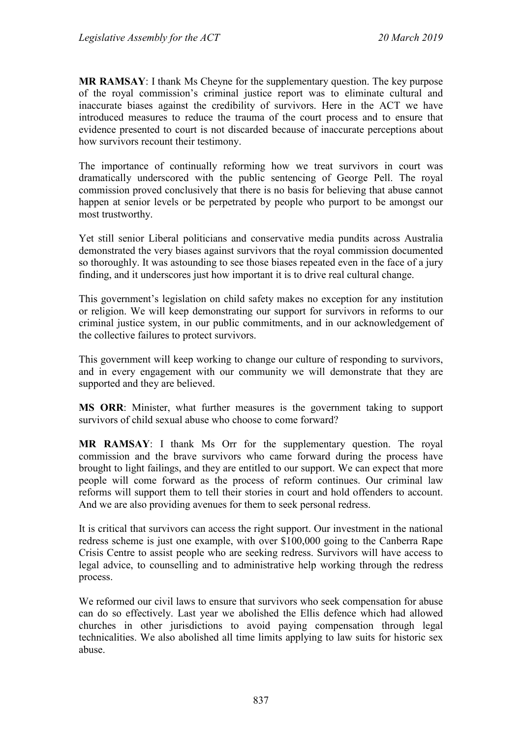**MR RAMSAY**: I thank Ms Cheyne for the supplementary question. The key purpose of the royal commission's criminal justice report was to eliminate cultural and inaccurate biases against the credibility of survivors. Here in the ACT we have introduced measures to reduce the trauma of the court process and to ensure that evidence presented to court is not discarded because of inaccurate perceptions about how survivors recount their testimony.

The importance of continually reforming how we treat survivors in court was dramatically underscored with the public sentencing of George Pell. The royal commission proved conclusively that there is no basis for believing that abuse cannot happen at senior levels or be perpetrated by people who purport to be amongst our most trustworthy.

Yet still senior Liberal politicians and conservative media pundits across Australia demonstrated the very biases against survivors that the royal commission documented so thoroughly. It was astounding to see those biases repeated even in the face of a jury finding, and it underscores just how important it is to drive real cultural change.

This government's legislation on child safety makes no exception for any institution or religion. We will keep demonstrating our support for survivors in reforms to our criminal justice system, in our public commitments, and in our acknowledgement of the collective failures to protect survivors.

This government will keep working to change our culture of responding to survivors, and in every engagement with our community we will demonstrate that they are supported and they are believed.

**MS ORR**: Minister, what further measures is the government taking to support survivors of child sexual abuse who choose to come forward?

**MR RAMSAY**: I thank Ms Orr for the supplementary question. The royal commission and the brave survivors who came forward during the process have brought to light failings, and they are entitled to our support. We can expect that more people will come forward as the process of reform continues. Our criminal law reforms will support them to tell their stories in court and hold offenders to account. And we are also providing avenues for them to seek personal redress.

It is critical that survivors can access the right support. Our investment in the national redress scheme is just one example, with over $100,000 going to the Canberra Rape Crisis Centre to assist people who are seeking redress. Survivors will have access to legal advice, to counselling and to administrative help working through the redress process.

We reformed our civil laws to ensure that survivors who seek compensation for abuse can do so effectively. Last year we abolished the Ellis defence which had allowed churches in other jurisdictions to avoid paying compensation through legal technicalities. We also abolished all time limits applying to law suits for historic sex abuse.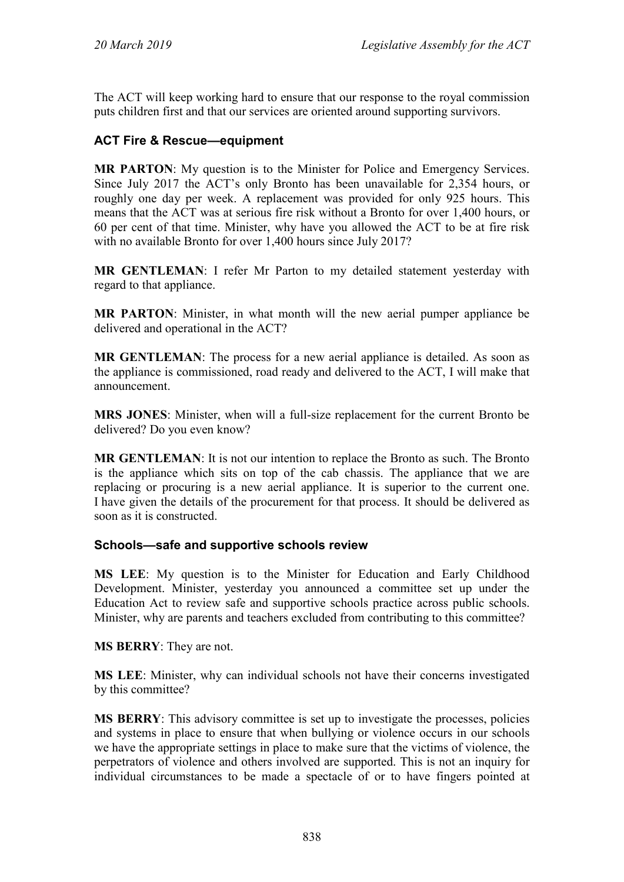The ACT will keep working hard to ensure that our response to the royal commission puts children first and that our services are oriented around supporting survivors.

### ACT Fire & Rescue—equipment

**MR PARTON**: My question is to the Minister for Police and Emergency Services. Since July 2017 the ACT's only Bronto has been unavailable for 2,354 hours, or roughly one day per week. A replacement was provided for only 925 hours. This means that the ACT was at serious fire risk without a Bronto for over 1,400 hours, or 60 per cent of that time. Minister, why have you allowed the ACT to be at fire risk with no available Bronto for over 1,400 hours since July 2017?

**MR GENTLEMAN**: I refer Mr Parton to my detailed statement yesterday with regard to that appliance.

**MR PARTON**: Minister, in what month will the new aerial pumper appliance be delivered and operational in the ACT?

**MR GENTLEMAN**: The process for a new aerial appliance is detailed. As soon as the appliance is commissioned, road ready and delivered to the ACT, I will make that announcement.

**MRS JONES**: Minister, when will a full-size replacement for the current Bronto be delivered? Do you even know?

**MR GENTLEMAN**: It is not our intention to replace the Bronto as such. The Bronto is the appliance which sits on top of the cab chassis. The appliance that we are replacing or procuring is a new aerial appliance. It is superior to the current one. I have given the details of the procurement for that process. It should be delivered as soon as it is constructed.

### Schools—safe and supportive schools review

**MS LEE**: My question is to the Minister for Education and Early Childhood Development. Minister, yesterday you announced a committee set up under the Education Act to review safe and supportive schools practice across public schools. Minister, why are parents and teachers excluded from contributing to this committee?

**MS BERRY**: They are not.

**MS LEE**: Minister, why can individual schools not have their concerns investigated by this committee?

**MS BERRY**: This advisory committee is set up to investigate the processes, policies and systems in place to ensure that when bullying or violence occurs in our schools we have the appropriate settings in place to make sure that the victims of violence, the perpetrators of violence and others involved are supported. This is not an inquiry for individual circumstances to be made a spectacle of or to have fingers pointed at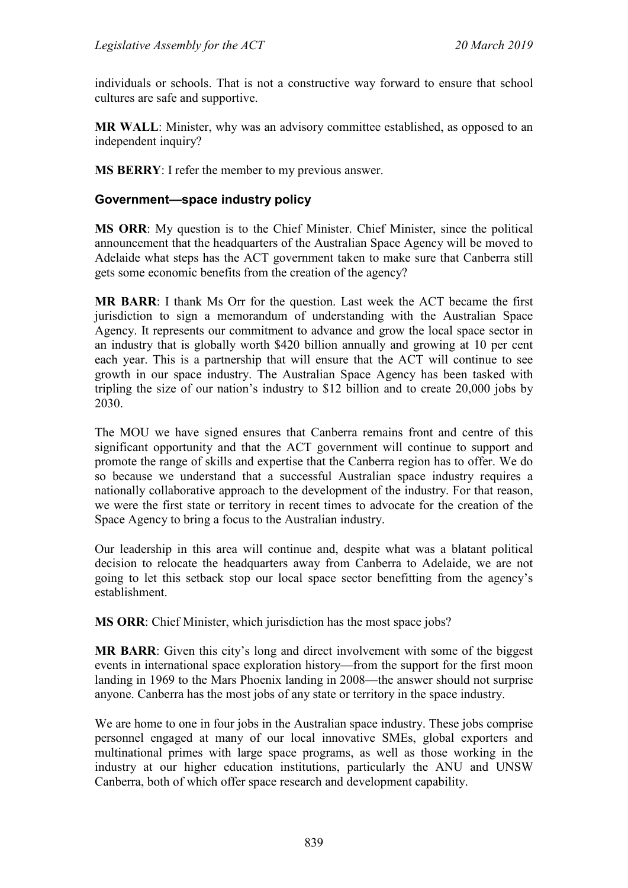individuals or schools. That is not a constructive way forward to ensure that school cultures are safe and supportive.

**MR WALL**: Minister, why was an advisory committee established, as opposed to an independent inquiry?

**MS BERRY**: I refer the member to my previous answer.

### Government—space industry policy

**MS ORR**: My question is to the Chief Minister. Chief Minister, since the political announcement that the headquarters of the Australian Space Agency will be moved to Adelaide what steps has the ACT government taken to make sure that Canberra still gets some economic benefits from the creation of the agency?

**MR BARR**: I thank Ms Orr for the question. Last week the ACT became the first jurisdiction to sign a memorandum of understanding with the Australian Space Agency. It represents our commitment to advance and grow the local space sector in an industry that is globally worth $420 billion annually and growing at 10 per cent each year. This is a partnership that will ensure that the ACT will continue to see growth in our space industry. The Australian Space Agency has been tasked with tripling the size of our nation's industry to $12 billion and to create 20,000 jobs by 2030.

The MOU we have signed ensures that Canberra remains front and centre of this significant opportunity and that the ACT government will continue to support and promote the range of skills and expertise that the Canberra region has to offer. We do so because we understand that a successful Australian space industry requires a nationally collaborative approach to the development of the industry. For that reason, we were the first state or territory in recent times to advocate for the creation of the Space Agency to bring a focus to the Australian industry.

Our leadership in this area will continue and, despite what was a blatant political decision to relocate the headquarters away from Canberra to Adelaide, we are not going to let this setback stop our local space sector benefitting from the agency's establishment.

**MS ORR**: Chief Minister, which jurisdiction has the most space jobs?

**MR BARR**: Given this city's long and direct involvement with some of the biggest events in international space exploration history—from the support for the first moon landing in 1969 to the Mars Phoenix landing in 2008—the answer should not surprise anyone. Canberra has the most jobs of any state or territory in the space industry.

We are home to one in four jobs in the Australian space industry. These jobs comprise personnel engaged at many of our local innovative SMEs, global exporters and multinational primes with large space programs, as well as those working in the industry at our higher education institutions, particularly the ANU and UNSW Canberra, both of which offer space research and development capability.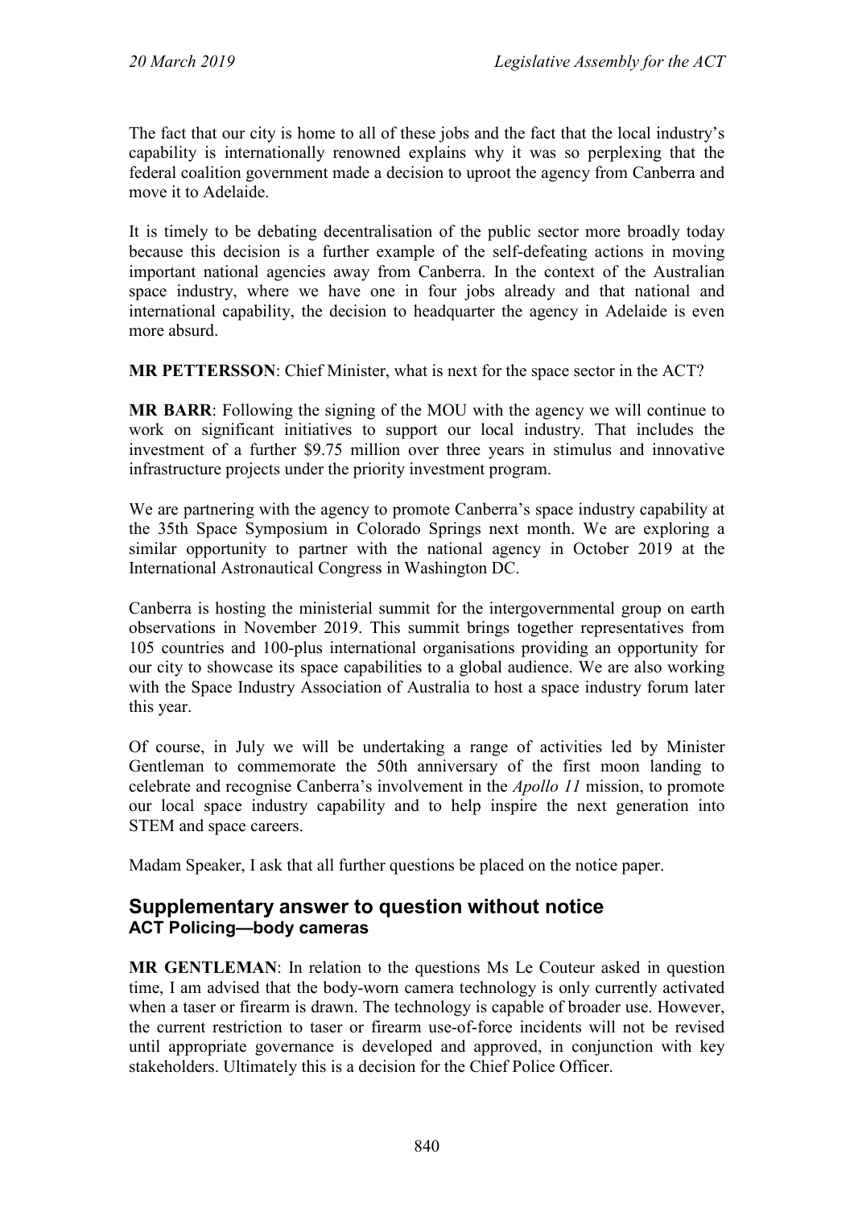The fact that our city is home to all of these jobs and the fact that the local industry's capability is internationally renowned explains why it was so perplexing that the federal coalition government made a decision to uproot the agency from Canberra and move it to Adelaide.

It is timely to be debating decentralisation of the public sector more broadly today because this decision is a further example of the self-defeating actions in moving important national agencies away from Canberra. In the context of the Australian space industry, where we have one in four jobs already and that national and international capability, the decision to headquarter the agency in Adelaide is even more absurd.

**MR PETTERSSON**: Chief Minister, what is next for the space sector in the ACT?

**MR BARR**: Following the signing of the MOU with the agency we will continue to work on significant initiatives to support our local industry. That includes the investment of a further $9.75 million over three years in stimulus and innovative infrastructure projects under the priority investment program.

We are partnering with the agency to promote Canberra's space industry capability at the 35th Space Symposium in Colorado Springs next month. We are exploring a similar opportunity to partner with the national agency in October 2019 at the International Astronautical Congress in Washington DC.

Canberra is hosting the ministerial summit for the intergovernmental group on earth observations in November 2019. This summit brings together representatives from 105 countries and 100-plus international organisations providing an opportunity for our city to showcase its space capabilities to a global audience. We are also working with the Space Industry Association of Australia to host a space industry forum later this year.

Of course, in July we will be undertaking a range of activities led by Minister Gentleman to commemorate the 50th anniversary of the first moon landing to celebrate and recognise Canberra's involvement in the *Apollo 11* mission, to promote our local space industry capability and to help inspire the next generation into STEM and space careers.

Madam Speaker, I ask that all further questions be placed on the notice paper.

## Supplementary answer to question without notice
### ACT Policing—body cameras

**MR GENTLEMAN**: In relation to the questions Ms Le Couteur asked in question time, I am advised that the body-worn camera technology is only currently activated when a taser or firearm is drawn. The technology is capable of broader use. However, the current restriction to taser or firearm use-of-force incidents will not be revised until appropriate governance is developed and approved, in conjunction with key stakeholders. Ultimately this is a decision for the Chief Police Officer.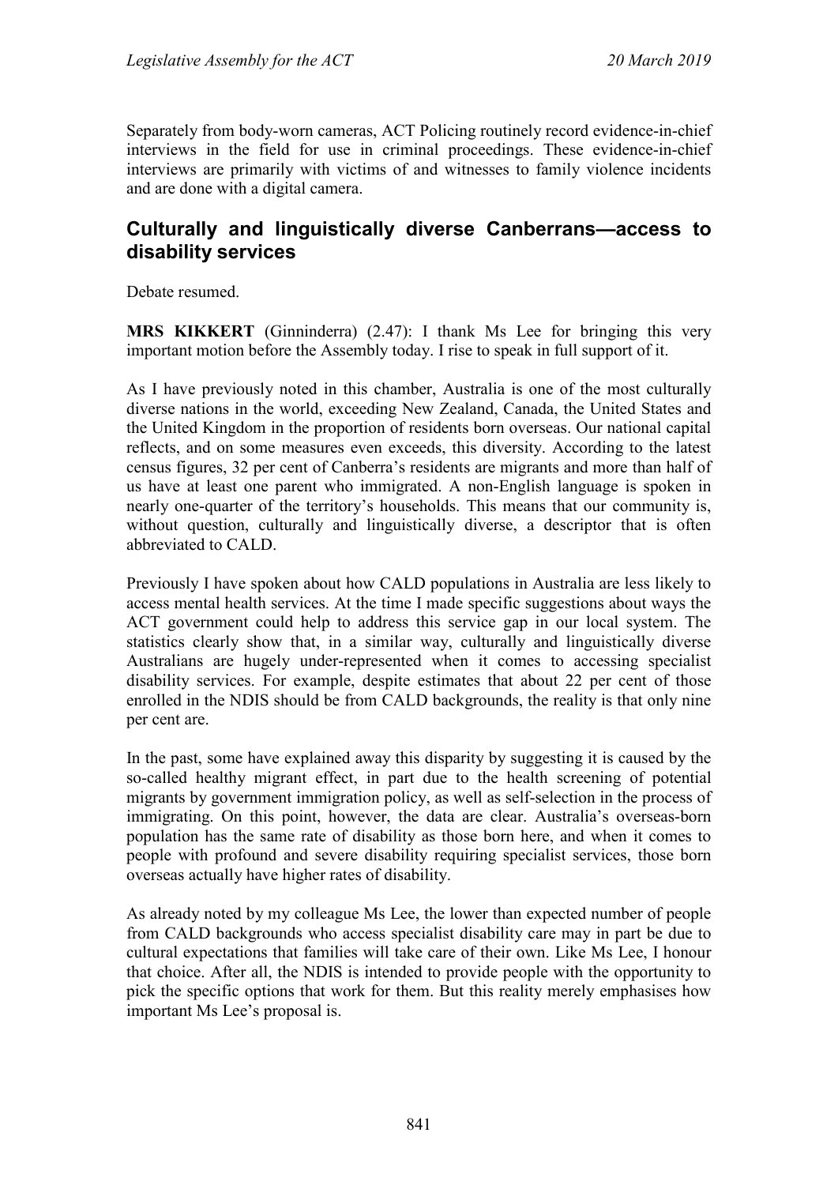Separately from body-worn cameras, ACT Policing routinely record evidence-in-chief interviews in the field for use in criminal proceedings. These evidence-in-chief interviews are primarily with victims of and witnesses to family violence incidents and are done with a digital camera.

## Culturally and linguistically diverse Canberrans—access to disability services

Debate resumed.

**MRS KIKKERT** (Ginninderra) (2.47): I thank Ms Lee for bringing this very important motion before the Assembly today. I rise to speak in full support of it.

As I have previously noted in this chamber, Australia is one of the most culturally diverse nations in the world, exceeding New Zealand, Canada, the United States and the United Kingdom in the proportion of residents born overseas. Our national capital reflects, and on some measures even exceeds, this diversity. According to the latest census figures, 32 per cent of Canberra's residents are migrants and more than half of us have at least one parent who immigrated. A non-English language is spoken in nearly one-quarter of the territory's households. This means that our community is, without question, culturally and linguistically diverse, a descriptor that is often abbreviated to CALD.

Previously I have spoken about how CALD populations in Australia are less likely to access mental health services. At the time I made specific suggestions about ways the ACT government could help to address this service gap in our local system. The statistics clearly show that, in a similar way, culturally and linguistically diverse Australians are hugely under-represented when it comes to accessing specialist disability services. For example, despite estimates that about 22 per cent of those enrolled in the NDIS should be from CALD backgrounds, the reality is that only nine per cent are.

In the past, some have explained away this disparity by suggesting it is caused by the so-called healthy migrant effect, in part due to the health screening of potential migrants by government immigration policy, as well as self-selection in the process of immigrating. On this point, however, the data are clear. Australia's overseas-born population has the same rate of disability as those born here, and when it comes to people with profound and severe disability requiring specialist services, those born overseas actually have higher rates of disability.

As already noted by my colleague Ms Lee, the lower than expected number of people from CALD backgrounds who access specialist disability care may in part be due to cultural expectations that families will take care of their own. Like Ms Lee, I honour that choice. After all, the NDIS is intended to provide people with the opportunity to pick the specific options that work for them. But this reality merely emphasises how important Ms Lee's proposal is.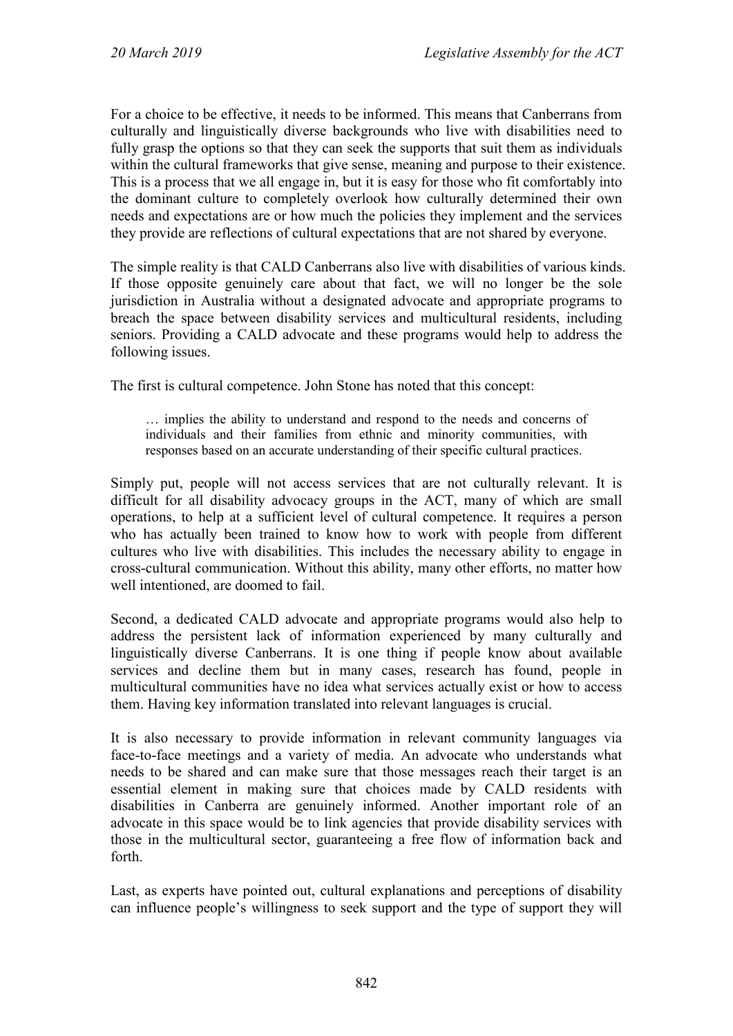For a choice to be effective, it needs to be informed. This means that Canberrans from culturally and linguistically diverse backgrounds who live with disabilities need to fully grasp the options so that they can seek the supports that suit them as individuals within the cultural frameworks that give sense, meaning and purpose to their existence. This is a process that we all engage in, but it is easy for those who fit comfortably into the dominant culture to completely overlook how culturally determined their own needs and expectations are or how much the policies they implement and the services they provide are reflections of cultural expectations that are not shared by everyone.

The simple reality is that CALD Canberrans also live with disabilities of various kinds. If those opposite genuinely care about that fact, we will no longer be the sole jurisdiction in Australia without a designated advocate and appropriate programs to breach the space between disability services and multicultural residents, including seniors. Providing a CALD advocate and these programs would help to address the following issues.

The first is cultural competence. John Stone has noted that this concept:

> … implies the ability to understand and respond to the needs and concerns of individuals and their families from ethnic and minority communities, with responses based on an accurate understanding of their specific cultural practices.

Simply put, people will not access services that are not culturally relevant. It is difficult for all disability advocacy groups in the ACT, many of which are small operations, to help at a sufficient level of cultural competence. It requires a person who has actually been trained to know how to work with people from different cultures who live with disabilities. This includes the necessary ability to engage in cross-cultural communication. Without this ability, many other efforts, no matter how well intentioned, are doomed to fail.

Second, a dedicated CALD advocate and appropriate programs would also help to address the persistent lack of information experienced by many culturally and linguistically diverse Canberrans. It is one thing if people know about available services and decline them but in many cases, research has found, people in multicultural communities have no idea what services actually exist or how to access them. Having key information translated into relevant languages is crucial.

It is also necessary to provide information in relevant community languages via face-to-face meetings and a variety of media. An advocate who understands what needs to be shared and can make sure that those messages reach their target is an essential element in making sure that choices made by CALD residents with disabilities in Canberra are genuinely informed. Another important role of an advocate in this space would be to link agencies that provide disability services with those in the multicultural sector, guaranteeing a free flow of information back and forth.

Last, as experts have pointed out, cultural explanations and perceptions of disability can influence people's willingness to seek support and the type of support they will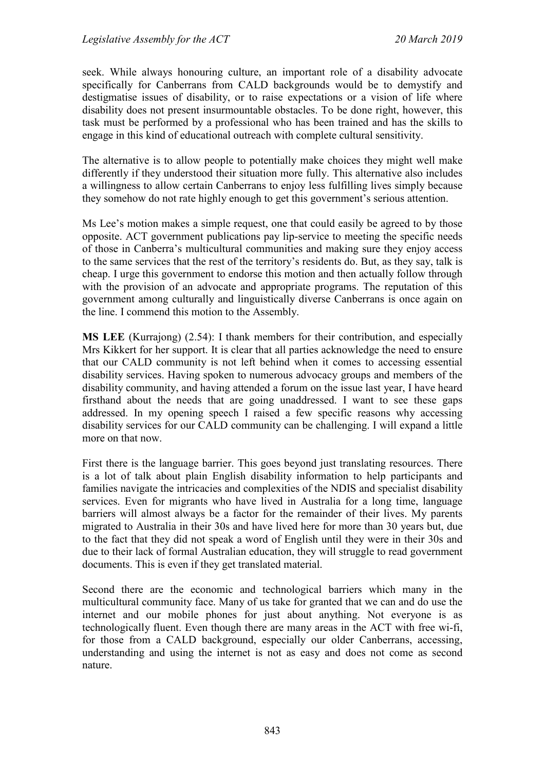seek. While always honouring culture, an important role of a disability advocate specifically for Canberrans from CALD backgrounds would be to demystify and destigmatise issues of disability, or to raise expectations or a vision of life where disability does not present insurmountable obstacles. To be done right, however, this task must be performed by a professional who has been trained and has the skills to engage in this kind of educational outreach with complete cultural sensitivity.

The alternative is to allow people to potentially make choices they might well make differently if they understood their situation more fully. This alternative also includes a willingness to allow certain Canberrans to enjoy less fulfilling lives simply because they somehow do not rate highly enough to get this government's serious attention.

Ms Lee's motion makes a simple request, one that could easily be agreed to by those opposite. ACT government publications pay lip-service to meeting the specific needs of those in Canberra's multicultural communities and making sure they enjoy access to the same services that the rest of the territory's residents do. But, as they say, talk is cheap. I urge this government to endorse this motion and then actually follow through with the provision of an advocate and appropriate programs. The reputation of this government among culturally and linguistically diverse Canberrans is once again on the line. I commend this motion to the Assembly.

**MS LEE** (Kurrajong) (2.54): I thank members for their contribution, and especially Mrs Kikkert for her support. It is clear that all parties acknowledge the need to ensure that our CALD community is not left behind when it comes to accessing essential disability services. Having spoken to numerous advocacy groups and members of the disability community, and having attended a forum on the issue last year, I have heard firsthand about the needs that are going unaddressed. I want to see these gaps addressed. In my opening speech I raised a few specific reasons why accessing disability services for our CALD community can be challenging. I will expand a little more on that now.

First there is the language barrier. This goes beyond just translating resources. There is a lot of talk about plain English disability information to help participants and families navigate the intricacies and complexities of the NDIS and specialist disability services. Even for migrants who have lived in Australia for a long time, language barriers will almost always be a factor for the remainder of their lives. My parents migrated to Australia in their 30s and have lived here for more than 30 years but, due to the fact that they did not speak a word of English until they were in their 30s and due to their lack of formal Australian education, they will struggle to read government documents. This is even if they get translated material.

Second there are the economic and technological barriers which many in the multicultural community face. Many of us take for granted that we can and do use the internet and our mobile phones for just about anything. Not everyone is as technologically fluent. Even though there are many areas in the ACT with free wi-fi, for those from a CALD background, especially our older Canberrans, accessing, understanding and using the internet is not as easy and does not come as second nature.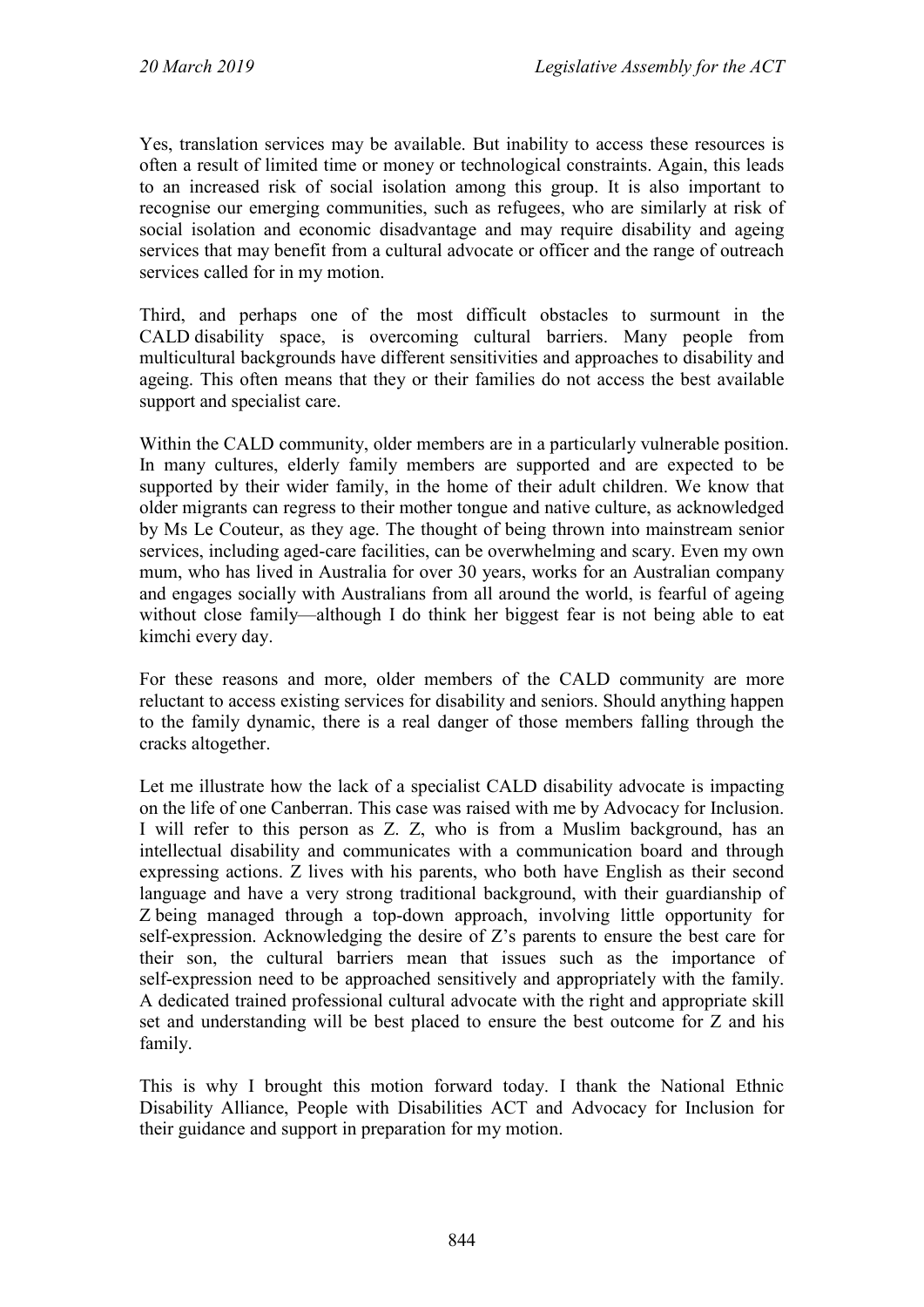Yes, translation services may be available. But inability to access these resources is often a result of limited time or money or technological constraints. Again, this leads to an increased risk of social isolation among this group. It is also important to recognise our emerging communities, such as refugees, who are similarly at risk of social isolation and economic disadvantage and may require disability and ageing services that may benefit from a cultural advocate or officer and the range of outreach services called for in my motion.

Third, and perhaps one of the most difficult obstacles to surmount in the CALD disability space, is overcoming cultural barriers. Many people from multicultural backgrounds have different sensitivities and approaches to disability and ageing. This often means that they or their families do not access the best available support and specialist care.

Within the CALD community, older members are in a particularly vulnerable position. In many cultures, elderly family members are supported and are expected to be supported by their wider family, in the home of their adult children. We know that older migrants can regress to their mother tongue and native culture, as acknowledged by Ms Le Couteur, as they age. The thought of being thrown into mainstream senior services, including aged-care facilities, can be overwhelming and scary. Even my own mum, who has lived in Australia for over 30 years, works for an Australian company and engages socially with Australians from all around the world, is fearful of ageing without close family—although I do think her biggest fear is not being able to eat kimchi every day.

For these reasons and more, older members of the CALD community are more reluctant to access existing services for disability and seniors. Should anything happen to the family dynamic, there is a real danger of those members falling through the cracks altogether.

Let me illustrate how the lack of a specialist CALD disability advocate is impacting on the life of one Canberran. This case was raised with me by Advocacy for Inclusion. I will refer to this person as Z. Z, who is from a Muslim background, has an intellectual disability and communicates with a communication board and through expressing actions. Z lives with his parents, who both have English as their second language and have a very strong traditional background, with their guardianship of Z being managed through a top-down approach, involving little opportunity for self-expression. Acknowledging the desire of Z's parents to ensure the best care for their son, the cultural barriers mean that issues such as the importance of self-expression need to be approached sensitively and appropriately with the family. A dedicated trained professional cultural advocate with the right and appropriate skill set and understanding will be best placed to ensure the best outcome for Z and his family.

This is why I brought this motion forward today. I thank the National Ethnic Disability Alliance, People with Disabilities ACT and Advocacy for Inclusion for their guidance and support in preparation for my motion.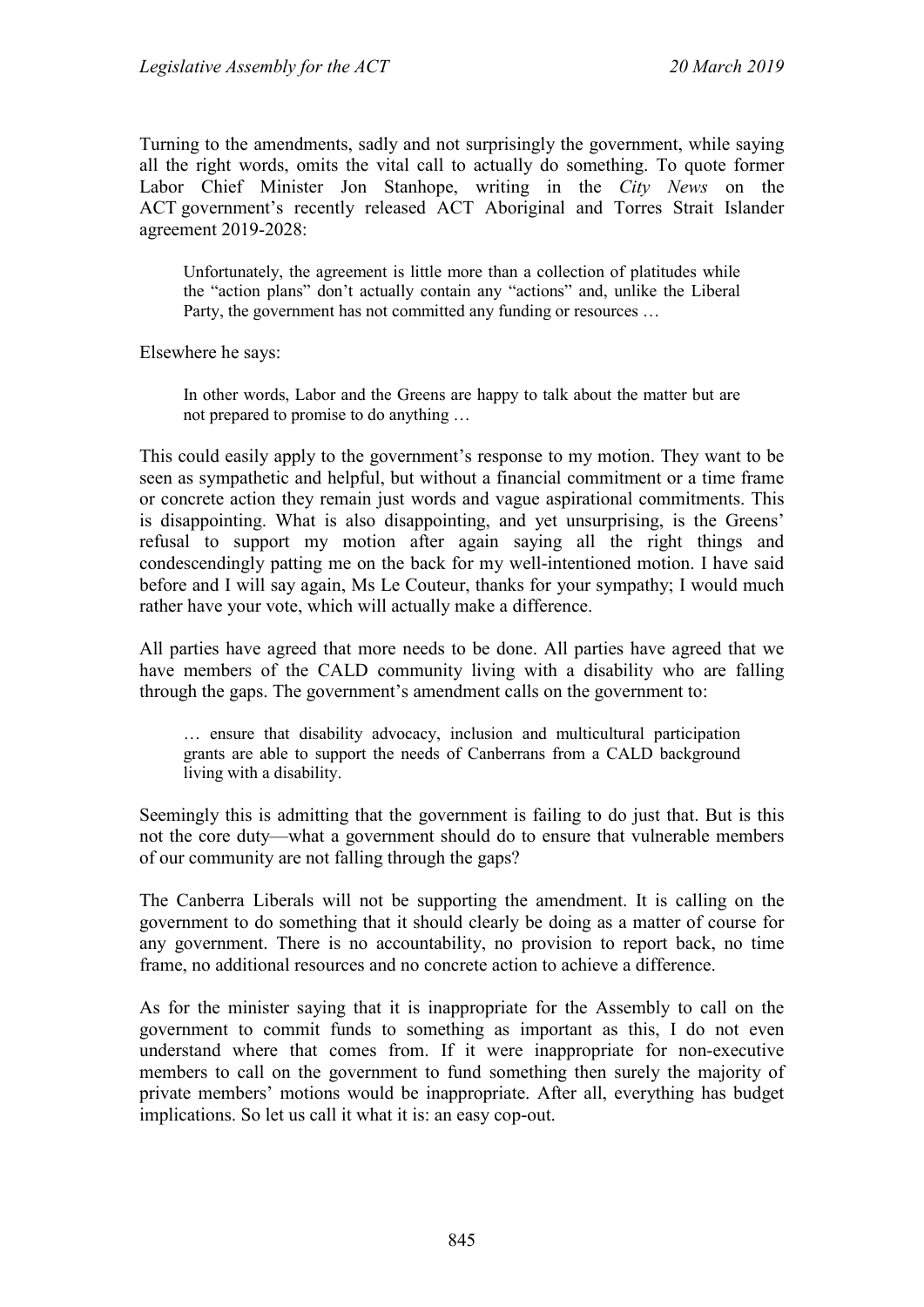Turning to the amendments, sadly and not surprisingly the government, while saying all the right words, omits the vital call to actually do something. To quote former Labor Chief Minister Jon Stanhope, writing in the *City News* on the ACT government's recently released ACT Aboriginal and Torres Strait Islander agreement 2019-2028:

> Unfortunately, the agreement is little more than a collection of platitudes while the "action plans" don't actually contain any "actions" and, unlike the Liberal Party, the government has not committed any funding or resources …

Elsewhere he says:

> In other words, Labor and the Greens are happy to talk about the matter but are not prepared to promise to do anything …

This could easily apply to the government's response to my motion. They want to be seen as sympathetic and helpful, but without a financial commitment or a time frame or concrete action they remain just words and vague aspirational commitments. This is disappointing. What is also disappointing, and yet unsurprising, is the Greens' refusal to support my motion after again saying all the right things and condescendingly patting me on the back for my well-intentioned motion. I have said before and I will say again, Ms Le Couteur, thanks for your sympathy; I would much rather have your vote, which will actually make a difference.

All parties have agreed that more needs to be done. All parties have agreed that we have members of the CALD community living with a disability who are falling through the gaps. The government's amendment calls on the government to:

> … ensure that disability advocacy, inclusion and multicultural participation grants are able to support the needs of Canberrans from a CALD background living with a disability.

Seemingly this is admitting that the government is failing to do just that. But is this not the core duty—what a government should do to ensure that vulnerable members of our community are not falling through the gaps?

The Canberra Liberals will not be supporting the amendment. It is calling on the government to do something that it should clearly be doing as a matter of course for any government. There is no accountability, no provision to report back, no time frame, no additional resources and no concrete action to achieve a difference.

As for the minister saying that it is inappropriate for the Assembly to call on the government to commit funds to something as important as this, I do not even understand where that comes from. If it were inappropriate for non-executive members to call on the government to fund something then surely the majority of private members' motions would be inappropriate. After all, everything has budget implications. So let us call it what it is: an easy cop-out.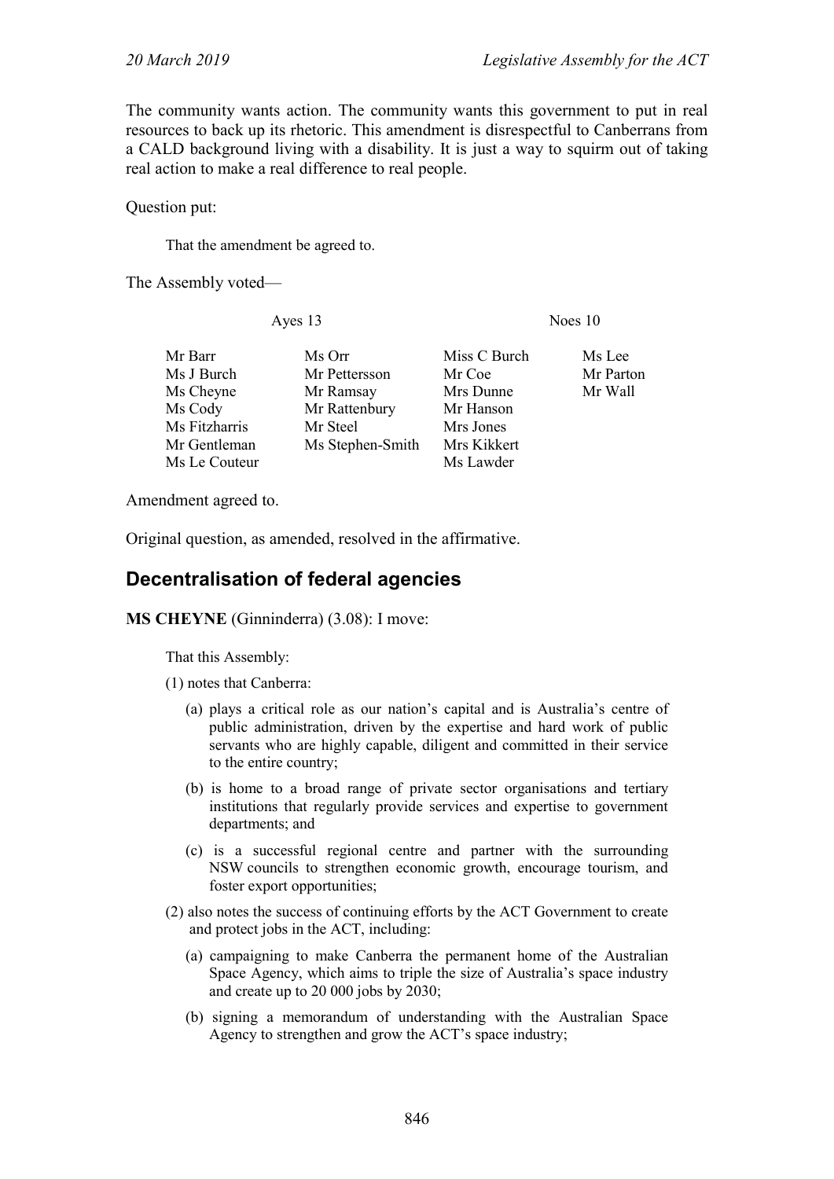The community wants action. The community wants this government to put in real resources to back up its rhetoric. This amendment is disrespectful to Canberrans from a CALD background living with a disability. It is just a way to squirm out of taking real action to make a real difference to real people.

Question put:

> That the amendment be agreed to.

The Assembly voted—

| Ayes 13 | | Noes 10 | |
|---|---|---|---|
| Mr Barr | Ms Orr | Miss C Burch | Ms Lee |
| Ms J Burch | Mr Pettersson | Mr Coe | Mr Parton |
| Ms Cheyne | Mr Ramsay | Mrs Dunne | Mr Wall |
| Ms Cody | Mr Rattenbury | Mr Hanson | |
| Ms Fitzharris | Mr Steel | Mrs Jones | |
| Mr Gentleman | Ms Stephen-Smith | Mrs Kikkert | |
| Ms Le Couteur | | Ms Lawder | |

Amendment agreed to.

Original question, as amended, resolved in the affirmative.

## Decentralisation of federal agencies

**MS CHEYNE** (Ginninderra) (3.08): I move:

> That this Assembly:
>
> (1) notes that Canberra:
>
> (a) plays a critical role as our nation's capital and is Australia's centre of public administration, driven by the expertise and hard work of public servants who are highly capable, diligent and committed in their service to the entire country;
>
> (b) is home to a broad range of private sector organisations and tertiary institutions that regularly provide services and expertise to government departments; and
>
> (c) is a successful regional centre and partner with the surrounding NSW councils to strengthen economic growth, encourage tourism, and foster export opportunities;
>
> (2) also notes the success of continuing efforts by the ACT Government to create and protect jobs in the ACT, including:
>
> (a) campaigning to make Canberra the permanent home of the Australian Space Agency, which aims to triple the size of Australia's space industry and create up to 20 000 jobs by 2030;
>
> (b) signing a memorandum of understanding with the Australian Space Agency to strengthen and grow the ACT's space industry;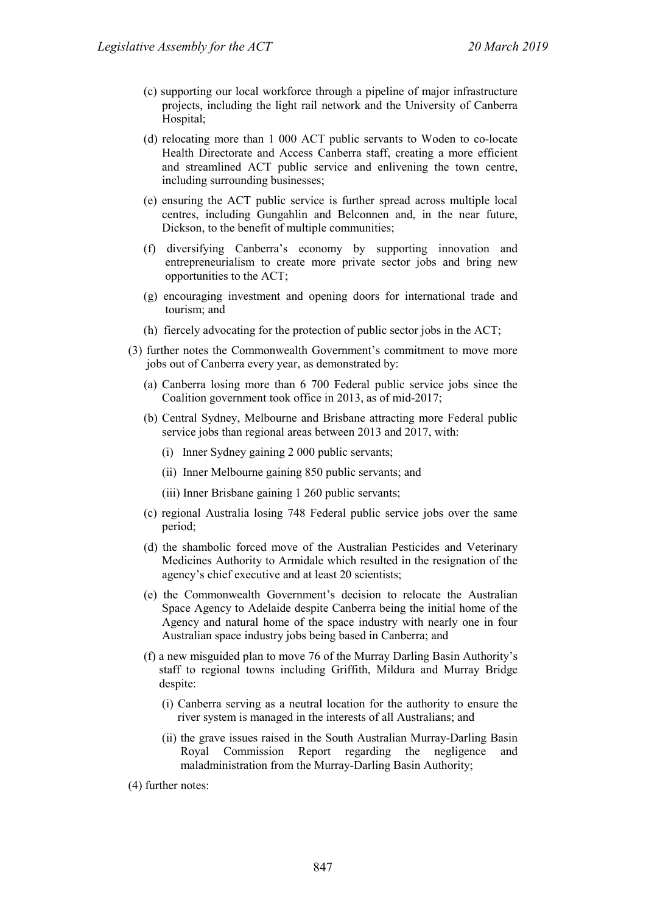(c) supporting our local workforce through a pipeline of major infrastructure projects, including the light rail network and the University of Canberra Hospital;

(d) relocating more than 1 000 ACT public servants to Woden to co-locate Health Directorate and Access Canberra staff, creating a more efficient and streamlined ACT public service and enlivening the town centre, including surrounding businesses;

(e) ensuring the ACT public service is further spread across multiple local centres, including Gungahlin and Belconnen and, in the near future, Dickson, to the benefit of multiple communities;

(f) diversifying Canberra's economy by supporting innovation and entrepreneurialism to create more private sector jobs and bring new opportunities to the ACT;

(g) encouraging investment and opening doors for international trade and tourism; and

(h) fiercely advocating for the protection of public sector jobs in the ACT;

(3) further notes the Commonwealth Government's commitment to move more jobs out of Canberra every year, as demonstrated by:

(a) Canberra losing more than 6 700 Federal public service jobs since the Coalition government took office in 2013, as of mid-2017;

(b) Central Sydney, Melbourne and Brisbane attracting more Federal public service jobs than regional areas between 2013 and 2017, with:

(i) Inner Sydney gaining 2 000 public servants;

(ii) Inner Melbourne gaining 850 public servants; and

(iii) Inner Brisbane gaining 1 260 public servants;

(c) regional Australia losing 748 Federal public service jobs over the same period;

(d) the shambolic forced move of the Australian Pesticides and Veterinary Medicines Authority to Armidale which resulted in the resignation of the agency's chief executive and at least 20 scientists;

(e) the Commonwealth Government's decision to relocate the Australian Space Agency to Adelaide despite Canberra being the initial home of the Agency and natural home of the space industry with nearly one in four Australian space industry jobs being based in Canberra; and

(f) a new misguided plan to move 76 of the Murray Darling Basin Authority's staff to regional towns including Griffith, Mildura and Murray Bridge despite:

(i) Canberra serving as a neutral location for the authority to ensure the river system is managed in the interests of all Australians; and

(ii) the grave issues raised in the South Australian Murray-Darling Basin Royal Commission Report regarding the negligence and maladministration from the Murray-Darling Basin Authority;

(4) further notes: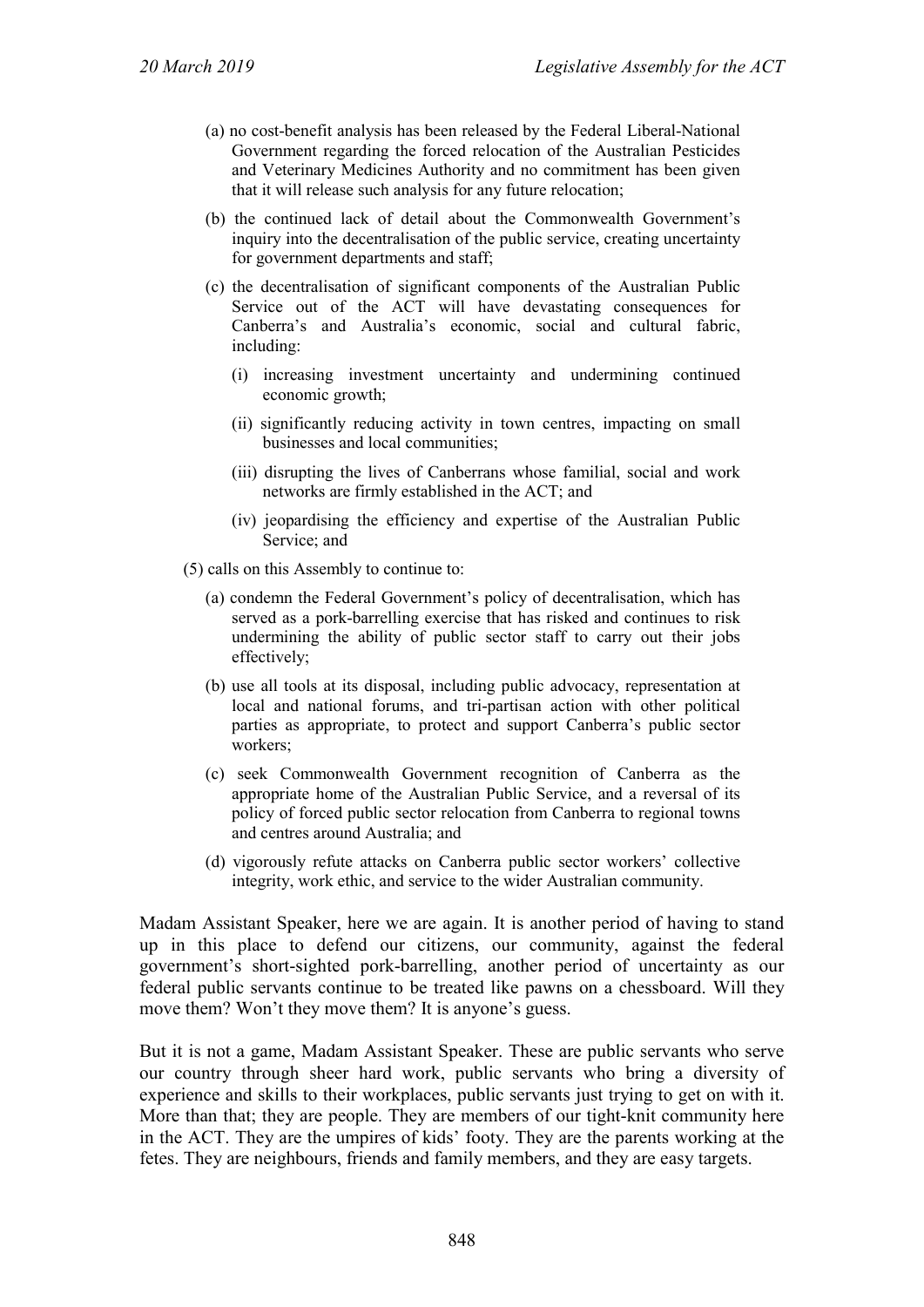(a) no cost-benefit analysis has been released by the Federal Liberal-National Government regarding the forced relocation of the Australian Pesticides and Veterinary Medicines Authority and no commitment has been given that it will release such analysis for any future relocation;

(b) the continued lack of detail about the Commonwealth Government's inquiry into the decentralisation of the public service, creating uncertainty for government departments and staff;

(c) the decentralisation of significant components of the Australian Public Service out of the ACT will have devastating consequences for Canberra's and Australia's economic, social and cultural fabric, including:

(i) increasing investment uncertainty and undermining continued economic growth;

(ii) significantly reducing activity in town centres, impacting on small businesses and local communities;

(iii) disrupting the lives of Canberrans whose familial, social and work networks are firmly established in the ACT; and

(iv) jeopardising the efficiency and expertise of the Australian Public Service; and

(5) calls on this Assembly to continue to:

(a) condemn the Federal Government's policy of decentralisation, which has served as a pork-barrelling exercise that has risked and continues to risk undermining the ability of public sector staff to carry out their jobs effectively;

(b) use all tools at its disposal, including public advocacy, representation at local and national forums, and tri-partisan action with other political parties as appropriate, to protect and support Canberra's public sector workers;

(c) seek Commonwealth Government recognition of Canberra as the appropriate home of the Australian Public Service, and a reversal of its policy of forced public sector relocation from Canberra to regional towns and centres around Australia; and

(d) vigorously refute attacks on Canberra public sector workers' collective integrity, work ethic, and service to the wider Australian community.

Madam Assistant Speaker, here we are again. It is another period of having to stand up in this place to defend our citizens, our community, against the federal government's short-sighted pork-barrelling, another period of uncertainty as our federal public servants continue to be treated like pawns on a chessboard. Will they move them? Won't they move them? It is anyone's guess.

But it is not a game, Madam Assistant Speaker. These are public servants who serve our country through sheer hard work, public servants who bring a diversity of experience and skills to their workplaces, public servants just trying to get on with it. More than that; they are people. They are members of our tight-knit community here in the ACT. They are the umpires of kids' footy. They are the parents working at the fetes. They are neighbours, friends and family members, and they are easy targets.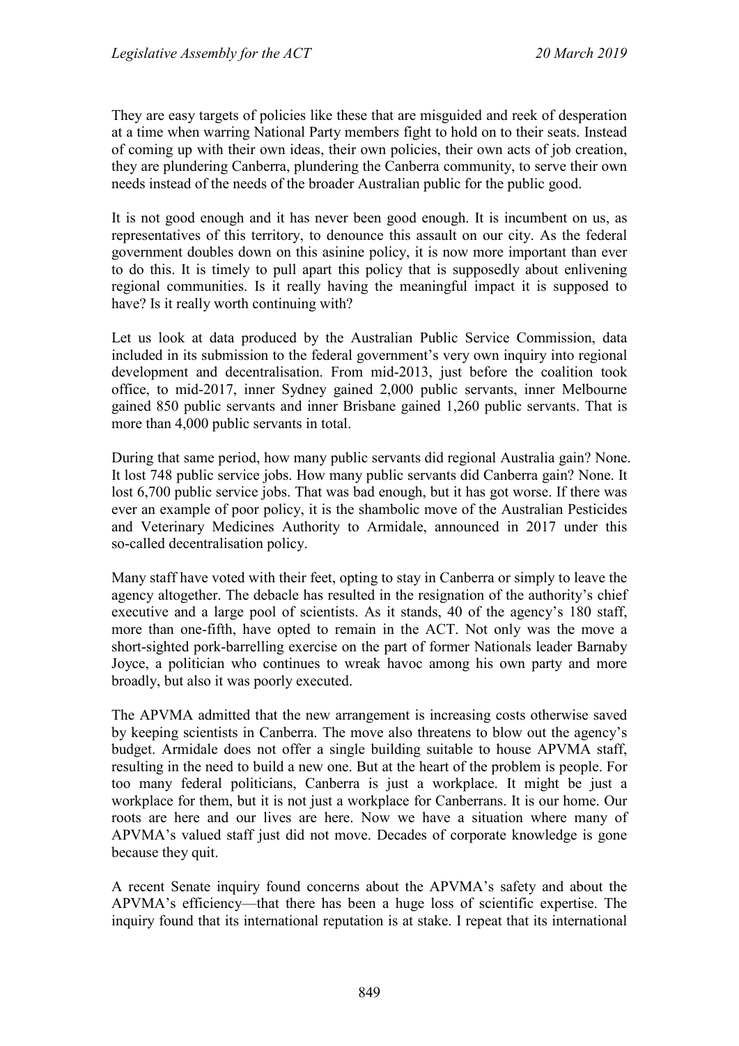They are easy targets of policies like these that are misguided and reek of desperation at a time when warring National Party members fight to hold on to their seats. Instead of coming up with their own ideas, their own policies, their own acts of job creation, they are plundering Canberra, plundering the Canberra community, to serve their own needs instead of the needs of the broader Australian public for the public good.

It is not good enough and it has never been good enough. It is incumbent on us, as representatives of this territory, to denounce this assault on our city. As the federal government doubles down on this asinine policy, it is now more important than ever to do this. It is timely to pull apart this policy that is supposedly about enlivening regional communities. Is it really having the meaningful impact it is supposed to have? Is it really worth continuing with?

Let us look at data produced by the Australian Public Service Commission, data included in its submission to the federal government's very own inquiry into regional development and decentralisation. From mid-2013, just before the coalition took office, to mid-2017, inner Sydney gained 2,000 public servants, inner Melbourne gained 850 public servants and inner Brisbane gained 1,260 public servants. That is more than 4,000 public servants in total.

During that same period, how many public servants did regional Australia gain? None. It lost 748 public service jobs. How many public servants did Canberra gain? None. It lost 6,700 public service jobs. That was bad enough, but it has got worse. If there was ever an example of poor policy, it is the shambolic move of the Australian Pesticides and Veterinary Medicines Authority to Armidale, announced in 2017 under this so-called decentralisation policy.

Many staff have voted with their feet, opting to stay in Canberra or simply to leave the agency altogether. The debacle has resulted in the resignation of the authority's chief executive and a large pool of scientists. As it stands, 40 of the agency's 180 staff, more than one-fifth, have opted to remain in the ACT. Not only was the move a short-sighted pork-barrelling exercise on the part of former Nationals leader Barnaby Joyce, a politician who continues to wreak havoc among his own party and more broadly, but also it was poorly executed.

The APVMA admitted that the new arrangement is increasing costs otherwise saved by keeping scientists in Canberra. The move also threatens to blow out the agency's budget. Armidale does not offer a single building suitable to house APVMA staff, resulting in the need to build a new one. But at the heart of the problem is people. For too many federal politicians, Canberra is just a workplace. It might be just a workplace for them, but it is not just a workplace for Canberrans. It is our home. Our roots are here and our lives are here. Now we have a situation where many of APVMA's valued staff just did not move. Decades of corporate knowledge is gone because they quit.

A recent Senate inquiry found concerns about the APVMA's safety and about the APVMA's efficiency—that there has been a huge loss of scientific expertise. The inquiry found that its international reputation is at stake. I repeat that its international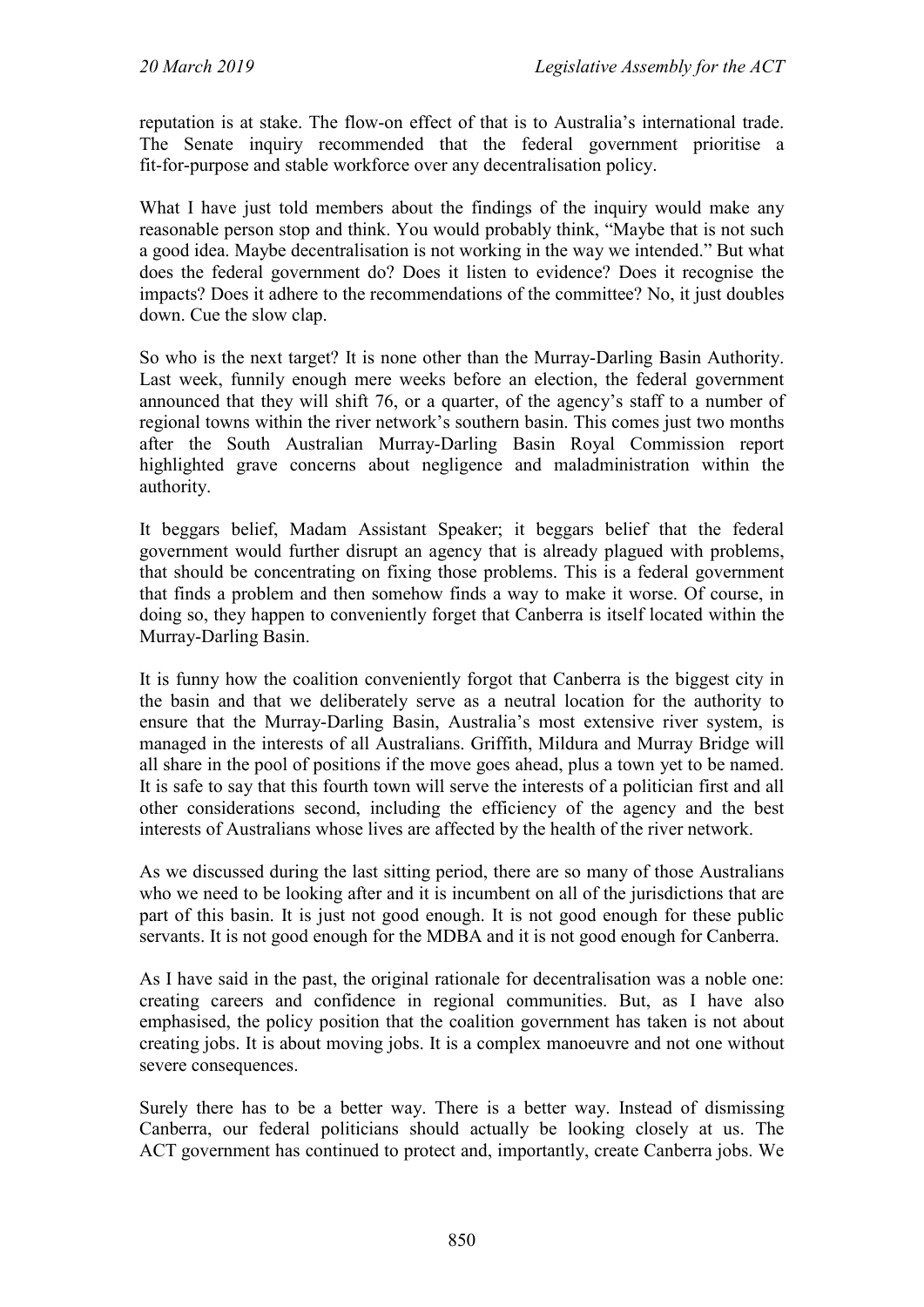reputation is at stake. The flow-on effect of that is to Australia's international trade. The Senate inquiry recommended that the federal government prioritise a fit-for-purpose and stable workforce over any decentralisation policy.

What I have just told members about the findings of the inquiry would make any reasonable person stop and think. You would probably think, "Maybe that is not such a good idea. Maybe decentralisation is not working in the way we intended." But what does the federal government do? Does it listen to evidence? Does it recognise the impacts? Does it adhere to the recommendations of the committee? No, it just doubles down. Cue the slow clap.

So who is the next target? It is none other than the Murray-Darling Basin Authority. Last week, funnily enough mere weeks before an election, the federal government announced that they will shift 76, or a quarter, of the agency's staff to a number of regional towns within the river network's southern basin. This comes just two months after the South Australian Murray-Darling Basin Royal Commission report highlighted grave concerns about negligence and maladministration within the authority.

It beggars belief, Madam Assistant Speaker; it beggars belief that the federal government would further disrupt an agency that is already plagued with problems, that should be concentrating on fixing those problems. This is a federal government that finds a problem and then somehow finds a way to make it worse. Of course, in doing so, they happen to conveniently forget that Canberra is itself located within the Murray-Darling Basin.

It is funny how the coalition conveniently forgot that Canberra is the biggest city in the basin and that we deliberately serve as a neutral location for the authority to ensure that the Murray-Darling Basin, Australia's most extensive river system, is managed in the interests of all Australians. Griffith, Mildura and Murray Bridge will all share in the pool of positions if the move goes ahead, plus a town yet to be named. It is safe to say that this fourth town will serve the interests of a politician first and all other considerations second, including the efficiency of the agency and the best interests of Australians whose lives are affected by the health of the river network.

As we discussed during the last sitting period, there are so many of those Australians who we need to be looking after and it is incumbent on all of the jurisdictions that are part of this basin. It is just not good enough. It is not good enough for these public servants. It is not good enough for the MDBA and it is not good enough for Canberra.

As I have said in the past, the original rationale for decentralisation was a noble one: creating careers and confidence in regional communities. But, as I have also emphasised, the policy position that the coalition government has taken is not about creating jobs. It is about moving jobs. It is a complex manoeuvre and not one without severe consequences.

Surely there has to be a better way. There is a better way. Instead of dismissing Canberra, our federal politicians should actually be looking closely at us. The ACT government has continued to protect and, importantly, create Canberra jobs. We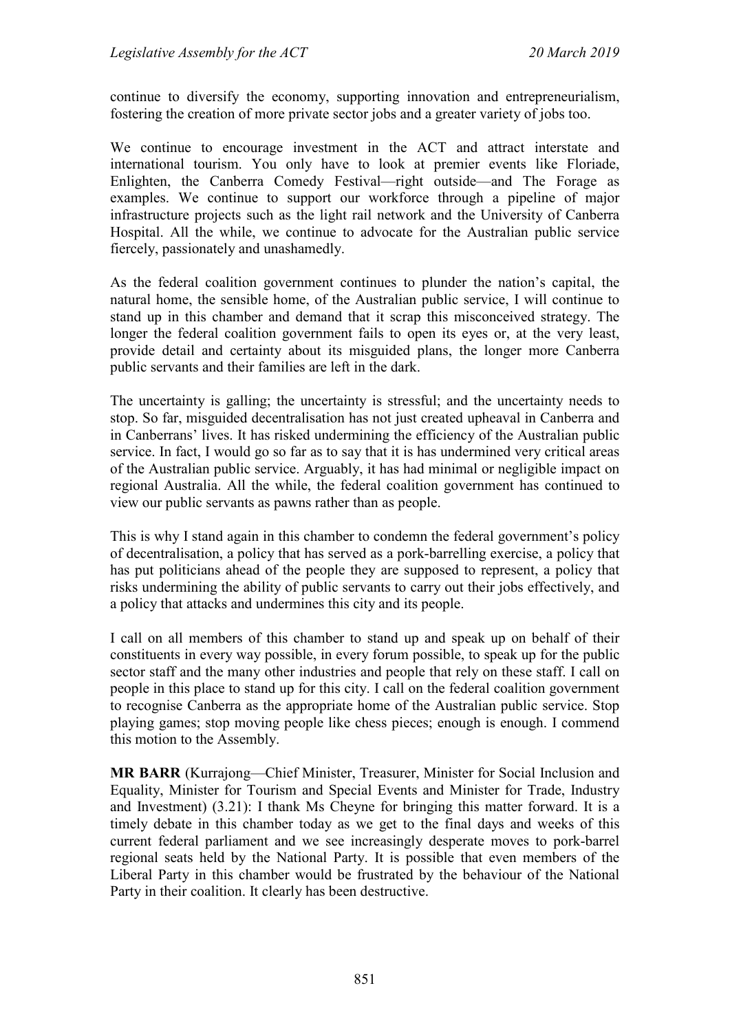continue to diversify the economy, supporting innovation and entrepreneurialism, fostering the creation of more private sector jobs and a greater variety of jobs too.

We continue to encourage investment in the ACT and attract interstate and international tourism. You only have to look at premier events like Floriade, Enlighten, the Canberra Comedy Festival—right outside—and The Forage as examples. We continue to support our workforce through a pipeline of major infrastructure projects such as the light rail network and the University of Canberra Hospital. All the while, we continue to advocate for the Australian public service fiercely, passionately and unashamedly.

As the federal coalition government continues to plunder the nation's capital, the natural home, the sensible home, of the Australian public service, I will continue to stand up in this chamber and demand that it scrap this misconceived strategy. The longer the federal coalition government fails to open its eyes or, at the very least, provide detail and certainty about its misguided plans, the longer more Canberra public servants and their families are left in the dark.

The uncertainty is galling; the uncertainty is stressful; and the uncertainty needs to stop. So far, misguided decentralisation has not just created upheaval in Canberra and in Canberrans' lives. It has risked undermining the efficiency of the Australian public service. In fact, I would go so far as to say that it is has undermined very critical areas of the Australian public service. Arguably, it has had minimal or negligible impact on regional Australia. All the while, the federal coalition government has continued to view our public servants as pawns rather than as people.

This is why I stand again in this chamber to condemn the federal government's policy of decentralisation, a policy that has served as a pork-barrelling exercise, a policy that has put politicians ahead of the people they are supposed to represent, a policy that risks undermining the ability of public servants to carry out their jobs effectively, and a policy that attacks and undermines this city and its people.

I call on all members of this chamber to stand up and speak up on behalf of their constituents in every way possible, in every forum possible, to speak up for the public sector staff and the many other industries and people that rely on these staff. I call on people in this place to stand up for this city. I call on the federal coalition government to recognise Canberra as the appropriate home of the Australian public service. Stop playing games; stop moving people like chess pieces; enough is enough. I commend this motion to the Assembly.

**MR BARR** (Kurrajong—Chief Minister, Treasurer, Minister for Social Inclusion and Equality, Minister for Tourism and Special Events and Minister for Trade, Industry and Investment) (3.21): I thank Ms Cheyne for bringing this matter forward. It is a timely debate in this chamber today as we get to the final days and weeks of this current federal parliament and we see increasingly desperate moves to pork-barrel regional seats held by the National Party. It is possible that even members of the Liberal Party in this chamber would be frustrated by the behaviour of the National Party in their coalition. It clearly has been destructive.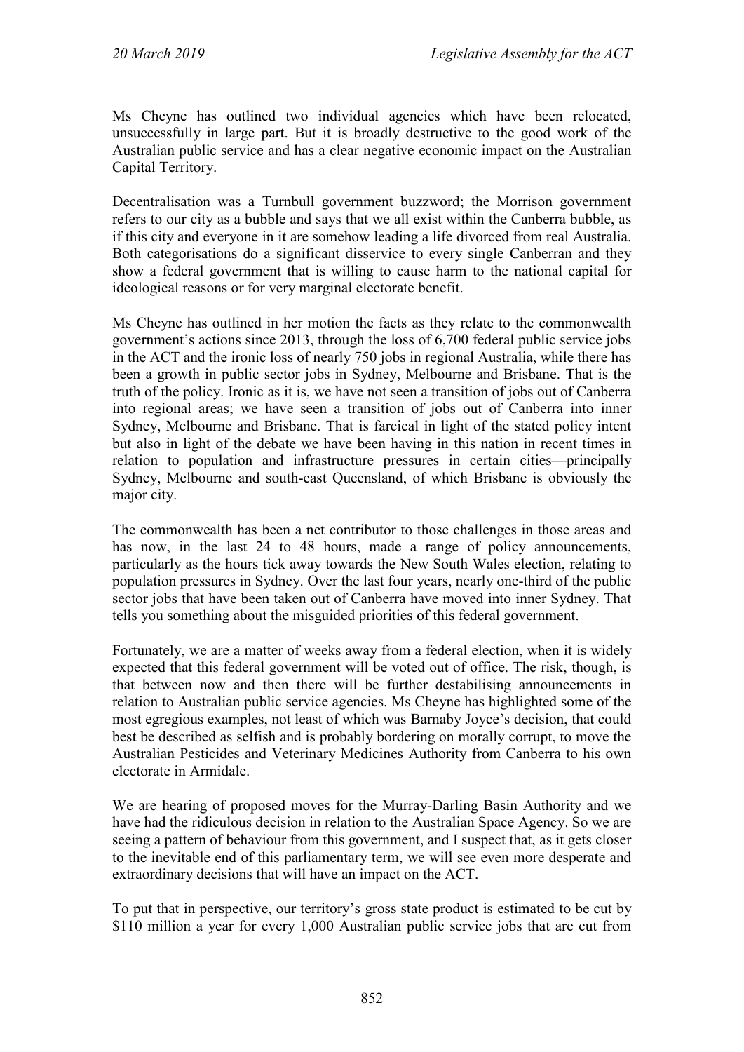Ms Cheyne has outlined two individual agencies which have been relocated, unsuccessfully in large part. But it is broadly destructive to the good work of the Australian public service and has a clear negative economic impact on the Australian Capital Territory.

Decentralisation was a Turnbull government buzzword; the Morrison government refers to our city as a bubble and says that we all exist within the Canberra bubble, as if this city and everyone in it are somehow leading a life divorced from real Australia. Both categorisations do a significant disservice to every single Canberran and they show a federal government that is willing to cause harm to the national capital for ideological reasons or for very marginal electorate benefit.

Ms Cheyne has outlined in her motion the facts as they relate to the commonwealth government's actions since 2013, through the loss of 6,700 federal public service jobs in the ACT and the ironic loss of nearly 750 jobs in regional Australia, while there has been a growth in public sector jobs in Sydney, Melbourne and Brisbane. That is the truth of the policy. Ironic as it is, we have not seen a transition of jobs out of Canberra into regional areas; we have seen a transition of jobs out of Canberra into inner Sydney, Melbourne and Brisbane. That is farcical in light of the stated policy intent but also in light of the debate we have been having in this nation in recent times in relation to population and infrastructure pressures in certain cities—principally Sydney, Melbourne and south-east Queensland, of which Brisbane is obviously the major city.

The commonwealth has been a net contributor to those challenges in those areas and has now, in the last 24 to 48 hours, made a range of policy announcements, particularly as the hours tick away towards the New South Wales election, relating to population pressures in Sydney. Over the last four years, nearly one-third of the public sector jobs that have been taken out of Canberra have moved into inner Sydney. That tells you something about the misguided priorities of this federal government.

Fortunately, we are a matter of weeks away from a federal election, when it is widely expected that this federal government will be voted out of office. The risk, though, is that between now and then there will be further destabilising announcements in relation to Australian public service agencies. Ms Cheyne has highlighted some of the most egregious examples, not least of which was Barnaby Joyce's decision, that could best be described as selfish and is probably bordering on morally corrupt, to move the Australian Pesticides and Veterinary Medicines Authority from Canberra to his own electorate in Armidale.

We are hearing of proposed moves for the Murray-Darling Basin Authority and we have had the ridiculous decision in relation to the Australian Space Agency. So we are seeing a pattern of behaviour from this government, and I suspect that, as it gets closer to the inevitable end of this parliamentary term, we will see even more desperate and extraordinary decisions that will have an impact on the ACT.

To put that in perspective, our territory's gross state product is estimated to be cut by $110 million a year for every 1,000 Australian public service jobs that are cut from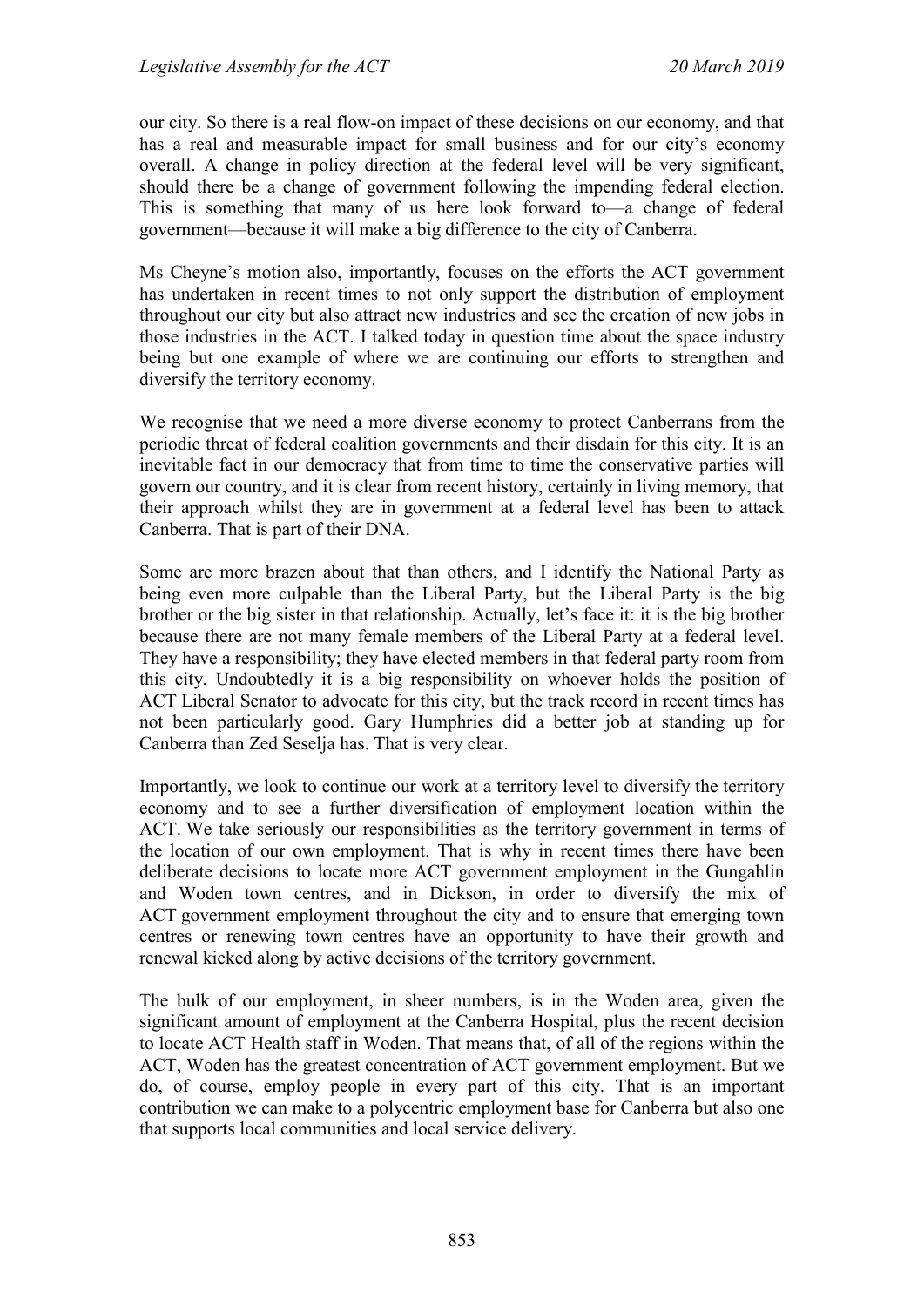our city. So there is a real flow-on impact of these decisions on our economy, and that has a real and measurable impact for small business and for our city's economy overall. A change in policy direction at the federal level will be very significant, should there be a change of government following the impending federal election. This is something that many of us here look forward to—a change of federal government—because it will make a big difference to the city of Canberra.

Ms Cheyne's motion also, importantly, focuses on the efforts the ACT government has undertaken in recent times to not only support the distribution of employment throughout our city but also attract new industries and see the creation of new jobs in those industries in the ACT. I talked today in question time about the space industry being but one example of where we are continuing our efforts to strengthen and diversify the territory economy.

We recognise that we need a more diverse economy to protect Canberrans from the periodic threat of federal coalition governments and their disdain for this city. It is an inevitable fact in our democracy that from time to time the conservative parties will govern our country, and it is clear from recent history, certainly in living memory, that their approach whilst they are in government at a federal level has been to attack Canberra. That is part of their DNA.

Some are more brazen about that than others, and I identify the National Party as being even more culpable than the Liberal Party, but the Liberal Party is the big brother or the big sister in that relationship. Actually, let's face it: it is the big brother because there are not many female members of the Liberal Party at a federal level. They have a responsibility; they have elected members in that federal party room from this city. Undoubtedly it is a big responsibility on whoever holds the position of ACT Liberal Senator to advocate for this city, but the track record in recent times has not been particularly good. Gary Humphries did a better job at standing up for Canberra than Zed Seselja has. That is very clear.

Importantly, we look to continue our work at a territory level to diversify the territory economy and to see a further diversification of employment location within the ACT. We take seriously our responsibilities as the territory government in terms of the location of our own employment. That is why in recent times there have been deliberate decisions to locate more ACT government employment in the Gungahlin and Woden town centres, and in Dickson, in order to diversify the mix of ACT government employment throughout the city and to ensure that emerging town centres or renewing town centres have an opportunity to have their growth and renewal kicked along by active decisions of the territory government.

The bulk of our employment, in sheer numbers, is in the Woden area, given the significant amount of employment at the Canberra Hospital, plus the recent decision to locate ACT Health staff in Woden. That means that, of all of the regions within the ACT, Woden has the greatest concentration of ACT government employment. But we do, of course, employ people in every part of this city. That is an important contribution we can make to a polycentric employment base for Canberra but also one that supports local communities and local service delivery.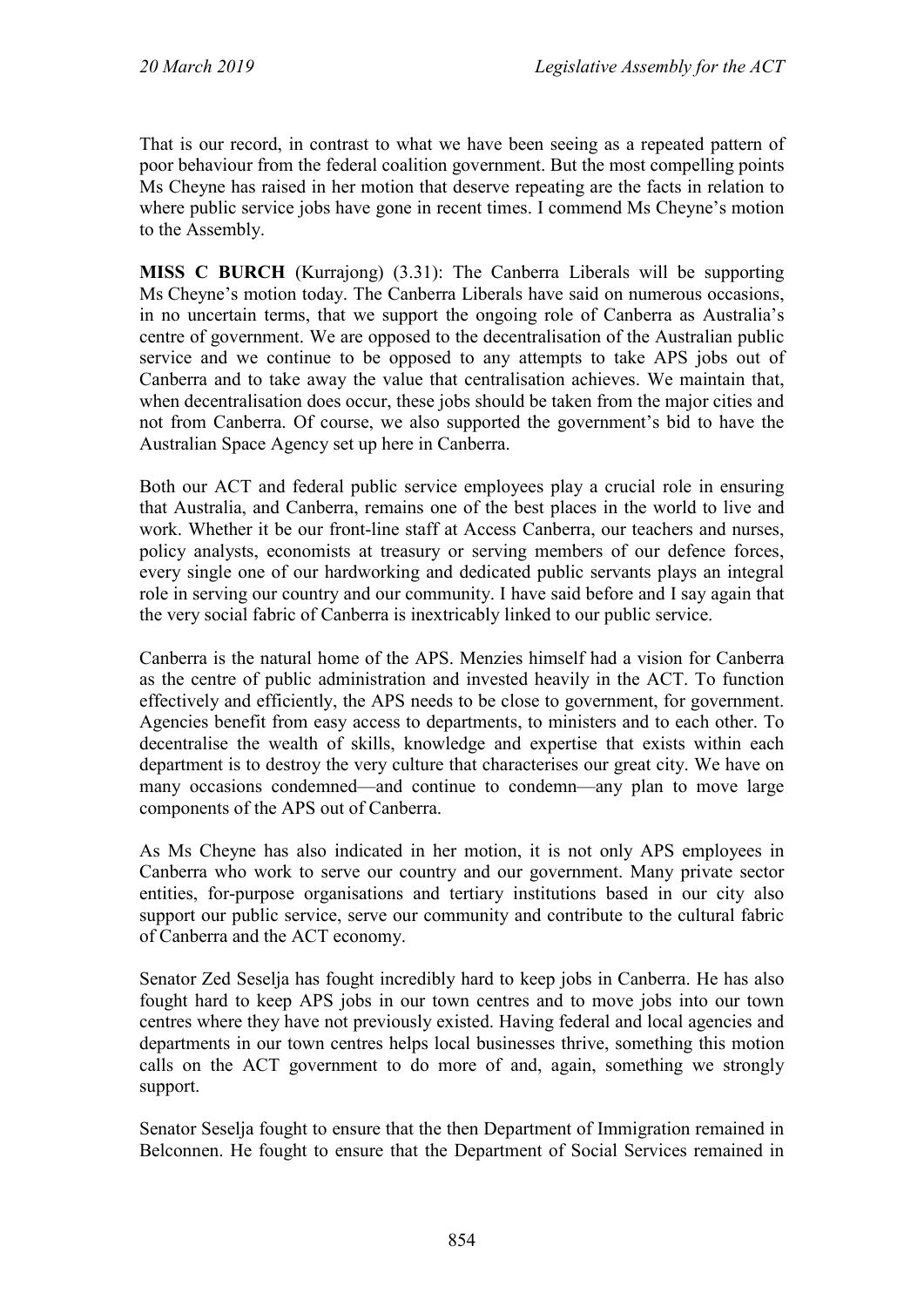That is our record, in contrast to what we have been seeing as a repeated pattern of poor behaviour from the federal coalition government. But the most compelling points Ms Cheyne has raised in her motion that deserve repeating are the facts in relation to where public service jobs have gone in recent times. I commend Ms Cheyne's motion to the Assembly.

**MISS C BURCH** (Kurrajong) (3.31): The Canberra Liberals will be supporting Ms Cheyne's motion today. The Canberra Liberals have said on numerous occasions, in no uncertain terms, that we support the ongoing role of Canberra as Australia's centre of government. We are opposed to the decentralisation of the Australian public service and we continue to be opposed to any attempts to take APS jobs out of Canberra and to take away the value that centralisation achieves. We maintain that, when decentralisation does occur, these jobs should be taken from the major cities and not from Canberra. Of course, we also supported the government's bid to have the Australian Space Agency set up here in Canberra.

Both our ACT and federal public service employees play a crucial role in ensuring that Australia, and Canberra, remains one of the best places in the world to live and work. Whether it be our front-line staff at Access Canberra, our teachers and nurses, policy analysts, economists at treasury or serving members of our defence forces, every single one of our hardworking and dedicated public servants plays an integral role in serving our country and our community. I have said before and I say again that the very social fabric of Canberra is inextricably linked to our public service.

Canberra is the natural home of the APS. Menzies himself had a vision for Canberra as the centre of public administration and invested heavily in the ACT. To function effectively and efficiently, the APS needs to be close to government, for government. Agencies benefit from easy access to departments, to ministers and to each other. To decentralise the wealth of skills, knowledge and expertise that exists within each department is to destroy the very culture that characterises our great city. We have on many occasions condemned—and continue to condemn—any plan to move large components of the APS out of Canberra.

As Ms Cheyne has also indicated in her motion, it is not only APS employees in Canberra who work to serve our country and our government. Many private sector entities, for-purpose organisations and tertiary institutions based in our city also support our public service, serve our community and contribute to the cultural fabric of Canberra and the ACT economy.

Senator Zed Seselja has fought incredibly hard to keep jobs in Canberra. He has also fought hard to keep APS jobs in our town centres and to move jobs into our town centres where they have not previously existed. Having federal and local agencies and departments in our town centres helps local businesses thrive, something this motion calls on the ACT government to do more of and, again, something we strongly support.

Senator Seselja fought to ensure that the then Department of Immigration remained in Belconnen. He fought to ensure that the Department of Social Services remained in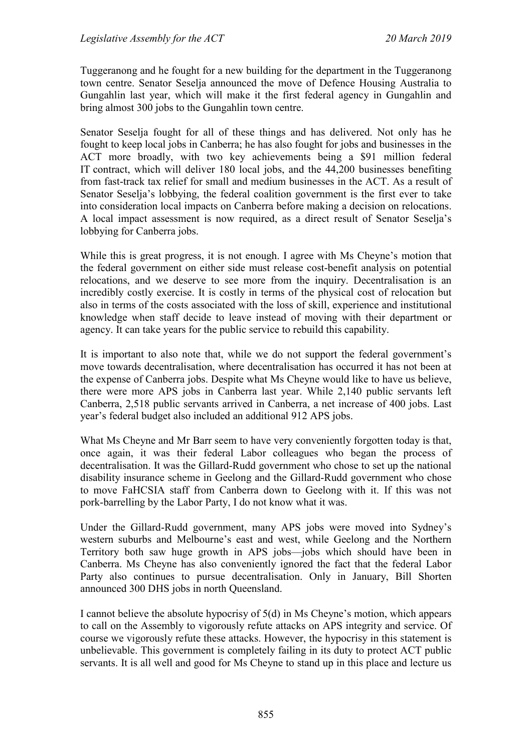Tuggeranong and he fought for a new building for the department in the Tuggeranong town centre. Senator Seselja announced the move of Defence Housing Australia to Gungahlin last year, which will make it the first federal agency in Gungahlin and bring almost 300 jobs to the Gungahlin town centre.

Senator Seselja fought for all of these things and has delivered. Not only has he fought to keep local jobs in Canberra; he has also fought for jobs and businesses in the ACT more broadly, with two key achievements being a $91 million federal IT contract, which will deliver 180 local jobs, and the 44,200 businesses benefiting from fast-track tax relief for small and medium businesses in the ACT. As a result of Senator Seselja's lobbying, the federal coalition government is the first ever to take into consideration local impacts on Canberra before making a decision on relocations. A local impact assessment is now required, as a direct result of Senator Seselja's lobbying for Canberra jobs.

While this is great progress, it is not enough. I agree with Ms Cheyne's motion that the federal government on either side must release cost-benefit analysis on potential relocations, and we deserve to see more from the inquiry. Decentralisation is an incredibly costly exercise. It is costly in terms of the physical cost of relocation but also in terms of the costs associated with the loss of skill, experience and institutional knowledge when staff decide to leave instead of moving with their department or agency. It can take years for the public service to rebuild this capability.

It is important to also note that, while we do not support the federal government's move towards decentralisation, where decentralisation has occurred it has not been at the expense of Canberra jobs. Despite what Ms Cheyne would like to have us believe, there were more APS jobs in Canberra last year. While 2,140 public servants left Canberra, 2,518 public servants arrived in Canberra, a net increase of 400 jobs. Last year's federal budget also included an additional 912 APS jobs.

What Ms Cheyne and Mr Barr seem to have very conveniently forgotten today is that, once again, it was their federal Labor colleagues who began the process of decentralisation. It was the Gillard-Rudd government who chose to set up the national disability insurance scheme in Geelong and the Gillard-Rudd government who chose to move FaHCSIA staff from Canberra down to Geelong with it. If this was not pork-barrelling by the Labor Party, I do not know what it was.

Under the Gillard-Rudd government, many APS jobs were moved into Sydney's western suburbs and Melbourne's east and west, while Geelong and the Northern Territory both saw huge growth in APS jobs—jobs which should have been in Canberra. Ms Cheyne has also conveniently ignored the fact that the federal Labor Party also continues to pursue decentralisation. Only in January, Bill Shorten announced 300 DHS jobs in north Queensland.

I cannot believe the absolute hypocrisy of 5(d) in Ms Cheyne's motion, which appears to call on the Assembly to vigorously refute attacks on APS integrity and service. Of course we vigorously refute these attacks. However, the hypocrisy in this statement is unbelievable. This government is completely failing in its duty to protect ACT public servants. It is all well and good for Ms Cheyne to stand up in this place and lecture us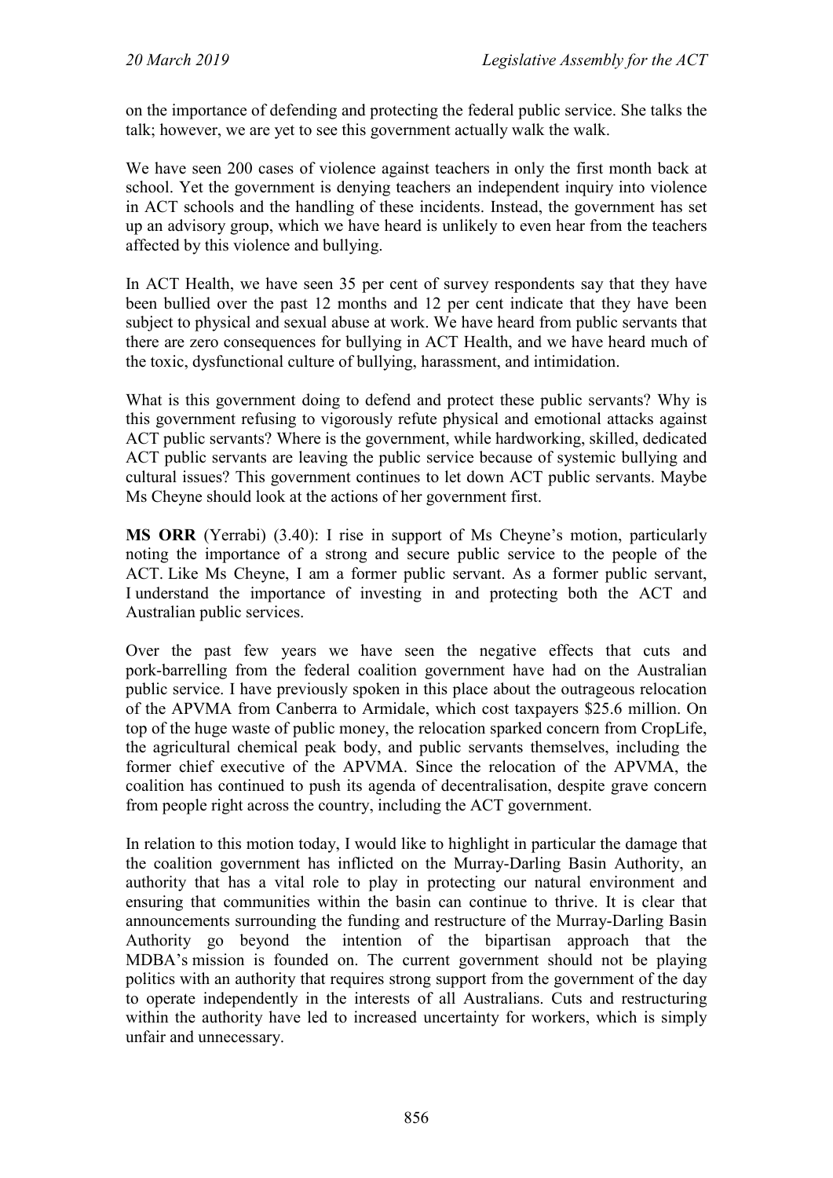on the importance of defending and protecting the federal public service. She talks the talk; however, we are yet to see this government actually walk the walk.

We have seen 200 cases of violence against teachers in only the first month back at school. Yet the government is denying teachers an independent inquiry into violence in ACT schools and the handling of these incidents. Instead, the government has set up an advisory group, which we have heard is unlikely to even hear from the teachers affected by this violence and bullying.

In ACT Health, we have seen 35 per cent of survey respondents say that they have been bullied over the past 12 months and 12 per cent indicate that they have been subject to physical and sexual abuse at work. We have heard from public servants that there are zero consequences for bullying in ACT Health, and we have heard much of the toxic, dysfunctional culture of bullying, harassment, and intimidation.

What is this government doing to defend and protect these public servants? Why is this government refusing to vigorously refute physical and emotional attacks against ACT public servants? Where is the government, while hardworking, skilled, dedicated ACT public servants are leaving the public service because of systemic bullying and cultural issues? This government continues to let down ACT public servants. Maybe Ms Cheyne should look at the actions of her government first.

**MS ORR** (Yerrabi) (3.40): I rise in support of Ms Cheyne's motion, particularly noting the importance of a strong and secure public service to the people of the ACT. Like Ms Cheyne, I am a former public servant. As a former public servant, I understand the importance of investing in and protecting both the ACT and Australian public services.

Over the past few years we have seen the negative effects that cuts and pork-barrelling from the federal coalition government have had on the Australian public service. I have previously spoken in this place about the outrageous relocation of the APVMA from Canberra to Armidale, which cost taxpayers $25.6 million. On top of the huge waste of public money, the relocation sparked concern from CropLife, the agricultural chemical peak body, and public servants themselves, including the former chief executive of the APVMA. Since the relocation of the APVMA, the coalition has continued to push its agenda of decentralisation, despite grave concern from people right across the country, including the ACT government.

In relation to this motion today, I would like to highlight in particular the damage that the coalition government has inflicted on the Murray-Darling Basin Authority, an authority that has a vital role to play in protecting our natural environment and ensuring that communities within the basin can continue to thrive. It is clear that announcements surrounding the funding and restructure of the Murray-Darling Basin Authority go beyond the intention of the bipartisan approach that the MDBA's mission is founded on. The current government should not be playing politics with an authority that requires strong support from the government of the day to operate independently in the interests of all Australians. Cuts and restructuring within the authority have led to increased uncertainty for workers, which is simply unfair and unnecessary.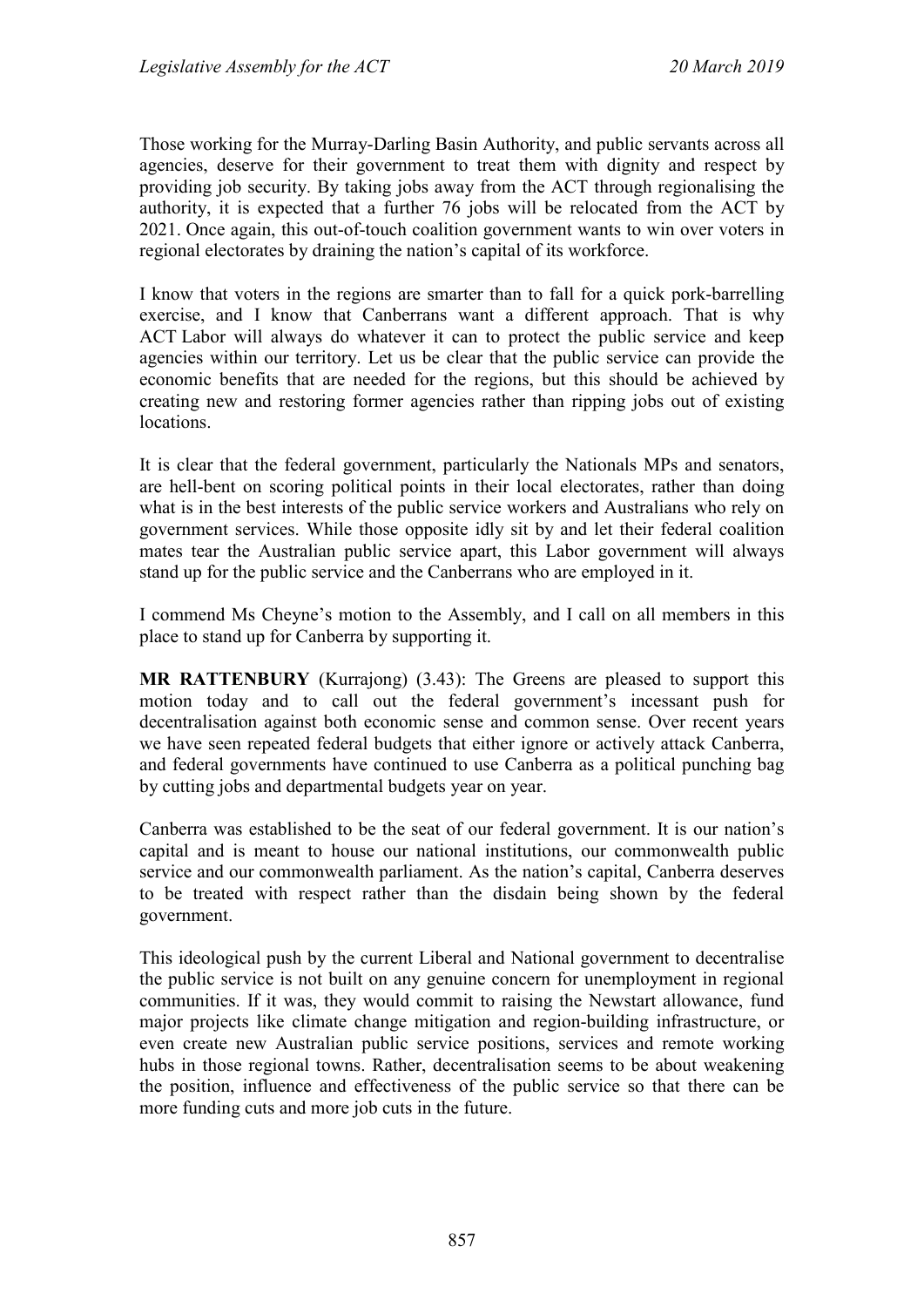Those working for the Murray-Darling Basin Authority, and public servants across all agencies, deserve for their government to treat them with dignity and respect by providing job security. By taking jobs away from the ACT through regionalising the authority, it is expected that a further 76 jobs will be relocated from the ACT by 2021. Once again, this out-of-touch coalition government wants to win over voters in regional electorates by draining the nation's capital of its workforce.

I know that voters in the regions are smarter than to fall for a quick pork-barrelling exercise, and I know that Canberrans want a different approach. That is why ACT Labor will always do whatever it can to protect the public service and keep agencies within our territory. Let us be clear that the public service can provide the economic benefits that are needed for the regions, but this should be achieved by creating new and restoring former agencies rather than ripping jobs out of existing locations.

It is clear that the federal government, particularly the Nationals MPs and senators, are hell-bent on scoring political points in their local electorates, rather than doing what is in the best interests of the public service workers and Australians who rely on government services. While those opposite idly sit by and let their federal coalition mates tear the Australian public service apart, this Labor government will always stand up for the public service and the Canberrans who are employed in it.

I commend Ms Cheyne's motion to the Assembly, and I call on all members in this place to stand up for Canberra by supporting it.

**MR RATTENBURY** (Kurrajong) (3.43): The Greens are pleased to support this motion today and to call out the federal government's incessant push for decentralisation against both economic sense and common sense. Over recent years we have seen repeated federal budgets that either ignore or actively attack Canberra, and federal governments have continued to use Canberra as a political punching bag by cutting jobs and departmental budgets year on year.

Canberra was established to be the seat of our federal government. It is our nation's capital and is meant to house our national institutions, our commonwealth public service and our commonwealth parliament. As the nation's capital, Canberra deserves to be treated with respect rather than the disdain being shown by the federal government.

This ideological push by the current Liberal and National government to decentralise the public service is not built on any genuine concern for unemployment in regional communities. If it was, they would commit to raising the Newstart allowance, fund major projects like climate change mitigation and region-building infrastructure, or even create new Australian public service positions, services and remote working hubs in those regional towns. Rather, decentralisation seems to be about weakening the position, influence and effectiveness of the public service so that there can be more funding cuts and more job cuts in the future.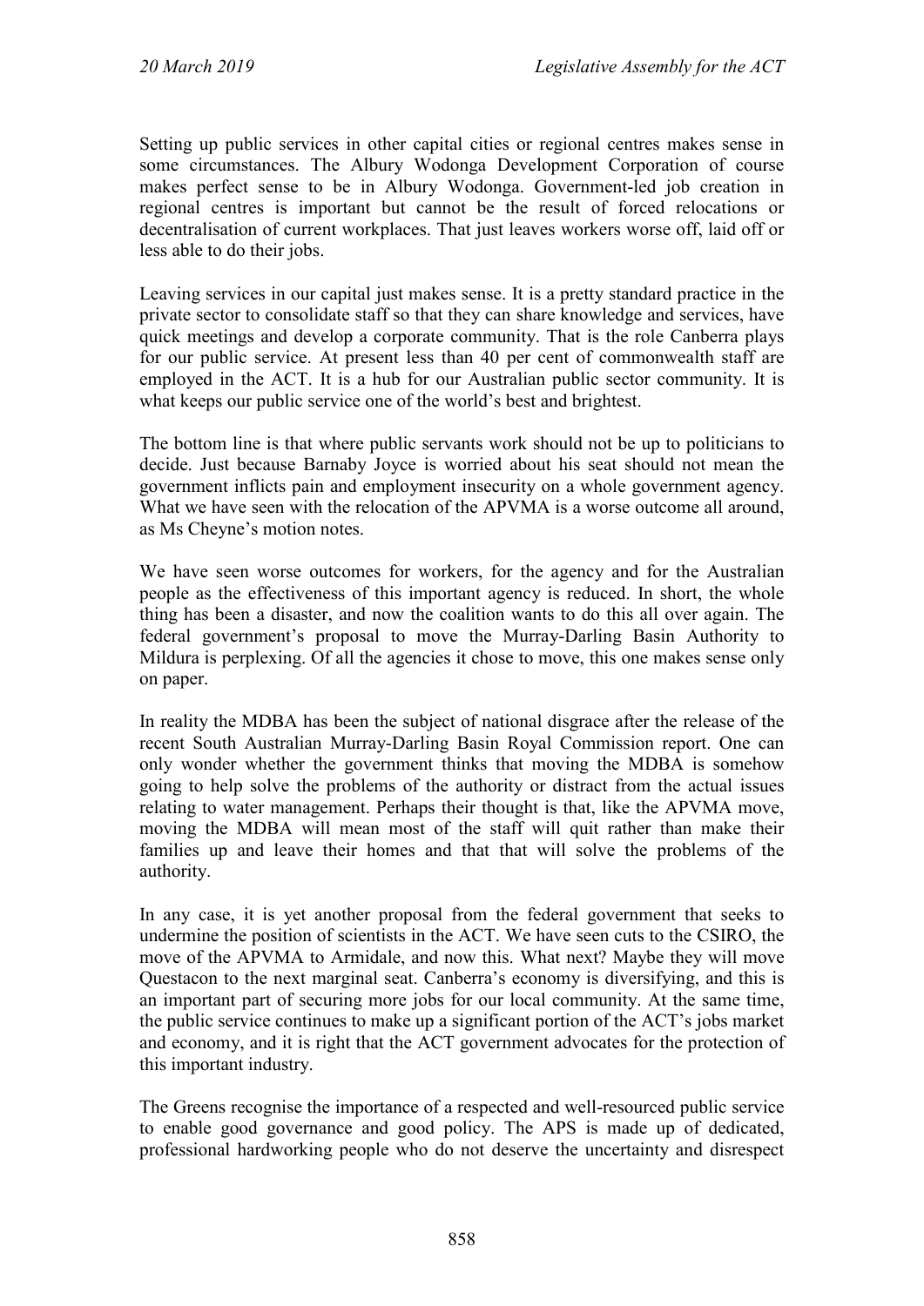Setting up public services in other capital cities or regional centres makes sense in some circumstances. The Albury Wodonga Development Corporation of course makes perfect sense to be in Albury Wodonga. Government-led job creation in regional centres is important but cannot be the result of forced relocations or decentralisation of current workplaces. That just leaves workers worse off, laid off or less able to do their jobs.

Leaving services in our capital just makes sense. It is a pretty standard practice in the private sector to consolidate staff so that they can share knowledge and services, have quick meetings and develop a corporate community. That is the role Canberra plays for our public service. At present less than 40 per cent of commonwealth staff are employed in the ACT. It is a hub for our Australian public sector community. It is what keeps our public service one of the world's best and brightest.

The bottom line is that where public servants work should not be up to politicians to decide. Just because Barnaby Joyce is worried about his seat should not mean the government inflicts pain and employment insecurity on a whole government agency. What we have seen with the relocation of the APVMA is a worse outcome all around, as Ms Cheyne's motion notes.

We have seen worse outcomes for workers, for the agency and for the Australian people as the effectiveness of this important agency is reduced. In short, the whole thing has been a disaster, and now the coalition wants to do this all over again. The federal government's proposal to move the Murray-Darling Basin Authority to Mildura is perplexing. Of all the agencies it chose to move, this one makes sense only on paper.

In reality the MDBA has been the subject of national disgrace after the release of the recent South Australian Murray-Darling Basin Royal Commission report. One can only wonder whether the government thinks that moving the MDBA is somehow going to help solve the problems of the authority or distract from the actual issues relating to water management. Perhaps their thought is that, like the APVMA move, moving the MDBA will mean most of the staff will quit rather than make their families up and leave their homes and that that will solve the problems of the authority.

In any case, it is yet another proposal from the federal government that seeks to undermine the position of scientists in the ACT. We have seen cuts to the CSIRO, the move of the APVMA to Armidale, and now this. What next? Maybe they will move Questacon to the next marginal seat. Canberra's economy is diversifying, and this is an important part of securing more jobs for our local community. At the same time, the public service continues to make up a significant portion of the ACT's jobs market and economy, and it is right that the ACT government advocates for the protection of this important industry.

The Greens recognise the importance of a respected and well-resourced public service to enable good governance and good policy. The APS is made up of dedicated, professional hardworking people who do not deserve the uncertainty and disrespect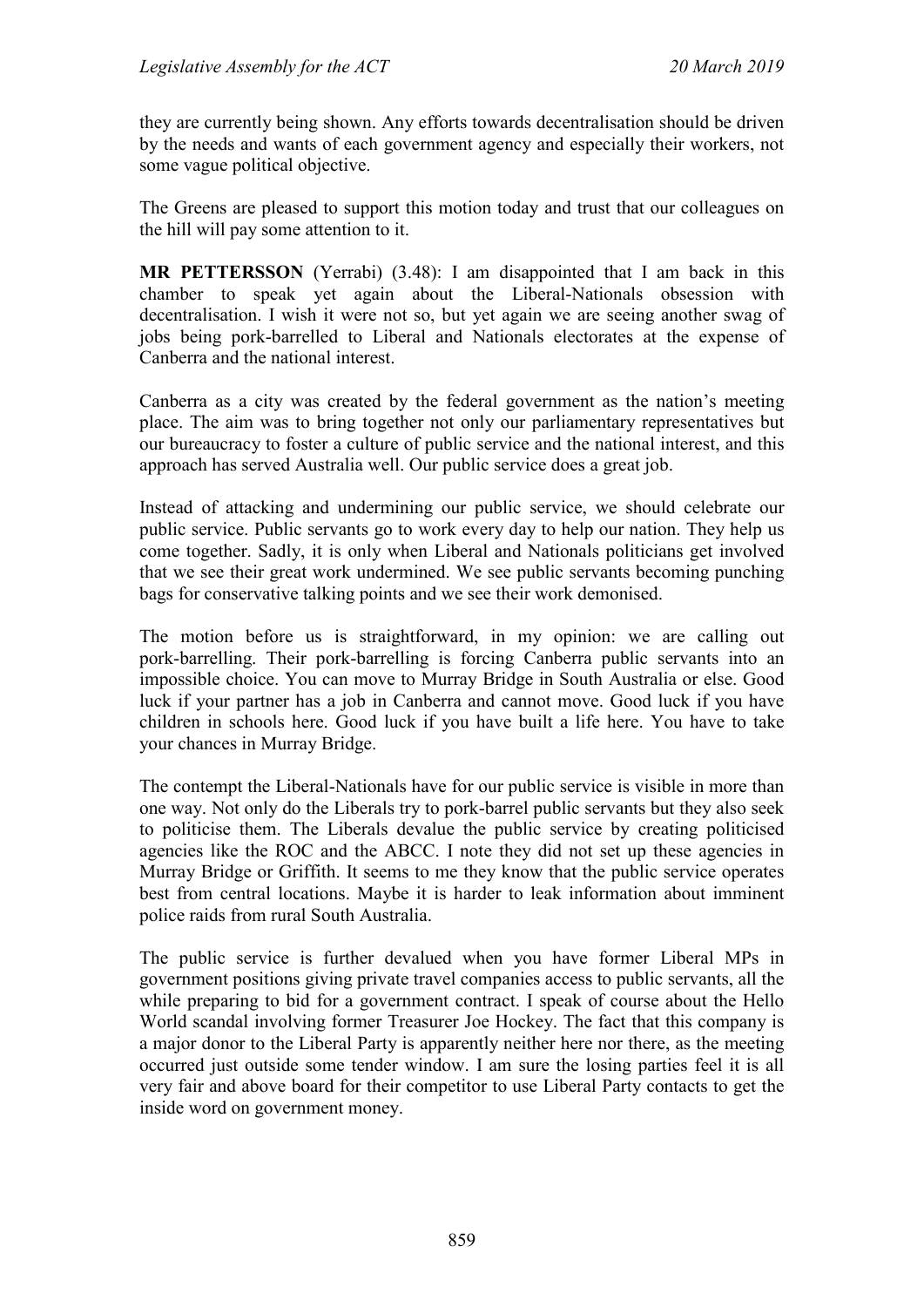they are currently being shown. Any efforts towards decentralisation should be driven by the needs and wants of each government agency and especially their workers, not some vague political objective.

The Greens are pleased to support this motion today and trust that our colleagues on the hill will pay some attention to it.

**MR PETTERSSON** (Yerrabi) (3.48): I am disappointed that I am back in this chamber to speak yet again about the Liberal-Nationals obsession with decentralisation. I wish it were not so, but yet again we are seeing another swag of jobs being pork-barrelled to Liberal and Nationals electorates at the expense of Canberra and the national interest.

Canberra as a city was created by the federal government as the nation's meeting place. The aim was to bring together not only our parliamentary representatives but our bureaucracy to foster a culture of public service and the national interest, and this approach has served Australia well. Our public service does a great job.

Instead of attacking and undermining our public service, we should celebrate our public service. Public servants go to work every day to help our nation. They help us come together. Sadly, it is only when Liberal and Nationals politicians get involved that we see their great work undermined. We see public servants becoming punching bags for conservative talking points and we see their work demonised.

The motion before us is straightforward, in my opinion: we are calling out pork-barrelling. Their pork-barrelling is forcing Canberra public servants into an impossible choice. You can move to Murray Bridge in South Australia or else. Good luck if your partner has a job in Canberra and cannot move. Good luck if you have children in schools here. Good luck if you have built a life here. You have to take your chances in Murray Bridge.

The contempt the Liberal-Nationals have for our public service is visible in more than one way. Not only do the Liberals try to pork-barrel public servants but they also seek to politicise them. The Liberals devalue the public service by creating politicised agencies like the ROC and the ABCC. I note they did not set up these agencies in Murray Bridge or Griffith. It seems to me they know that the public service operates best from central locations. Maybe it is harder to leak information about imminent police raids from rural South Australia.

The public service is further devalued when you have former Liberal MPs in government positions giving private travel companies access to public servants, all the while preparing to bid for a government contract. I speak of course about the Hello World scandal involving former Treasurer Joe Hockey. The fact that this company is a major donor to the Liberal Party is apparently neither here nor there, as the meeting occurred just outside some tender window. I am sure the losing parties feel it is all very fair and above board for their competitor to use Liberal Party contacts to get the inside word on government money.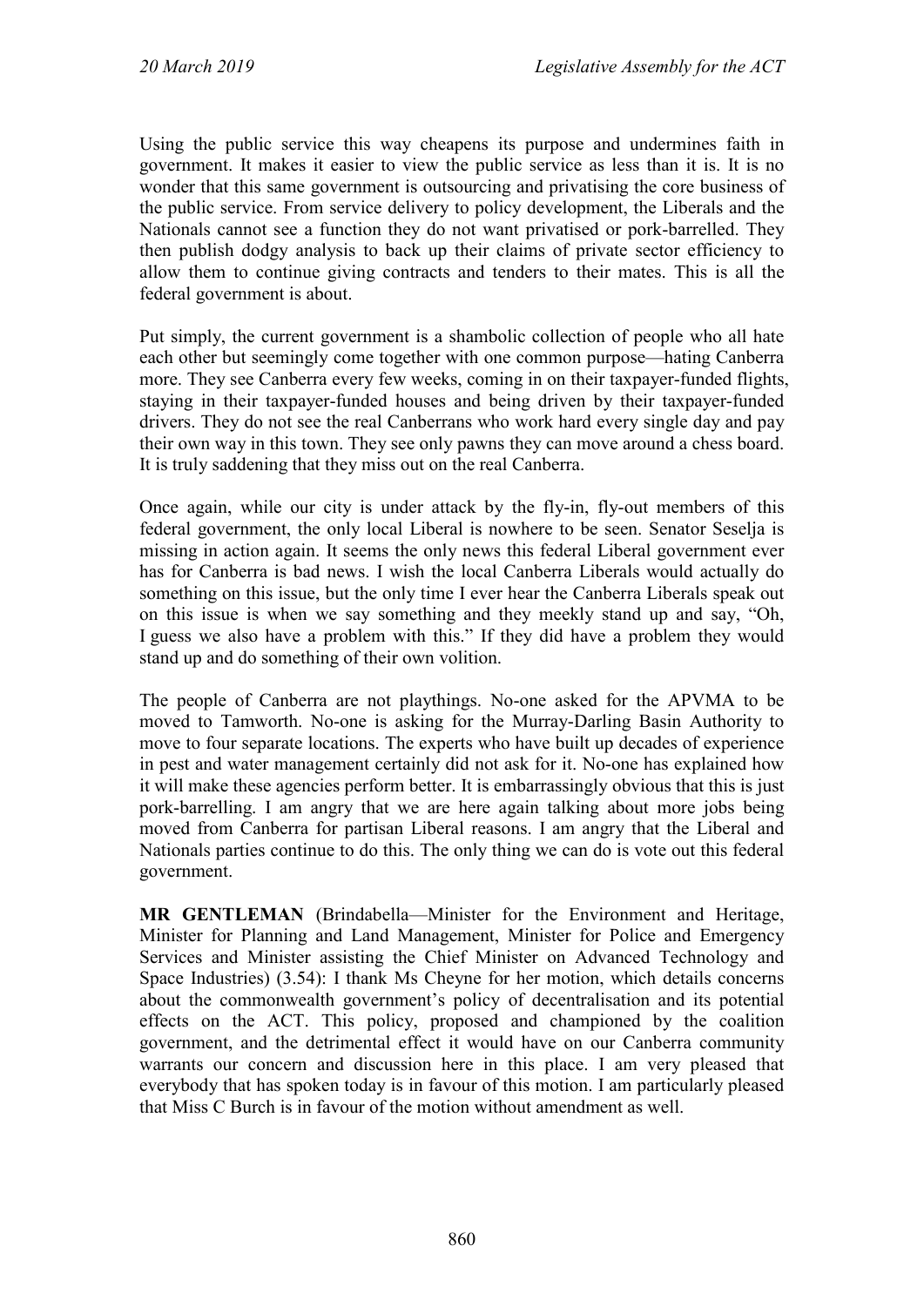Using the public service this way cheapens its purpose and undermines faith in government. It makes it easier to view the public service as less than it is. It is no wonder that this same government is outsourcing and privatising the core business of the public service. From service delivery to policy development, the Liberals and the Nationals cannot see a function they do not want privatised or pork-barrelled. They then publish dodgy analysis to back up their claims of private sector efficiency to allow them to continue giving contracts and tenders to their mates. This is all the federal government is about.

Put simply, the current government is a shambolic collection of people who all hate each other but seemingly come together with one common purpose—hating Canberra more. They see Canberra every few weeks, coming in on their taxpayer-funded flights, staying in their taxpayer-funded houses and being driven by their taxpayer-funded drivers. They do not see the real Canberrans who work hard every single day and pay their own way in this town. They see only pawns they can move around a chess board. It is truly saddening that they miss out on the real Canberra.

Once again, while our city is under attack by the fly-in, fly-out members of this federal government, the only local Liberal is nowhere to be seen. Senator Seselja is missing in action again. It seems the only news this federal Liberal government ever has for Canberra is bad news. I wish the local Canberra Liberals would actually do something on this issue, but the only time I ever hear the Canberra Liberals speak out on this issue is when we say something and they meekly stand up and say, "Oh, I guess we also have a problem with this." If they did have a problem they would stand up and do something of their own volition.

The people of Canberra are not playthings. No-one asked for the APVMA to be moved to Tamworth. No-one is asking for the Murray-Darling Basin Authority to move to four separate locations. The experts who have built up decades of experience in pest and water management certainly did not ask for it. No-one has explained how it will make these agencies perform better. It is embarrassingly obvious that this is just pork-barrelling. I am angry that we are here again talking about more jobs being moved from Canberra for partisan Liberal reasons. I am angry that the Liberal and Nationals parties continue to do this. The only thing we can do is vote out this federal government.

**MR GENTLEMAN** (Brindabella—Minister for the Environment and Heritage, Minister for Planning and Land Management, Minister for Police and Emergency Services and Minister assisting the Chief Minister on Advanced Technology and Space Industries) (3.54): I thank Ms Cheyne for her motion, which details concerns about the commonwealth government's policy of decentralisation and its potential effects on the ACT. This policy, proposed and championed by the coalition government, and the detrimental effect it would have on our Canberra community warrants our concern and discussion here in this place. I am very pleased that everybody that has spoken today is in favour of this motion. I am particularly pleased that Miss C Burch is in favour of the motion without amendment as well.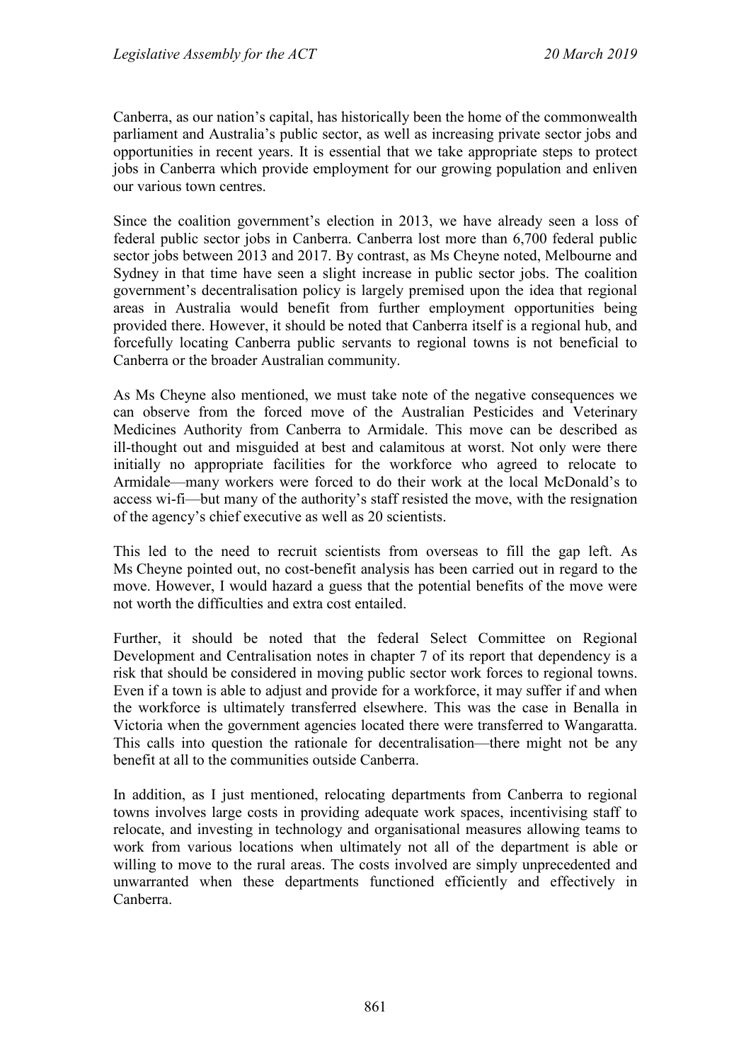Canberra, as our nation's capital, has historically been the home of the commonwealth parliament and Australia's public sector, as well as increasing private sector jobs and opportunities in recent years. It is essential that we take appropriate steps to protect jobs in Canberra which provide employment for our growing population and enliven our various town centres.

Since the coalition government's election in 2013, we have already seen a loss of federal public sector jobs in Canberra. Canberra lost more than 6,700 federal public sector jobs between 2013 and 2017. By contrast, as Ms Cheyne noted, Melbourne and Sydney in that time have seen a slight increase in public sector jobs. The coalition government's decentralisation policy is largely premised upon the idea that regional areas in Australia would benefit from further employment opportunities being provided there. However, it should be noted that Canberra itself is a regional hub, and forcefully locating Canberra public servants to regional towns is not beneficial to Canberra or the broader Australian community.

As Ms Cheyne also mentioned, we must take note of the negative consequences we can observe from the forced move of the Australian Pesticides and Veterinary Medicines Authority from Canberra to Armidale. This move can be described as ill-thought out and misguided at best and calamitous at worst. Not only were there initially no appropriate facilities for the workforce who agreed to relocate to Armidale—many workers were forced to do their work at the local McDonald's to access wi-fi—but many of the authority's staff resisted the move, with the resignation of the agency's chief executive as well as 20 scientists.

This led to the need to recruit scientists from overseas to fill the gap left. As Ms Cheyne pointed out, no cost-benefit analysis has been carried out in regard to the move. However, I would hazard a guess that the potential benefits of the move were not worth the difficulties and extra cost entailed.

Further, it should be noted that the federal Select Committee on Regional Development and Centralisation notes in chapter 7 of its report that dependency is a risk that should be considered in moving public sector work forces to regional towns. Even if a town is able to adjust and provide for a workforce, it may suffer if and when the workforce is ultimately transferred elsewhere. This was the case in Benalla in Victoria when the government agencies located there were transferred to Wangaratta. This calls into question the rationale for decentralisation—there might not be any benefit at all to the communities outside Canberra.

In addition, as I just mentioned, relocating departments from Canberra to regional towns involves large costs in providing adequate work spaces, incentivising staff to relocate, and investing in technology and organisational measures allowing teams to work from various locations when ultimately not all of the department is able or willing to move to the rural areas. The costs involved are simply unprecedented and unwarranted when these departments functioned efficiently and effectively in Canberra.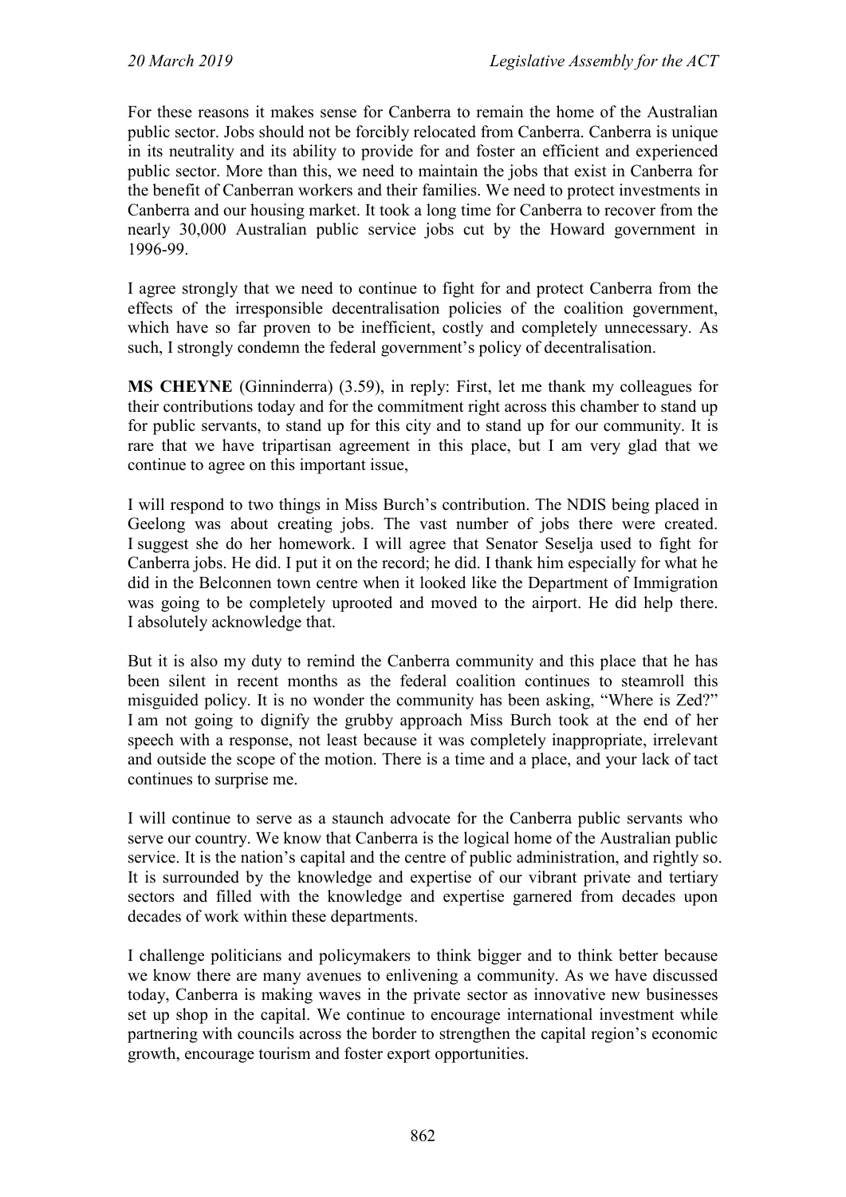For these reasons it makes sense for Canberra to remain the home of the Australian public sector. Jobs should not be forcibly relocated from Canberra. Canberra is unique in its neutrality and its ability to provide for and foster an efficient and experienced public sector. More than this, we need to maintain the jobs that exist in Canberra for the benefit of Canberran workers and their families. We need to protect investments in Canberra and our housing market. It took a long time for Canberra to recover from the nearly 30,000 Australian public service jobs cut by the Howard government in 1996-99.

I agree strongly that we need to continue to fight for and protect Canberra from the effects of the irresponsible decentralisation policies of the coalition government, which have so far proven to be inefficient, costly and completely unnecessary. As such, I strongly condemn the federal government's policy of decentralisation.

**MS CHEYNE** (Ginninderra) (3.59), in reply: First, let me thank my colleagues for their contributions today and for the commitment right across this chamber to stand up for public servants, to stand up for this city and to stand up for our community. It is rare that we have tripartisan agreement in this place, but I am very glad that we continue to agree on this important issue,

I will respond to two things in Miss Burch's contribution. The NDIS being placed in Geelong was about creating jobs. The vast number of jobs there were created. I suggest she do her homework. I will agree that Senator Seselja used to fight for Canberra jobs. He did. I put it on the record; he did. I thank him especially for what he did in the Belconnen town centre when it looked like the Department of Immigration was going to be completely uprooted and moved to the airport. He did help there. I absolutely acknowledge that.

But it is also my duty to remind the Canberra community and this place that he has been silent in recent months as the federal coalition continues to steamroll this misguided policy. It is no wonder the community has been asking, "Where is Zed?" I am not going to dignify the grubby approach Miss Burch took at the end of her speech with a response, not least because it was completely inappropriate, irrelevant and outside the scope of the motion. There is a time and a place, and your lack of tact continues to surprise me.

I will continue to serve as a staunch advocate for the Canberra public servants who serve our country. We know that Canberra is the logical home of the Australian public service. It is the nation's capital and the centre of public administration, and rightly so. It is surrounded by the knowledge and expertise of our vibrant private and tertiary sectors and filled with the knowledge and expertise garnered from decades upon decades of work within these departments.

I challenge politicians and policymakers to think bigger and to think better because we know there are many avenues to enlivening a community. As we have discussed today, Canberra is making waves in the private sector as innovative new businesses set up shop in the capital. We continue to encourage international investment while partnering with councils across the border to strengthen the capital region's economic growth, encourage tourism and foster export opportunities.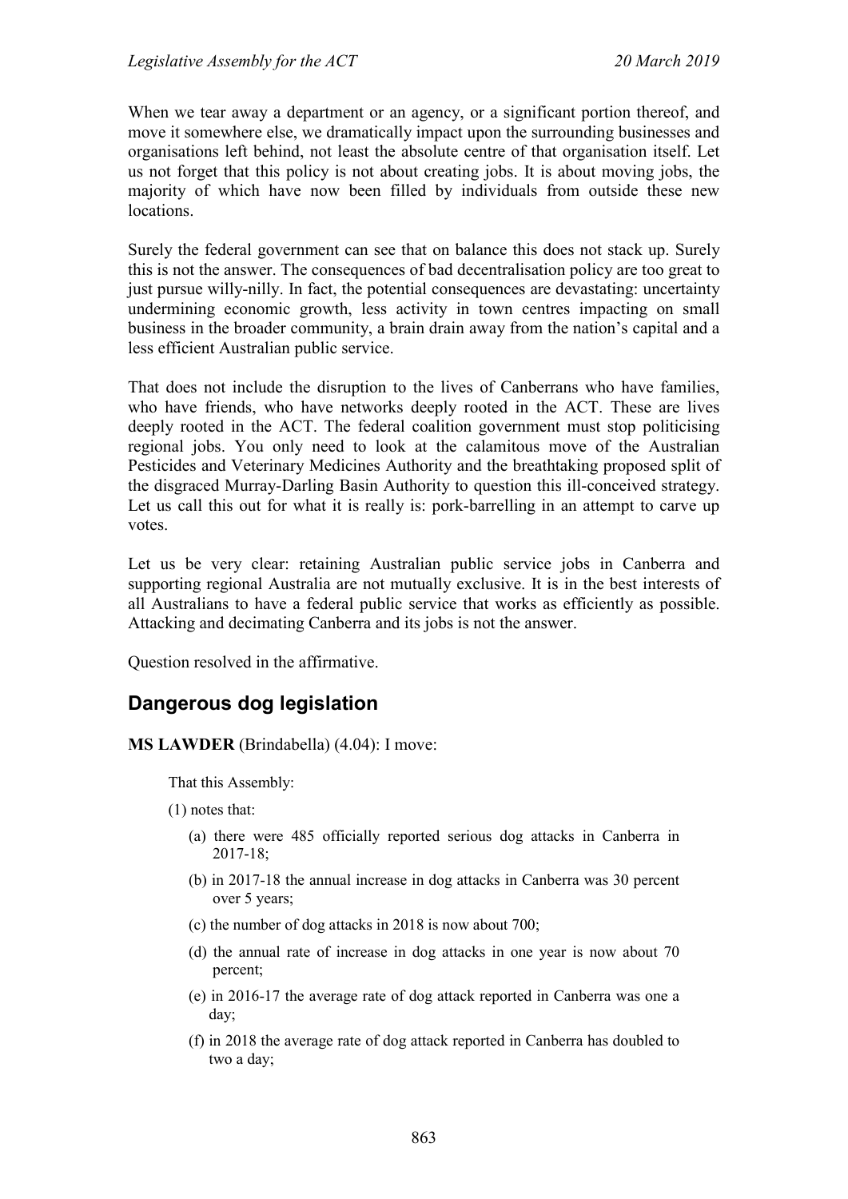When we tear away a department or an agency, or a significant portion thereof, and move it somewhere else, we dramatically impact upon the surrounding businesses and organisations left behind, not least the absolute centre of that organisation itself. Let us not forget that this policy is not about creating jobs. It is about moving jobs, the majority of which have now been filled by individuals from outside these new locations.

Surely the federal government can see that on balance this does not stack up. Surely this is not the answer. The consequences of bad decentralisation policy are too great to just pursue willy-nilly. In fact, the potential consequences are devastating: uncertainty undermining economic growth, less activity in town centres impacting on small business in the broader community, a brain drain away from the nation's capital and a less efficient Australian public service.

That does not include the disruption to the lives of Canberrans who have families, who have friends, who have networks deeply rooted in the ACT. These are lives deeply rooted in the ACT. The federal coalition government must stop politicising regional jobs. You only need to look at the calamitous move of the Australian Pesticides and Veterinary Medicines Authority and the breathtaking proposed split of the disgraced Murray-Darling Basin Authority to question this ill-conceived strategy. Let us call this out for what it is really is: pork-barrelling in an attempt to carve up votes.

Let us be very clear: retaining Australian public service jobs in Canberra and supporting regional Australia are not mutually exclusive. It is in the best interests of all Australians to have a federal public service that works as efficiently as possible. Attacking and decimating Canberra and its jobs is not the answer.

Question resolved in the affirmative.

## Dangerous dog legislation

**MS LAWDER** (Brindabella) (4.04): I move:

That this Assembly:

(1) notes that:

(a) there were 485 officially reported serious dog attacks in Canberra in 2017-18;

(b) in 2017-18 the annual increase in dog attacks in Canberra was 30 percent over 5 years;

(c) the number of dog attacks in 2018 is now about 700;

(d) the annual rate of increase in dog attacks in one year is now about 70 percent;

(e) in 2016-17 the average rate of dog attack reported in Canberra was one a day;

(f) in 2018 the average rate of dog attack reported in Canberra has doubled to two a day;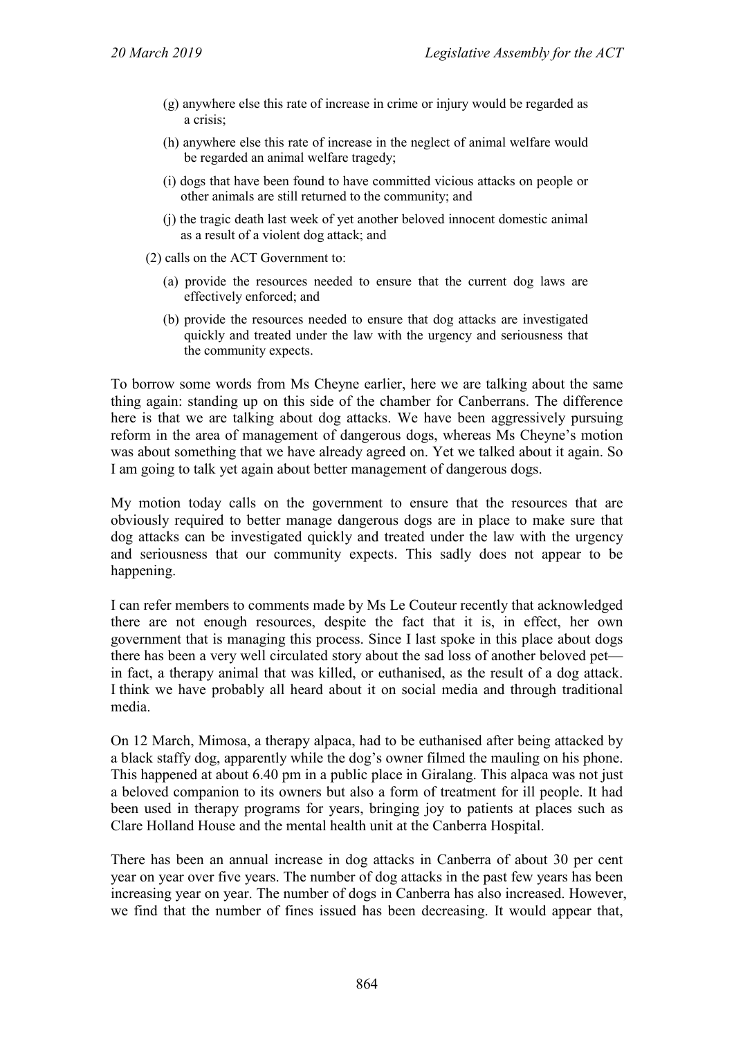(g) anywhere else this rate of increase in crime or injury would be regarded as a crisis;

(h) anywhere else this rate of increase in the neglect of animal welfare would be regarded an animal welfare tragedy;

(i) dogs that have been found to have committed vicious attacks on people or other animals are still returned to the community; and

(j) the tragic death last week of yet another beloved innocent domestic animal as a result of a violent dog attack; and

(2) calls on the ACT Government to:

(a) provide the resources needed to ensure that the current dog laws are effectively enforced; and

(b) provide the resources needed to ensure that dog attacks are investigated quickly and treated under the law with the urgency and seriousness that the community expects.

To borrow some words from Ms Cheyne earlier, here we are talking about the same thing again: standing up on this side of the chamber for Canberrans. The difference here is that we are talking about dog attacks. We have been aggressively pursuing reform in the area of management of dangerous dogs, whereas Ms Cheyne's motion was about something that we have already agreed on. Yet we talked about it again. So I am going to talk yet again about better management of dangerous dogs.

My motion today calls on the government to ensure that the resources that are obviously required to better manage dangerous dogs are in place to make sure that dog attacks can be investigated quickly and treated under the law with the urgency and seriousness that our community expects. This sadly does not appear to be happening.

I can refer members to comments made by Ms Le Couteur recently that acknowledged there are not enough resources, despite the fact that it is, in effect, her own government that is managing this process. Since I last spoke in this place about dogs there has been a very well circulated story about the sad loss of another beloved pet—in fact, a therapy animal that was killed, or euthanised, as the result of a dog attack. I think we have probably all heard about it on social media and through traditional media.

On 12 March, Mimosa, a therapy alpaca, had to be euthanised after being attacked by a black staffy dog, apparently while the dog's owner filmed the mauling on his phone. This happened at about 6.40 pm in a public place in Giralang. This alpaca was not just a beloved companion to its owners but also a form of treatment for ill people. It had been used in therapy programs for years, bringing joy to patients at places such as Clare Holland House and the mental health unit at the Canberra Hospital.

There has been an annual increase in dog attacks in Canberra of about 30 per cent year on year over five years. The number of dog attacks in the past few years has been increasing year on year. The number of dogs in Canberra has also increased. However, we find that the number of fines issued has been decreasing. It would appear that,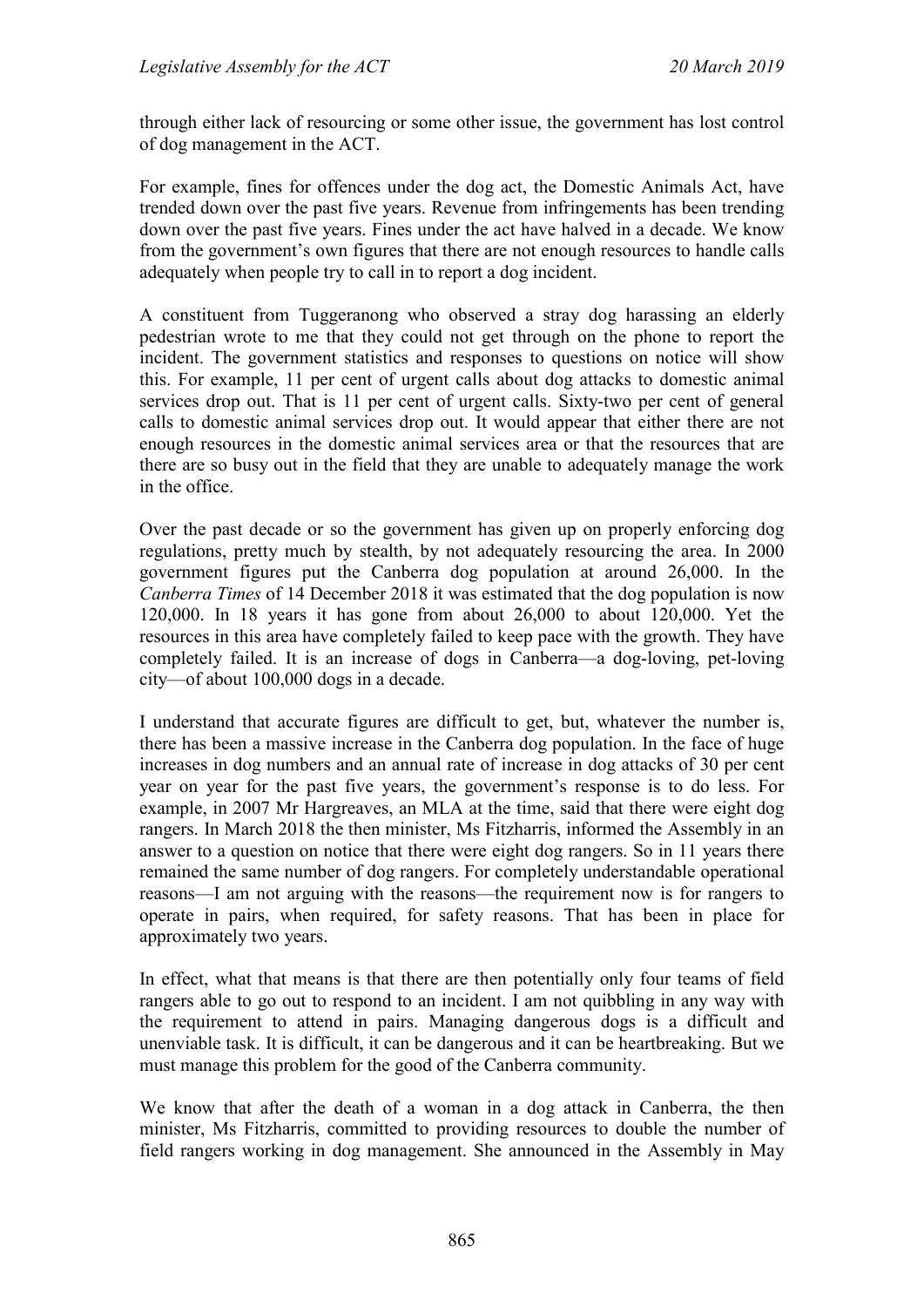through either lack of resourcing or some other issue, the government has lost control of dog management in the ACT.

For example, fines for offences under the dog act, the Domestic Animals Act, have trended down over the past five years. Revenue from infringements has been trending down over the past five years. Fines under the act have halved in a decade. We know from the government's own figures that there are not enough resources to handle calls adequately when people try to call in to report a dog incident.

A constituent from Tuggeranong who observed a stray dog harassing an elderly pedestrian wrote to me that they could not get through on the phone to report the incident. The government statistics and responses to questions on notice will show this. For example, 11 per cent of urgent calls about dog attacks to domestic animal services drop out. That is 11 per cent of urgent calls. Sixty-two per cent of general calls to domestic animal services drop out. It would appear that either there are not enough resources in the domestic animal services area or that the resources that are there are so busy out in the field that they are unable to adequately manage the work in the office.

Over the past decade or so the government has given up on properly enforcing dog regulations, pretty much by stealth, by not adequately resourcing the area. In 2000 government figures put the Canberra dog population at around 26,000. In the *Canberra Times* of 14 December 2018 it was estimated that the dog population is now 120,000. In 18 years it has gone from about 26,000 to about 120,000. Yet the resources in this area have completely failed to keep pace with the growth. They have completely failed. It is an increase of dogs in Canberra—a dog-loving, pet-loving city—of about 100,000 dogs in a decade.

I understand that accurate figures are difficult to get, but, whatever the number is, there has been a massive increase in the Canberra dog population. In the face of huge increases in dog numbers and an annual rate of increase in dog attacks of 30 per cent year on year for the past five years, the government's response is to do less. For example, in 2007 Mr Hargreaves, an MLA at the time, said that there were eight dog rangers. In March 2018 the then minister, Ms Fitzharris, informed the Assembly in an answer to a question on notice that there were eight dog rangers. So in 11 years there remained the same number of dog rangers. For completely understandable operational reasons—I am not arguing with the reasons—the requirement now is for rangers to operate in pairs, when required, for safety reasons. That has been in place for approximately two years.

In effect, what that means is that there are then potentially only four teams of field rangers able to go out to respond to an incident. I am not quibbling in any way with the requirement to attend in pairs. Managing dangerous dogs is a difficult and unenviable task. It is difficult, it can be dangerous and it can be heartbreaking. But we must manage this problem for the good of the Canberra community.

We know that after the death of a woman in a dog attack in Canberra, the then minister, Ms Fitzharris, committed to providing resources to double the number of field rangers working in dog management. She announced in the Assembly in May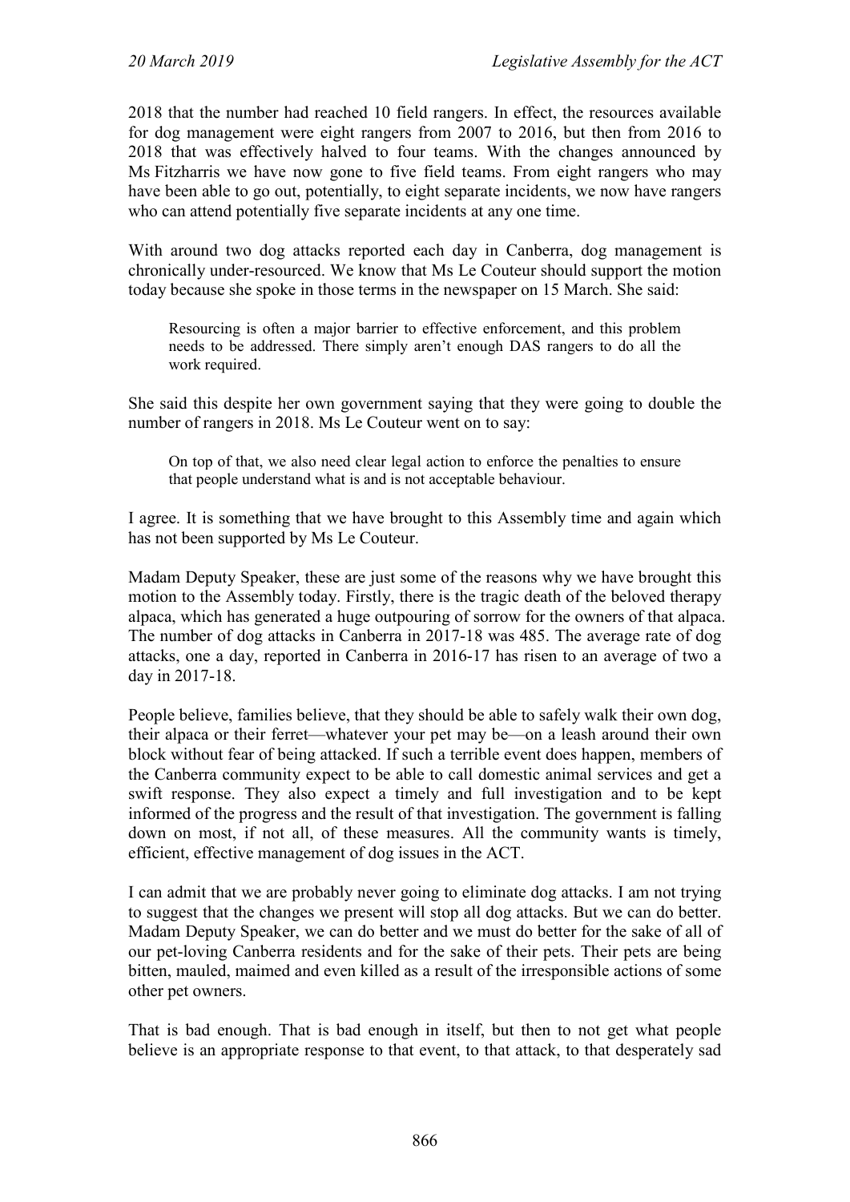2018 that the number had reached 10 field rangers. In effect, the resources available for dog management were eight rangers from 2007 to 2016, but then from 2016 to 2018 that was effectively halved to four teams. With the changes announced by Ms Fitzharris we have now gone to five field teams. From eight rangers who may have been able to go out, potentially, to eight separate incidents, we now have rangers who can attend potentially five separate incidents at any one time.

With around two dog attacks reported each day in Canberra, dog management is chronically under-resourced. We know that Ms Le Couteur should support the motion today because she spoke in those terms in the newspaper on 15 March. She said:

> Resourcing is often a major barrier to effective enforcement, and this problem needs to be addressed. There simply aren't enough DAS rangers to do all the work required.

She said this despite her own government saying that they were going to double the number of rangers in 2018. Ms Le Couteur went on to say:

> On top of that, we also need clear legal action to enforce the penalties to ensure that people understand what is and is not acceptable behaviour.

I agree. It is something that we have brought to this Assembly time and again which has not been supported by Ms Le Couteur.

Madam Deputy Speaker, these are just some of the reasons why we have brought this motion to the Assembly today. Firstly, there is the tragic death of the beloved therapy alpaca, which has generated a huge outpouring of sorrow for the owners of that alpaca. The number of dog attacks in Canberra in 2017-18 was 485. The average rate of dog attacks, one a day, reported in Canberra in 2016-17 has risen to an average of two a day in 2017-18.

People believe, families believe, that they should be able to safely walk their own dog, their alpaca or their ferret—whatever your pet may be—on a leash around their own block without fear of being attacked. If such a terrible event does happen, members of the Canberra community expect to be able to call domestic animal services and get a swift response. They also expect a timely and full investigation and to be kept informed of the progress and the result of that investigation. The government is falling down on most, if not all, of these measures. All the community wants is timely, efficient, effective management of dog issues in the ACT.

I can admit that we are probably never going to eliminate dog attacks. I am not trying to suggest that the changes we present will stop all dog attacks. But we can do better. Madam Deputy Speaker, we can do better and we must do better for the sake of all of our pet-loving Canberra residents and for the sake of their pets. Their pets are being bitten, mauled, maimed and even killed as a result of the irresponsible actions of some other pet owners.

That is bad enough. That is bad enough in itself, but then to not get what people believe is an appropriate response to that event, to that attack, to that desperately sad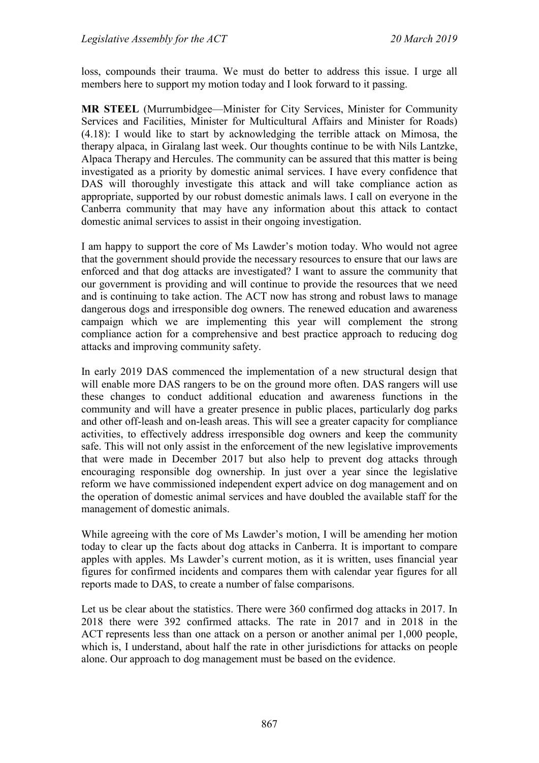loss, compounds their trauma. We must do better to address this issue. I urge all members here to support my motion today and I look forward to it passing.

**MR STEEL** (Murrumbidgee—Minister for City Services, Minister for Community Services and Facilities, Minister for Multicultural Affairs and Minister for Roads) (4.18): I would like to start by acknowledging the terrible attack on Mimosa, the therapy alpaca, in Giralang last week. Our thoughts continue to be with Nils Lantzke, Alpaca Therapy and Hercules. The community can be assured that this matter is being investigated as a priority by domestic animal services. I have every confidence that DAS will thoroughly investigate this attack and will take compliance action as appropriate, supported by our robust domestic animals laws. I call on everyone in the Canberra community that may have any information about this attack to contact domestic animal services to assist in their ongoing investigation.

I am happy to support the core of Ms Lawder's motion today. Who would not agree that the government should provide the necessary resources to ensure that our laws are enforced and that dog attacks are investigated? I want to assure the community that our government is providing and will continue to provide the resources that we need and is continuing to take action. The ACT now has strong and robust laws to manage dangerous dogs and irresponsible dog owners. The renewed education and awareness campaign which we are implementing this year will complement the strong compliance action for a comprehensive and best practice approach to reducing dog attacks and improving community safety.

In early 2019 DAS commenced the implementation of a new structural design that will enable more DAS rangers to be on the ground more often. DAS rangers will use these changes to conduct additional education and awareness functions in the community and will have a greater presence in public places, particularly dog parks and other off-leash and on-leash areas. This will see a greater capacity for compliance activities, to effectively address irresponsible dog owners and keep the community safe. This will not only assist in the enforcement of the new legislative improvements that were made in December 2017 but also help to prevent dog attacks through encouraging responsible dog ownership. In just over a year since the legislative reform we have commissioned independent expert advice on dog management and on the operation of domestic animal services and have doubled the available staff for the management of domestic animals.

While agreeing with the core of Ms Lawder's motion, I will be amending her motion today to clear up the facts about dog attacks in Canberra. It is important to compare apples with apples. Ms Lawder's current motion, as it is written, uses financial year figures for confirmed incidents and compares them with calendar year figures for all reports made to DAS, to create a number of false comparisons.

Let us be clear about the statistics. There were 360 confirmed dog attacks in 2017. In 2018 there were 392 confirmed attacks. The rate in 2017 and in 2018 in the ACT represents less than one attack on a person or another animal per 1,000 people, which is, I understand, about half the rate in other jurisdictions for attacks on people alone. Our approach to dog management must be based on the evidence.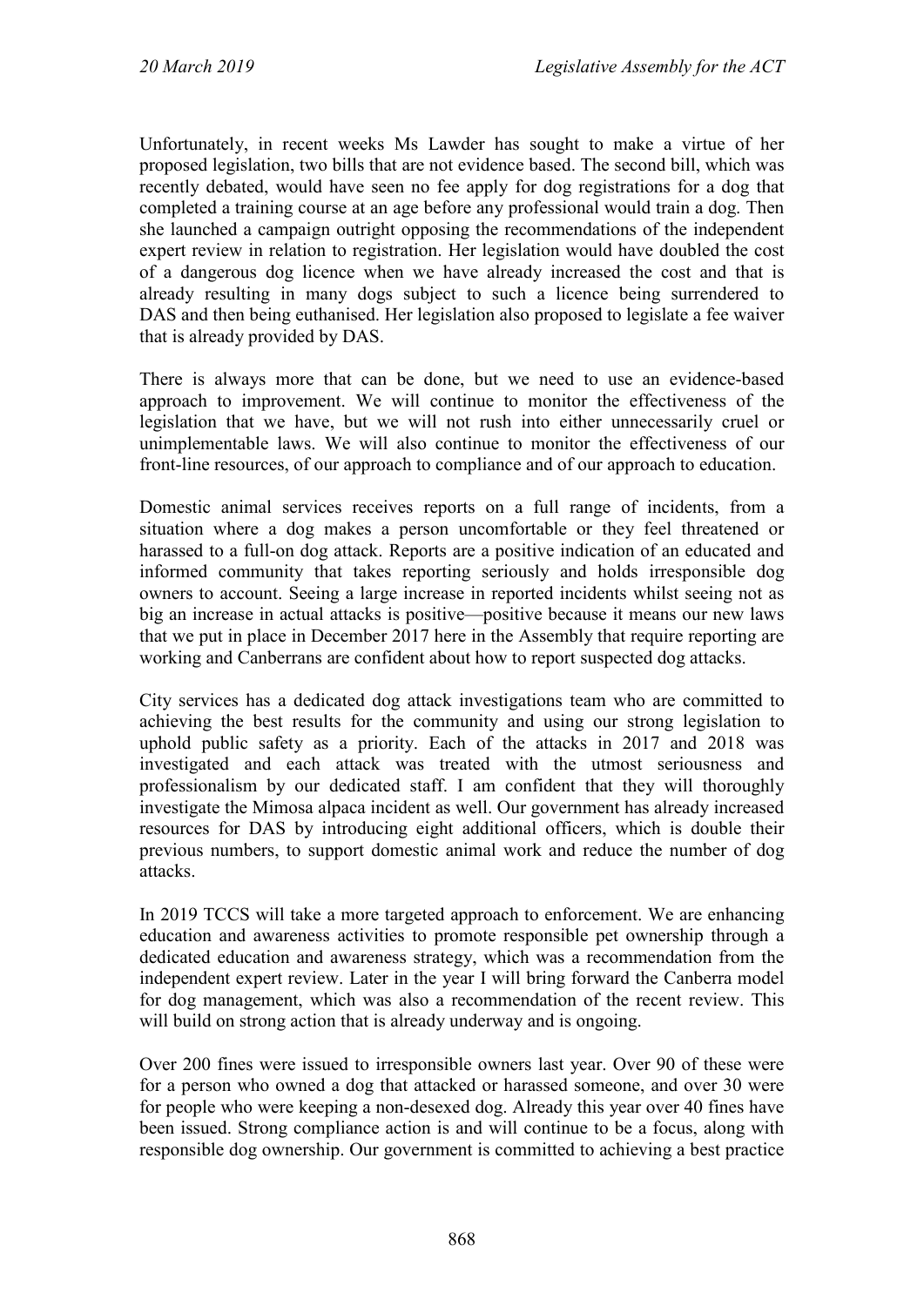Unfortunately, in recent weeks Ms Lawder has sought to make a virtue of her proposed legislation, two bills that are not evidence based. The second bill, which was recently debated, would have seen no fee apply for dog registrations for a dog that completed a training course at an age before any professional would train a dog. Then she launched a campaign outright opposing the recommendations of the independent expert review in relation to registration. Her legislation would have doubled the cost of a dangerous dog licence when we have already increased the cost and that is already resulting in many dogs subject to such a licence being surrendered to DAS and then being euthanised. Her legislation also proposed to legislate a fee waiver that is already provided by DAS.

There is always more that can be done, but we need to use an evidence-based approach to improvement. We will continue to monitor the effectiveness of the legislation that we have, but we will not rush into either unnecessarily cruel or unimplementable laws. We will also continue to monitor the effectiveness of our front-line resources, of our approach to compliance and of our approach to education.

Domestic animal services receives reports on a full range of incidents, from a situation where a dog makes a person uncomfortable or they feel threatened or harassed to a full-on dog attack. Reports are a positive indication of an educated and informed community that takes reporting seriously and holds irresponsible dog owners to account. Seeing a large increase in reported incidents whilst seeing not as big an increase in actual attacks is positive—positive because it means our new laws that we put in place in December 2017 here in the Assembly that require reporting are working and Canberrans are confident about how to report suspected dog attacks.

City services has a dedicated dog attack investigations team who are committed to achieving the best results for the community and using our strong legislation to uphold public safety as a priority. Each of the attacks in 2017 and 2018 was investigated and each attack was treated with the utmost seriousness and professionalism by our dedicated staff. I am confident that they will thoroughly investigate the Mimosa alpaca incident as well. Our government has already increased resources for DAS by introducing eight additional officers, which is double their previous numbers, to support domestic animal work and reduce the number of dog attacks.

In 2019 TCCS will take a more targeted approach to enforcement. We are enhancing education and awareness activities to promote responsible pet ownership through a dedicated education and awareness strategy, which was a recommendation from the independent expert review. Later in the year I will bring forward the Canberra model for dog management, which was also a recommendation of the recent review. This will build on strong action that is already underway and is ongoing.

Over 200 fines were issued to irresponsible owners last year. Over 90 of these were for a person who owned a dog that attacked or harassed someone, and over 30 were for people who were keeping a non-desexed dog. Already this year over 40 fines have been issued. Strong compliance action is and will continue to be a focus, along with responsible dog ownership. Our government is committed to achieving a best practice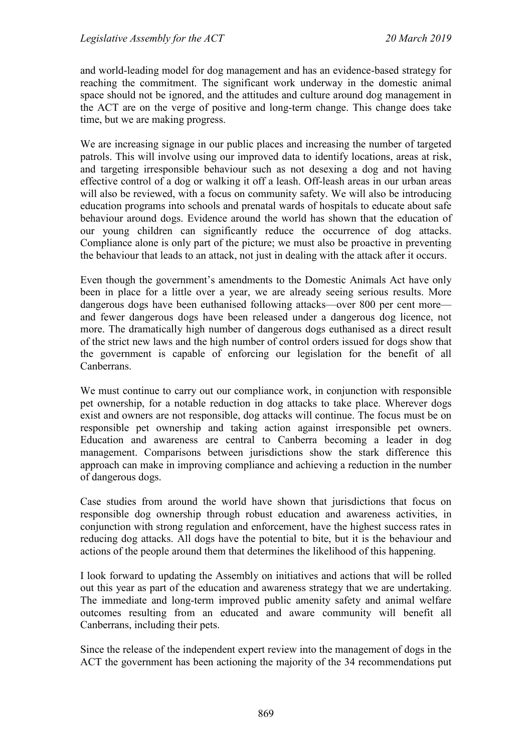and world-leading model for dog management and has an evidence-based strategy for reaching the commitment. The significant work underway in the domestic animal space should not be ignored, and the attitudes and culture around dog management in the ACT are on the verge of positive and long-term change. This change does take time, but we are making progress.

We are increasing signage in our public places and increasing the number of targeted patrols. This will involve using our improved data to identify locations, areas at risk, and targeting irresponsible behaviour such as not desexing a dog and not having effective control of a dog or walking it off a leash. Off-leash areas in our urban areas will also be reviewed, with a focus on community safety. We will also be introducing education programs into schools and prenatal wards of hospitals to educate about safe behaviour around dogs. Evidence around the world has shown that the education of our young children can significantly reduce the occurrence of dog attacks. Compliance alone is only part of the picture; we must also be proactive in preventing the behaviour that leads to an attack, not just in dealing with the attack after it occurs.

Even though the government's amendments to the Domestic Animals Act have only been in place for a little over a year, we are already seeing serious results. More dangerous dogs have been euthanised following attacks—over 800 per cent more—and fewer dangerous dogs have been released under a dangerous dog licence, not more. The dramatically high number of dangerous dogs euthanised as a direct result of the strict new laws and the high number of control orders issued for dogs show that the government is capable of enforcing our legislation for the benefit of all Canberrans.

We must continue to carry out our compliance work, in conjunction with responsible pet ownership, for a notable reduction in dog attacks to take place. Wherever dogs exist and owners are not responsible, dog attacks will continue. The focus must be on responsible pet ownership and taking action against irresponsible pet owners. Education and awareness are central to Canberra becoming a leader in dog management. Comparisons between jurisdictions show the stark difference this approach can make in improving compliance and achieving a reduction in the number of dangerous dogs.

Case studies from around the world have shown that jurisdictions that focus on responsible dog ownership through robust education and awareness activities, in conjunction with strong regulation and enforcement, have the highest success rates in reducing dog attacks. All dogs have the potential to bite, but it is the behaviour and actions of the people around them that determines the likelihood of this happening.

I look forward to updating the Assembly on initiatives and actions that will be rolled out this year as part of the education and awareness strategy that we are undertaking. The immediate and long-term improved public amenity safety and animal welfare outcomes resulting from an educated and aware community will benefit all Canberrans, including their pets.

Since the release of the independent expert review into the management of dogs in the ACT the government has been actioning the majority of the 34 recommendations put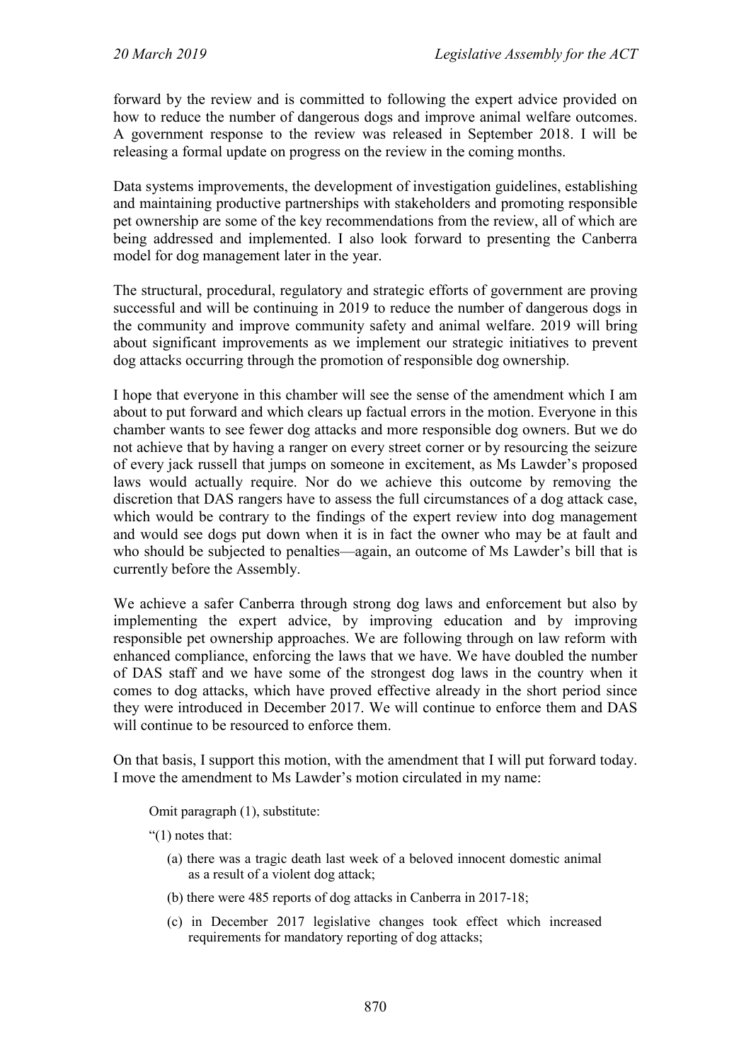forward by the review and is committed to following the expert advice provided on how to reduce the number of dangerous dogs and improve animal welfare outcomes. A government response to the review was released in September 2018. I will be releasing a formal update on progress on the review in the coming months.

Data systems improvements, the development of investigation guidelines, establishing and maintaining productive partnerships with stakeholders and promoting responsible pet ownership are some of the key recommendations from the review, all of which are being addressed and implemented. I also look forward to presenting the Canberra model for dog management later in the year.

The structural, procedural, regulatory and strategic efforts of government are proving successful and will be continuing in 2019 to reduce the number of dangerous dogs in the community and improve community safety and animal welfare. 2019 will bring about significant improvements as we implement our strategic initiatives to prevent dog attacks occurring through the promotion of responsible dog ownership.

I hope that everyone in this chamber will see the sense of the amendment which I am about to put forward and which clears up factual errors in the motion. Everyone in this chamber wants to see fewer dog attacks and more responsible dog owners. But we do not achieve that by having a ranger on every street corner or by resourcing the seizure of every jack russell that jumps on someone in excitement, as Ms Lawder's proposed laws would actually require. Nor do we achieve this outcome by removing the discretion that DAS rangers have to assess the full circumstances of a dog attack case, which would be contrary to the findings of the expert review into dog management and would see dogs put down when it is in fact the owner who may be at fault and who should be subjected to penalties—again, an outcome of Ms Lawder's bill that is currently before the Assembly.

We achieve a safer Canberra through strong dog laws and enforcement but also by implementing the expert advice, by improving education and by improving responsible pet ownership approaches. We are following through on law reform with enhanced compliance, enforcing the laws that we have. We have doubled the number of DAS staff and we have some of the strongest dog laws in the country when it comes to dog attacks, which have proved effective already in the short period since they were introduced in December 2017. We will continue to enforce them and DAS will continue to be resourced to enforce them.

On that basis, I support this motion, with the amendment that I will put forward today. I move the amendment to Ms Lawder's motion circulated in my name:

> Omit paragraph (1), substitute:
>
> "(1) notes that:
>
> (a) there was a tragic death last week of a beloved innocent domestic animal as a result of a violent dog attack;
>
> (b) there were 485 reports of dog attacks in Canberra in 2017-18;
>
> (c) in December 2017 legislative changes took effect which increased requirements for mandatory reporting of dog attacks;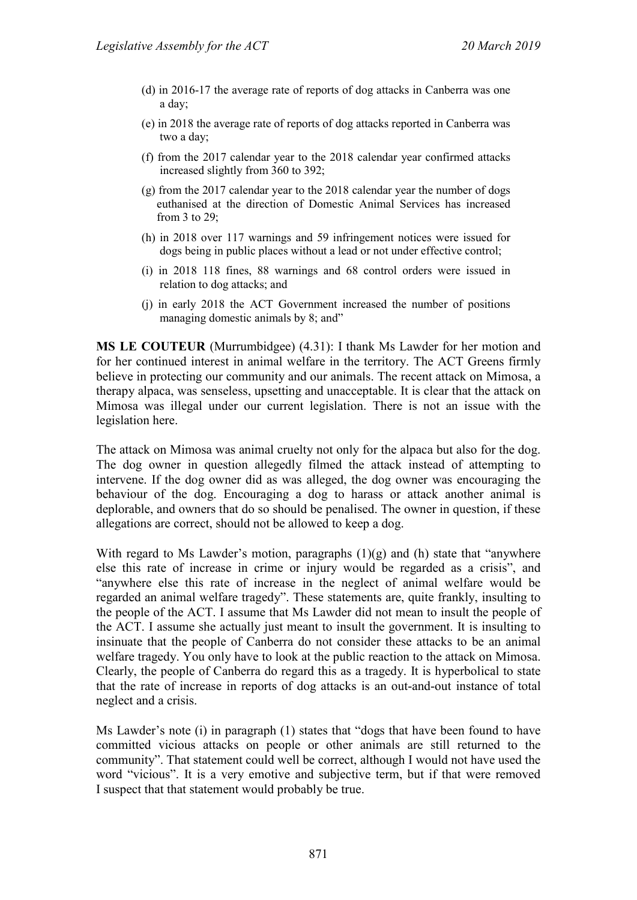(d) in 2016-17 the average rate of reports of dog attacks in Canberra was one a day;

(e) in 2018 the average rate of reports of dog attacks reported in Canberra was two a day;

(f) from the 2017 calendar year to the 2018 calendar year confirmed attacks increased slightly from 360 to 392;

(g) from the 2017 calendar year to the 2018 calendar year the number of dogs euthanised at the direction of Domestic Animal Services has increased from 3 to 29;

(h) in 2018 over 117 warnings and 59 infringement notices were issued for dogs being in public places without a lead or not under effective control;

(i) in 2018 118 fines, 88 warnings and 68 control orders were issued in relation to dog attacks; and

(j) in early 2018 the ACT Government increased the number of positions managing domestic animals by 8; and"

**MS LE COUTEUR** (Murrumbidgee) (4.31): I thank Ms Lawder for her motion and for her continued interest in animal welfare in the territory. The ACT Greens firmly believe in protecting our community and our animals. The recent attack on Mimosa, a therapy alpaca, was senseless, upsetting and unacceptable. It is clear that the attack on Mimosa was illegal under our current legislation. There is not an issue with the legislation here.

The attack on Mimosa was animal cruelty not only for the alpaca but also for the dog. The dog owner in question allegedly filmed the attack instead of attempting to intervene. If the dog owner did as was alleged, the dog owner was encouraging the behaviour of the dog. Encouraging a dog to harass or attack another animal is deplorable, and owners that do so should be penalised. The owner in question, if these allegations are correct, should not be allowed to keep a dog.

With regard to Ms Lawder's motion, paragraphs (1)(g) and (h) state that "anywhere else this rate of increase in crime or injury would be regarded as a crisis", and "anywhere else this rate of increase in the neglect of animal welfare would be regarded an animal welfare tragedy". These statements are, quite frankly, insulting to the people of the ACT. I assume that Ms Lawder did not mean to insult the people of the ACT. I assume she actually just meant to insult the government. It is insulting to insinuate that the people of Canberra do not consider these attacks to be an animal welfare tragedy. You only have to look at the public reaction to the attack on Mimosa. Clearly, the people of Canberra do regard this as a tragedy. It is hyperbolical to state that the rate of increase in reports of dog attacks is an out-and-out instance of total neglect and a crisis.

Ms Lawder's note (i) in paragraph (1) states that "dogs that have been found to have committed vicious attacks on people or other animals are still returned to the community". That statement could well be correct, although I would not have used the word "vicious". It is a very emotive and subjective term, but if that were removed I suspect that that statement would probably be true.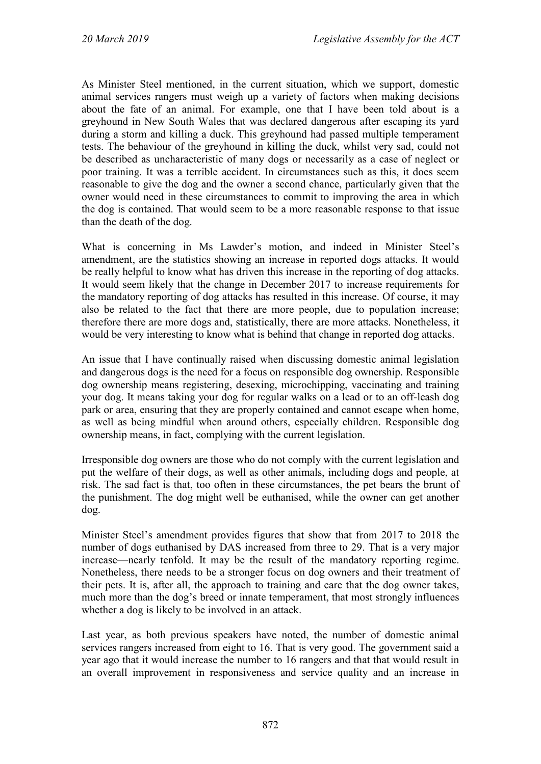As Minister Steel mentioned, in the current situation, which we support, domestic animal services rangers must weigh up a variety of factors when making decisions about the fate of an animal. For example, one that I have been told about is a greyhound in New South Wales that was declared dangerous after escaping its yard during a storm and killing a duck. This greyhound had passed multiple temperament tests. The behaviour of the greyhound in killing the duck, whilst very sad, could not be described as uncharacteristic of many dogs or necessarily as a case of neglect or poor training. It was a terrible accident. In circumstances such as this, it does seem reasonable to give the dog and the owner a second chance, particularly given that the owner would need in these circumstances to commit to improving the area in which the dog is contained. That would seem to be a more reasonable response to that issue than the death of the dog.

What is concerning in Ms Lawder's motion, and indeed in Minister Steel's amendment, are the statistics showing an increase in reported dogs attacks. It would be really helpful to know what has driven this increase in the reporting of dog attacks. It would seem likely that the change in December 2017 to increase requirements for the mandatory reporting of dog attacks has resulted in this increase. Of course, it may also be related to the fact that there are more people, due to population increase; therefore there are more dogs and, statistically, there are more attacks. Nonetheless, it would be very interesting to know what is behind that change in reported dog attacks.

An issue that I have continually raised when discussing domestic animal legislation and dangerous dogs is the need for a focus on responsible dog ownership. Responsible dog ownership means registering, desexing, microchipping, vaccinating and training your dog. It means taking your dog for regular walks on a lead or to an off-leash dog park or area, ensuring that they are properly contained and cannot escape when home, as well as being mindful when around others, especially children. Responsible dog ownership means, in fact, complying with the current legislation.

Irresponsible dog owners are those who do not comply with the current legislation and put the welfare of their dogs, as well as other animals, including dogs and people, at risk. The sad fact is that, too often in these circumstances, the pet bears the brunt of the punishment. The dog might well be euthanised, while the owner can get another dog.

Minister Steel's amendment provides figures that show that from 2017 to 2018 the number of dogs euthanised by DAS increased from three to 29. That is a very major increase—nearly tenfold. It may be the result of the mandatory reporting regime. Nonetheless, there needs to be a stronger focus on dog owners and their treatment of their pets. It is, after all, the approach to training and care that the dog owner takes, much more than the dog's breed or innate temperament, that most strongly influences whether a dog is likely to be involved in an attack.

Last year, as both previous speakers have noted, the number of domestic animal services rangers increased from eight to 16. That is very good. The government said a year ago that it would increase the number to 16 rangers and that that would result in an overall improvement in responsiveness and service quality and an increase in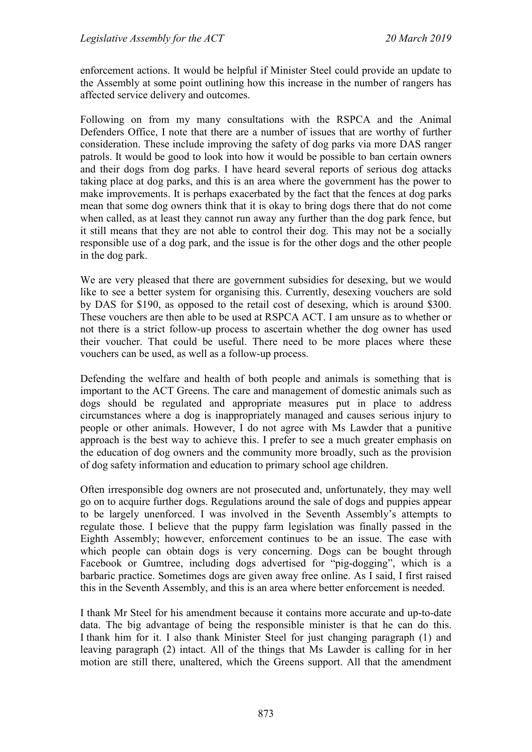enforcement actions. It would be helpful if Minister Steel could provide an update to the Assembly at some point outlining how this increase in the number of rangers has affected service delivery and outcomes.

Following on from my many consultations with the RSPCA and the Animal Defenders Office, I note that there are a number of issues that are worthy of further consideration. These include improving the safety of dog parks via more DAS ranger patrols. It would be good to look into how it would be possible to ban certain owners and their dogs from dog parks. I have heard several reports of serious dog attacks taking place at dog parks, and this is an area where the government has the power to make improvements. It is perhaps exacerbated by the fact that the fences at dog parks mean that some dog owners think that it is okay to bring dogs there that do not come when called, as at least they cannot run away any further than the dog park fence, but it still means that they are not able to control their dog. This may not be a socially responsible use of a dog park, and the issue is for the other dogs and the other people in the dog park.

We are very pleased that there are government subsidies for desexing, but we would like to see a better system for organising this. Currently, desexing vouchers are sold by DAS for $190, as opposed to the retail cost of desexing, which is around $300. These vouchers are then able to be used at RSPCA ACT. I am unsure as to whether or not there is a strict follow-up process to ascertain whether the dog owner has used their voucher. That could be useful. There need to be more places where these vouchers can be used, as well as a follow-up process.

Defending the welfare and health of both people and animals is something that is important to the ACT Greens. The care and management of domestic animals such as dogs should be regulated and appropriate measures put in place to address circumstances where a dog is inappropriately managed and causes serious injury to people or other animals. However, I do not agree with Ms Lawder that a punitive approach is the best way to achieve this. I prefer to see a much greater emphasis on the education of dog owners and the community more broadly, such as the provision of dog safety information and education to primary school age children.

Often irresponsible dog owners are not prosecuted and, unfortunately, they may well go on to acquire further dogs. Regulations around the sale of dogs and puppies appear to be largely unenforced. I was involved in the Seventh Assembly's attempts to regulate those. I believe that the puppy farm legislation was finally passed in the Eighth Assembly; however, enforcement continues to be an issue. The ease with which people can obtain dogs is very concerning. Dogs can be bought through Facebook or Gumtree, including dogs advertised for "pig-dogging", which is a barbaric practice. Sometimes dogs are given away free online. As I said, I first raised this in the Seventh Assembly, and this is an area where better enforcement is needed.

I thank Mr Steel for his amendment because it contains more accurate and up-to-date data. The big advantage of being the responsible minister is that he can do this. I thank him for it. I also thank Minister Steel for just changing paragraph (1) and leaving paragraph (2) intact. All of the things that Ms Lawder is calling for in her motion are still there, unaltered, which the Greens support. All that the amendment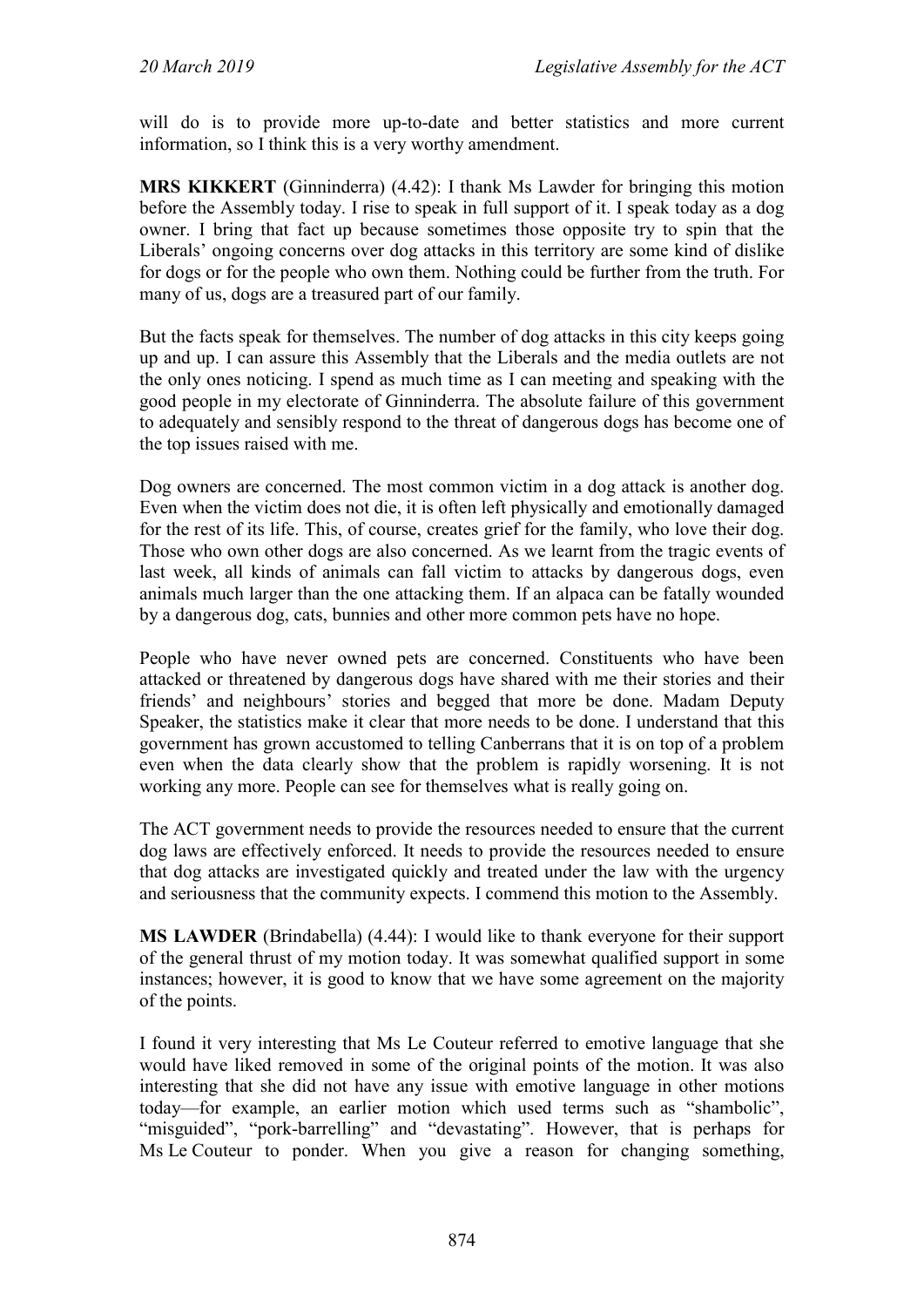will do is to provide more up-to-date and better statistics and more current information, so I think this is a very worthy amendment.

**MRS KIKKERT** (Ginninderra) (4.42): I thank Ms Lawder for bringing this motion before the Assembly today. I rise to speak in full support of it. I speak today as a dog owner. I bring that fact up because sometimes those opposite try to spin that the Liberals' ongoing concerns over dog attacks in this territory are some kind of dislike for dogs or for the people who own them. Nothing could be further from the truth. For many of us, dogs are a treasured part of our family.

But the facts speak for themselves. The number of dog attacks in this city keeps going up and up. I can assure this Assembly that the Liberals and the media outlets are not the only ones noticing. I spend as much time as I can meeting and speaking with the good people in my electorate of Ginninderra. The absolute failure of this government to adequately and sensibly respond to the threat of dangerous dogs has become one of the top issues raised with me.

Dog owners are concerned. The most common victim in a dog attack is another dog. Even when the victim does not die, it is often left physically and emotionally damaged for the rest of its life. This, of course, creates grief for the family, who love their dog. Those who own other dogs are also concerned. As we learnt from the tragic events of last week, all kinds of animals can fall victim to attacks by dangerous dogs, even animals much larger than the one attacking them. If an alpaca can be fatally wounded by a dangerous dog, cats, bunnies and other more common pets have no hope.

People who have never owned pets are concerned. Constituents who have been attacked or threatened by dangerous dogs have shared with me their stories and their friends' and neighbours' stories and begged that more be done. Madam Deputy Speaker, the statistics make it clear that more needs to be done. I understand that this government has grown accustomed to telling Canberrans that it is on top of a problem even when the data clearly show that the problem is rapidly worsening. It is not working any more. People can see for themselves what is really going on.

The ACT government needs to provide the resources needed to ensure that the current dog laws are effectively enforced. It needs to provide the resources needed to ensure that dog attacks are investigated quickly and treated under the law with the urgency and seriousness that the community expects. I commend this motion to the Assembly.

**MS LAWDER** (Brindabella) (4.44): I would like to thank everyone for their support of the general thrust of my motion today. It was somewhat qualified support in some instances; however, it is good to know that we have some agreement on the majority of the points.

I found it very interesting that Ms Le Couteur referred to emotive language that she would have liked removed in some of the original points of the motion. It was also interesting that she did not have any issue with emotive language in other motions today—for example, an earlier motion which used terms such as "shambolic", "misguided", "pork-barrelling" and "devastating". However, that is perhaps for Ms Le Couteur to ponder. When you give a reason for changing something,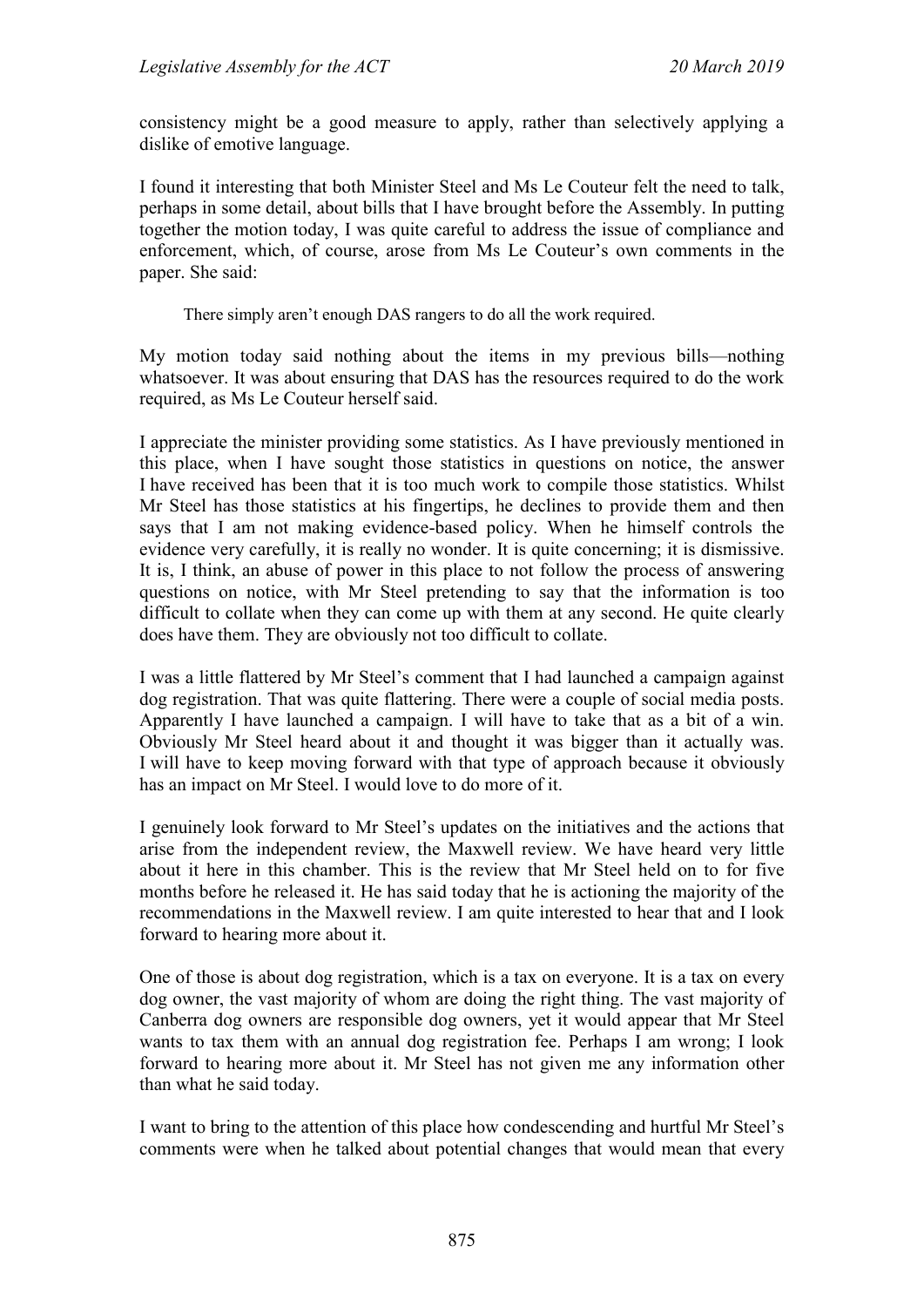consistency might be a good measure to apply, rather than selectively applying a dislike of emotive language.

I found it interesting that both Minister Steel and Ms Le Couteur felt the need to talk, perhaps in some detail, about bills that I have brought before the Assembly. In putting together the motion today, I was quite careful to address the issue of compliance and enforcement, which, of course, arose from Ms Le Couteur's own comments in the paper. She said:

> There simply aren't enough DAS rangers to do all the work required.

My motion today said nothing about the items in my previous bills—nothing whatsoever. It was about ensuring that DAS has the resources required to do the work required, as Ms Le Couteur herself said.

I appreciate the minister providing some statistics. As I have previously mentioned in this place, when I have sought those statistics in questions on notice, the answer I have received has been that it is too much work to compile those statistics. Whilst Mr Steel has those statistics at his fingertips, he declines to provide them and then says that I am not making evidence-based policy. When he himself controls the evidence very carefully, it is really no wonder. It is quite concerning; it is dismissive. It is, I think, an abuse of power in this place to not follow the process of answering questions on notice, with Mr Steel pretending to say that the information is too difficult to collate when they can come up with them at any second. He quite clearly does have them. They are obviously not too difficult to collate.

I was a little flattered by Mr Steel's comment that I had launched a campaign against dog registration. That was quite flattering. There were a couple of social media posts. Apparently I have launched a campaign. I will have to take that as a bit of a win. Obviously Mr Steel heard about it and thought it was bigger than it actually was. I will have to keep moving forward with that type of approach because it obviously has an impact on Mr Steel. I would love to do more of it.

I genuinely look forward to Mr Steel's updates on the initiatives and the actions that arise from the independent review, the Maxwell review. We have heard very little about it here in this chamber. This is the review that Mr Steel held on to for five months before he released it. He has said today that he is actioning the majority of the recommendations in the Maxwell review. I am quite interested to hear that and I look forward to hearing more about it.

One of those is about dog registration, which is a tax on everyone. It is a tax on every dog owner, the vast majority of whom are doing the right thing. The vast majority of Canberra dog owners are responsible dog owners, yet it would appear that Mr Steel wants to tax them with an annual dog registration fee. Perhaps I am wrong; I look forward to hearing more about it. Mr Steel has not given me any information other than what he said today.

I want to bring to the attention of this place how condescending and hurtful Mr Steel's comments were when he talked about potential changes that would mean that every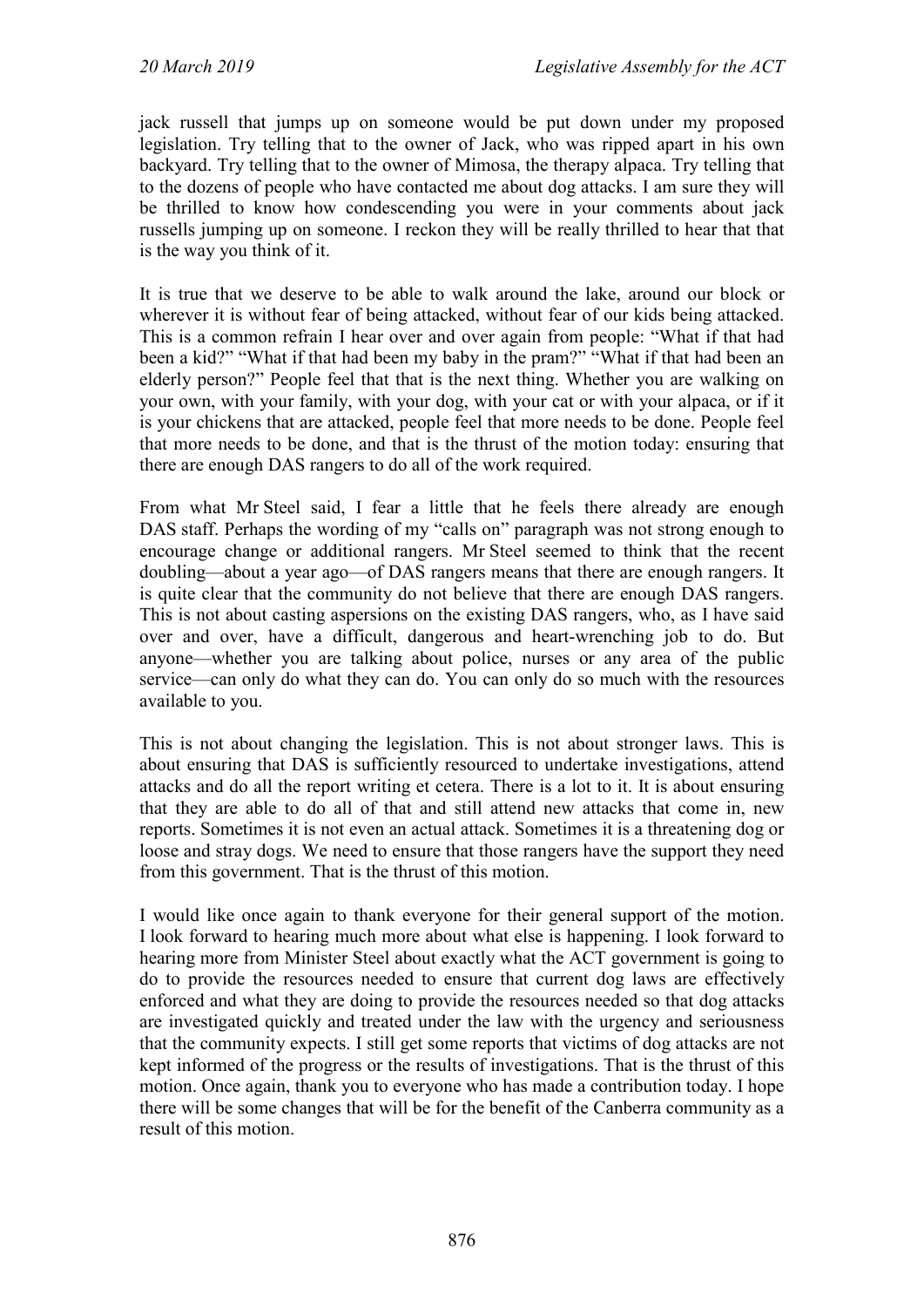jack russell that jumps up on someone would be put down under my proposed legislation. Try telling that to the owner of Jack, who was ripped apart in his own backyard. Try telling that to the owner of Mimosa, the therapy alpaca. Try telling that to the dozens of people who have contacted me about dog attacks. I am sure they will be thrilled to know how condescending you were in your comments about jack russells jumping up on someone. I reckon they will be really thrilled to hear that that is the way you think of it.

It is true that we deserve to be able to walk around the lake, around our block or wherever it is without fear of being attacked, without fear of our kids being attacked. This is a common refrain I hear over and over again from people: "What if that had been a kid?" "What if that had been my baby in the pram?" "What if that had been an elderly person?" People feel that that is the next thing. Whether you are walking on your own, with your family, with your dog, with your cat or with your alpaca, or if it is your chickens that are attacked, people feel that more needs to be done. People feel that more needs to be done, and that is the thrust of the motion today: ensuring that there are enough DAS rangers to do all of the work required.

From what Mr Steel said, I fear a little that he feels there already are enough DAS staff. Perhaps the wording of my "calls on" paragraph was not strong enough to encourage change or additional rangers. Mr Steel seemed to think that the recent doubling—about a year ago—of DAS rangers means that there are enough rangers. It is quite clear that the community do not believe that there are enough DAS rangers. This is not about casting aspersions on the existing DAS rangers, who, as I have said over and over, have a difficult, dangerous and heart-wrenching job to do. But anyone—whether you are talking about police, nurses or any area of the public service—can only do what they can do. You can only do so much with the resources available to you.

This is not about changing the legislation. This is not about stronger laws. This is about ensuring that DAS is sufficiently resourced to undertake investigations, attend attacks and do all the report writing et cetera. There is a lot to it. It is about ensuring that they are able to do all of that and still attend new attacks that come in, new reports. Sometimes it is not even an actual attack. Sometimes it is a threatening dog or loose and stray dogs. We need to ensure that those rangers have the support they need from this government. That is the thrust of this motion.

I would like once again to thank everyone for their general support of the motion. I look forward to hearing much more about what else is happening. I look forward to hearing more from Minister Steel about exactly what the ACT government is going to do to provide the resources needed to ensure that current dog laws are effectively enforced and what they are doing to provide the resources needed so that dog attacks are investigated quickly and treated under the law with the urgency and seriousness that the community expects. I still get some reports that victims of dog attacks are not kept informed of the progress or the results of investigations. That is the thrust of this motion. Once again, thank you to everyone who has made a contribution today. I hope there will be some changes that will be for the benefit of the Canberra community as a result of this motion.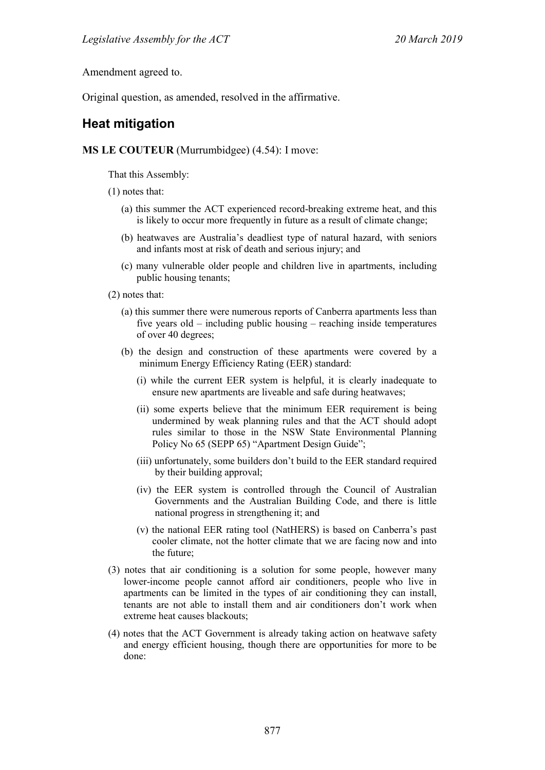Amendment agreed to.

Original question, as amended, resolved in the affirmative.

## Heat mitigation

**MS LE COUTEUR** (Murrumbidgee) (4.54): I move:

That this Assembly:

(1) notes that:

(a) this summer the ACT experienced record-breaking extreme heat, and this is likely to occur more frequently in future as a result of climate change;

(b) heatwaves are Australia's deadliest type of natural hazard, with seniors and infants most at risk of death and serious injury; and

(c) many vulnerable older people and children live in apartments, including public housing tenants;

(2) notes that:

(a) this summer there were numerous reports of Canberra apartments less than five years old – including public housing – reaching inside temperatures of over 40 degrees;

(b) the design and construction of these apartments were covered by a minimum Energy Efficiency Rating (EER) standard:

(i) while the current EER system is helpful, it is clearly inadequate to ensure new apartments are liveable and safe during heatwaves;

(ii) some experts believe that the minimum EER requirement is being undermined by weak planning rules and that the ACT should adopt rules similar to those in the NSW State Environmental Planning Policy No 65 (SEPP 65) "Apartment Design Guide";

(iii) unfortunately, some builders don't build to the EER standard required by their building approval;

(iv) the EER system is controlled through the Council of Australian Governments and the Australian Building Code, and there is little national progress in strengthening it; and

(v) the national EER rating tool (NatHERS) is based on Canberra's past cooler climate, not the hotter climate that we are facing now and into the future;

(3) notes that air conditioning is a solution for some people, however many lower-income people cannot afford air conditioners, people who live in apartments can be limited in the types of air conditioning they can install, tenants are not able to install them and air conditioners don't work when extreme heat causes blackouts;

(4) notes that the ACT Government is already taking action on heatwave safety and energy efficient housing, though there are opportunities for more to be done: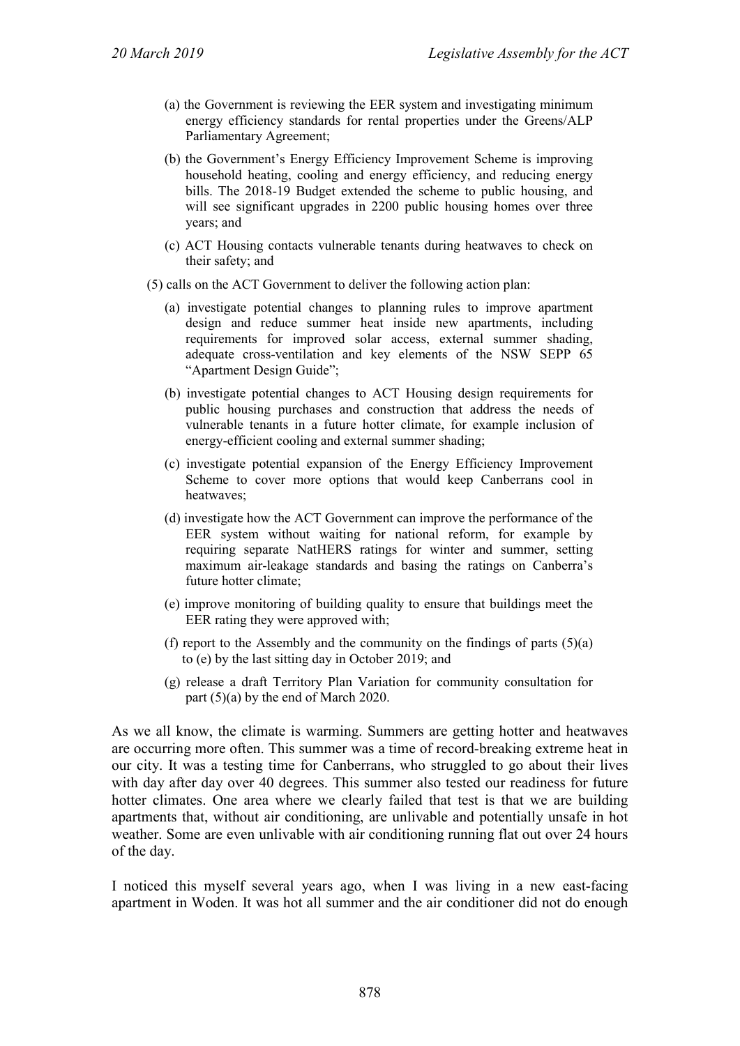(a) the Government is reviewing the EER system and investigating minimum energy efficiency standards for rental properties under the Greens/ALP Parliamentary Agreement;

(b) the Government's Energy Efficiency Improvement Scheme is improving household heating, cooling and energy efficiency, and reducing energy bills. The 2018-19 Budget extended the scheme to public housing, and will see significant upgrades in 2200 public housing homes over three years; and

(c) ACT Housing contacts vulnerable tenants during heatwaves to check on their safety; and

(5) calls on the ACT Government to deliver the following action plan:

(a) investigate potential changes to planning rules to improve apartment design and reduce summer heat inside new apartments, including requirements for improved solar access, external summer shading, adequate cross-ventilation and key elements of the NSW SEPP 65 "Apartment Design Guide";

(b) investigate potential changes to ACT Housing design requirements for public housing purchases and construction that address the needs of vulnerable tenants in a future hotter climate, for example inclusion of energy-efficient cooling and external summer shading;

(c) investigate potential expansion of the Energy Efficiency Improvement Scheme to cover more options that would keep Canberrans cool in heatwaves;

(d) investigate how the ACT Government can improve the performance of the EER system without waiting for national reform, for example by requiring separate NatHERS ratings for winter and summer, setting maximum air-leakage standards and basing the ratings on Canberra's future hotter climate;

(e) improve monitoring of building quality to ensure that buildings meet the EER rating they were approved with;

(f) report to the Assembly and the community on the findings of parts (5)(a) to (e) by the last sitting day in October 2019; and

(g) release a draft Territory Plan Variation for community consultation for part (5)(a) by the end of March 2020.

As we all know, the climate is warming. Summers are getting hotter and heatwaves are occurring more often. This summer was a time of record-breaking extreme heat in our city. It was a testing time for Canberrans, who struggled to go about their lives with day after day over 40 degrees. This summer also tested our readiness for future hotter climates. One area where we clearly failed that test is that we are building apartments that, without air conditioning, are unlivable and potentially unsafe in hot weather. Some are even unlivable with air conditioning running flat out over 24 hours of the day.

I noticed this myself several years ago, when I was living in a new east-facing apartment in Woden. It was hot all summer and the air conditioner did not do enough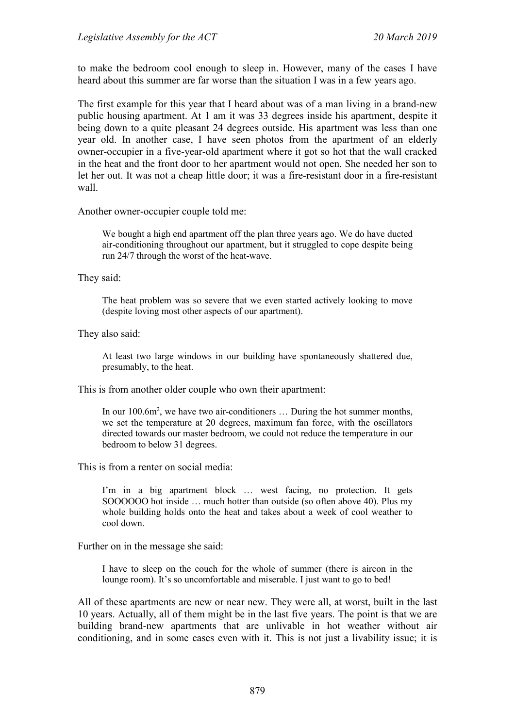to make the bedroom cool enough to sleep in. However, many of the cases I have heard about this summer are far worse than the situation I was in a few years ago.

The first example for this year that I heard about was of a man living in a brand-new public housing apartment. At 1 am it was 33 degrees inside his apartment, despite it being down to a quite pleasant 24 degrees outside. His apartment was less than one year old. In another case, I have seen photos from the apartment of an elderly owner-occupier in a five-year-old apartment where it got so hot that the wall cracked in the heat and the front door to her apartment would not open. She needed her son to let her out. It was not a cheap little door; it was a fire-resistant door in a fire-resistant wall.

Another owner-occupier couple told me:

> We bought a high end apartment off the plan three years ago. We do have ducted air-conditioning throughout our apartment, but it struggled to cope despite being run 24/7 through the worst of the heat-wave.

They said:

> The heat problem was so severe that we even started actively looking to move (despite loving most other aspects of our apartment).

They also said:

> At least two large windows in our building have spontaneously shattered due, presumably, to the heat.

This is from another older couple who own their apartment:

> In our 100.6m$^2$, we have two air-conditioners … During the hot summer months, we set the temperature at 20 degrees, maximum fan force, with the oscillators directed towards our master bedroom, we could not reduce the temperature in our bedroom to below 31 degrees.

This is from a renter on social media:

> I'm in a big apartment block … west facing, no protection. It gets SOOOOOO hot inside … much hotter than outside (so often above 40). Plus my whole building holds onto the heat and takes about a week of cool weather to cool down.

Further on in the message she said:

> I have to sleep on the couch for the whole of summer (there is aircon in the lounge room). It's so uncomfortable and miserable. I just want to go to bed!

All of these apartments are new or near new. They were all, at worst, built in the last 10 years. Actually, all of them might be in the last five years. The point is that we are building brand-new apartments that are unlivable in hot weather without air conditioning, and in some cases even with it. This is not just a livability issue; it is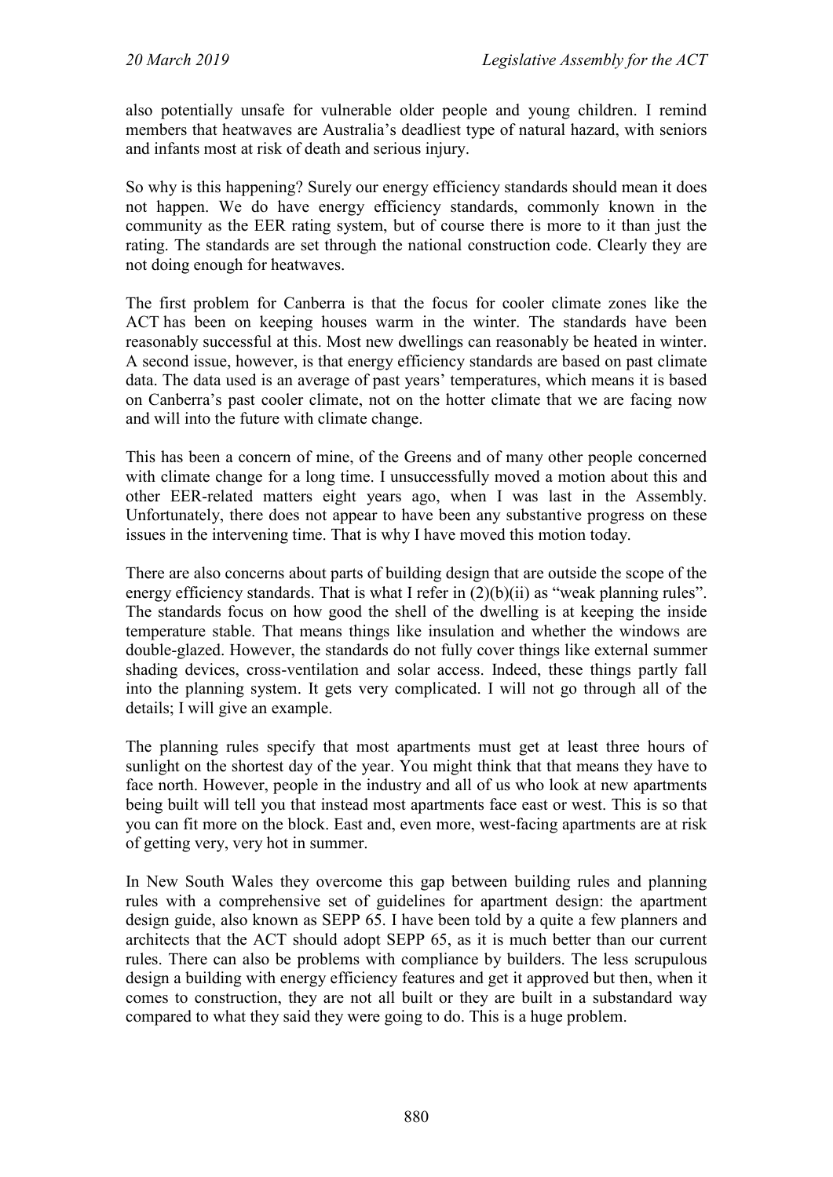also potentially unsafe for vulnerable older people and young children. I remind members that heatwaves are Australia's deadliest type of natural hazard, with seniors and infants most at risk of death and serious injury.

So why is this happening? Surely our energy efficiency standards should mean it does not happen. We do have energy efficiency standards, commonly known in the community as the EER rating system, but of course there is more to it than just the rating. The standards are set through the national construction code. Clearly they are not doing enough for heatwaves.

The first problem for Canberra is that the focus for cooler climate zones like the ACT has been on keeping houses warm in the winter. The standards have been reasonably successful at this. Most new dwellings can reasonably be heated in winter. A second issue, however, is that energy efficiency standards are based on past climate data. The data used is an average of past years' temperatures, which means it is based on Canberra's past cooler climate, not on the hotter climate that we are facing now and will into the future with climate change.

This has been a concern of mine, of the Greens and of many other people concerned with climate change for a long time. I unsuccessfully moved a motion about this and other EER-related matters eight years ago, when I was last in the Assembly. Unfortunately, there does not appear to have been any substantive progress on these issues in the intervening time. That is why I have moved this motion today.

There are also concerns about parts of building design that are outside the scope of the energy efficiency standards. That is what I refer in (2)(b)(ii) as "weak planning rules". The standards focus on how good the shell of the dwelling is at keeping the inside temperature stable. That means things like insulation and whether the windows are double-glazed. However, the standards do not fully cover things like external summer shading devices, cross-ventilation and solar access. Indeed, these things partly fall into the planning system. It gets very complicated. I will not go through all of the details; I will give an example.

The planning rules specify that most apartments must get at least three hours of sunlight on the shortest day of the year. You might think that that means they have to face north. However, people in the industry and all of us who look at new apartments being built will tell you that instead most apartments face east or west. This is so that you can fit more on the block. East and, even more, west-facing apartments are at risk of getting very, very hot in summer.

In New South Wales they overcome this gap between building rules and planning rules with a comprehensive set of guidelines for apartment design: the apartment design guide, also known as SEPP 65. I have been told by a quite a few planners and architects that the ACT should adopt SEPP 65, as it is much better than our current rules. There can also be problems with compliance by builders. The less scrupulous design a building with energy efficiency features and get it approved but then, when it comes to construction, they are not all built or they are built in a substandard way compared to what they said they were going to do. This is a huge problem.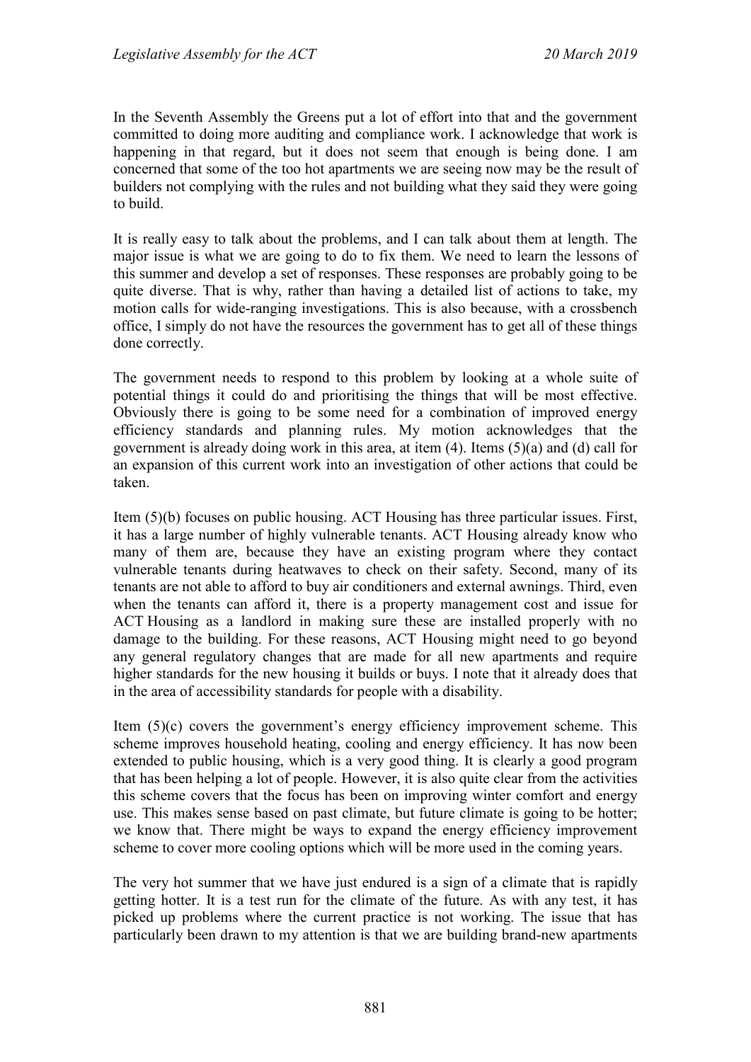In the Seventh Assembly the Greens put a lot of effort into that and the government committed to doing more auditing and compliance work. I acknowledge that work is happening in that regard, but it does not seem that enough is being done. I am concerned that some of the too hot apartments we are seeing now may be the result of builders not complying with the rules and not building what they said they were going to build.

It is really easy to talk about the problems, and I can talk about them at length. The major issue is what we are going to do to fix them. We need to learn the lessons of this summer and develop a set of responses. These responses are probably going to be quite diverse. That is why, rather than having a detailed list of actions to take, my motion calls for wide-ranging investigations. This is also because, with a crossbench office, I simply do not have the resources the government has to get all of these things done correctly.

The government needs to respond to this problem by looking at a whole suite of potential things it could do and prioritising the things that will be most effective. Obviously there is going to be some need for a combination of improved energy efficiency standards and planning rules. My motion acknowledges that the government is already doing work in this area, at item (4). Items (5)(a) and (d) call for an expansion of this current work into an investigation of other actions that could be taken.

Item (5)(b) focuses on public housing. ACT Housing has three particular issues. First, it has a large number of highly vulnerable tenants. ACT Housing already know who many of them are, because they have an existing program where they contact vulnerable tenants during heatwaves to check on their safety. Second, many of its tenants are not able to afford to buy air conditioners and external awnings. Third, even when the tenants can afford it, there is a property management cost and issue for ACT Housing as a landlord in making sure these are installed properly with no damage to the building. For these reasons, ACT Housing might need to go beyond any general regulatory changes that are made for all new apartments and require higher standards for the new housing it builds or buys. I note that it already does that in the area of accessibility standards for people with a disability.

Item (5)(c) covers the government's energy efficiency improvement scheme. This scheme improves household heating, cooling and energy efficiency. It has now been extended to public housing, which is a very good thing. It is clearly a good program that has been helping a lot of people. However, it is also quite clear from the activities this scheme covers that the focus has been on improving winter comfort and energy use. This makes sense based on past climate, but future climate is going to be hotter; we know that. There might be ways to expand the energy efficiency improvement scheme to cover more cooling options which will be more used in the coming years.

The very hot summer that we have just endured is a sign of a climate that is rapidly getting hotter. It is a test run for the climate of the future. As with any test, it has picked up problems where the current practice is not working. The issue that has particularly been drawn to my attention is that we are building brand-new apartments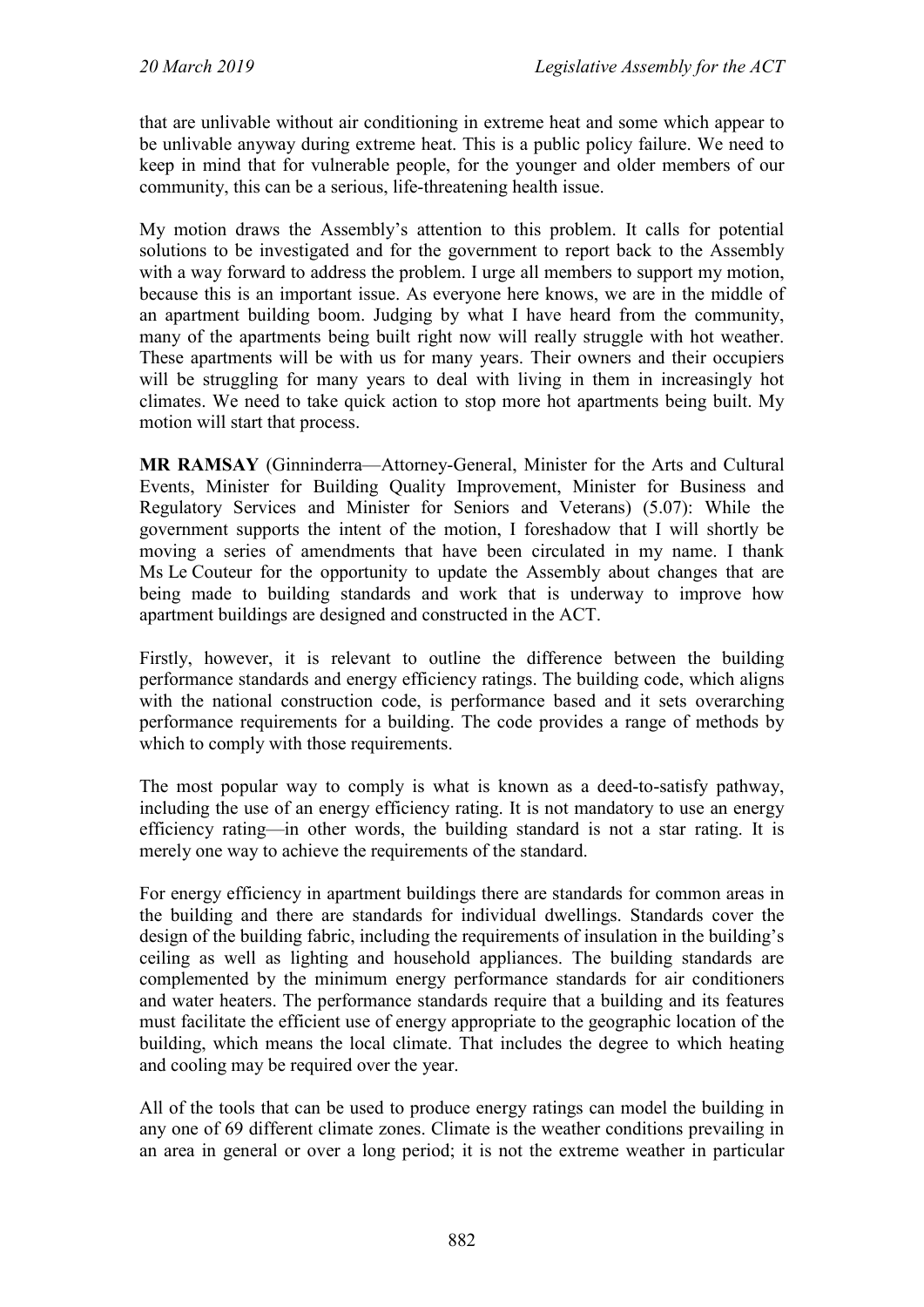that are unlivable without air conditioning in extreme heat and some which appear to be unlivable anyway during extreme heat. This is a public policy failure. We need to keep in mind that for vulnerable people, for the younger and older members of our community, this can be a serious, life-threatening health issue.

My motion draws the Assembly's attention to this problem. It calls for potential solutions to be investigated and for the government to report back to the Assembly with a way forward to address the problem. I urge all members to support my motion, because this is an important issue. As everyone here knows, we are in the middle of an apartment building boom. Judging by what I have heard from the community, many of the apartments being built right now will really struggle with hot weather. These apartments will be with us for many years. Their owners and their occupiers will be struggling for many years to deal with living in them in increasingly hot climates. We need to take quick action to stop more hot apartments being built. My motion will start that process.

**MR RAMSAY** (Ginninderra—Attorney-General, Minister for the Arts and Cultural Events, Minister for Building Quality Improvement, Minister for Business and Regulatory Services and Minister for Seniors and Veterans) (5.07): While the government supports the intent of the motion, I foreshadow that I will shortly be moving a series of amendments that have been circulated in my name. I thank Ms Le Couteur for the opportunity to update the Assembly about changes that are being made to building standards and work that is underway to improve how apartment buildings are designed and constructed in the ACT.

Firstly, however, it is relevant to outline the difference between the building performance standards and energy efficiency ratings. The building code, which aligns with the national construction code, is performance based and it sets overarching performance requirements for a building. The code provides a range of methods by which to comply with those requirements.

The most popular way to comply is what is known as a deed-to-satisfy pathway, including the use of an energy efficiency rating. It is not mandatory to use an energy efficiency rating—in other words, the building standard is not a star rating. It is merely one way to achieve the requirements of the standard.

For energy efficiency in apartment buildings there are standards for common areas in the building and there are standards for individual dwellings. Standards cover the design of the building fabric, including the requirements of insulation in the building's ceiling as well as lighting and household appliances. The building standards are complemented by the minimum energy performance standards for air conditioners and water heaters. The performance standards require that a building and its features must facilitate the efficient use of energy appropriate to the geographic location of the building, which means the local climate. That includes the degree to which heating and cooling may be required over the year.

All of the tools that can be used to produce energy ratings can model the building in any one of 69 different climate zones. Climate is the weather conditions prevailing in an area in general or over a long period; it is not the extreme weather in particular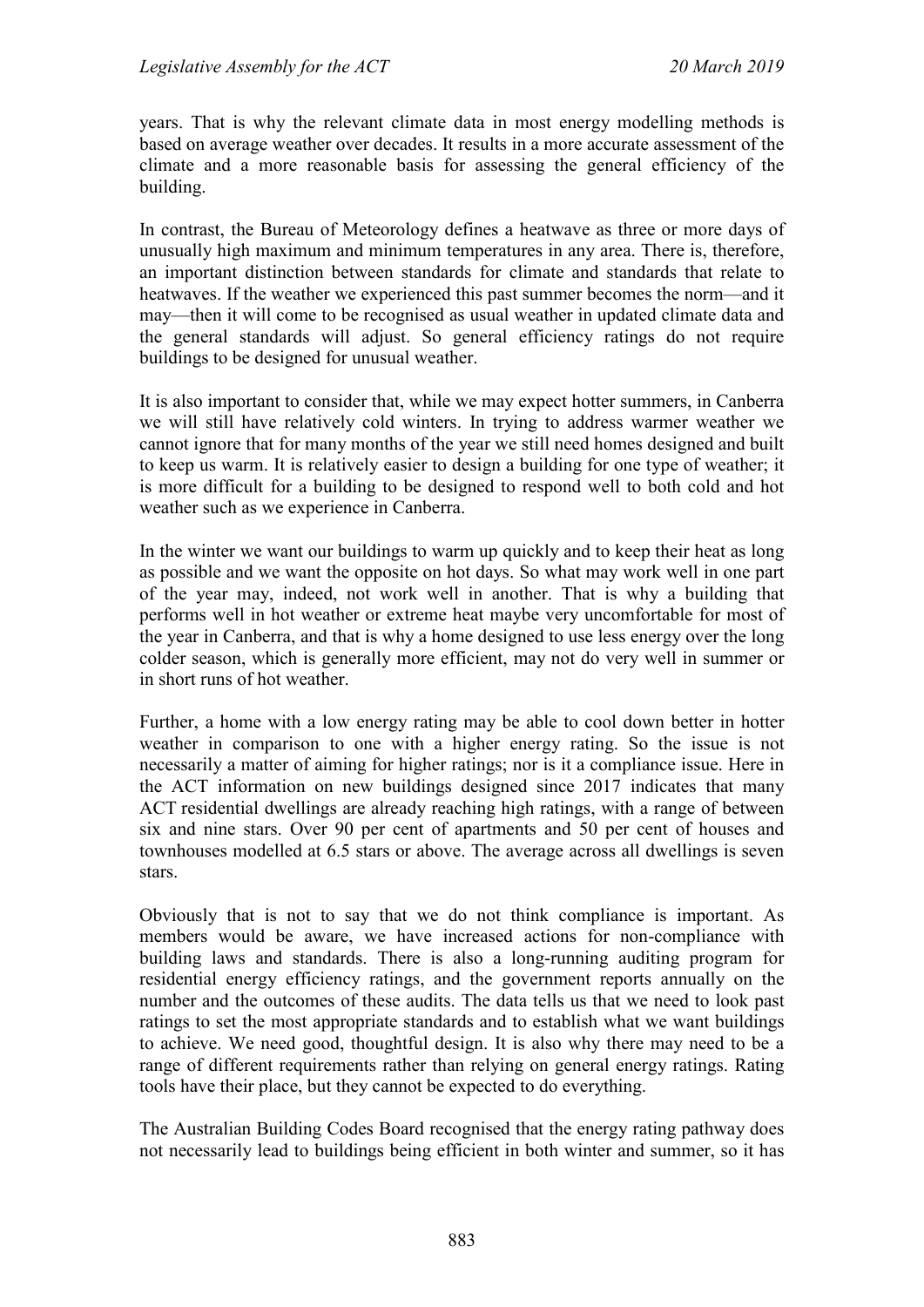years. That is why the relevant climate data in most energy modelling methods is based on average weather over decades. It results in a more accurate assessment of the climate and a more reasonable basis for assessing the general efficiency of the building.

In contrast, the Bureau of Meteorology defines a heatwave as three or more days of unusually high maximum and minimum temperatures in any area. There is, therefore, an important distinction between standards for climate and standards that relate to heatwaves. If the weather we experienced this past summer becomes the norm—and it may—then it will come to be recognised as usual weather in updated climate data and the general standards will adjust. So general efficiency ratings do not require buildings to be designed for unusual weather.

It is also important to consider that, while we may expect hotter summers, in Canberra we will still have relatively cold winters. In trying to address warmer weather we cannot ignore that for many months of the year we still need homes designed and built to keep us warm. It is relatively easier to design a building for one type of weather; it is more difficult for a building to be designed to respond well to both cold and hot weather such as we experience in Canberra.

In the winter we want our buildings to warm up quickly and to keep their heat as long as possible and we want the opposite on hot days. So what may work well in one part of the year may, indeed, not work well in another. That is why a building that performs well in hot weather or extreme heat maybe very uncomfortable for most of the year in Canberra, and that is why a home designed to use less energy over the long colder season, which is generally more efficient, may not do very well in summer or in short runs of hot weather.

Further, a home with a low energy rating may be able to cool down better in hotter weather in comparison to one with a higher energy rating. So the issue is not necessarily a matter of aiming for higher ratings; nor is it a compliance issue. Here in the ACT information on new buildings designed since 2017 indicates that many ACT residential dwellings are already reaching high ratings, with a range of between six and nine stars. Over 90 per cent of apartments and 50 per cent of houses and townhouses modelled at 6.5 stars or above. The average across all dwellings is seven stars.

Obviously that is not to say that we do not think compliance is important. As members would be aware, we have increased actions for non-compliance with building laws and standards. There is also a long-running auditing program for residential energy efficiency ratings, and the government reports annually on the number and the outcomes of these audits. The data tells us that we need to look past ratings to set the most appropriate standards and to establish what we want buildings to achieve. We need good, thoughtful design. It is also why there may need to be a range of different requirements rather than relying on general energy ratings. Rating tools have their place, but they cannot be expected to do everything.

The Australian Building Codes Board recognised that the energy rating pathway does not necessarily lead to buildings being efficient in both winter and summer, so it has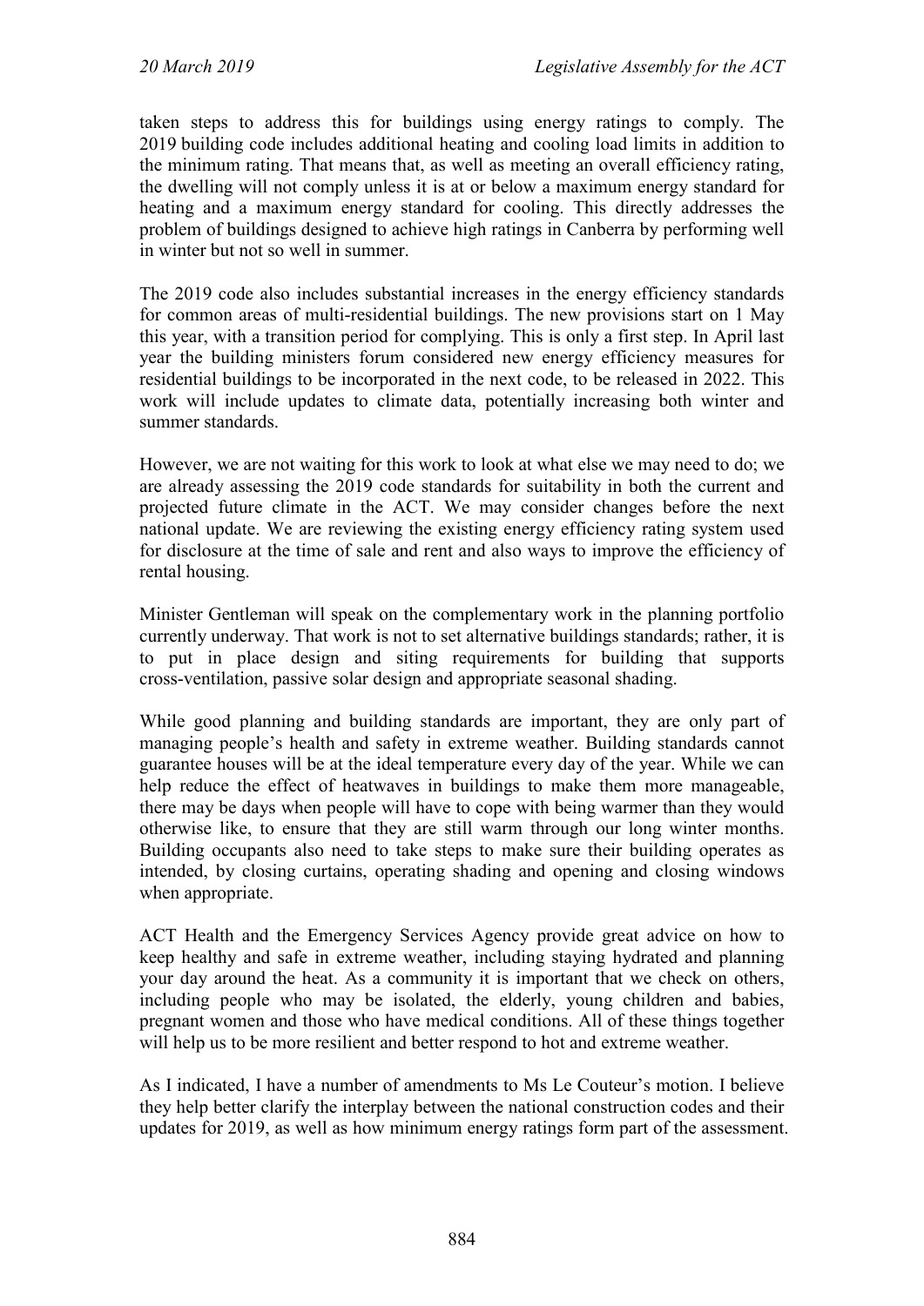taken steps to address this for buildings using energy ratings to comply. The 2019 building code includes additional heating and cooling load limits in addition to the minimum rating. That means that, as well as meeting an overall efficiency rating, the dwelling will not comply unless it is at or below a maximum energy standard for heating and a maximum energy standard for cooling. This directly addresses the problem of buildings designed to achieve high ratings in Canberra by performing well in winter but not so well in summer.

The 2019 code also includes substantial increases in the energy efficiency standards for common areas of multi-residential buildings. The new provisions start on 1 May this year, with a transition period for complying. This is only a first step. In April last year the building ministers forum considered new energy efficiency measures for residential buildings to be incorporated in the next code, to be released in 2022. This work will include updates to climate data, potentially increasing both winter and summer standards.

However, we are not waiting for this work to look at what else we may need to do; we are already assessing the 2019 code standards for suitability in both the current and projected future climate in the ACT. We may consider changes before the next national update. We are reviewing the existing energy efficiency rating system used for disclosure at the time of sale and rent and also ways to improve the efficiency of rental housing.

Minister Gentleman will speak on the complementary work in the planning portfolio currently underway. That work is not to set alternative buildings standards; rather, it is to put in place design and siting requirements for building that supports cross-ventilation, passive solar design and appropriate seasonal shading.

While good planning and building standards are important, they are only part of managing people's health and safety in extreme weather. Building standards cannot guarantee houses will be at the ideal temperature every day of the year. While we can help reduce the effect of heatwaves in buildings to make them more manageable, there may be days when people will have to cope with being warmer than they would otherwise like, to ensure that they are still warm through our long winter months. Building occupants also need to take steps to make sure their building operates as intended, by closing curtains, operating shading and opening and closing windows when appropriate.

ACT Health and the Emergency Services Agency provide great advice on how to keep healthy and safe in extreme weather, including staying hydrated and planning your day around the heat. As a community it is important that we check on others, including people who may be isolated, the elderly, young children and babies, pregnant women and those who have medical conditions. All of these things together will help us to be more resilient and better respond to hot and extreme weather.

As I indicated, I have a number of amendments to Ms Le Couteur's motion. I believe they help better clarify the interplay between the national construction codes and their updates for 2019, as well as how minimum energy ratings form part of the assessment.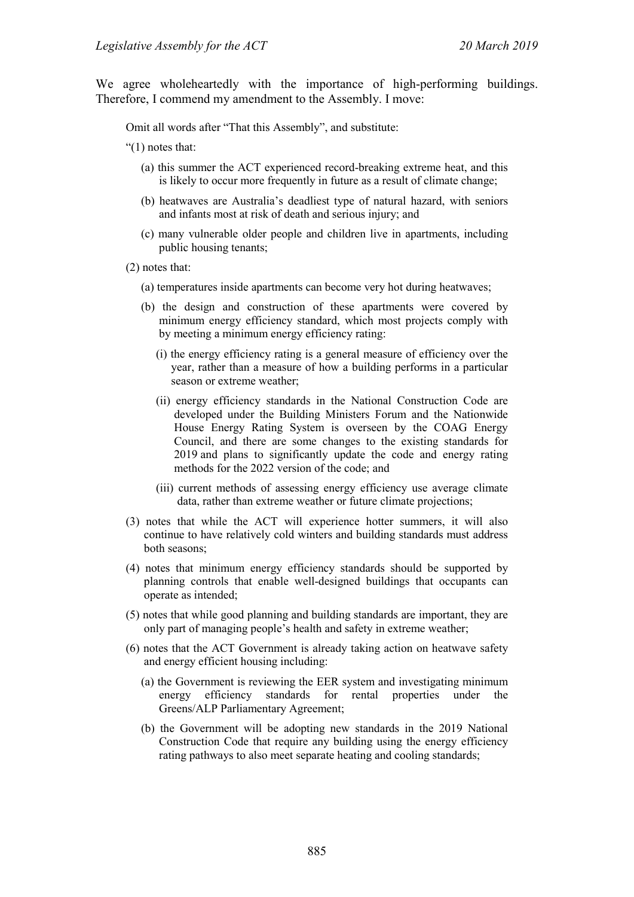We agree wholeheartedly with the importance of high-performing buildings. Therefore, I commend my amendment to the Assembly. I move:

> Omit all words after "That this Assembly", and substitute:
>
> "(1) notes that:
>
> (a) this summer the ACT experienced record-breaking extreme heat, and this is likely to occur more frequently in future as a result of climate change;
>
> (b) heatwaves are Australia's deadliest type of natural hazard, with seniors and infants most at risk of death and serious injury; and
>
> (c) many vulnerable older people and children live in apartments, including public housing tenants;
>
> (2) notes that:
>
> (a) temperatures inside apartments can become very hot during heatwaves;
>
> (b) the design and construction of these apartments were covered by minimum energy efficiency standard, which most projects comply with by meeting a minimum energy efficiency rating:
>
> (i) the energy efficiency rating is a general measure of efficiency over the year, rather than a measure of how a building performs in a particular season or extreme weather;
>
> (ii) energy efficiency standards in the National Construction Code are developed under the Building Ministers Forum and the Nationwide House Energy Rating System is overseen by the COAG Energy Council, and there are some changes to the existing standards for 2019 and plans to significantly update the code and energy rating methods for the 2022 version of the code; and
>
> (iii) current methods of assessing energy efficiency use average climate data, rather than extreme weather or future climate projections;
>
> (3) notes that while the ACT will experience hotter summers, it will also continue to have relatively cold winters and building standards must address both seasons;
>
> (4) notes that minimum energy efficiency standards should be supported by planning controls that enable well-designed buildings that occupants can operate as intended;
>
> (5) notes that while good planning and building standards are important, they are only part of managing people's health and safety in extreme weather;
>
> (6) notes that the ACT Government is already taking action on heatwave safety and energy efficient housing including:
>
> (a) the Government is reviewing the EER system and investigating minimum energy efficiency standards for rental properties under the Greens/ALP Parliamentary Agreement;
>
> (b) the Government will be adopting new standards in the 2019 National Construction Code that require any building using the energy efficiency rating pathways to also meet separate heating and cooling standards;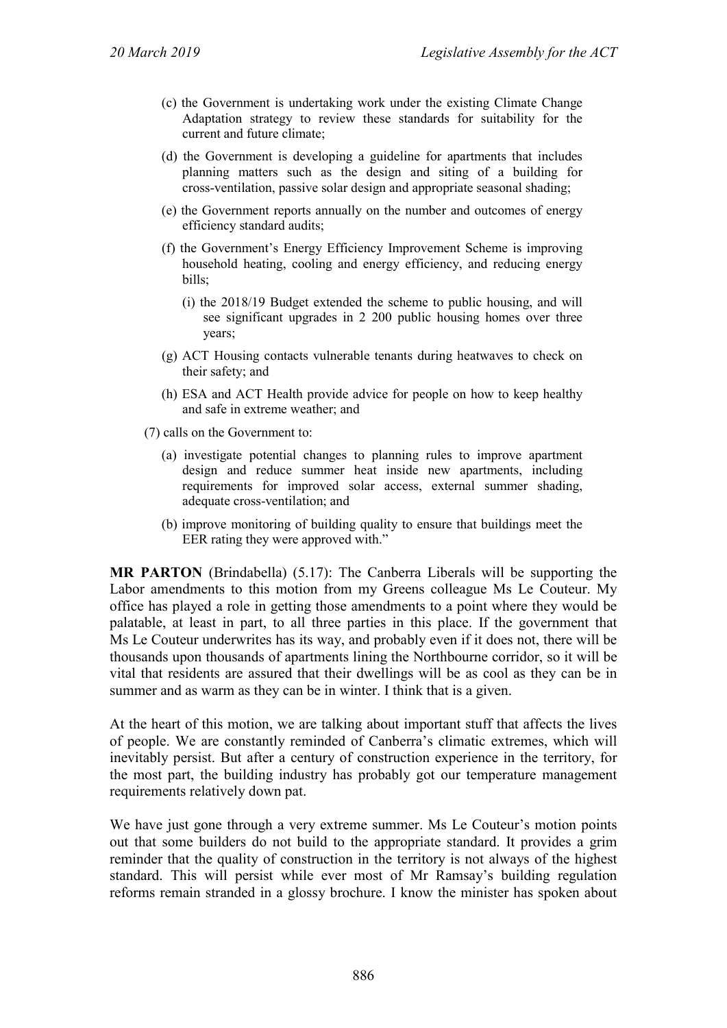(c) the Government is undertaking work under the existing Climate Change Adaptation strategy to review these standards for suitability for the current and future climate;

(d) the Government is developing a guideline for apartments that includes planning matters such as the design and siting of a building for cross-ventilation, passive solar design and appropriate seasonal shading;

(e) the Government reports annually on the number and outcomes of energy efficiency standard audits;

(f) the Government's Energy Efficiency Improvement Scheme is improving household heating, cooling and energy efficiency, and reducing energy bills;

(i) the 2018/19 Budget extended the scheme to public housing, and will see significant upgrades in 2 200 public housing homes over three years;

(g) ACT Housing contacts vulnerable tenants during heatwaves to check on their safety; and

(h) ESA and ACT Health provide advice for people on how to keep healthy and safe in extreme weather; and

(7) calls on the Government to:

(a) investigate potential changes to planning rules to improve apartment design and reduce summer heat inside new apartments, including requirements for improved solar access, external summer shading, adequate cross-ventilation; and

(b) improve monitoring of building quality to ensure that buildings meet the EER rating they were approved with."

**MR PARTON** (Brindabella) (5.17): The Canberra Liberals will be supporting the Labor amendments to this motion from my Greens colleague Ms Le Couteur. My office has played a role in getting those amendments to a point where they would be palatable, at least in part, to all three parties in this place. If the government that Ms Le Couteur underwrites has its way, and probably even if it does not, there will be thousands upon thousands of apartments lining the Northbourne corridor, so it will be vital that residents are assured that their dwellings will be as cool as they can be in summer and as warm as they can be in winter. I think that is a given.

At the heart of this motion, we are talking about important stuff that affects the lives of people. We are constantly reminded of Canberra's climatic extremes, which will inevitably persist. But after a century of construction experience in the territory, for the most part, the building industry has probably got our temperature management requirements relatively down pat.

We have just gone through a very extreme summer. Ms Le Couteur's motion points out that some builders do not build to the appropriate standard. It provides a grim reminder that the quality of construction in the territory is not always of the highest standard. This will persist while ever most of Mr Ramsay's building regulation reforms remain stranded in a glossy brochure. I know the minister has spoken about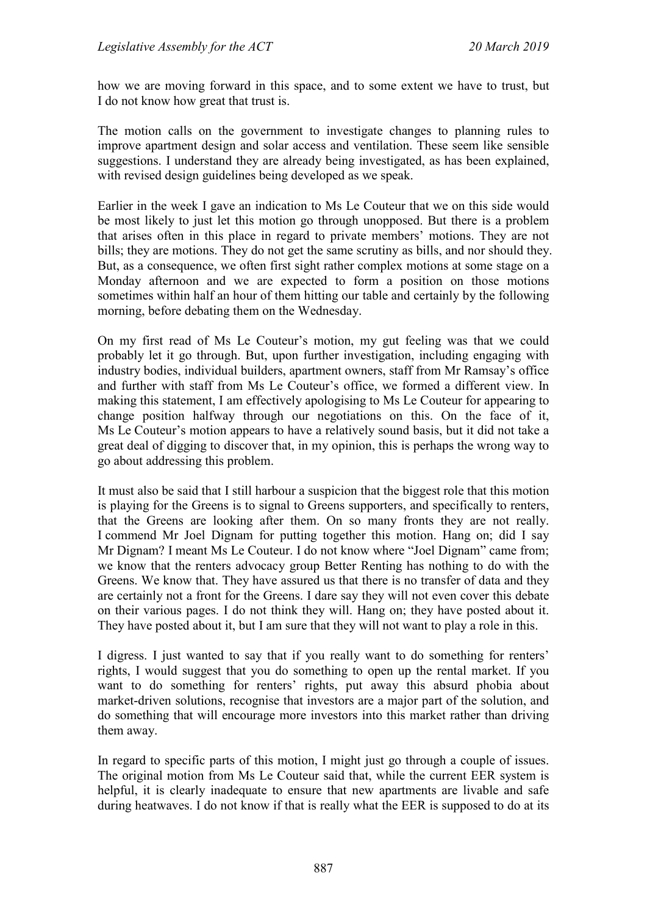how we are moving forward in this space, and to some extent we have to trust, but I do not know how great that trust is.

The motion calls on the government to investigate changes to planning rules to improve apartment design and solar access and ventilation. These seem like sensible suggestions. I understand they are already being investigated, as has been explained, with revised design guidelines being developed as we speak.

Earlier in the week I gave an indication to Ms Le Couteur that we on this side would be most likely to just let this motion go through unopposed. But there is a problem that arises often in this place in regard to private members' motions. They are not bills; they are motions. They do not get the same scrutiny as bills, and nor should they. But, as a consequence, we often first sight rather complex motions at some stage on a Monday afternoon and we are expected to form a position on those motions sometimes within half an hour of them hitting our table and certainly by the following morning, before debating them on the Wednesday.

On my first read of Ms Le Couteur's motion, my gut feeling was that we could probably let it go through. But, upon further investigation, including engaging with industry bodies, individual builders, apartment owners, staff from Mr Ramsay's office and further with staff from Ms Le Couteur's office, we formed a different view. In making this statement, I am effectively apologising to Ms Le Couteur for appearing to change position halfway through our negotiations on this. On the face of it, Ms Le Couteur's motion appears to have a relatively sound basis, but it did not take a great deal of digging to discover that, in my opinion, this is perhaps the wrong way to go about addressing this problem.

It must also be said that I still harbour a suspicion that the biggest role that this motion is playing for the Greens is to signal to Greens supporters, and specifically to renters, that the Greens are looking after them. On so many fronts they are not really. I commend Mr Joel Dignam for putting together this motion. Hang on; did I say Mr Dignam? I meant Ms Le Couteur. I do not know where "Joel Dignam" came from; we know that the renters advocacy group Better Renting has nothing to do with the Greens. We know that. They have assured us that there is no transfer of data and they are certainly not a front for the Greens. I dare say they will not even cover this debate on their various pages. I do not think they will. Hang on; they have posted about it. They have posted about it, but I am sure that they will not want to play a role in this.

I digress. I just wanted to say that if you really want to do something for renters' rights, I would suggest that you do something to open up the rental market. If you want to do something for renters' rights, put away this absurd phobia about market-driven solutions, recognise that investors are a major part of the solution, and do something that will encourage more investors into this market rather than driving them away.

In regard to specific parts of this motion, I might just go through a couple of issues. The original motion from Ms Le Couteur said that, while the current EER system is helpful, it is clearly inadequate to ensure that new apartments are livable and safe during heatwaves. I do not know if that is really what the EER is supposed to do at its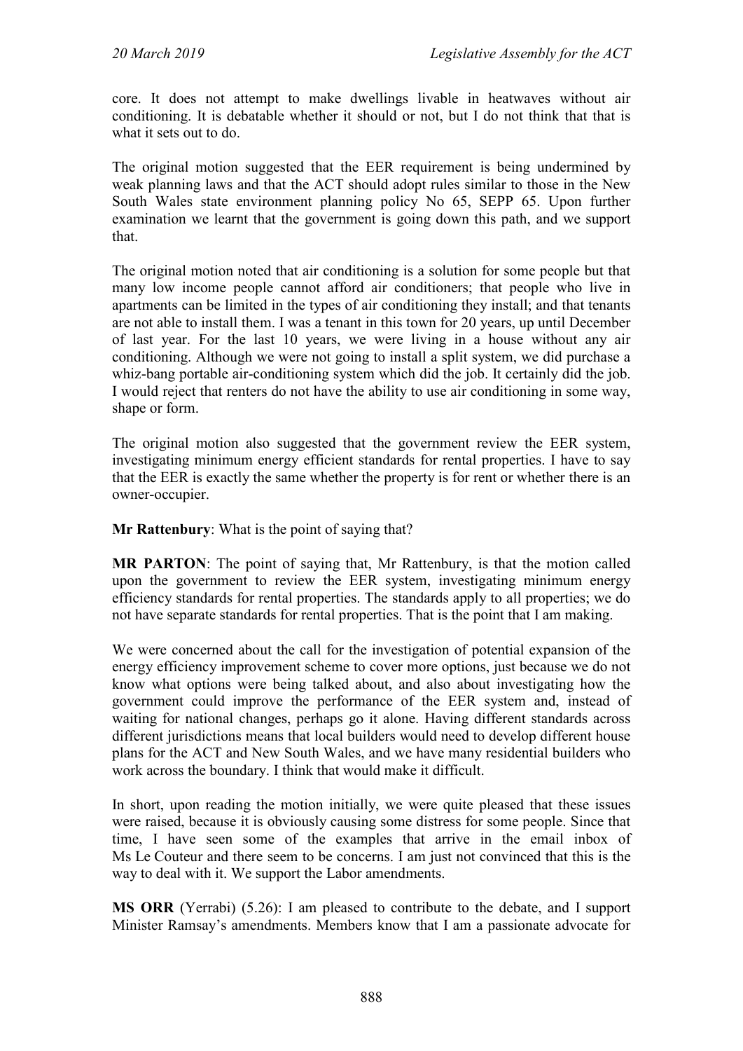core. It does not attempt to make dwellings livable in heatwaves without air conditioning. It is debatable whether it should or not, but I do not think that that is what it sets out to do.

The original motion suggested that the EER requirement is being undermined by weak planning laws and that the ACT should adopt rules similar to those in the New South Wales state environment planning policy No 65, SEPP 65. Upon further examination we learnt that the government is going down this path, and we support that.

The original motion noted that air conditioning is a solution for some people but that many low income people cannot afford air conditioners; that people who live in apartments can be limited in the types of air conditioning they install; and that tenants are not able to install them. I was a tenant in this town for 20 years, up until December of last year. For the last 10 years, we were living in a house without any air conditioning. Although we were not going to install a split system, we did purchase a whiz-bang portable air-conditioning system which did the job. It certainly did the job. I would reject that renters do not have the ability to use air conditioning in some way, shape or form.

The original motion also suggested that the government review the EER system, investigating minimum energy efficient standards for rental properties. I have to say that the EER is exactly the same whether the property is for rent or whether there is an owner-occupier.

**Mr Rattenbury**: What is the point of saying that?

**MR PARTON**: The point of saying that, Mr Rattenbury, is that the motion called upon the government to review the EER system, investigating minimum energy efficiency standards for rental properties. The standards apply to all properties; we do not have separate standards for rental properties. That is the point that I am making.

We were concerned about the call for the investigation of potential expansion of the energy efficiency improvement scheme to cover more options, just because we do not know what options were being talked about, and also about investigating how the government could improve the performance of the EER system and, instead of waiting for national changes, perhaps go it alone. Having different standards across different jurisdictions means that local builders would need to develop different house plans for the ACT and New South Wales, and we have many residential builders who work across the boundary. I think that would make it difficult.

In short, upon reading the motion initially, we were quite pleased that these issues were raised, because it is obviously causing some distress for some people. Since that time, I have seen some of the examples that arrive in the email inbox of Ms Le Couteur and there seem to be concerns. I am just not convinced that this is the way to deal with it. We support the Labor amendments.

**MS ORR** (Yerrabi) (5.26): I am pleased to contribute to the debate, and I support Minister Ramsay's amendments. Members know that I am a passionate advocate for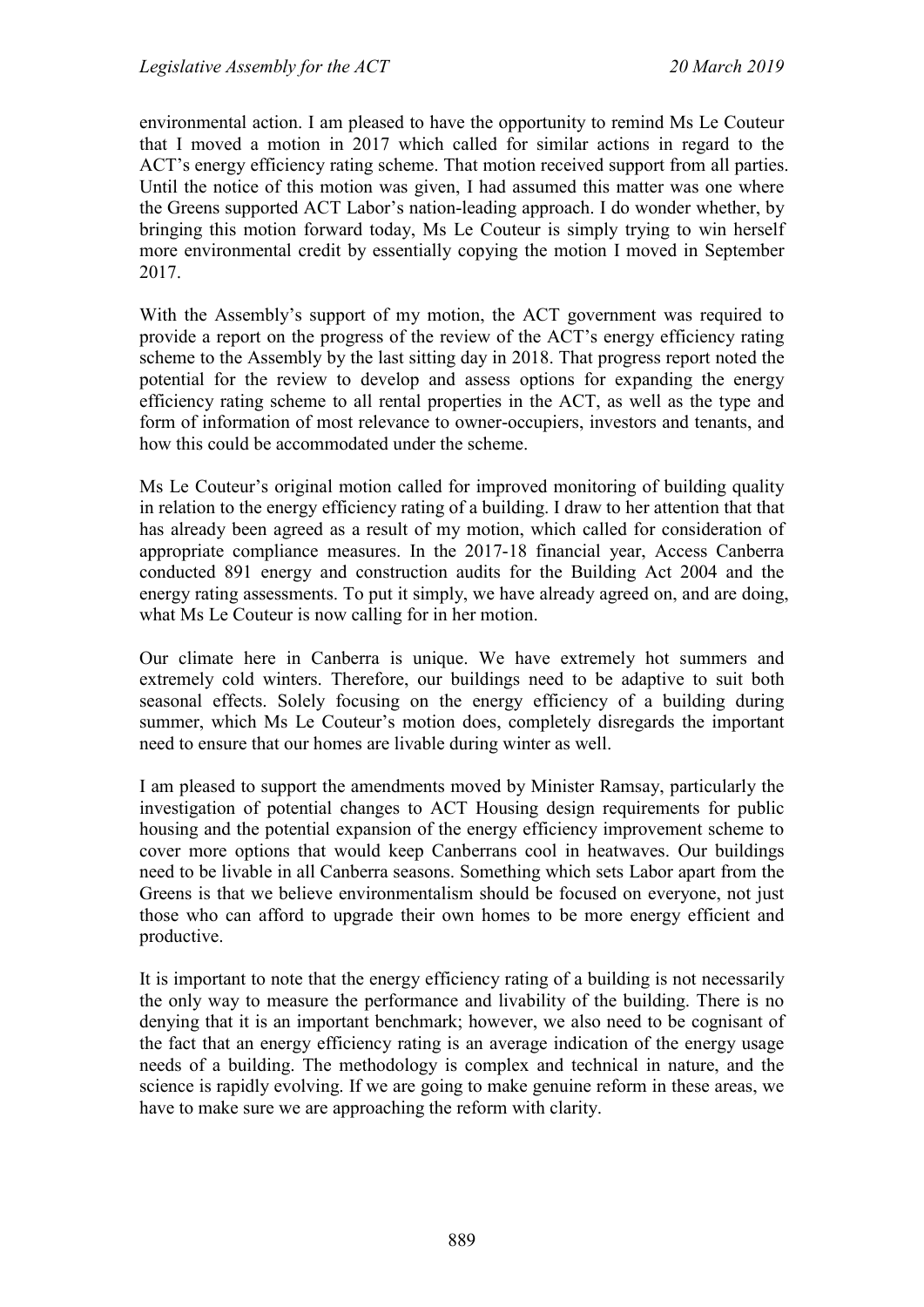environmental action. I am pleased to have the opportunity to remind Ms Le Couteur that I moved a motion in 2017 which called for similar actions in regard to the ACT's energy efficiency rating scheme. That motion received support from all parties. Until the notice of this motion was given, I had assumed this matter was one where the Greens supported ACT Labor's nation-leading approach. I do wonder whether, by bringing this motion forward today, Ms Le Couteur is simply trying to win herself more environmental credit by essentially copying the motion I moved in September 2017.

With the Assembly's support of my motion, the ACT government was required to provide a report on the progress of the review of the ACT's energy efficiency rating scheme to the Assembly by the last sitting day in 2018. That progress report noted the potential for the review to develop and assess options for expanding the energy efficiency rating scheme to all rental properties in the ACT, as well as the type and form of information of most relevance to owner-occupiers, investors and tenants, and how this could be accommodated under the scheme.

Ms Le Couteur's original motion called for improved monitoring of building quality in relation to the energy efficiency rating of a building. I draw to her attention that that has already been agreed as a result of my motion, which called for consideration of appropriate compliance measures. In the 2017-18 financial year, Access Canberra conducted 891 energy and construction audits for the Building Act 2004 and the energy rating assessments. To put it simply, we have already agreed on, and are doing, what Ms Le Couteur is now calling for in her motion.

Our climate here in Canberra is unique. We have extremely hot summers and extremely cold winters. Therefore, our buildings need to be adaptive to suit both seasonal effects. Solely focusing on the energy efficiency of a building during summer, which Ms Le Couteur's motion does, completely disregards the important need to ensure that our homes are livable during winter as well.

I am pleased to support the amendments moved by Minister Ramsay, particularly the investigation of potential changes to ACT Housing design requirements for public housing and the potential expansion of the energy efficiency improvement scheme to cover more options that would keep Canberrans cool in heatwaves. Our buildings need to be livable in all Canberra seasons. Something which sets Labor apart from the Greens is that we believe environmentalism should be focused on everyone, not just those who can afford to upgrade their own homes to be more energy efficient and productive.

It is important to note that the energy efficiency rating of a building is not necessarily the only way to measure the performance and livability of the building. There is no denying that it is an important benchmark; however, we also need to be cognisant of the fact that an energy efficiency rating is an average indication of the energy usage needs of a building. The methodology is complex and technical in nature, and the science is rapidly evolving. If we are going to make genuine reform in these areas, we have to make sure we are approaching the reform with clarity.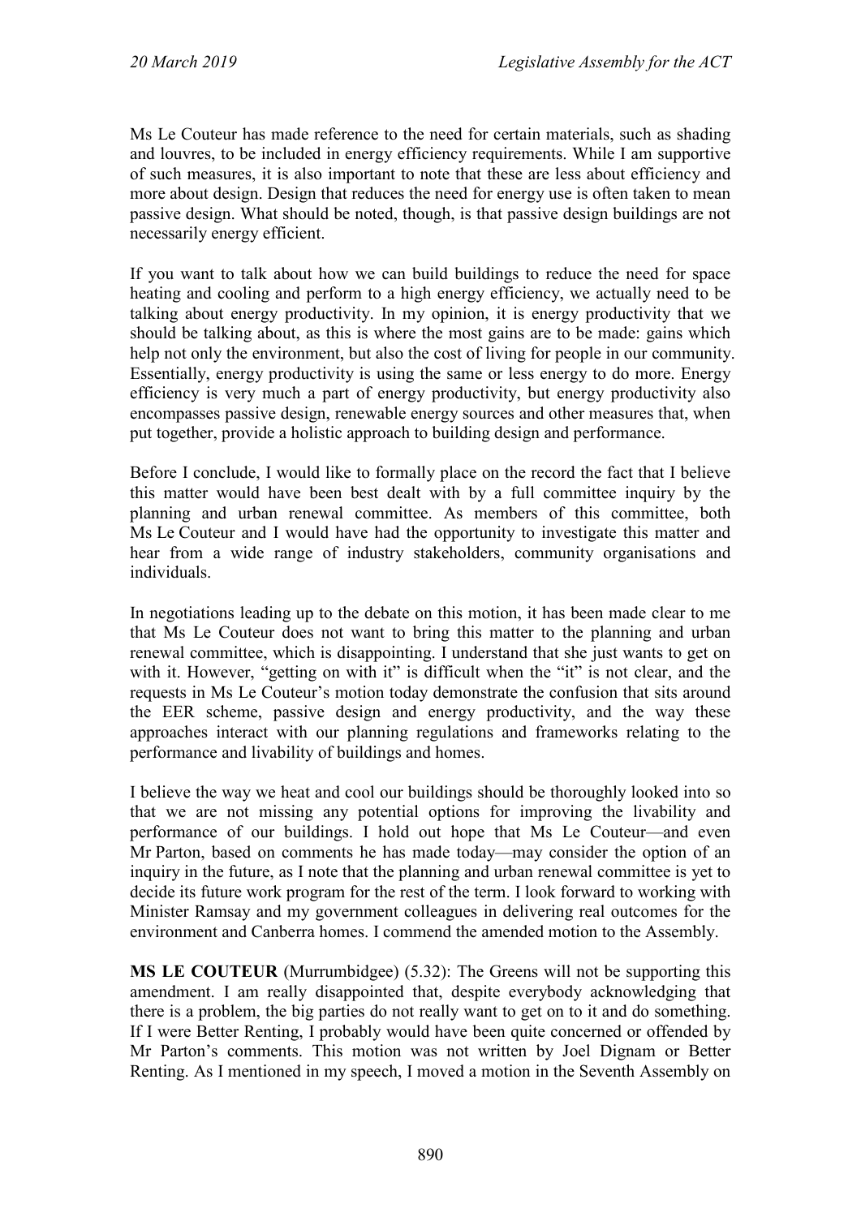Ms Le Couteur has made reference to the need for certain materials, such as shading and louvres, to be included in energy efficiency requirements. While I am supportive of such measures, it is also important to note that these are less about efficiency and more about design. Design that reduces the need for energy use is often taken to mean passive design. What should be noted, though, is that passive design buildings are not necessarily energy efficient.

If you want to talk about how we can build buildings to reduce the need for space heating and cooling and perform to a high energy efficiency, we actually need to be talking about energy productivity. In my opinion, it is energy productivity that we should be talking about, as this is where the most gains are to be made: gains which help not only the environment, but also the cost of living for people in our community. Essentially, energy productivity is using the same or less energy to do more. Energy efficiency is very much a part of energy productivity, but energy productivity also encompasses passive design, renewable energy sources and other measures that, when put together, provide a holistic approach to building design and performance.

Before I conclude, I would like to formally place on the record the fact that I believe this matter would have been best dealt with by a full committee inquiry by the planning and urban renewal committee. As members of this committee, both Ms Le Couteur and I would have had the opportunity to investigate this matter and hear from a wide range of industry stakeholders, community organisations and individuals.

In negotiations leading up to the debate on this motion, it has been made clear to me that Ms Le Couteur does not want to bring this matter to the planning and urban renewal committee, which is disappointing. I understand that she just wants to get on with it. However, "getting on with it" is difficult when the "it" is not clear, and the requests in Ms Le Couteur's motion today demonstrate the confusion that sits around the EER scheme, passive design and energy productivity, and the way these approaches interact with our planning regulations and frameworks relating to the performance and livability of buildings and homes.

I believe the way we heat and cool our buildings should be thoroughly looked into so that we are not missing any potential options for improving the livability and performance of our buildings. I hold out hope that Ms Le Couteur—and even Mr Parton, based on comments he has made today—may consider the option of an inquiry in the future, as I note that the planning and urban renewal committee is yet to decide its future work program for the rest of the term. I look forward to working with Minister Ramsay and my government colleagues in delivering real outcomes for the environment and Canberra homes. I commend the amended motion to the Assembly.

**MS LE COUTEUR** (Murrumbidgee) (5.32): The Greens will not be supporting this amendment. I am really disappointed that, despite everybody acknowledging that there is a problem, the big parties do not really want to get on to it and do something. If I were Better Renting, I probably would have been quite concerned or offended by Mr Parton's comments. This motion was not written by Joel Dignam or Better Renting. As I mentioned in my speech, I moved a motion in the Seventh Assembly on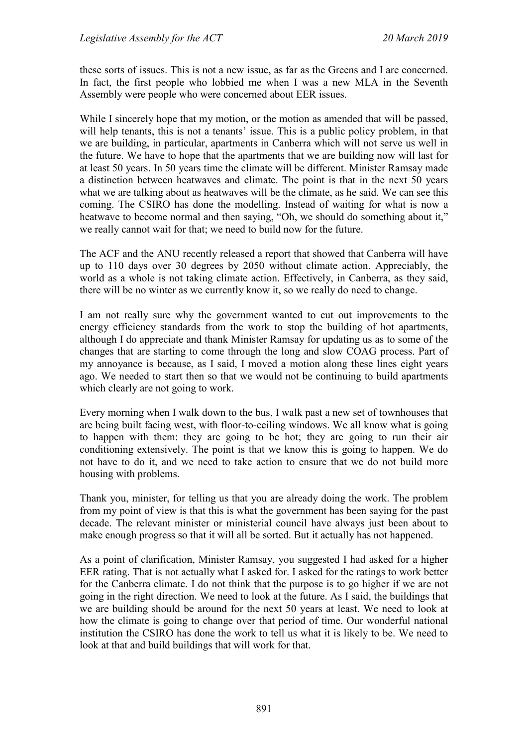these sorts of issues. This is not a new issue, as far as the Greens and I are concerned. In fact, the first people who lobbied me when I was a new MLA in the Seventh Assembly were people who were concerned about EER issues.

While I sincerely hope that my motion, or the motion as amended that will be passed, will help tenants, this is not a tenants' issue. This is a public policy problem, in that we are building, in particular, apartments in Canberra which will not serve us well in the future. We have to hope that the apartments that we are building now will last for at least 50 years. In 50 years time the climate will be different. Minister Ramsay made a distinction between heatwaves and climate. The point is that in the next 50 years what we are talking about as heatwaves will be the climate, as he said. We can see this coming. The CSIRO has done the modelling. Instead of waiting for what is now a heatwave to become normal and then saying, "Oh, we should do something about it," we really cannot wait for that; we need to build now for the future.

The ACF and the ANU recently released a report that showed that Canberra will have up to 110 days over 30 degrees by 2050 without climate action. Appreciably, the world as a whole is not taking climate action. Effectively, in Canberra, as they said, there will be no winter as we currently know it, so we really do need to change.

I am not really sure why the government wanted to cut out improvements to the energy efficiency standards from the work to stop the building of hot apartments, although I do appreciate and thank Minister Ramsay for updating us as to some of the changes that are starting to come through the long and slow COAG process. Part of my annoyance is because, as I said, I moved a motion along these lines eight years ago. We needed to start then so that we would not be continuing to build apartments which clearly are not going to work.

Every morning when I walk down to the bus, I walk past a new set of townhouses that are being built facing west, with floor-to-ceiling windows. We all know what is going to happen with them: they are going to be hot; they are going to run their air conditioning extensively. The point is that we know this is going to happen. We do not have to do it, and we need to take action to ensure that we do not build more housing with problems.

Thank you, minister, for telling us that you are already doing the work. The problem from my point of view is that this is what the government has been saying for the past decade. The relevant minister or ministerial council have always just been about to make enough progress so that it will all be sorted. But it actually has not happened.

As a point of clarification, Minister Ramsay, you suggested I had asked for a higher EER rating. That is not actually what I asked for. I asked for the ratings to work better for the Canberra climate. I do not think that the purpose is to go higher if we are not going in the right direction. We need to look at the future. As I said, the buildings that we are building should be around for the next 50 years at least. We need to look at how the climate is going to change over that period of time. Our wonderful national institution the CSIRO has done the work to tell us what it is likely to be. We need to look at that and build buildings that will work for that.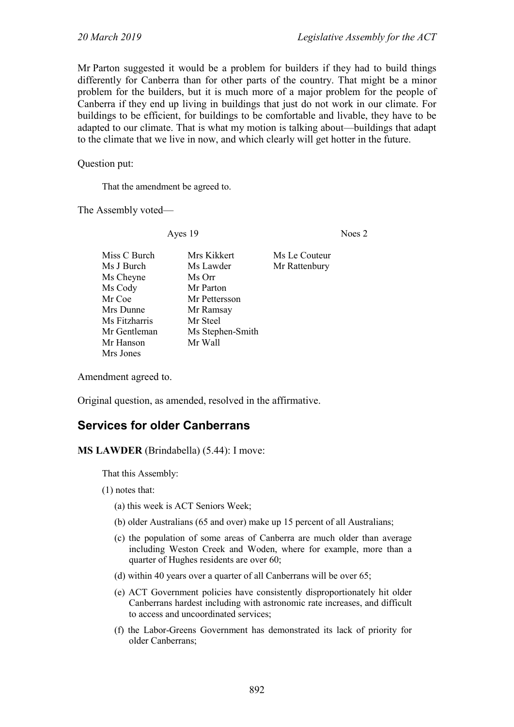Mr Parton suggested it would be a problem for builders if they had to build things differently for Canberra than for other parts of the country. That might be a minor problem for the builders, but it is much more of a major problem for the people of Canberra if they end up living in buildings that just do not work in our climate. For buildings to be efficient, for buildings to be comfortable and livable, they have to be adapted to our climate. That is what my motion is talking about—buildings that adapt to the climate that we live in now, and which clearly will get hotter in the future.

Question put:

> That the amendment be agreed to.

The Assembly voted—

| Ayes 19 | | Noes 2 |
|---|---|---|
| Miss C Burch | Mrs Kikkert | Ms Le Couteur |
| Ms J Burch | Ms Lawder | Mr Rattenbury |
| Ms Cheyne | Ms Orr | |
| Ms Cody | Mr Parton | |
| Mr Coe | Mr Pettersson | |
| Mrs Dunne | Mr Ramsay | |
| Ms Fitzharris | Mr Steel | |
| Mr Gentleman | Ms Stephen-Smith | |
| Mr Hanson | Mr Wall | |
| Mrs Jones | | |

Amendment agreed to.

Original question, as amended, resolved in the affirmative.

## Services for older Canberrans

**MS LAWDER** (Brindabella) (5.44): I move:

> That this Assembly:
>
> (1) notes that:
>
> (a) this week is ACT Seniors Week;
>
> (b) older Australians (65 and over) make up 15 percent of all Australians;
>
> (c) the population of some areas of Canberra are much older than average including Weston Creek and Woden, where for example, more than a quarter of Hughes residents are over 60;
>
> (d) within 40 years over a quarter of all Canberrans will be over 65;
>
> (e) ACT Government policies have consistently disproportionately hit older Canberrans hardest including with astronomic rate increases, and difficult to access and uncoordinated services;
>
> (f) the Labor-Greens Government has demonstrated its lack of priority for older Canberrans;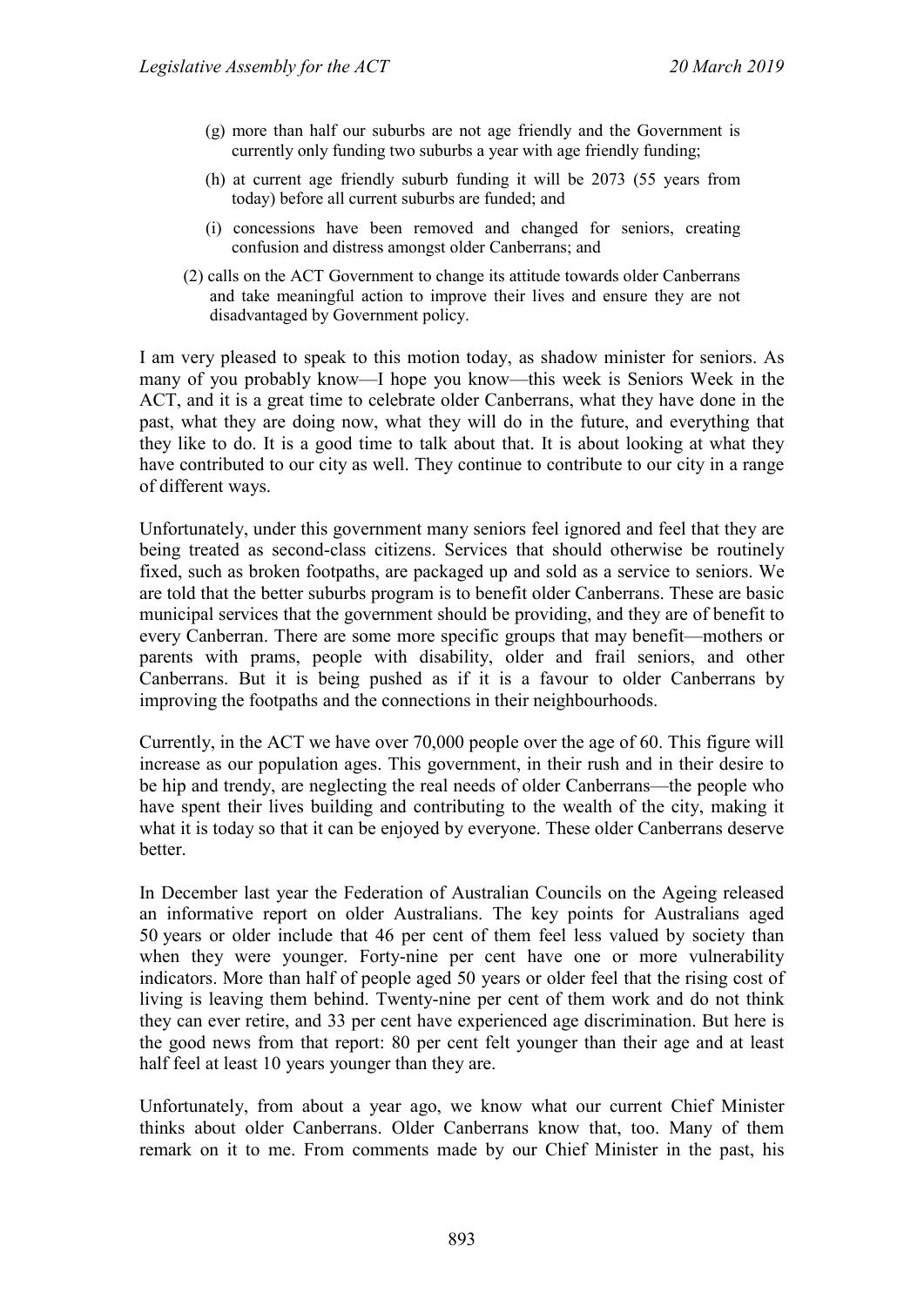- (g) more than half our suburbs are not age friendly and the Government is currently only funding two suburbs a year with age friendly funding;
- (h) at current age friendly suburb funding it will be 2073 (55 years from today) before all current suburbs are funded; and
- (i) concessions have been removed and changed for seniors, creating confusion and distress amongst older Canberrans; and

(2) calls on the ACT Government to change its attitude towards older Canberrans and take meaningful action to improve their lives and ensure they are not disadvantaged by Government policy.

I am very pleased to speak to this motion today, as shadow minister for seniors. As many of you probably know—I hope you know—this week is Seniors Week in the ACT, and it is a great time to celebrate older Canberrans, what they have done in the past, what they are doing now, what they will do in the future, and everything that they like to do. It is a good time to talk about that. It is about looking at what they have contributed to our city as well. They continue to contribute to our city in a range of different ways.

Unfortunately, under this government many seniors feel ignored and feel that they are being treated as second-class citizens. Services that should otherwise be routinely fixed, such as broken footpaths, are packaged up and sold as a service to seniors. We are told that the better suburbs program is to benefit older Canberrans. These are basic municipal services that the government should be providing, and they are of benefit to every Canberran. There are some more specific groups that may benefit—mothers or parents with prams, people with disability, older and frail seniors, and other Canberrans. But it is being pushed as if it is a favour to older Canberrans by improving the footpaths and the connections in their neighbourhoods.

Currently, in the ACT we have over 70,000 people over the age of 60. This figure will increase as our population ages. This government, in their rush and in their desire to be hip and trendy, are neglecting the real needs of older Canberrans—the people who have spent their lives building and contributing to the wealth of the city, making it what it is today so that it can be enjoyed by everyone. These older Canberrans deserve better.

In December last year the Federation of Australian Councils on the Ageing released an informative report on older Australians. The key points for Australians aged 50 years or older include that 46 per cent of them feel less valued by society than when they were younger. Forty-nine per cent have one or more vulnerability indicators. More than half of people aged 50 years or older feel that the rising cost of living is leaving them behind. Twenty-nine per cent of them work and do not think they can ever retire, and 33 per cent have experienced age discrimination. But here is the good news from that report: 80 per cent felt younger than their age and at least half feel at least 10 years younger than they are.

Unfortunately, from about a year ago, we know what our current Chief Minister thinks about older Canberrans. Older Canberrans know that, too. Many of them remark on it to me. From comments made by our Chief Minister in the past, his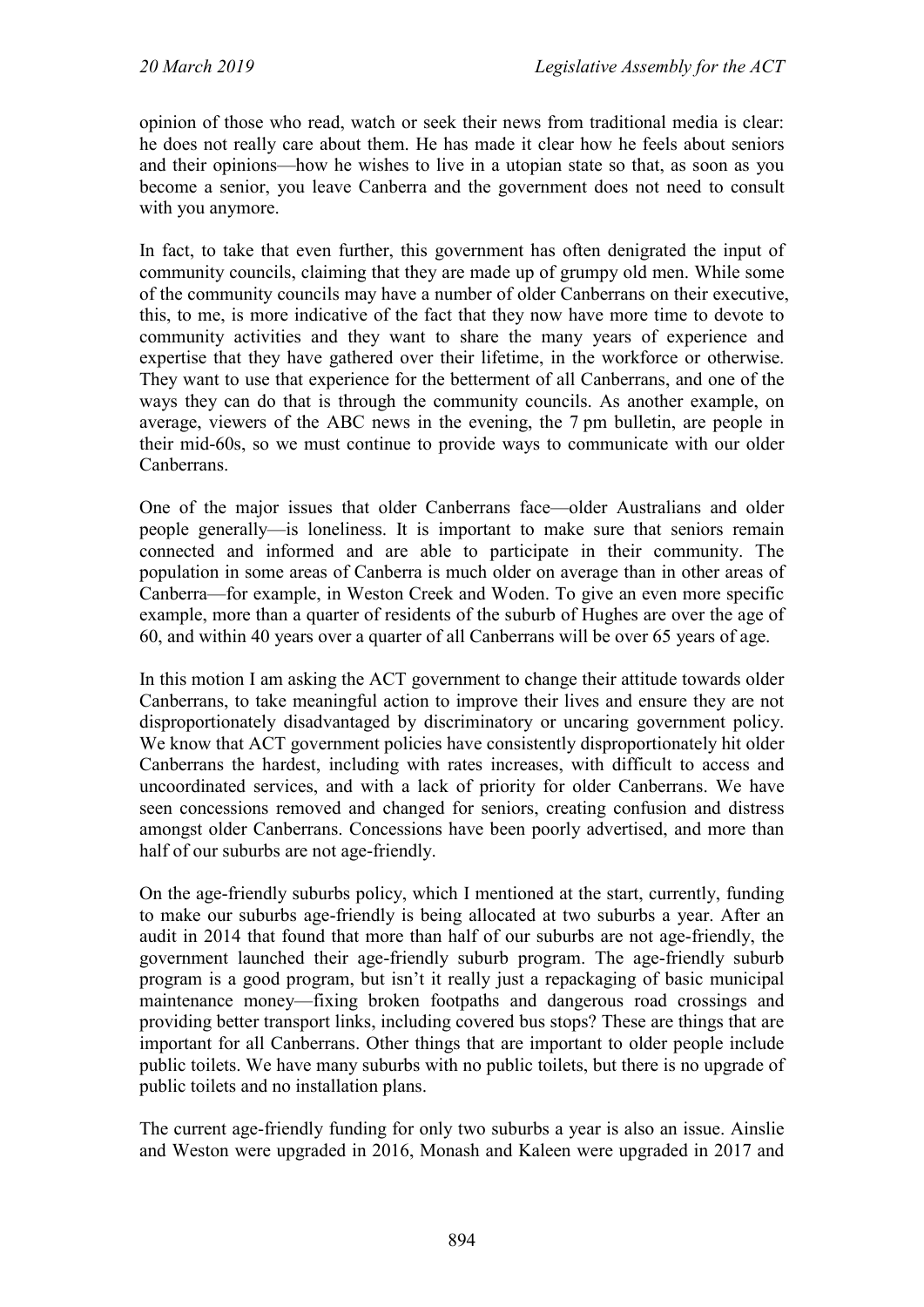opinion of those who read, watch or seek their news from traditional media is clear: he does not really care about them. He has made it clear how he feels about seniors and their opinions—how he wishes to live in a utopian state so that, as soon as you become a senior, you leave Canberra and the government does not need to consult with you anymore.

In fact, to take that even further, this government has often denigrated the input of community councils, claiming that they are made up of grumpy old men. While some of the community councils may have a number of older Canberrans on their executive, this, to me, is more indicative of the fact that they now have more time to devote to community activities and they want to share the many years of experience and expertise that they have gathered over their lifetime, in the workforce or otherwise. They want to use that experience for the betterment of all Canberrans, and one of the ways they can do that is through the community councils. As another example, on average, viewers of the ABC news in the evening, the 7 pm bulletin, are people in their mid-60s, so we must continue to provide ways to communicate with our older Canberrans.

One of the major issues that older Canberrans face—older Australians and older people generally—is loneliness. It is important to make sure that seniors remain connected and informed and are able to participate in their community. The population in some areas of Canberra is much older on average than in other areas of Canberra—for example, in Weston Creek and Woden. To give an even more specific example, more than a quarter of residents of the suburb of Hughes are over the age of 60, and within 40 years over a quarter of all Canberrans will be over 65 years of age.

In this motion I am asking the ACT government to change their attitude towards older Canberrans, to take meaningful action to improve their lives and ensure they are not disproportionately disadvantaged by discriminatory or uncaring government policy. We know that ACT government policies have consistently disproportionately hit older Canberrans the hardest, including with rates increases, with difficult to access and uncoordinated services, and with a lack of priority for older Canberrans. We have seen concessions removed and changed for seniors, creating confusion and distress amongst older Canberrans. Concessions have been poorly advertised, and more than half of our suburbs are not age-friendly.

On the age-friendly suburbs policy, which I mentioned at the start, currently, funding to make our suburbs age-friendly is being allocated at two suburbs a year. After an audit in 2014 that found that more than half of our suburbs are not age-friendly, the government launched their age-friendly suburb program. The age-friendly suburb program is a good program, but isn't it really just a repackaging of basic municipal maintenance money—fixing broken footpaths and dangerous road crossings and providing better transport links, including covered bus stops? These are things that are important for all Canberrans. Other things that are important to older people include public toilets. We have many suburbs with no public toilets, but there is no upgrade of public toilets and no installation plans.

The current age-friendly funding for only two suburbs a year is also an issue. Ainslie and Weston were upgraded in 2016, Monash and Kaleen were upgraded in 2017 and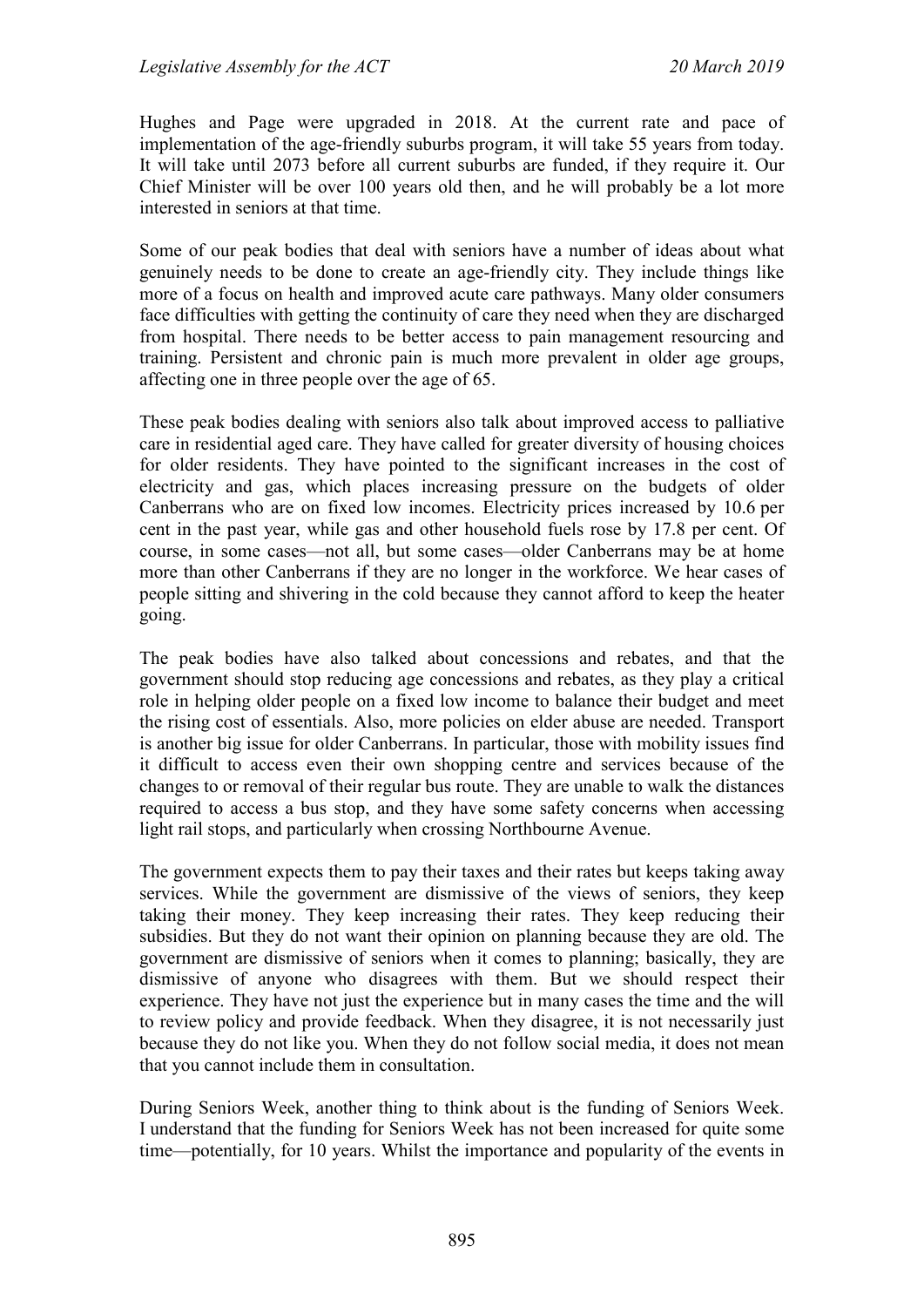Hughes and Page were upgraded in 2018. At the current rate and pace of implementation of the age-friendly suburbs program, it will take 55 years from today. It will take until 2073 before all current suburbs are funded, if they require it. Our Chief Minister will be over 100 years old then, and he will probably be a lot more interested in seniors at that time.

Some of our peak bodies that deal with seniors have a number of ideas about what genuinely needs to be done to create an age-friendly city. They include things like more of a focus on health and improved acute care pathways. Many older consumers face difficulties with getting the continuity of care they need when they are discharged from hospital. There needs to be better access to pain management resourcing and training. Persistent and chronic pain is much more prevalent in older age groups, affecting one in three people over the age of 65.

These peak bodies dealing with seniors also talk about improved access to palliative care in residential aged care. They have called for greater diversity of housing choices for older residents. They have pointed to the significant increases in the cost of electricity and gas, which places increasing pressure on the budgets of older Canberrans who are on fixed low incomes. Electricity prices increased by 10.6 per cent in the past year, while gas and other household fuels rose by 17.8 per cent. Of course, in some cases—not all, but some cases—older Canberrans may be at home more than other Canberrans if they are no longer in the workforce. We hear cases of people sitting and shivering in the cold because they cannot afford to keep the heater going.

The peak bodies have also talked about concessions and rebates, and that the government should stop reducing age concessions and rebates, as they play a critical role in helping older people on a fixed low income to balance their budget and meet the rising cost of essentials. Also, more policies on elder abuse are needed. Transport is another big issue for older Canberrans. In particular, those with mobility issues find it difficult to access even their own shopping centre and services because of the changes to or removal of their regular bus route. They are unable to walk the distances required to access a bus stop, and they have some safety concerns when accessing light rail stops, and particularly when crossing Northbourne Avenue.

The government expects them to pay their taxes and their rates but keeps taking away services. While the government are dismissive of the views of seniors, they keep taking their money. They keep increasing their rates. They keep reducing their subsidies. But they do not want their opinion on planning because they are old. The government are dismissive of seniors when it comes to planning; basically, they are dismissive of anyone who disagrees with them. But we should respect their experience. They have not just the experience but in many cases the time and the will to review policy and provide feedback. When they disagree, it is not necessarily just because they do not like you. When they do not follow social media, it does not mean that you cannot include them in consultation.

During Seniors Week, another thing to think about is the funding of Seniors Week. I understand that the funding for Seniors Week has not been increased for quite some time—potentially, for 10 years. Whilst the importance and popularity of the events in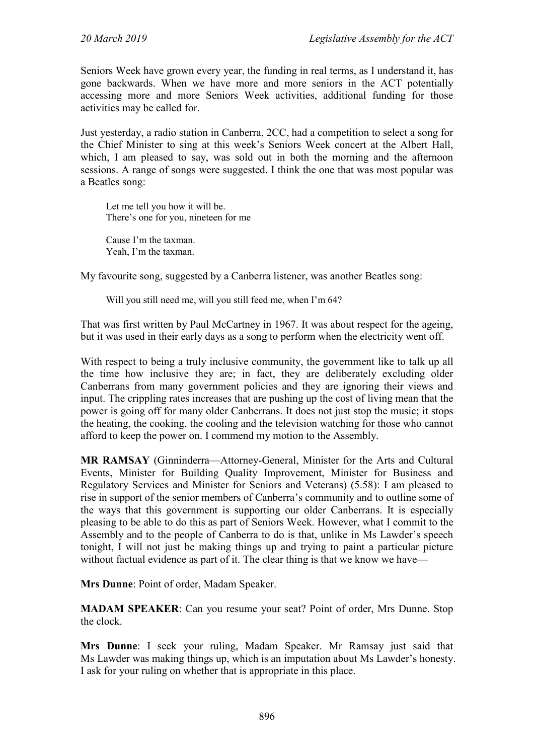Seniors Week have grown every year, the funding in real terms, as I understand it, has gone backwards. When we have more and more seniors in the ACT potentially accessing more and more Seniors Week activities, additional funding for those activities may be called for.

Just yesterday, a radio station in Canberra, 2CC, had a competition to select a song for the Chief Minister to sing at this week's Seniors Week concert at the Albert Hall, which, I am pleased to say, was sold out in both the morning and the afternoon sessions. A range of songs were suggested. I think the one that was most popular was a Beatles song:

> Let me tell you how it will be.
> There's one for you, nineteen for me
>
> Cause I'm the taxman.
> Yeah, I'm the taxman.

My favourite song, suggested by a Canberra listener, was another Beatles song:

> Will you still need me, will you still feed me, when I'm 64?

That was first written by Paul McCartney in 1967. It was about respect for the ageing, but it was used in their early days as a song to perform when the electricity went off.

With respect to being a truly inclusive community, the government like to talk up all the time how inclusive they are; in fact, they are deliberately excluding older Canberrans from many government policies and they are ignoring their views and input. The crippling rates increases that are pushing up the cost of living mean that the power is going off for many older Canberrans. It does not just stop the music; it stops the heating, the cooking, the cooling and the television watching for those who cannot afford to keep the power on. I commend my motion to the Assembly.

**MR RAMSAY** (Ginninderra—Attorney-General, Minister for the Arts and Cultural Events, Minister for Building Quality Improvement, Minister for Business and Regulatory Services and Minister for Seniors and Veterans) (5.58): I am pleased to rise in support of the senior members of Canberra's community and to outline some of the ways that this government is supporting our older Canberrans. It is especially pleasing to be able to do this as part of Seniors Week. However, what I commit to the Assembly and to the people of Canberra to do is that, unlike in Ms Lawder's speech tonight, I will not just be making things up and trying to paint a particular picture without factual evidence as part of it. The clear thing is that we know we have—

**Mrs Dunne**: Point of order, Madam Speaker.

**MADAM SPEAKER**: Can you resume your seat? Point of order, Mrs Dunne. Stop the clock.

**Mrs Dunne**: I seek your ruling, Madam Speaker. Mr Ramsay just said that Ms Lawder was making things up, which is an imputation about Ms Lawder's honesty. I ask for your ruling on whether that is appropriate in this place.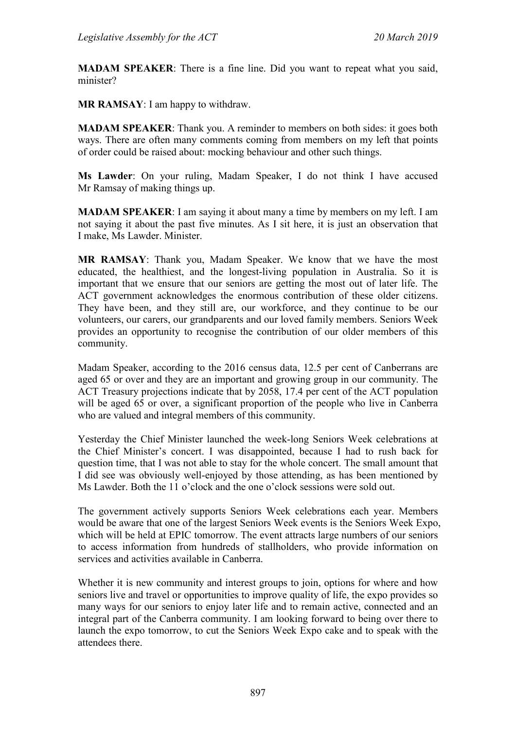**MADAM SPEAKER**: There is a fine line. Did you want to repeat what you said, minister?

**MR RAMSAY**: I am happy to withdraw.

**MADAM SPEAKER**: Thank you. A reminder to members on both sides: it goes both ways. There are often many comments coming from members on my left that points of order could be raised about: mocking behaviour and other such things.

**Ms Lawder**: On your ruling, Madam Speaker, I do not think I have accused Mr Ramsay of making things up.

**MADAM SPEAKER**: I am saying it about many a time by members on my left. I am not saying it about the past five minutes. As I sit here, it is just an observation that I make, Ms Lawder. Minister.

**MR RAMSAY**: Thank you, Madam Speaker. We know that we have the most educated, the healthiest, and the longest-living population in Australia. So it is important that we ensure that our seniors are getting the most out of later life. The ACT government acknowledges the enormous contribution of these older citizens. They have been, and they still are, our workforce, and they continue to be our volunteers, our carers, our grandparents and our loved family members. Seniors Week provides an opportunity to recognise the contribution of our older members of this community.

Madam Speaker, according to the 2016 census data, 12.5 per cent of Canberrans are aged 65 or over and they are an important and growing group in our community. The ACT Treasury projections indicate that by 2058, 17.4 per cent of the ACT population will be aged 65 or over, a significant proportion of the people who live in Canberra who are valued and integral members of this community.

Yesterday the Chief Minister launched the week-long Seniors Week celebrations at the Chief Minister's concert. I was disappointed, because I had to rush back for question time, that I was not able to stay for the whole concert. The small amount that I did see was obviously well-enjoyed by those attending, as has been mentioned by Ms Lawder. Both the 11 o'clock and the one o'clock sessions were sold out.

The government actively supports Seniors Week celebrations each year. Members would be aware that one of the largest Seniors Week events is the Seniors Week Expo, which will be held at EPIC tomorrow. The event attracts large numbers of our seniors to access information from hundreds of stallholders, who provide information on services and activities available in Canberra.

Whether it is new community and interest groups to join, options for where and how seniors live and travel or opportunities to improve quality of life, the expo provides so many ways for our seniors to enjoy later life and to remain active, connected and an integral part of the Canberra community. I am looking forward to being over there to launch the expo tomorrow, to cut the Seniors Week Expo cake and to speak with the attendees there.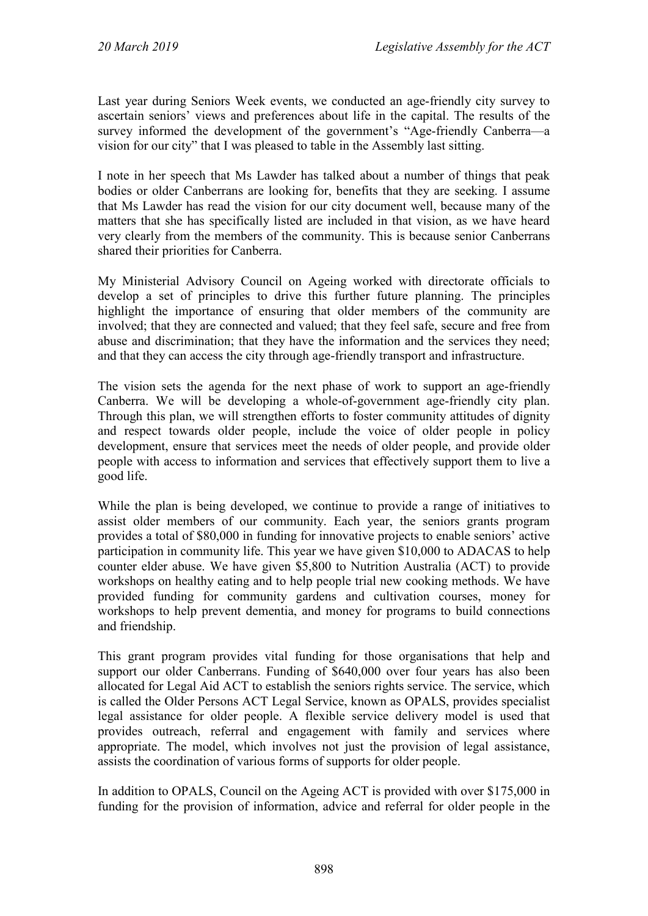Last year during Seniors Week events, we conducted an age-friendly city survey to ascertain seniors' views and preferences about life in the capital. The results of the survey informed the development of the government's "Age-friendly Canberra—a vision for our city" that I was pleased to table in the Assembly last sitting.

I note in her speech that Ms Lawder has talked about a number of things that peak bodies or older Canberrans are looking for, benefits that they are seeking. I assume that Ms Lawder has read the vision for our city document well, because many of the matters that she has specifically listed are included in that vision, as we have heard very clearly from the members of the community. This is because senior Canberrans shared their priorities for Canberra.

My Ministerial Advisory Council on Ageing worked with directorate officials to develop a set of principles to drive this further future planning. The principles highlight the importance of ensuring that older members of the community are involved; that they are connected and valued; that they feel safe, secure and free from abuse and discrimination; that they have the information and the services they need; and that they can access the city through age-friendly transport and infrastructure.

The vision sets the agenda for the next phase of work to support an age-friendly Canberra. We will be developing a whole-of-government age-friendly city plan. Through this plan, we will strengthen efforts to foster community attitudes of dignity and respect towards older people, include the voice of older people in policy development, ensure that services meet the needs of older people, and provide older people with access to information and services that effectively support them to live a good life.

While the plan is being developed, we continue to provide a range of initiatives to assist older members of our community. Each year, the seniors grants program provides a total of $80,000 in funding for innovative projects to enable seniors' active participation in community life. This year we have given $10,000 to ADACAS to help counter elder abuse. We have given $5,800 to Nutrition Australia (ACT) to provide workshops on healthy eating and to help people trial new cooking methods. We have provided funding for community gardens and cultivation courses, money for workshops to help prevent dementia, and money for programs to build connections and friendship.

This grant program provides vital funding for those organisations that help and support our older Canberrans. Funding of $640,000 over four years has also been allocated for Legal Aid ACT to establish the seniors rights service. The service, which is called the Older Persons ACT Legal Service, known as OPALS, provides specialist legal assistance for older people. A flexible service delivery model is used that provides outreach, referral and engagement with family and services where appropriate. The model, which involves not just the provision of legal assistance, assists the coordination of various forms of supports for older people.

In addition to OPALS, Council on the Ageing ACT is provided with over $175,000 in funding for the provision of information, advice and referral for older people in the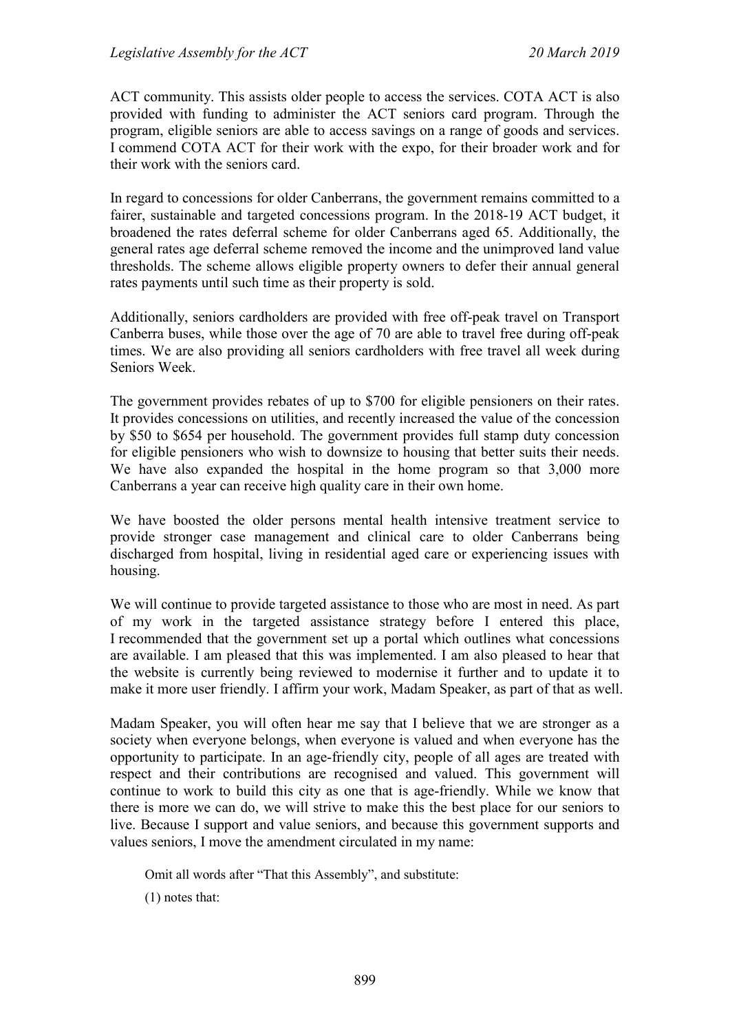ACT community. This assists older people to access the services. COTA ACT is also provided with funding to administer the ACT seniors card program. Through the program, eligible seniors are able to access savings on a range of goods and services. I commend COTA ACT for their work with the expo, for their broader work and for their work with the seniors card.

In regard to concessions for older Canberrans, the government remains committed to a fairer, sustainable and targeted concessions program. In the 2018-19 ACT budget, it broadened the rates deferral scheme for older Canberrans aged 65. Additionally, the general rates age deferral scheme removed the income and the unimproved land value thresholds. The scheme allows eligible property owners to defer their annual general rates payments until such time as their property is sold.

Additionally, seniors cardholders are provided with free off-peak travel on Transport Canberra buses, while those over the age of 70 are able to travel free during off-peak times. We are also providing all seniors cardholders with free travel all week during Seniors Week.

The government provides rebates of up to $700 for eligible pensioners on their rates. It provides concessions on utilities, and recently increased the value of the concession by $50 to $654 per household. The government provides full stamp duty concession for eligible pensioners who wish to downsize to housing that better suits their needs. We have also expanded the hospital in the home program so that 3,000 more Canberrans a year can receive high quality care in their own home.

We have boosted the older persons mental health intensive treatment service to provide stronger case management and clinical care to older Canberrans being discharged from hospital, living in residential aged care or experiencing issues with housing.

We will continue to provide targeted assistance to those who are most in need. As part of my work in the targeted assistance strategy before I entered this place, I recommended that the government set up a portal which outlines what concessions are available. I am pleased that this was implemented. I am also pleased to hear that the website is currently being reviewed to modernise it further and to update it to make it more user friendly. I affirm your work, Madam Speaker, as part of that as well.

Madam Speaker, you will often hear me say that I believe that we are stronger as a society when everyone belongs, when everyone is valued and when everyone has the opportunity to participate. In an age-friendly city, people of all ages are treated with respect and their contributions are recognised and valued. This government will continue to work to build this city as one that is age-friendly. While we know that there is more we can do, we will strive to make this the best place for our seniors to live. Because I support and value seniors, and because this government supports and values seniors, I move the amendment circulated in my name:

> Omit all words after "That this Assembly", and substitute:
>
> (1) notes that: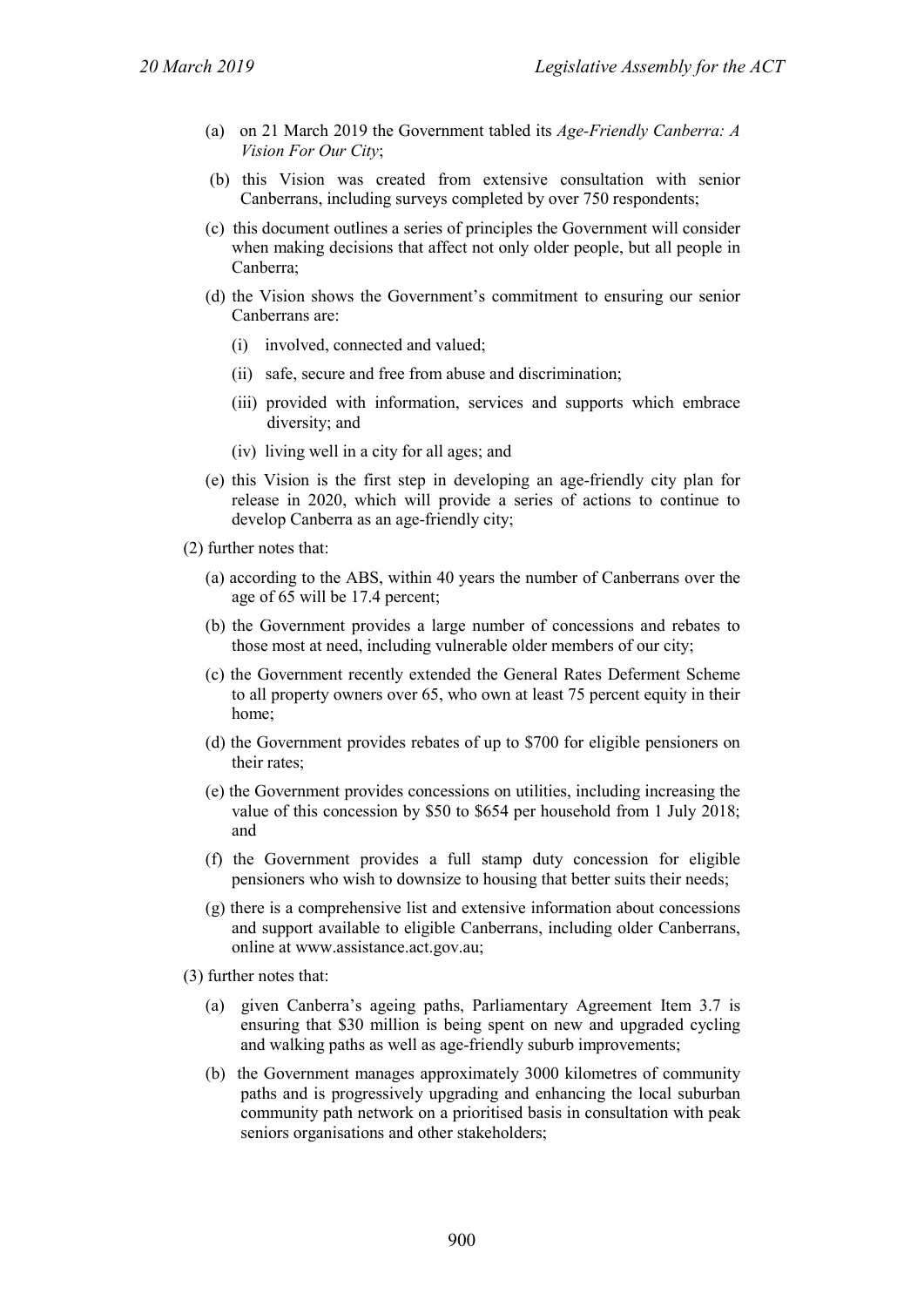(a) on 21 March 2019 the Government tabled its *Age-Friendly Canberra: A Vision For Our City*;

(b) this Vision was created from extensive consultation with senior Canberrans, including surveys completed by over 750 respondents;

(c) this document outlines a series of principles the Government will consider when making decisions that affect not only older people, but all people in Canberra;

(d) the Vision shows the Government's commitment to ensuring our senior Canberrans are:

(i) involved, connected and valued;

(ii) safe, secure and free from abuse and discrimination;

(iii) provided with information, services and supports which embrace diversity; and

(iv) living well in a city for all ages; and

(e) this Vision is the first step in developing an age-friendly city plan for release in 2020, which will provide a series of actions to continue to develop Canberra as an age-friendly city;

(2) further notes that:

(a) according to the ABS, within 40 years the number of Canberrans over the age of 65 will be 17.4 percent;

(b) the Government provides a large number of concessions and rebates to those most at need, including vulnerable older members of our city;

(c) the Government recently extended the General Rates Deferment Scheme to all property owners over 65, who own at least 75 percent equity in their home;

(d) the Government provides rebates of up to $700 for eligible pensioners on their rates;

(e) the Government provides concessions on utilities, including increasing the value of this concession by $50 to $654 per household from 1 July 2018; and

(f) the Government provides a full stamp duty concession for eligible pensioners who wish to downsize to housing that better suits their needs;

(g) there is a comprehensive list and extensive information about concessions and support available to eligible Canberrans, including older Canberrans, online at www.assistance.act.gov.au;

(3) further notes that:

(a) given Canberra's ageing paths, Parliamentary Agreement Item 3.7 is ensuring that $30 million is being spent on new and upgraded cycling and walking paths as well as age-friendly suburb improvements;

(b) the Government manages approximately 3000 kilometres of community paths and is progressively upgrading and enhancing the local suburban community path network on a prioritised basis in consultation with peak seniors organisations and other stakeholders;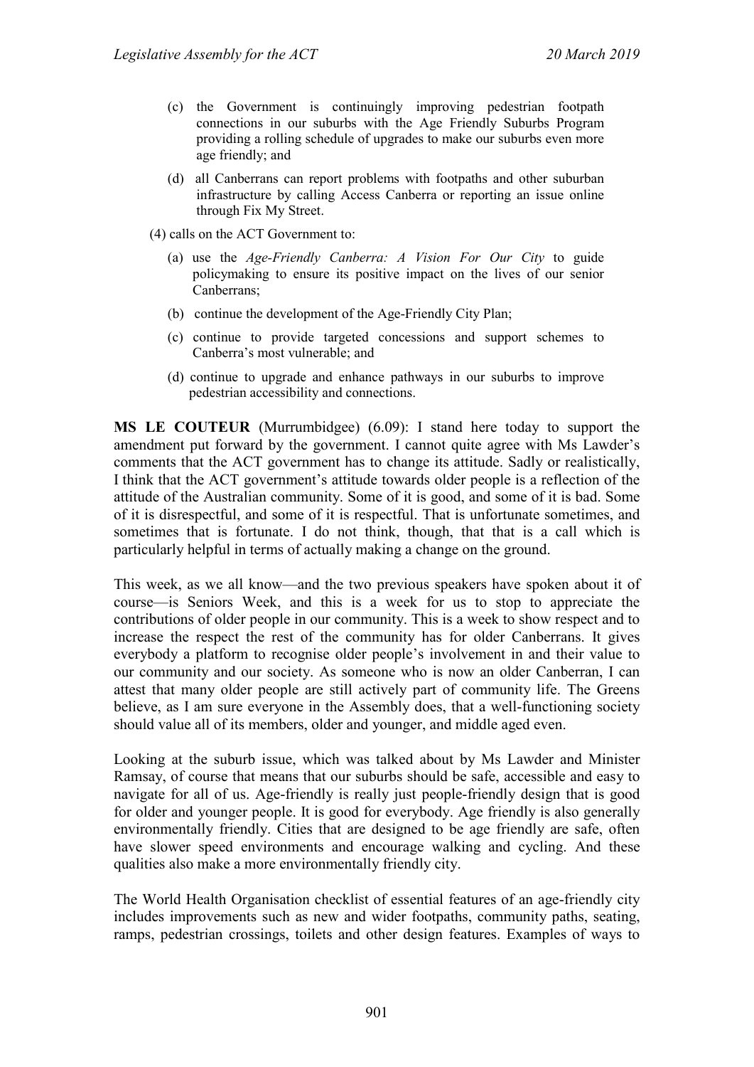(c) the Government is continuingly improving pedestrian footpath connections in our suburbs with the Age Friendly Suburbs Program providing a rolling schedule of upgrades to make our suburbs even more age friendly; and

(d) all Canberrans can report problems with footpaths and other suburban infrastructure by calling Access Canberra or reporting an issue online through Fix My Street.

(4) calls on the ACT Government to:

(a) use the *Age-Friendly Canberra: A Vision For Our City* to guide policymaking to ensure its positive impact on the lives of our senior Canberrans;

(b) continue the development of the Age-Friendly City Plan;

(c) continue to provide targeted concessions and support schemes to Canberra's most vulnerable; and

(d) continue to upgrade and enhance pathways in our suburbs to improve pedestrian accessibility and connections.

**MS LE COUTEUR** (Murrumbidgee) (6.09): I stand here today to support the amendment put forward by the government. I cannot quite agree with Ms Lawder's comments that the ACT government has to change its attitude. Sadly or realistically, I think that the ACT government's attitude towards older people is a reflection of the attitude of the Australian community. Some of it is good, and some of it is bad. Some of it is disrespectful, and some of it is respectful. That is unfortunate sometimes, and sometimes that is fortunate. I do not think, though, that that is a call which is particularly helpful in terms of actually making a change on the ground.

This week, as we all know—and the two previous speakers have spoken about it of course—is Seniors Week, and this is a week for us to stop to appreciate the contributions of older people in our community. This is a week to show respect and to increase the respect the rest of the community has for older Canberrans. It gives everybody a platform to recognise older people's involvement in and their value to our community and our society. As someone who is now an older Canberran, I can attest that many older people are still actively part of community life. The Greens believe, as I am sure everyone in the Assembly does, that a well-functioning society should value all of its members, older and younger, and middle aged even.

Looking at the suburb issue, which was talked about by Ms Lawder and Minister Ramsay, of course that means that our suburbs should be safe, accessible and easy to navigate for all of us. Age-friendly is really just people-friendly design that is good for older and younger people. It is good for everybody. Age friendly is also generally environmentally friendly. Cities that are designed to be age friendly are safe, often have slower speed environments and encourage walking and cycling. And these qualities also make a more environmentally friendly city.

The World Health Organisation checklist of essential features of an age-friendly city includes improvements such as new and wider footpaths, community paths, seating, ramps, pedestrian crossings, toilets and other design features. Examples of ways to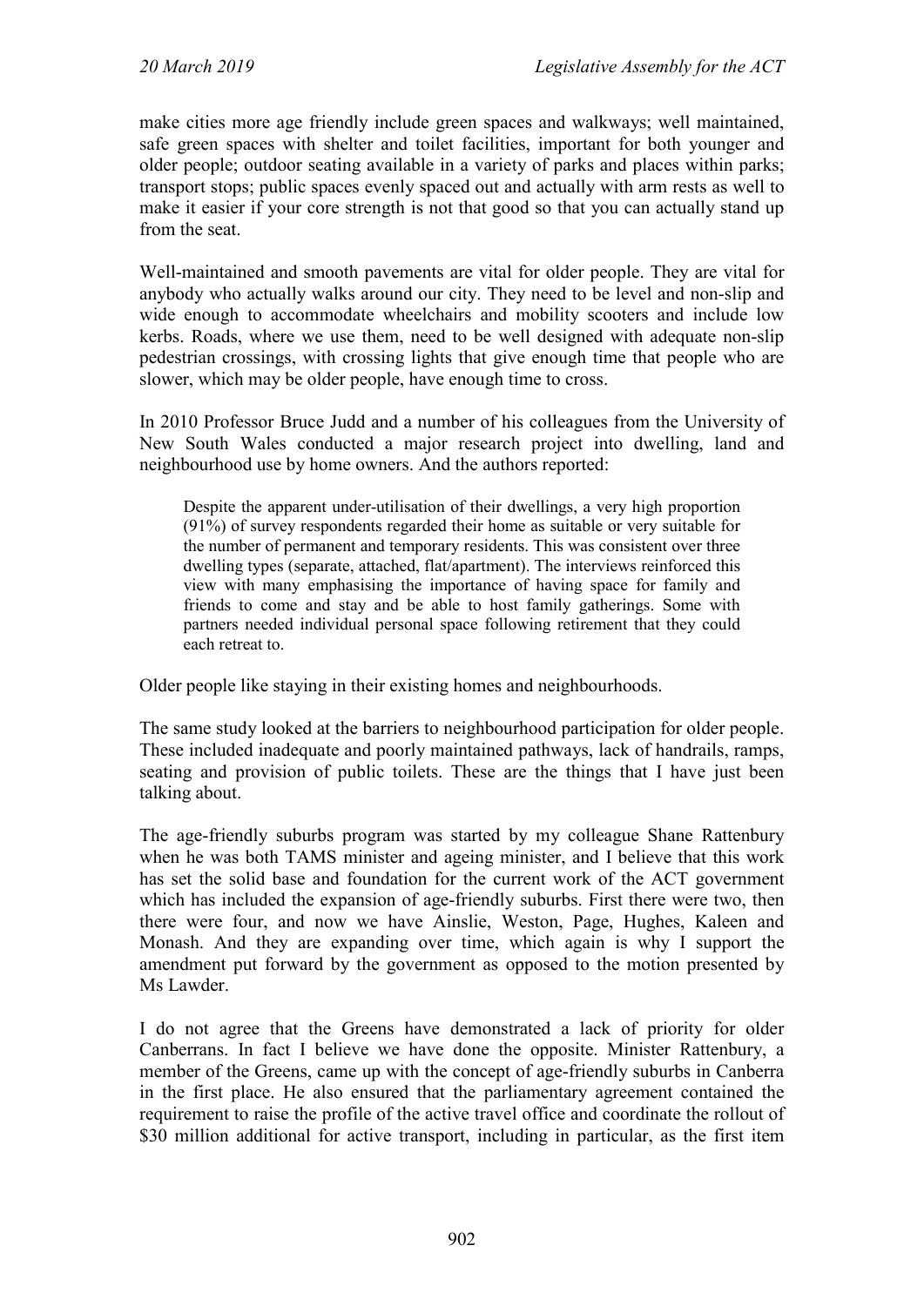make cities more age friendly include green spaces and walkways; well maintained, safe green spaces with shelter and toilet facilities, important for both younger and older people; outdoor seating available in a variety of parks and places within parks; transport stops; public spaces evenly spaced out and actually with arm rests as well to make it easier if your core strength is not that good so that you can actually stand up from the seat.

Well-maintained and smooth pavements are vital for older people. They are vital for anybody who actually walks around our city. They need to be level and non-slip and wide enough to accommodate wheelchairs and mobility scooters and include low kerbs. Roads, where we use them, need to be well designed with adequate non-slip pedestrian crossings, with crossing lights that give enough time that people who are slower, which may be older people, have enough time to cross.

In 2010 Professor Bruce Judd and a number of his colleagues from the University of New South Wales conducted a major research project into dwelling, land and neighbourhood use by home owners. And the authors reported:

> Despite the apparent under-utilisation of their dwellings, a very high proportion (91%) of survey respondents regarded their home as suitable or very suitable for the number of permanent and temporary residents. This was consistent over three dwelling types (separate, attached, flat/apartment). The interviews reinforced this view with many emphasising the importance of having space for family and friends to come and stay and be able to host family gatherings. Some with partners needed individual personal space following retirement that they could each retreat to.

Older people like staying in their existing homes and neighbourhoods.

The same study looked at the barriers to neighbourhood participation for older people. These included inadequate and poorly maintained pathways, lack of handrails, ramps, seating and provision of public toilets. These are the things that I have just been talking about.

The age-friendly suburbs program was started by my colleague Shane Rattenbury when he was both TAMS minister and ageing minister, and I believe that this work has set the solid base and foundation for the current work of the ACT government which has included the expansion of age-friendly suburbs. First there were two, then there were four, and now we have Ainslie, Weston, Page, Hughes, Kaleen and Monash. And they are expanding over time, which again is why I support the amendment put forward by the government as opposed to the motion presented by Ms Lawder.

I do not agree that the Greens have demonstrated a lack of priority for older Canberrans. In fact I believe we have done the opposite. Minister Rattenbury, a member of the Greens, came up with the concept of age-friendly suburbs in Canberra in the first place. He also ensured that the parliamentary agreement contained the requirement to raise the profile of the active travel office and coordinate the rollout of $30 million additional for active transport, including in particular, as the first item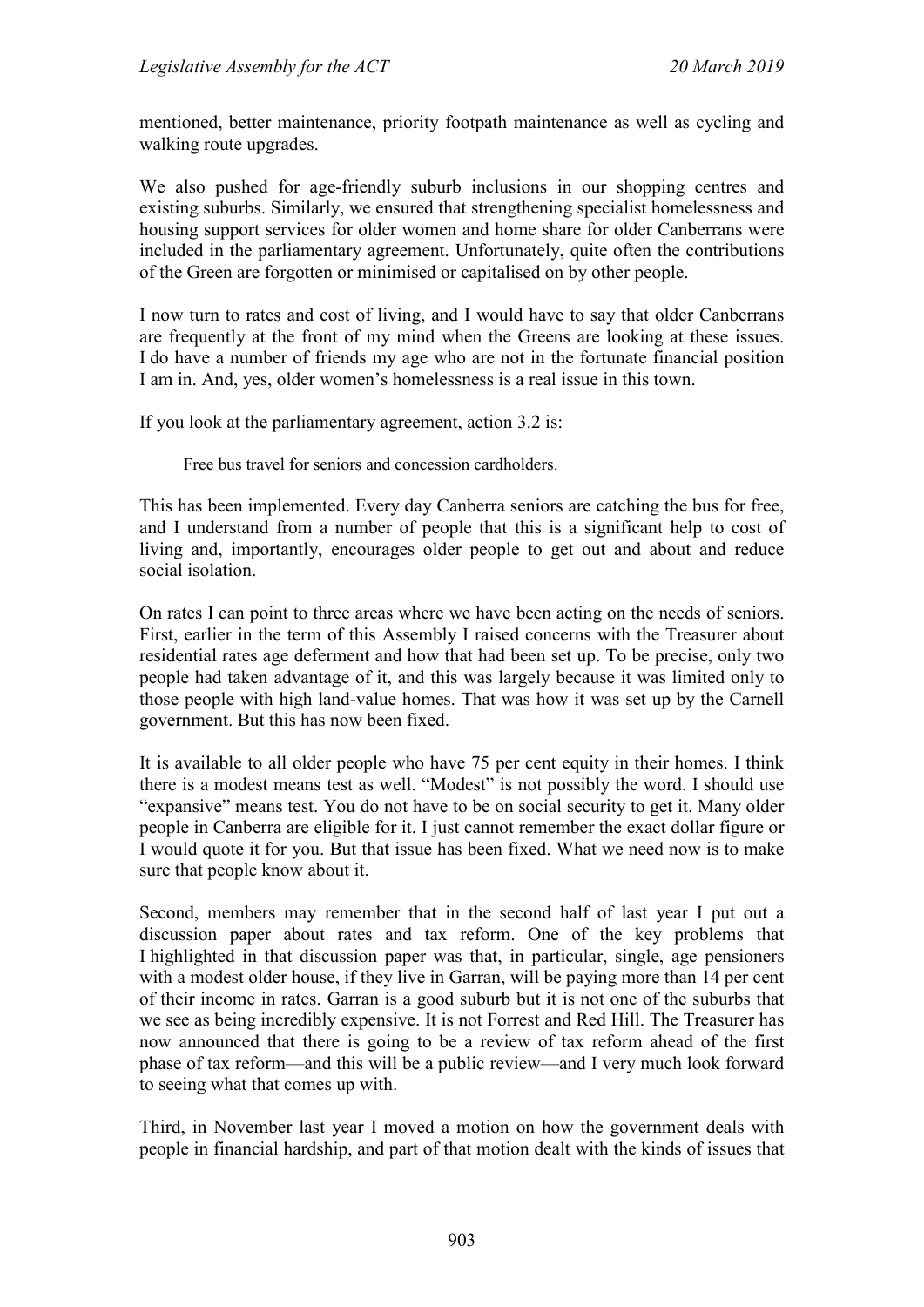mentioned, better maintenance, priority footpath maintenance as well as cycling and walking route upgrades.

We also pushed for age-friendly suburb inclusions in our shopping centres and existing suburbs. Similarly, we ensured that strengthening specialist homelessness and housing support services for older women and home share for older Canberrans were included in the parliamentary agreement. Unfortunately, quite often the contributions of the Green are forgotten or minimised or capitalised on by other people.

I now turn to rates and cost of living, and I would have to say that older Canberrans are frequently at the front of my mind when the Greens are looking at these issues. I do have a number of friends my age who are not in the fortunate financial position I am in. And, yes, older women's homelessness is a real issue in this town.

If you look at the parliamentary agreement, action 3.2 is:

> Free bus travel for seniors and concession cardholders.

This has been implemented. Every day Canberra seniors are catching the bus for free, and I understand from a number of people that this is a significant help to cost of living and, importantly, encourages older people to get out and about and reduce social isolation.

On rates I can point to three areas where we have been acting on the needs of seniors. First, earlier in the term of this Assembly I raised concerns with the Treasurer about residential rates age deferment and how that had been set up. To be precise, only two people had taken advantage of it, and this was largely because it was limited only to those people with high land-value homes. That was how it was set up by the Carnell government. But this has now been fixed.

It is available to all older people who have 75 per cent equity in their homes. I think there is a modest means test as well. "Modest" is not possibly the word. I should use "expansive" means test. You do not have to be on social security to get it. Many older people in Canberra are eligible for it. I just cannot remember the exact dollar figure or I would quote it for you. But that issue has been fixed. What we need now is to make sure that people know about it.

Second, members may remember that in the second half of last year I put out a discussion paper about rates and tax reform. One of the key problems that I highlighted in that discussion paper was that, in particular, single, age pensioners with a modest older house, if they live in Garran, will be paying more than 14 per cent of their income in rates. Garran is a good suburb but it is not one of the suburbs that we see as being incredibly expensive. It is not Forrest and Red Hill. The Treasurer has now announced that there is going to be a review of tax reform ahead of the first phase of tax reform—and this will be a public review—and I very much look forward to seeing what that comes up with.

Third, in November last year I moved a motion on how the government deals with people in financial hardship, and part of that motion dealt with the kinds of issues that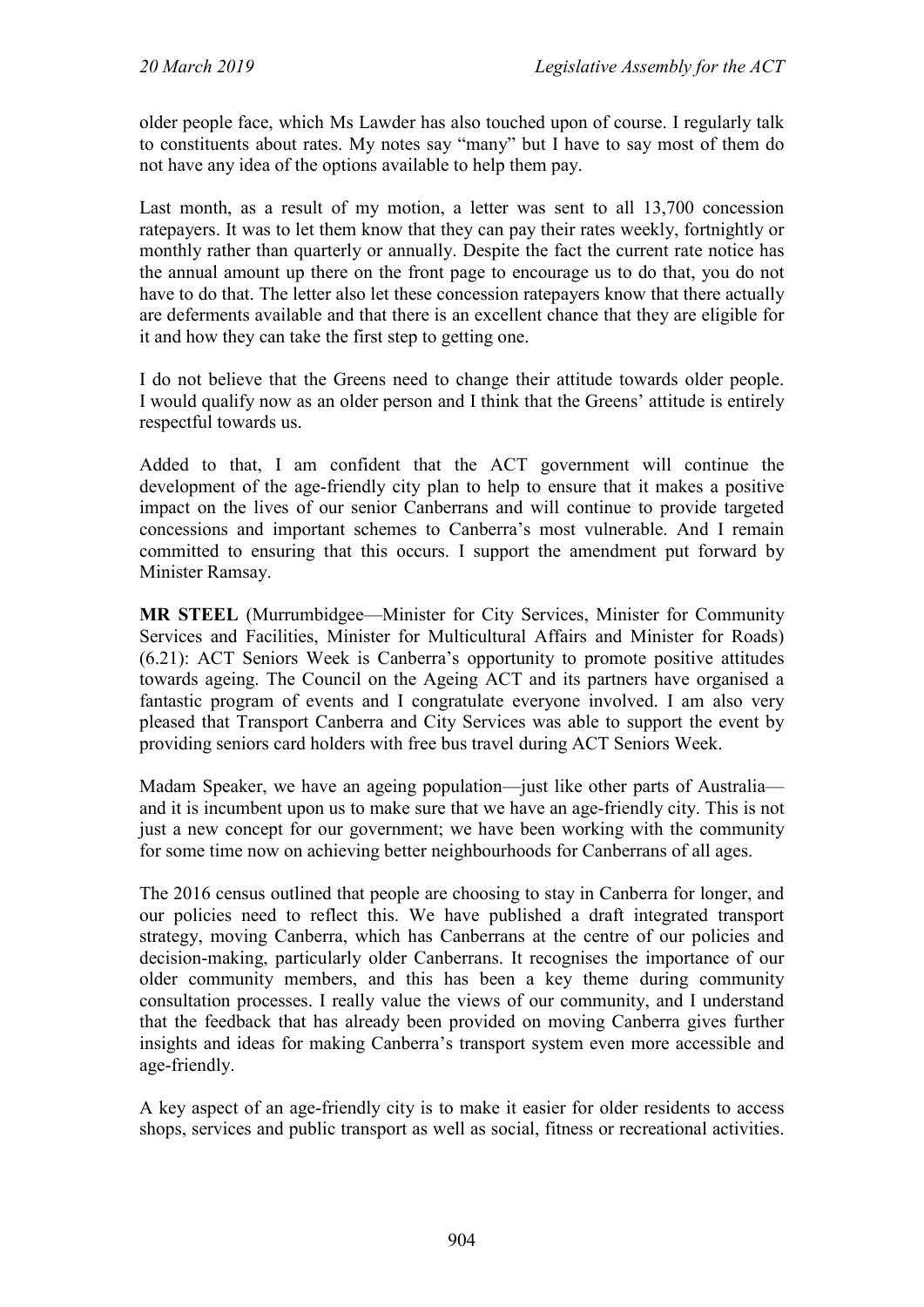older people face, which Ms Lawder has also touched upon of course. I regularly talk to constituents about rates. My notes say "many" but I have to say most of them do not have any idea of the options available to help them pay.

Last month, as a result of my motion, a letter was sent to all 13,700 concession ratepayers. It was to let them know that they can pay their rates weekly, fortnightly or monthly rather than quarterly or annually. Despite the fact the current rate notice has the annual amount up there on the front page to encourage us to do that, you do not have to do that. The letter also let these concession ratepayers know that there actually are deferments available and that there is an excellent chance that they are eligible for it and how they can take the first step to getting one.

I do not believe that the Greens need to change their attitude towards older people. I would qualify now as an older person and I think that the Greens' attitude is entirely respectful towards us.

Added to that, I am confident that the ACT government will continue the development of the age-friendly city plan to help to ensure that it makes a positive impact on the lives of our senior Canberrans and will continue to provide targeted concessions and important schemes to Canberra's most vulnerable. And I remain committed to ensuring that this occurs. I support the amendment put forward by Minister Ramsay.

**MR STEEL** (Murrumbidgee—Minister for City Services, Minister for Community Services and Facilities, Minister for Multicultural Affairs and Minister for Roads) (6.21): ACT Seniors Week is Canberra's opportunity to promote positive attitudes towards ageing. The Council on the Ageing ACT and its partners have organised a fantastic program of events and I congratulate everyone involved. I am also very pleased that Transport Canberra and City Services was able to support the event by providing seniors card holders with free bus travel during ACT Seniors Week.

Madam Speaker, we have an ageing population—just like other parts of Australia—and it is incumbent upon us to make sure that we have an age-friendly city. This is not just a new concept for our government; we have been working with the community for some time now on achieving better neighbourhoods for Canberrans of all ages.

The 2016 census outlined that people are choosing to stay in Canberra for longer, and our policies need to reflect this. We have published a draft integrated transport strategy, moving Canberra, which has Canberrans at the centre of our policies and decision-making, particularly older Canberrans. It recognises the importance of our older community members, and this has been a key theme during community consultation processes. I really value the views of our community, and I understand that the feedback that has already been provided on moving Canberra gives further insights and ideas for making Canberra's transport system even more accessible and age-friendly.

A key aspect of an age-friendly city is to make it easier for older residents to access shops, services and public transport as well as social, fitness or recreational activities.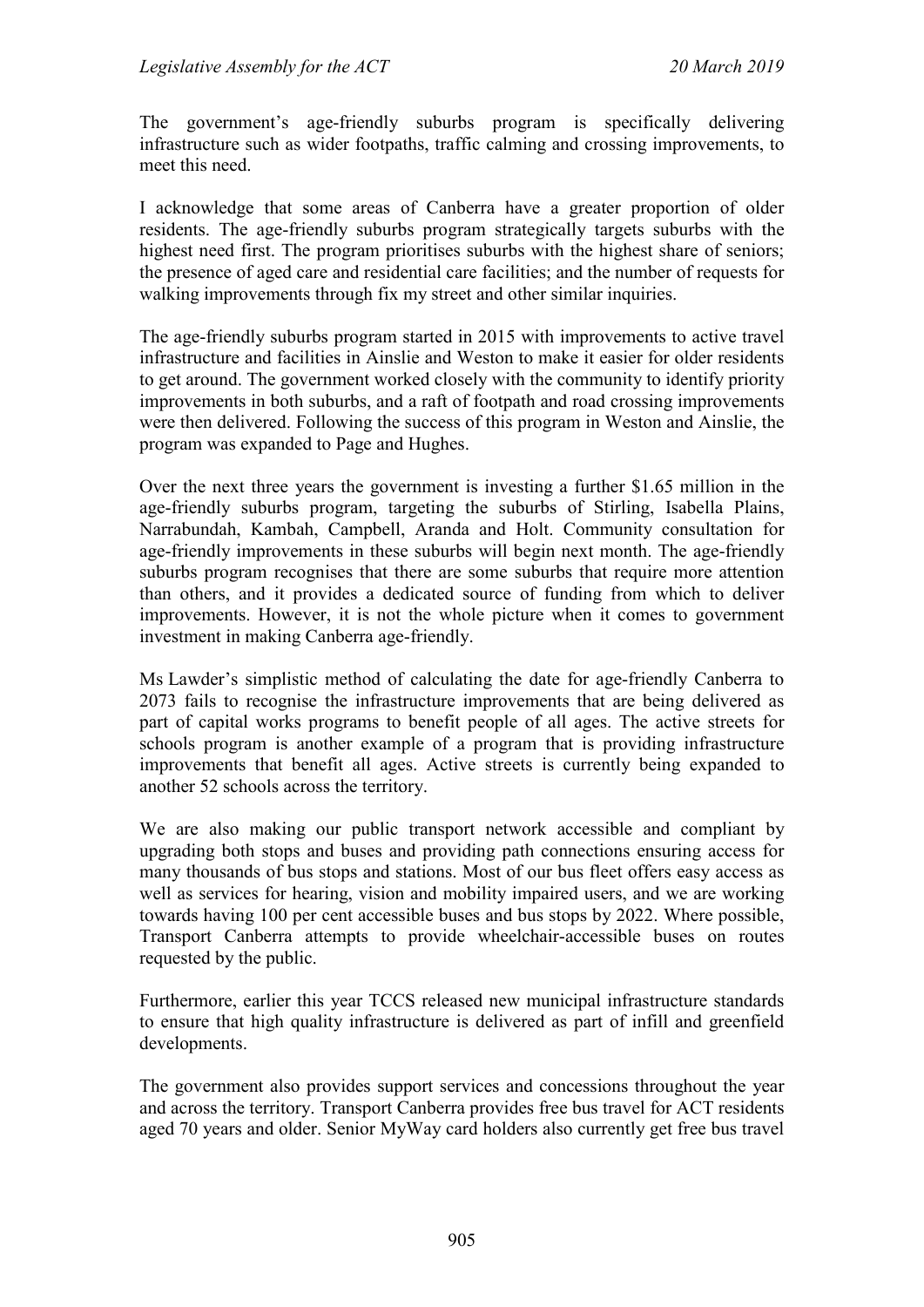The government's age-friendly suburbs program is specifically delivering infrastructure such as wider footpaths, traffic calming and crossing improvements, to meet this need.

I acknowledge that some areas of Canberra have a greater proportion of older residents. The age-friendly suburbs program strategically targets suburbs with the highest need first. The program prioritises suburbs with the highest share of seniors; the presence of aged care and residential care facilities; and the number of requests for walking improvements through fix my street and other similar inquiries.

The age-friendly suburbs program started in 2015 with improvements to active travel infrastructure and facilities in Ainslie and Weston to make it easier for older residents to get around. The government worked closely with the community to identify priority improvements in both suburbs, and a raft of footpath and road crossing improvements were then delivered. Following the success of this program in Weston and Ainslie, the program was expanded to Page and Hughes.

Over the next three years the government is investing a further $1.65 million in the age-friendly suburbs program, targeting the suburbs of Stirling, Isabella Plains, Narrabundah, Kambah, Campbell, Aranda and Holt. Community consultation for age-friendly improvements in these suburbs will begin next month. The age-friendly suburbs program recognises that there are some suburbs that require more attention than others, and it provides a dedicated source of funding from which to deliver improvements. However, it is not the whole picture when it comes to government investment in making Canberra age-friendly.

Ms Lawder's simplistic method of calculating the date for age-friendly Canberra to 2073 fails to recognise the infrastructure improvements that are being delivered as part of capital works programs to benefit people of all ages. The active streets for schools program is another example of a program that is providing infrastructure improvements that benefit all ages. Active streets is currently being expanded to another 52 schools across the territory.

We are also making our public transport network accessible and compliant by upgrading both stops and buses and providing path connections ensuring access for many thousands of bus stops and stations. Most of our bus fleet offers easy access as well as services for hearing, vision and mobility impaired users, and we are working towards having 100 per cent accessible buses and bus stops by 2022. Where possible, Transport Canberra attempts to provide wheelchair-accessible buses on routes requested by the public.

Furthermore, earlier this year TCCS released new municipal infrastructure standards to ensure that high quality infrastructure is delivered as part of infill and greenfield developments.

The government also provides support services and concessions throughout the year and across the territory. Transport Canberra provides free bus travel for ACT residents aged 70 years and older. Senior MyWay card holders also currently get free bus travel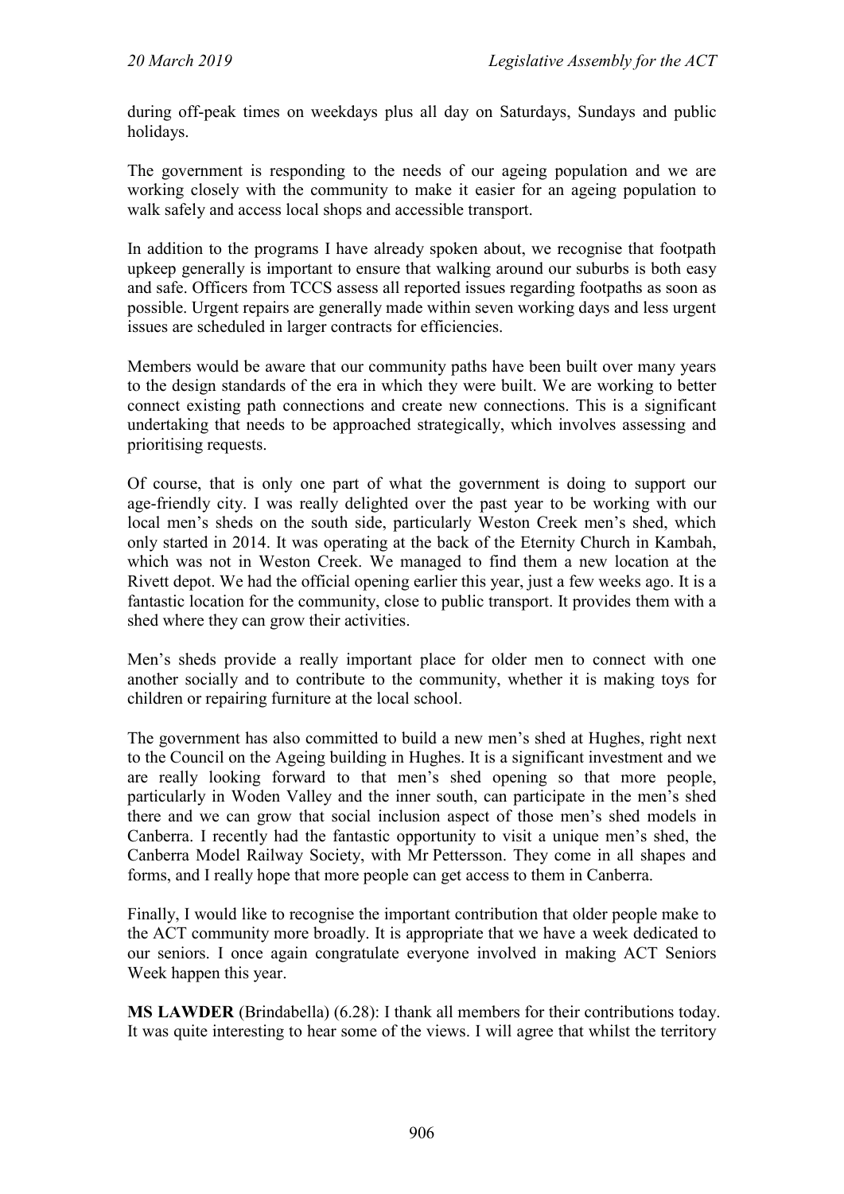during off-peak times on weekdays plus all day on Saturdays, Sundays and public holidays.

The government is responding to the needs of our ageing population and we are working closely with the community to make it easier for an ageing population to walk safely and access local shops and accessible transport.

In addition to the programs I have already spoken about, we recognise that footpath upkeep generally is important to ensure that walking around our suburbs is both easy and safe. Officers from TCCS assess all reported issues regarding footpaths as soon as possible. Urgent repairs are generally made within seven working days and less urgent issues are scheduled in larger contracts for efficiencies.

Members would be aware that our community paths have been built over many years to the design standards of the era in which they were built. We are working to better connect existing path connections and create new connections. This is a significant undertaking that needs to be approached strategically, which involves assessing and prioritising requests.

Of course, that is only one part of what the government is doing to support our age-friendly city. I was really delighted over the past year to be working with our local men's sheds on the south side, particularly Weston Creek men's shed, which only started in 2014. It was operating at the back of the Eternity Church in Kambah, which was not in Weston Creek. We managed to find them a new location at the Rivett depot. We had the official opening earlier this year, just a few weeks ago. It is a fantastic location for the community, close to public transport. It provides them with a shed where they can grow their activities.

Men's sheds provide a really important place for older men to connect with one another socially and to contribute to the community, whether it is making toys for children or repairing furniture at the local school.

The government has also committed to build a new men's shed at Hughes, right next to the Council on the Ageing building in Hughes. It is a significant investment and we are really looking forward to that men's shed opening so that more people, particularly in Woden Valley and the inner south, can participate in the men's shed there and we can grow that social inclusion aspect of those men's shed models in Canberra. I recently had the fantastic opportunity to visit a unique men's shed, the Canberra Model Railway Society, with Mr Pettersson. They come in all shapes and forms, and I really hope that more people can get access to them in Canberra.

Finally, I would like to recognise the important contribution that older people make to the ACT community more broadly. It is appropriate that we have a week dedicated to our seniors. I once again congratulate everyone involved in making ACT Seniors Week happen this year.

**MS LAWDER** (Brindabella) (6.28): I thank all members for their contributions today. It was quite interesting to hear some of the views. I will agree that whilst the territory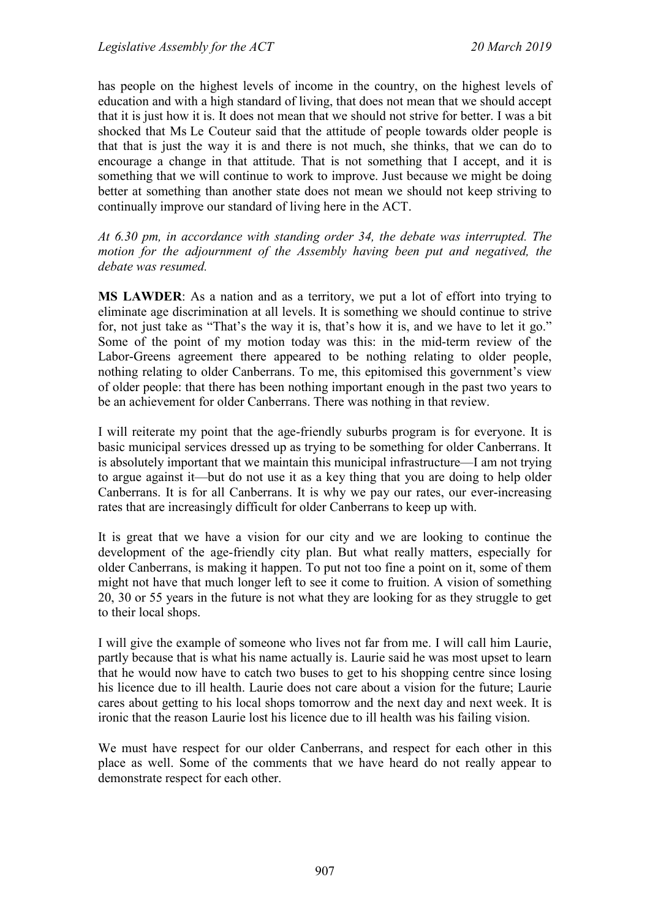has people on the highest levels of income in the country, on the highest levels of education and with a high standard of living, that does not mean that we should accept that it is just how it is. It does not mean that we should not strive for better. I was a bit shocked that Ms Le Couteur said that the attitude of people towards older people is that that is just the way it is and there is not much, she thinks, that we can do to encourage a change in that attitude. That is not something that I accept, and it is something that we will continue to work to improve. Just because we might be doing better at something than another state does not mean we should not keep striving to continually improve our standard of living here in the ACT.

*At 6.30 pm, in accordance with standing order 34, the debate was interrupted. The motion for the adjournment of the Assembly having been put and negatived, the debate was resumed.*

**MS LAWDER**: As a nation and as a territory, we put a lot of effort into trying to eliminate age discrimination at all levels. It is something we should continue to strive for, not just take as "That's the way it is, that's how it is, and we have to let it go." Some of the point of my motion today was this: in the mid-term review of the Labor-Greens agreement there appeared to be nothing relating to older people, nothing relating to older Canberrans. To me, this epitomised this government's view of older people: that there has been nothing important enough in the past two years to be an achievement for older Canberrans. There was nothing in that review.

I will reiterate my point that the age-friendly suburbs program is for everyone. It is basic municipal services dressed up as trying to be something for older Canberrans. It is absolutely important that we maintain this municipal infrastructure—I am not trying to argue against it—but do not use it as a key thing that you are doing to help older Canberrans. It is for all Canberrans. It is why we pay our rates, our ever-increasing rates that are increasingly difficult for older Canberrans to keep up with.

It is great that we have a vision for our city and we are looking to continue the development of the age-friendly city plan. But what really matters, especially for older Canberrans, is making it happen. To put not too fine a point on it, some of them might not have that much longer left to see it come to fruition. A vision of something 20, 30 or 55 years in the future is not what they are looking for as they struggle to get to their local shops.

I will give the example of someone who lives not far from me. I will call him Laurie, partly because that is what his name actually is. Laurie said he was most upset to learn that he would now have to catch two buses to get to his shopping centre since losing his licence due to ill health. Laurie does not care about a vision for the future; Laurie cares about getting to his local shops tomorrow and the next day and next week. It is ironic that the reason Laurie lost his licence due to ill health was his failing vision.

We must have respect for our older Canberrans, and respect for each other in this place as well. Some of the comments that we have heard do not really appear to demonstrate respect for each other.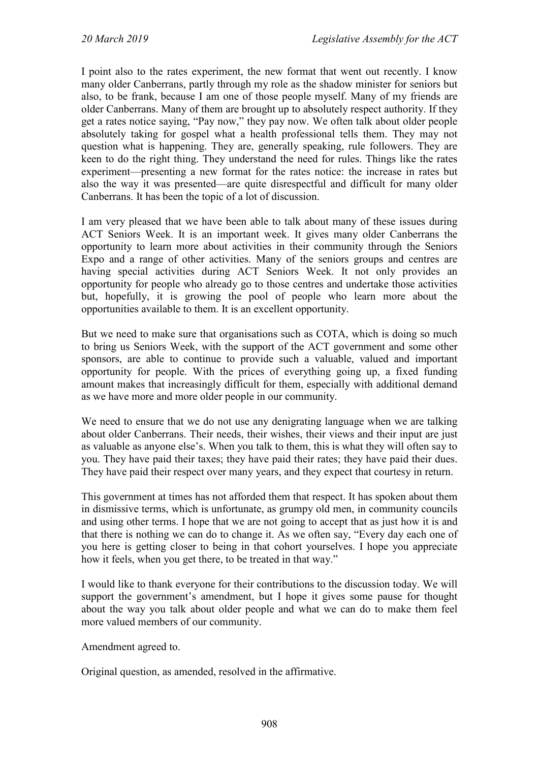I point also to the rates experiment, the new format that went out recently. I know many older Canberrans, partly through my role as the shadow minister for seniors but also, to be frank, because I am one of those people myself. Many of my friends are older Canberrans. Many of them are brought up to absolutely respect authority. If they get a rates notice saying, "Pay now," they pay now. We often talk about older people absolutely taking for gospel what a health professional tells them. They may not question what is happening. They are, generally speaking, rule followers. They are keen to do the right thing. They understand the need for rules. Things like the rates experiment—presenting a new format for the rates notice: the increase in rates but also the way it was presented—are quite disrespectful and difficult for many older Canberrans. It has been the topic of a lot of discussion.

I am very pleased that we have been able to talk about many of these issues during ACT Seniors Week. It is an important week. It gives many older Canberrans the opportunity to learn more about activities in their community through the Seniors Expo and a range of other activities. Many of the seniors groups and centres are having special activities during ACT Seniors Week. It not only provides an opportunity for people who already go to those centres and undertake those activities but, hopefully, it is growing the pool of people who learn more about the opportunities available to them. It is an excellent opportunity.

But we need to make sure that organisations such as COTA, which is doing so much to bring us Seniors Week, with the support of the ACT government and some other sponsors, are able to continue to provide such a valuable, valued and important opportunity for people. With the prices of everything going up, a fixed funding amount makes that increasingly difficult for them, especially with additional demand as we have more and more older people in our community.

We need to ensure that we do not use any denigrating language when we are talking about older Canberrans. Their needs, their wishes, their views and their input are just as valuable as anyone else's. When you talk to them, this is what they will often say to you. They have paid their taxes; they have paid their rates; they have paid their dues. They have paid their respect over many years, and they expect that courtesy in return.

This government at times has not afforded them that respect. It has spoken about them in dismissive terms, which is unfortunate, as grumpy old men, in community councils and using other terms. I hope that we are not going to accept that as just how it is and that there is nothing we can do to change it. As we often say, "Every day each one of you here is getting closer to being in that cohort yourselves. I hope you appreciate how it feels, when you get there, to be treated in that way."

I would like to thank everyone for their contributions to the discussion today. We will support the government's amendment, but I hope it gives some pause for thought about the way you talk about older people and what we can do to make them feel more valued members of our community.

Amendment agreed to.

Original question, as amended, resolved in the affirmative.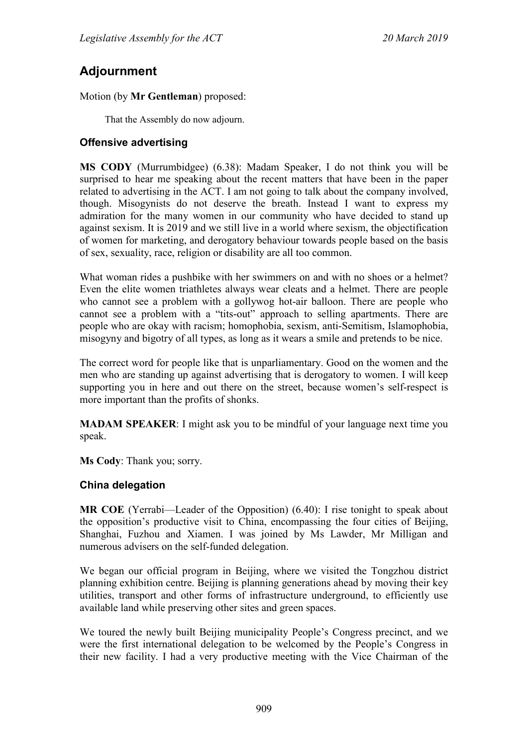## Adjournment

Motion (by **Mr Gentleman**) proposed:

> That the Assembly do now adjourn.

### Offensive advertising

**MS CODY** (Murrumbidgee) (6.38): Madam Speaker, I do not think you will be surprised to hear me speaking about the recent matters that have been in the paper related to advertising in the ACT. I am not going to talk about the company involved, though. Misogynists do not deserve the breath. Instead I want to express my admiration for the many women in our community who have decided to stand up against sexism. It is 2019 and we still live in a world where sexism, the objectification of women for marketing, and derogatory behaviour towards people based on the basis of sex, sexuality, race, religion or disability are all too common.

What woman rides a pushbike with her swimmers on and with no shoes or a helmet? Even the elite women triathletes always wear cleats and a helmet. There are people who cannot see a problem with a gollywog hot-air balloon. There are people who cannot see a problem with a "tits-out" approach to selling apartments. There are people who are okay with racism; homophobia, sexism, anti-Semitism, Islamophobia, misogyny and bigotry of all types, as long as it wears a smile and pretends to be nice.

The correct word for people like that is unparliamentary. Good on the women and the men who are standing up against advertising that is derogatory to women. I will keep supporting you in here and out there on the street, because women's self-respect is more important than the profits of shonks.

**MADAM SPEAKER**: I might ask you to be mindful of your language next time you speak.

**Ms Cody**: Thank you; sorry.

### China delegation

**MR COE** (Yerrabi—Leader of the Opposition) (6.40): I rise tonight to speak about the opposition's productive visit to China, encompassing the four cities of Beijing, Shanghai, Fuzhou and Xiamen. I was joined by Ms Lawder, Mr Milligan and numerous advisers on the self-funded delegation.

We began our official program in Beijing, where we visited the Tongzhou district planning exhibition centre. Beijing is planning generations ahead by moving their key utilities, transport and other forms of infrastructure underground, to efficiently use available land while preserving other sites and green spaces.

We toured the newly built Beijing municipality People's Congress precinct, and we were the first international delegation to be welcomed by the People's Congress in their new facility. I had a very productive meeting with the Vice Chairman of the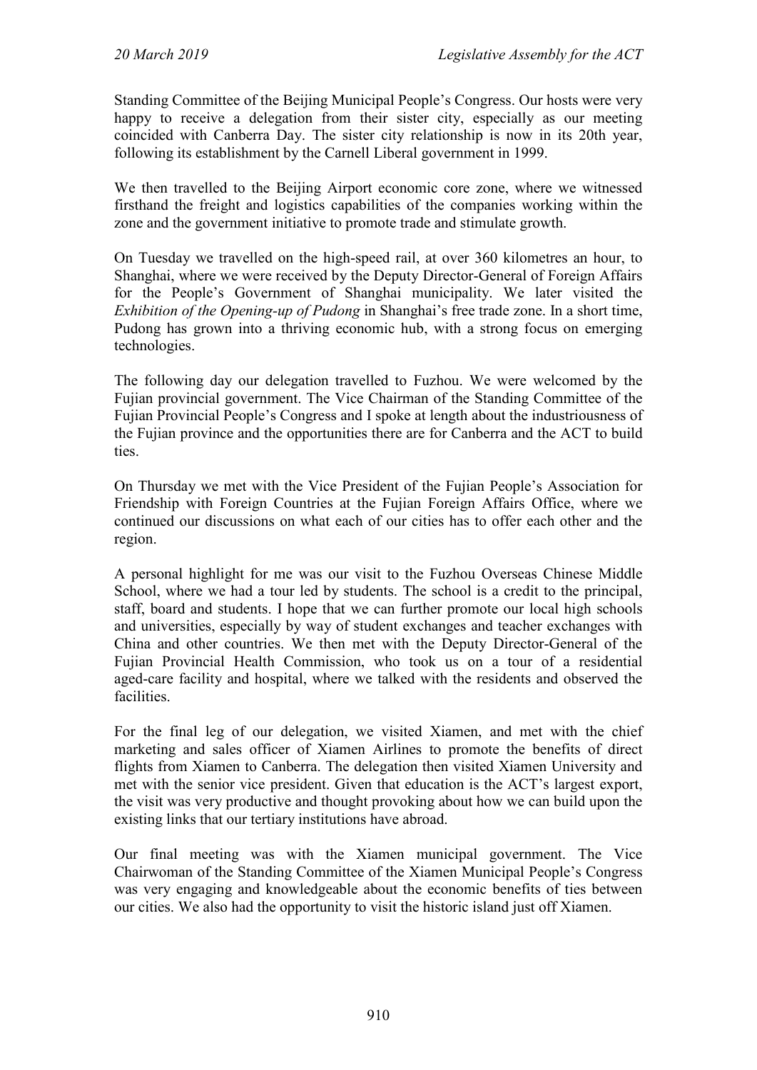Standing Committee of the Beijing Municipal People's Congress. Our hosts were very happy to receive a delegation from their sister city, especially as our meeting coincided with Canberra Day. The sister city relationship is now in its 20th year, following its establishment by the Carnell Liberal government in 1999.

We then travelled to the Beijing Airport economic core zone, where we witnessed firsthand the freight and logistics capabilities of the companies working within the zone and the government initiative to promote trade and stimulate growth.

On Tuesday we travelled on the high-speed rail, at over 360 kilometres an hour, to Shanghai, where we were received by the Deputy Director-General of Foreign Affairs for the People's Government of Shanghai municipality. We later visited the *Exhibition of the Opening-up of Pudong* in Shanghai's free trade zone. In a short time, Pudong has grown into a thriving economic hub, with a strong focus on emerging technologies.

The following day our delegation travelled to Fuzhou. We were welcomed by the Fujian provincial government. The Vice Chairman of the Standing Committee of the Fujian Provincial People's Congress and I spoke at length about the industriousness of the Fujian province and the opportunities there are for Canberra and the ACT to build ties.

On Thursday we met with the Vice President of the Fujian People's Association for Friendship with Foreign Countries at the Fujian Foreign Affairs Office, where we continued our discussions on what each of our cities has to offer each other and the region.

A personal highlight for me was our visit to the Fuzhou Overseas Chinese Middle School, where we had a tour led by students. The school is a credit to the principal, staff, board and students. I hope that we can further promote our local high schools and universities, especially by way of student exchanges and teacher exchanges with China and other countries. We then met with the Deputy Director-General of the Fujian Provincial Health Commission, who took us on a tour of a residential aged-care facility and hospital, where we talked with the residents and observed the facilities.

For the final leg of our delegation, we visited Xiamen, and met with the chief marketing and sales officer of Xiamen Airlines to promote the benefits of direct flights from Xiamen to Canberra. The delegation then visited Xiamen University and met with the senior vice president. Given that education is the ACT's largest export, the visit was very productive and thought provoking about how we can build upon the existing links that our tertiary institutions have abroad.

Our final meeting was with the Xiamen municipal government. The Vice Chairwoman of the Standing Committee of the Xiamen Municipal People's Congress was very engaging and knowledgeable about the economic benefits of ties between our cities. We also had the opportunity to visit the historic island just off Xiamen.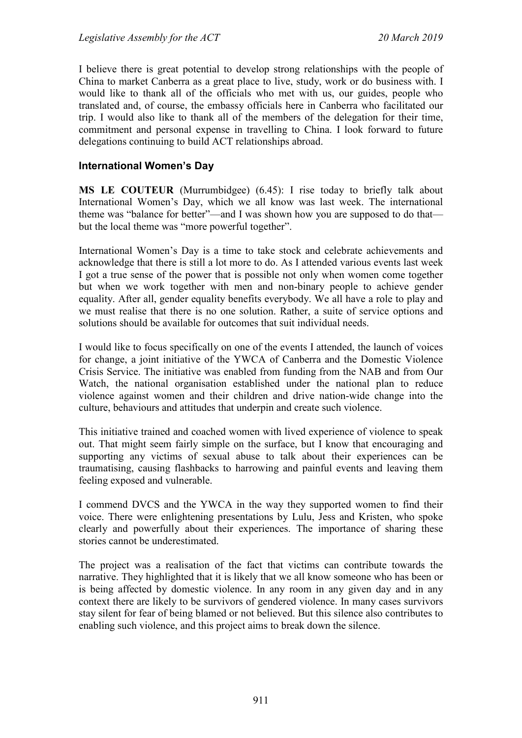I believe there is great potential to develop strong relationships with the people of China to market Canberra as a great place to live, study, work or do business with. I would like to thank all of the officials who met with us, our guides, people who translated and, of course, the embassy officials here in Canberra who facilitated our trip. I would also like to thank all of the members of the delegation for their time, commitment and personal expense in travelling to China. I look forward to future delegations continuing to build ACT relationships abroad.

## International Women's Day

**MS LE COUTEUR** (Murrumbidgee) (6.45): I rise today to briefly talk about International Women's Day, which we all know was last week. The international theme was "balance for better"—and I was shown how you are supposed to do that—but the local theme was "more powerful together".

International Women's Day is a time to take stock and celebrate achievements and acknowledge that there is still a lot more to do. As I attended various events last week I got a true sense of the power that is possible not only when women come together but when we work together with men and non-binary people to achieve gender equality. After all, gender equality benefits everybody. We all have a role to play and we must realise that there is no one solution. Rather, a suite of service options and solutions should be available for outcomes that suit individual needs.

I would like to focus specifically on one of the events I attended, the launch of voices for change, a joint initiative of the YWCA of Canberra and the Domestic Violence Crisis Service. The initiative was enabled from funding from the NAB and from Our Watch, the national organisation established under the national plan to reduce violence against women and their children and drive nation-wide change into the culture, behaviours and attitudes that underpin and create such violence.

This initiative trained and coached women with lived experience of violence to speak out. That might seem fairly simple on the surface, but I know that encouraging and supporting any victims of sexual abuse to talk about their experiences can be traumatising, causing flashbacks to harrowing and painful events and leaving them feeling exposed and vulnerable.

I commend DVCS and the YWCA in the way they supported women to find their voice. There were enlightening presentations by Lulu, Jess and Kristen, who spoke clearly and powerfully about their experiences. The importance of sharing these stories cannot be underestimated.

The project was a realisation of the fact that victims can contribute towards the narrative. They highlighted that it is likely that we all know someone who has been or is being affected by domestic violence. In any room in any given day and in any context there are likely to be survivors of gendered violence. In many cases survivors stay silent for fear of being blamed or not believed. But this silence also contributes to enabling such violence, and this project aims to break down the silence.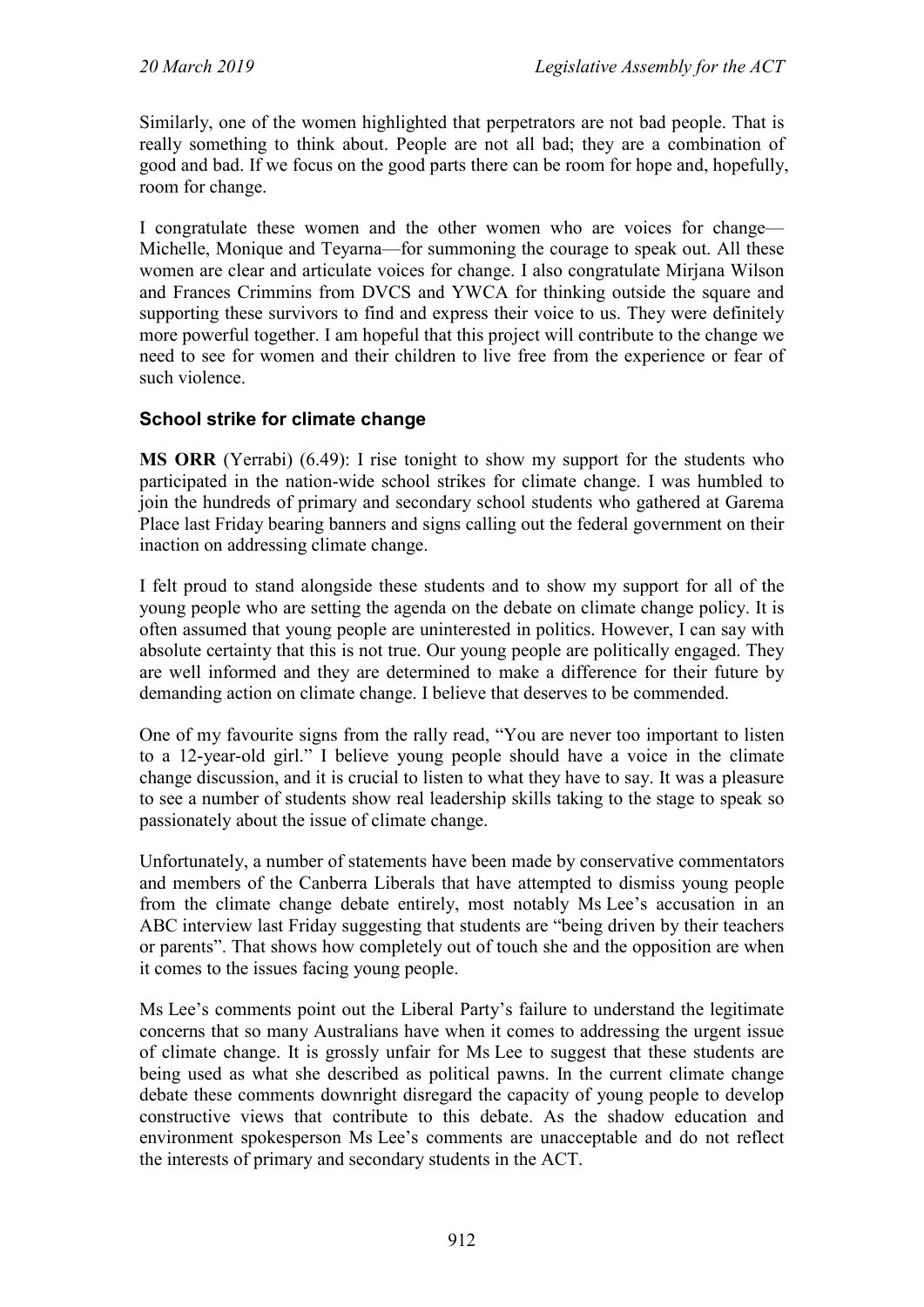Similarly, one of the women highlighted that perpetrators are not bad people. That is really something to think about. People are not all bad; they are a combination of good and bad. If we focus on the good parts there can be room for hope and, hopefully, room for change.

I congratulate these women and the other women who are voices for change—Michelle, Monique and Teyarna—for summoning the courage to speak out. All these women are clear and articulate voices for change. I also congratulate Mirjana Wilson and Frances Crimmins from DVCS and YWCA for thinking outside the square and supporting these survivors to find and express their voice to us. They were definitely more powerful together. I am hopeful that this project will contribute to the change we need to see for women and their children to live free from the experience or fear of such violence.

### School strike for climate change

**MS ORR** (Yerrabi) (6.49): I rise tonight to show my support for the students who participated in the nation-wide school strikes for climate change. I was humbled to join the hundreds of primary and secondary school students who gathered at Garema Place last Friday bearing banners and signs calling out the federal government on their inaction on addressing climate change.

I felt proud to stand alongside these students and to show my support for all of the young people who are setting the agenda on the debate on climate change policy. It is often assumed that young people are uninterested in politics. However, I can say with absolute certainty that this is not true. Our young people are politically engaged. They are well informed and they are determined to make a difference for their future by demanding action on climate change. I believe that deserves to be commended.

One of my favourite signs from the rally read, "You are never too important to listen to a 12-year-old girl." I believe young people should have a voice in the climate change discussion, and it is crucial to listen to what they have to say. It was a pleasure to see a number of students show real leadership skills taking to the stage to speak so passionately about the issue of climate change.

Unfortunately, a number of statements have been made by conservative commentators and members of the Canberra Liberals that have attempted to dismiss young people from the climate change debate entirely, most notably Ms Lee's accusation in an ABC interview last Friday suggesting that students are "being driven by their teachers or parents". That shows how completely out of touch she and the opposition are when it comes to the issues facing young people.

Ms Lee's comments point out the Liberal Party's failure to understand the legitimate concerns that so many Australians have when it comes to addressing the urgent issue of climate change. It is grossly unfair for Ms Lee to suggest that these students are being used as what she described as political pawns. In the current climate change debate these comments downright disregard the capacity of young people to develop constructive views that contribute to this debate. As the shadow education and environment spokesperson Ms Lee's comments are unacceptable and do not reflect the interests of primary and secondary students in the ACT.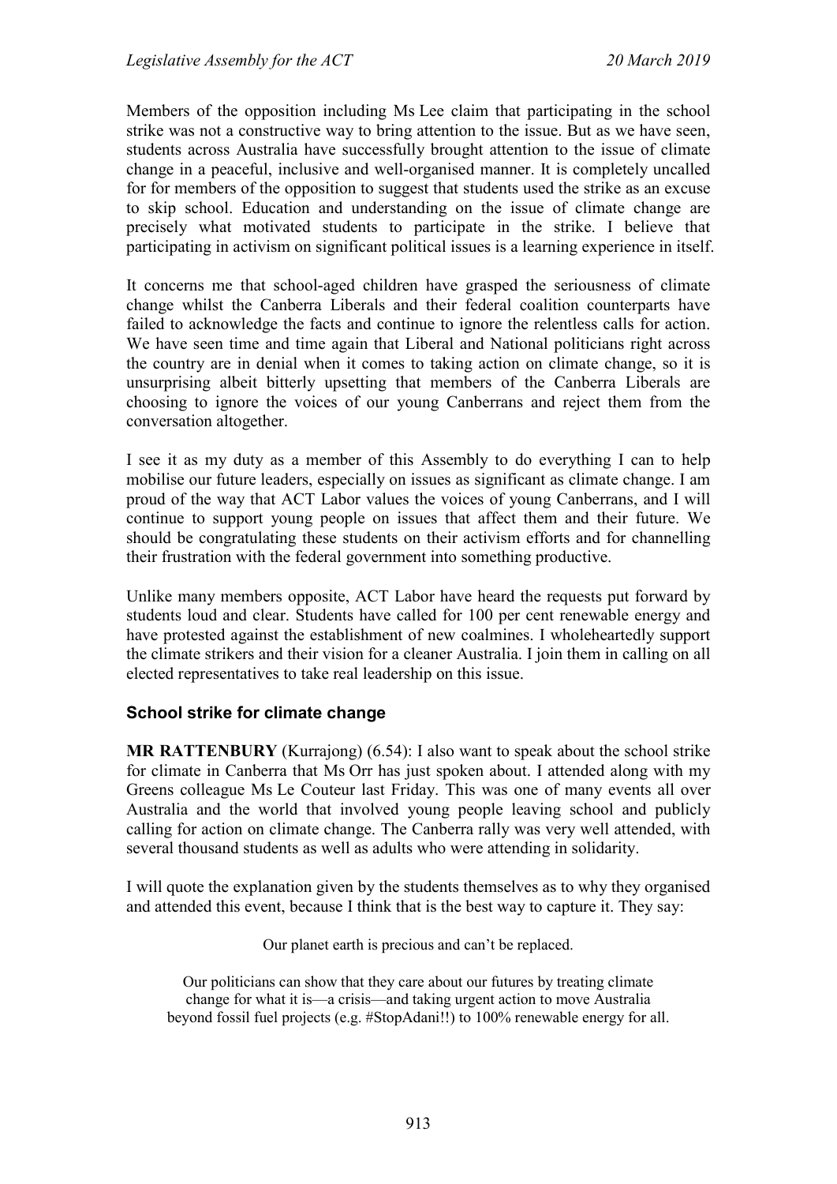Members of the opposition including Ms Lee claim that participating in the school strike was not a constructive way to bring attention to the issue. But as we have seen, students across Australia have successfully brought attention to the issue of climate change in a peaceful, inclusive and well-organised manner. It is completely uncalled for for members of the opposition to suggest that students used the strike as an excuse to skip school. Education and understanding on the issue of climate change are precisely what motivated students to participate in the strike. I believe that participating in activism on significant political issues is a learning experience in itself.

It concerns me that school-aged children have grasped the seriousness of climate change whilst the Canberra Liberals and their federal coalition counterparts have failed to acknowledge the facts and continue to ignore the relentless calls for action. We have seen time and time again that Liberal and National politicians right across the country are in denial when it comes to taking action on climate change, so it is unsurprising albeit bitterly upsetting that members of the Canberra Liberals are choosing to ignore the voices of our young Canberrans and reject them from the conversation altogether.

I see it as my duty as a member of this Assembly to do everything I can to help mobilise our future leaders, especially on issues as significant as climate change. I am proud of the way that ACT Labor values the voices of young Canberrans, and I will continue to support young people on issues that affect them and their future. We should be congratulating these students on their activism efforts and for channelling their frustration with the federal government into something productive.

Unlike many members opposite, ACT Labor have heard the requests put forward by students loud and clear. Students have called for 100 per cent renewable energy and have protested against the establishment of new coalmines. I wholeheartedly support the climate strikers and their vision for a cleaner Australia. I join them in calling on all elected representatives to take real leadership on this issue.

### School strike for climate change

**MR RATTENBURY** (Kurrajong) (6.54): I also want to speak about the school strike for climate in Canberra that Ms Orr has just spoken about. I attended along with my Greens colleague Ms Le Couteur last Friday. This was one of many events all over Australia and the world that involved young people leaving school and publicly calling for action on climate change. The Canberra rally was very well attended, with several thousand students as well as adults who were attending in solidarity.

I will quote the explanation given by the students themselves as to why they organised and attended this event, because I think that is the best way to capture it. They say:

> Our planet earth is precious and can't be replaced.
>
> Our politicians can show that they care about our futures by treating climate change for what it is—a crisis—and taking urgent action to move Australia beyond fossil fuel projects (e.g. #StopAdani!!) to 100% renewable energy for all.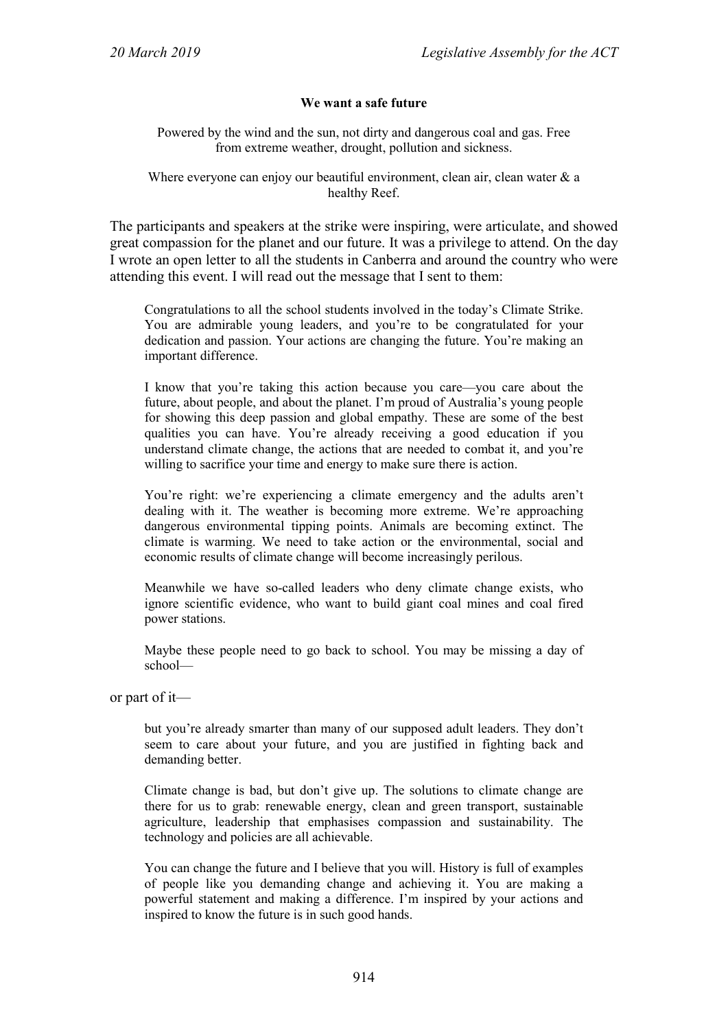**We want a safe future**

Powered by the wind and the sun, not dirty and dangerous coal and gas. Free from extreme weather, drought, pollution and sickness.

Where everyone can enjoy our beautiful environment, clean air, clean water & a healthy Reef.

The participants and speakers at the strike were inspiring, were articulate, and showed great compassion for the planet and our future. It was a privilege to attend. On the day I wrote an open letter to all the students in Canberra and around the country who were attending this event. I will read out the message that I sent to them:

> Congratulations to all the school students involved in the today's Climate Strike. You are admirable young leaders, and you're to be congratulated for your dedication and passion. Your actions are changing the future. You're making an important difference.
>
> I know that you're taking this action because you care—you care about the future, about people, and about the planet. I'm proud of Australia's young people for showing this deep passion and global empathy. These are some of the best qualities you can have. You're already receiving a good education if you understand climate change, the actions that are needed to combat it, and you're willing to sacrifice your time and energy to make sure there is action.
>
> You're right: we're experiencing a climate emergency and the adults aren't dealing with it. The weather is becoming more extreme. We're approaching dangerous environmental tipping points. Animals are becoming extinct. The climate is warming. We need to take action or the environmental, social and economic results of climate change will become increasingly perilous.
>
> Meanwhile we have so-called leaders who deny climate change exists, who ignore scientific evidence, who want to build giant coal mines and coal fired power stations.
>
> Maybe these people need to go back to school. You may be missing a day of school—

or part of it—

> but you're already smarter than many of our supposed adult leaders. They don't seem to care about your future, and you are justified in fighting back and demanding better.
>
> Climate change is bad, but don't give up. The solutions to climate change are there for us to grab: renewable energy, clean and green transport, sustainable agriculture, leadership that emphasises compassion and sustainability. The technology and policies are all achievable.
>
> You can change the future and I believe that you will. History is full of examples of people like you demanding change and achieving it. You are making a powerful statement and making a difference. I'm inspired by your actions and inspired to know the future is in such good hands.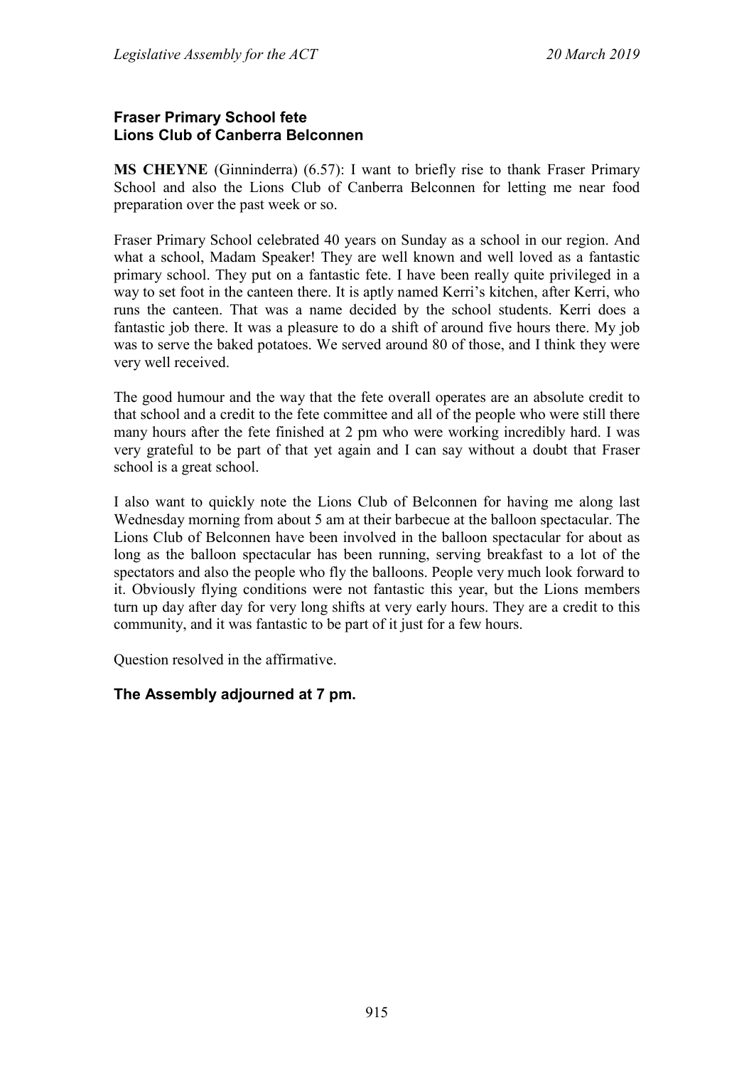### Fraser Primary School fete
### Lions Club of Canberra Belconnen

**MS CHEYNE** (Ginninderra) (6.57): I want to briefly rise to thank Fraser Primary School and also the Lions Club of Canberra Belconnen for letting me near food preparation over the past week or so.

Fraser Primary School celebrated 40 years on Sunday as a school in our region. And what a school, Madam Speaker! They are well known and well loved as a fantastic primary school. They put on a fantastic fete. I have been really quite privileged in a way to set foot in the canteen there. It is aptly named Kerri's kitchen, after Kerri, who runs the canteen. That was a name decided by the school students. Kerri does a fantastic job there. It was a pleasure to do a shift of around five hours there. My job was to serve the baked potatoes. We served around 80 of those, and I think they were very well received.

The good humour and the way that the fete overall operates are an absolute credit to that school and a credit to the fete committee and all of the people who were still there many hours after the fete finished at 2 pm who were working incredibly hard. I was very grateful to be part of that yet again and I can say without a doubt that Fraser school is a great school.

I also want to quickly note the Lions Club of Belconnen for having me along last Wednesday morning from about 5 am at their barbecue at the balloon spectacular. The Lions Club of Belconnen have been involved in the balloon spectacular for about as long as the balloon spectacular has been running, serving breakfast to a lot of the spectators and also the people who fly the balloons. People very much look forward to it. Obviously flying conditions were not fantastic this year, but the Lions members turn up day after day for very long shifts at very early hours. They are a credit to this community, and it was fantastic to be part of it just for a few hours.

Question resolved in the affirmative.

**The Assembly adjourned at 7 pm.**